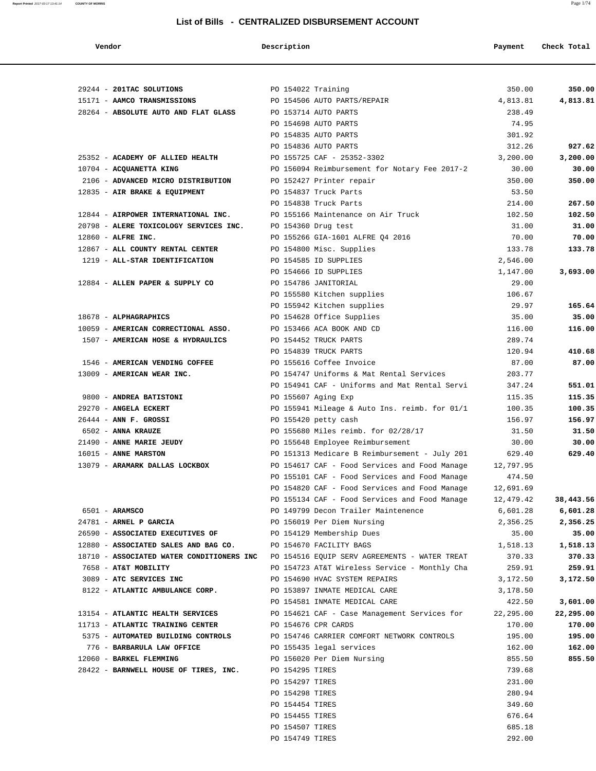## List of Bills - CENTRALIZED DISBURSEMENT ACCOUNT

| Vendor | Description | Payment | Check Total |
|---|---|---|---|
| 29244 - **201TAC SOLUTIONS** | PO 154022 Training | 350.00 | **350.00** |
| 15171 - **AAMCO TRANSMISSIONS** | PO 154506 AUTO PARTS/REPAIR | 4,813.81 | **4,813.81** |
| 28264 - **ABSOLUTE AUTO AND FLAT GLASS** | PO 153714 AUTO PARTS | 238.49 | |
| | PO 154698 AUTO PARTS | 74.95 | |
| | PO 154835 AUTO PARTS | 301.92 | |
| | PO 154836 AUTO PARTS | 312.26 | **927.62** |
| 25352 - **ACADEMY OF ALLIED HEALTH** | PO 155725 CAF - 25352-3302 | 3,200.00 | **3,200.00** |
| 10704 - **ACQUANETTA KING** | PO 156094 Reimbursement for Notary Fee 2017-2 | 30.00 | **30.00** |
| 2106 - **ADVANCED MICRO DISTRIBUTION** | PO 152427 Printer repair | 350.00 | **350.00** |
| 12835 - **AIR BRAKE & EQUIPMENT** | PO 154837 Truck Parts | 53.50 | |
| | PO 154838 Truck Parts | 214.00 | **267.50** |
| 12844 - **AIRPOWER INTERNATIONAL INC.** | PO 155166 Maintenance on Air Truck | 102.50 | **102.50** |
| 20798 - **ALERE TOXICOLOGY SERVICES INC.** | PO 154360 Drug test | 31.00 | **31.00** |
| 12860 - **ALFRE INC.** | PO 155266 GIA-1601 ALFRE Q4 2016 | 70.00 | **70.00** |
| 12867 - **ALL COUNTY RENTAL CENTER** | PO 154800 Misc. Supplies | 133.78 | **133.78** |
| 1219 - **ALL-STAR IDENTIFICATION** | PO 154585 ID SUPPLIES | 2,546.00 | |
| | PO 154666 ID SUPPLIES | 1,147.00 | **3,693.00** |
| 12884 - **ALLEN PAPER & SUPPLY CO** | PO 154786 JANITORIAL | 29.00 | |
| | PO 155580 Kitchen supplies | 106.67 | |
| | PO 155942 Kitchen supplies | 29.97 | **165.64** |
| 18678 - **ALPHAGRAPHICS** | PO 154628 Office Supplies | 35.00 | **35.00** |
| 10059 - **AMERICAN CORRECTIONAL ASSO.** | PO 153466 ACA BOOK AND CD | 116.00 | **116.00** |
| 1507 - **AMERICAN HOSE & HYDRAULICS** | PO 154452 TRUCK PARTS | 289.74 | |
| | PO 154839 TRUCK PARTS | 120.94 | **410.68** |
| 1546 - **AMERICAN VENDING COFFEE** | PO 155616 Coffee Invoice | 87.00 | **87.00** |
| 13009 - **AMERICAN WEAR INC.** | PO 154747 Uniforms & Mat Rental Services | 203.77 | |
| | PO 154941 CAF - Uniforms and Mat Rental Servi | 347.24 | **551.01** |
| 9800 - **ANDREA BATISTONI** | PO 155607 Aging Exp | 115.35 | **115.35** |
| 29270 - **ANGELA ECKERT** | PO 155941 Mileage & Auto Ins. reimb. for 01/1 | 100.35 | **100.35** |
| 26444 - **ANN F. GROSSI** | PO 155420 petty cash | 156.97 | **156.97** |
| 6502 - **ANNA KRAUZE** | PO 155680 Miles reimb. for 02/28/17 | 31.50 | **31.50** |
| 21490 - **ANNE MARIE JEUDY** | PO 155648 Employee Reimbursement | 30.00 | **30.00** |
| 16015 - **ANNE MARSTON** | PO 151313 Medicare B Reimbursement - July 201 | 629.40 | **629.40** |
| 13079 - **ARAMARK DALLAS LOCKBOX** | PO 154617 CAF - Food Services and Food Manage | 12,797.95 | |
| | PO 155101 CAF - Food Services and Food Manage | 474.50 | |
| | PO 154820 CAF - Food Services and Food Manage | 12,691.69 | |
| | PO 155134 CAF - Food Services and Food Manage | 12,479.42 | **38,443.56** |
| 6501 - **ARAMSCO** | PO 149799 Decon Trailer Maintenence | 6,601.28 | **6,601.28** |
| 24781 - **ARNEL P GARCIA** | PO 156019 Per Diem Nursing | 2,356.25 | **2,356.25** |
| 26590 - **ASSOCIATED EXECUTIVES OF** | PO 154129 Membership Dues | 35.00 | **35.00** |
| 12880 - **ASSOCIATED SALES AND BAG CO.** | PO 154670 FACILITY BAGS | 1,518.13 | **1,518.13** |
| 18710 - **ASSOCIATED WATER CONDITIONERS INC** | PO 154516 EQUIP SERV AGREEMENTS - WATER TREAT | 370.33 | **370.33** |
| 7658 - **AT&T MOBILITY** | PO 154723 AT&T Wireless Service - Monthly Cha | 259.91 | **259.91** |
| 3089 - **ATC SERVICES INC** | PO 154690 HVAC SYSTEM REPAIRS | 3,172.50 | **3,172.50** |
| 8122 - **ATLANTIC AMBULANCE CORP.** | PO 153897 INMATE MEDICAL CARE | 3,178.50 | |
| | PO 154581 INMATE MEDICAL CARE | 422.50 | **3,601.00** |
| 13154 - **ATLANTIC HEALTH SERVICES** | PO 154621 CAF - Case Management Services for | 22,295.00 | **22,295.00** |
| 11713 - **ATLANTIC TRAINING CENTER** | PO 154676 CPR CARDS | 170.00 | **170.00** |
| 5375 - **AUTOMATED BUILDING CONTROLS** | PO 154746 CARRIER COMFORT NETWORK CONTROLS | 195.00 | **195.00** |
| 776 - **BARBARULA LAW OFFICE** | PO 155435 legal services | 162.00 | **162.00** |
| 12060 - **BARKEL FLEMMING** | PO 156020 Per Diem Nursing | 855.50 | **855.50** |
| 28422 - **BARNWELL HOUSE OF TIRES, INC.** | PO 154295 TIRES | 739.68 | |
| | PO 154297 TIRES | 231.00 | |
| | PO 154298 TIRES | 280.94 | |
| | PO 154454 TIRES | 349.60 | |
| | PO 154455 TIRES | 676.64 | |
| | PO 154507 TIRES | 685.18 | |
| | PO 154749 TIRES | 292.00 | |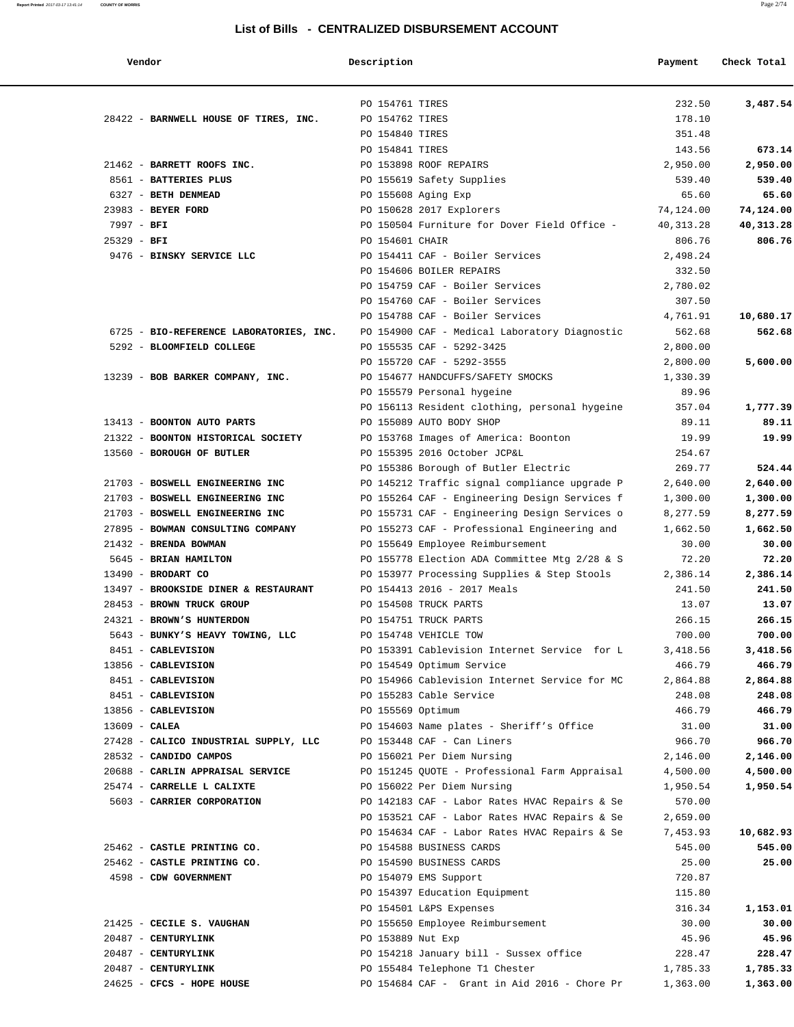## List of Bills - CENTRALIZED DISBURSEMENT ACCOUNT

| Vendor | Description | Payment | Check Total |
|---|---|---|---|
| | PO 154761 TIRES | 232.50 | **3,487.54** |
| 28422 - **BARNWELL HOUSE OF TIRES, INC.** | PO 154762 TIRES | 178.10 | |
| | PO 154840 TIRES | 351.48 | |
| | PO 154841 TIRES | 143.56 | **673.14** |
| 21462 - **BARRETT ROOFS INC.** | PO 153898 ROOF REPAIRS | 2,950.00 | **2,950.00** |
| 8561 - **BATTERIES PLUS** | PO 155619 Safety Supplies | 539.40 | **539.40** |
| 6327 - **BETH DENMEAD** | PO 155608 Aging Exp | 65.60 | **65.60** |
| 23983 - **BEYER FORD** | PO 150628 2017 Explorers | 74,124.00 | **74,124.00** |
| 7997 - **BFI** | PO 150504 Furniture for Dover Field Office - | 40,313.28 | **40,313.28** |
| 25329 - **BFI** | PO 154601 CHAIR | 806.76 | **806.76** |
| 9476 - **BINSKY SERVICE LLC** | PO 154411 CAF - Boiler Services | 2,498.24 | |
| | PO 154606 BOILER REPAIRS | 332.50 | |
| | PO 154759 CAF - Boiler Services | 2,780.02 | |
| | PO 154760 CAF - Boiler Services | 307.50 | |
| | PO 154788 CAF - Boiler Services | 4,761.91 | **10,680.17** |
| 6725 - **BIO-REFERENCE LABORATORIES, INC.** | PO 154900 CAF - Medical Laboratory Diagnostic | 562.68 | **562.68** |
| 5292 - **BLOOMFIELD COLLEGE** | PO 155535 CAF - 5292-3425 | 2,800.00 | |
| | PO 155720 CAF - 5292-3555 | 2,800.00 | **5,600.00** |
| 13239 - **BOB BARKER COMPANY, INC.** | PO 154677 HANDCUFFS/SAFETY SMOCKS | 1,330.39 | |
| | PO 155579 Personal hygeine | 89.96 | |
| | PO 156113 Resident clothing, personal hygeine | 357.04 | **1,777.39** |
| 13413 - **BOONTON AUTO PARTS** | PO 155089 AUTO BODY SHOP | 89.11 | **89.11** |
| 21322 - **BOONTON HISTORICAL SOCIETY** | PO 153768 Images of America: Boonton | 19.99 | **19.99** |
| 13560 - **BOROUGH OF BUTLER** | PO 155395 2016 October JCP&L | 254.67 | |
| | PO 155386 Borough of Butler Electric | 269.77 | **524.44** |
| 21703 - **BOSWELL ENGINEERING INC** | PO 145212 Traffic signal compliance upgrade P | 2,640.00 | **2,640.00** |
| 21703 - **BOSWELL ENGINEERING INC** | PO 155264 CAF - Engineering Design Services f | 1,300.00 | **1,300.00** |
| 21703 - **BOSWELL ENGINEERING INC** | PO 155731 CAF - Engineering Design Services o | 8,277.59 | **8,277.59** |
| 27895 - **BOWMAN CONSULTING COMPANY** | PO 155273 CAF - Professional Engineering and | 1,662.50 | **1,662.50** |
| 21432 - **BRENDA BOWMAN** | PO 155649 Employee Reimbursement | 30.00 | **30.00** |
| 5645 - **BRIAN HAMILTON** | PO 155778 Election ADA Committee Mtg 2/28 & S | 72.20 | **72.20** |
| 13490 - **BRODART CO** | PO 153977 Processing Supplies & Step Stools | 2,386.14 | **2,386.14** |
| 13497 - **BROOKSIDE DINER & RESTAURANT** | PO 154413 2016 - 2017 Meals | 241.50 | **241.50** |
| 28453 - **BROWN TRUCK GROUP** | PO 154508 TRUCK PARTS | 13.07 | **13.07** |
| 24321 - **BROWN'S HUNTERDON** | PO 154751 TRUCK PARTS | 266.15 | **266.15** |
| 5643 - **BUNKY'S HEAVY TOWING, LLC** | PO 154748 VEHICLE TOW | 700.00 | **700.00** |
| 8451 - **CABLEVISION** | PO 153391 Cablevision Internet Service for L | 3,418.56 | **3,418.56** |
| 13856 - **CABLEVISION** | PO 154549 Optimum Service | 466.79 | **466.79** |
| 8451 - **CABLEVISION** | PO 154966 Cablevision Internet Service for MC | 2,864.88 | **2,864.88** |
| 8451 - **CABLEVISION** | PO 155283 Cable Service | 248.08 | **248.08** |
| 13856 - **CABLEVISION** | PO 155569 Optimum | 466.79 | **466.79** |
| 13609 - **CALEA** | PO 154603 Name plates - Sheriff's Office | 31.00 | **31.00** |
| 27428 - **CALICO INDUSTRIAL SUPPLY, LLC** | PO 153448 CAF - Can Liners | 966.70 | **966.70** |
| 28532 - **CANDIDO CAMPOS** | PO 156021 Per Diem Nursing | 2,146.00 | **2,146.00** |
| 20688 - **CARLIN APPRAISAL SERVICE** | PO 151245 QUOTE - Professional Farm Appraisal | 4,500.00 | **4,500.00** |
| 25474 - **CARRELLE L CALIXTE** | PO 156022 Per Diem Nursing | 1,950.54 | **1,950.54** |
| 5603 - **CARRIER CORPORATION** | PO 142183 CAF - Labor Rates HVAC Repairs & Se | 570.00 | |
| | PO 153521 CAF - Labor Rates HVAC Repairs & Se | 2,659.00 | |
| | PO 154634 CAF - Labor Rates HVAC Repairs & Se | 7,453.93 | **10,682.93** |
| 25462 - **CASTLE PRINTING CO.** | PO 154588 BUSINESS CARDS | 545.00 | **545.00** |
| 25462 - **CASTLE PRINTING CO.** | PO 154590 BUSINESS CARDS | 25.00 | **25.00** |
| 4598 - **CDW GOVERNMENT** | PO 154079 EMS Support | 720.87 | |
| | PO 154397 Education Equipment | 115.80 | |
| | PO 154501 L&PS Expenses | 316.34 | **1,153.01** |
| 21425 - **CECILE S. VAUGHAN** | PO 155650 Employee Reimbursement | 30.00 | **30.00** |
| 20487 - **CENTURYLINK** | PO 153889 Nut Exp | 45.96 | **45.96** |
| 20487 - **CENTURYLINK** | PO 154218 January bill - Sussex office | 228.47 | **228.47** |
| 20487 - **CENTURYLINK** | PO 155484 Telephone T1 Chester | 1,785.33 | **1,785.33** |
| 24625 - **CFCS - HOPE HOUSE** | PO 154684 CAF - Grant in Aid 2016 - Chore Pr | 1,363.00 | **1,363.00** |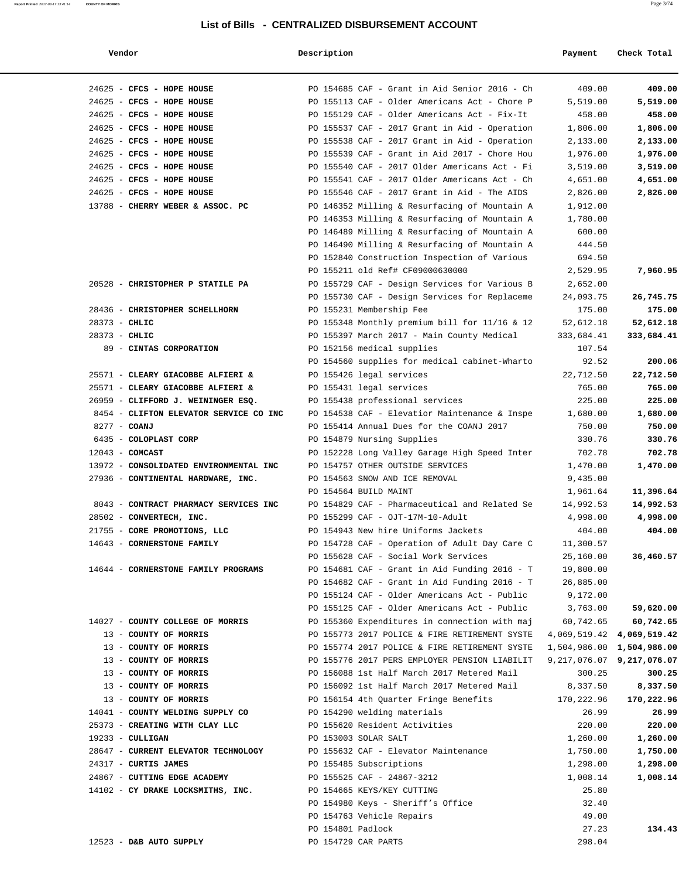# List of Bills - CENTRALIZED DISBURSEMENT ACCOUNT

| Vendor | Description | Payment | Check Total |
|---|---|---|---|
| 24625 - **CFCS - HOPE HOUSE** | PO 154685 CAF - Grant in Aid Senior 2016 - Ch | 409.00 | **409.00** |
| 24625 - **CFCS - HOPE HOUSE** | PO 155113 CAF - Older Americans Act - Chore P | 5,519.00 | **5,519.00** |
| 24625 - **CFCS - HOPE HOUSE** | PO 155129 CAF - Older Americans Act - Fix-It | 458.00 | **458.00** |
| 24625 - **CFCS - HOPE HOUSE** | PO 155537 CAF - 2017 Grant in Aid - Operation | 1,806.00 | **1,806.00** |
| 24625 - **CFCS - HOPE HOUSE** | PO 155538 CAF - 2017 Grant in Aid - Operation | 2,133.00 | **2,133.00** |
| 24625 - **CFCS - HOPE HOUSE** | PO 155539 CAF - Grant in Aid 2017 - Chore Hou | 1,976.00 | **1,976.00** |
| 24625 - **CFCS - HOPE HOUSE** | PO 155540 CAF - 2017 Older Americans Act - Fi | 3,519.00 | **3,519.00** |
| 24625 - **CFCS - HOPE HOUSE** | PO 155541 CAF - 2017 Older Americans Act - Ch | 4,651.00 | **4,651.00** |
| 24625 - **CFCS - HOPE HOUSE** | PO 155546 CAF - 2017 Grant in Aid - The AIDS | 2,826.00 | **2,826.00** |
| 13788 - **CHERRY WEBER & ASSOC. PC** | PO 146352 Milling & Resurfacing of Mountain A | 1,912.00 | |
| | PO 146353 Milling & Resurfacing of Mountain A | 1,780.00 | |
| | PO 146489 Milling & Resurfacing of Mountain A | 600.00 | |
| | PO 146490 Milling & Resurfacing of Mountain A | 444.50 | |
| | PO 152840 Construction Inspection of Various | 694.50 | |
| | PO 155211 old Ref# CF09000630000 | 2,529.95 | **7,960.95** |
| 20528 - **CHRISTOPHER P STATILE PA** | PO 155729 CAF - Design Services for Various B | 2,652.00 | |
| | PO 155730 CAF - Design Services for Replaceme | 24,093.75 | **26,745.75** |
| 28436 - **CHRISTOPHER SCHELLHORN** | PO 155231 Membership Fee | 175.00 | **175.00** |
| 28373 - **CHLIC** | PO 155348 Monthly premium bill for 11/16 & 12 | 52,612.18 | **52,612.18** |
| 28373 - **CHLIC** | PO 155397 March 2017 - Main County Medical | 333,684.41 | **333,684.41** |
| 89 - **CINTAS CORPORATION** | PO 152156 medical supplies | 107.54 | |
| | PO 154560 supplies for medical cabinet-Wharto | 92.52 | **200.06** |
| 25571 - **CLEARY GIACOBBE ALFIERI &** | PO 155426 legal services | 22,712.50 | **22,712.50** |
| 25571 - **CLEARY GIACOBBE ALFIERI &** | PO 155431 legal services | 765.00 | **765.00** |
| 26959 - **CLIFFORD J. WEININGER ESQ.** | PO 155438 professional services | 225.00 | **225.00** |
| 8454 - **CLIFTON ELEVATOR SERVICE CO INC** | PO 154538 CAF - Elevatior Maintenance & Inspe | 1,680.00 | **1,680.00** |
| 8277 - **COANJ** | PO 155414 Annual Dues for the COANJ 2017 | 750.00 | **750.00** |
| 6435 - **COLOPLAST CORP** | PO 154879 Nursing Supplies | 330.76 | **330.76** |
| 12043 - **COMCAST** | PO 152228 Long Valley Garage High Speed Inter | 702.78 | **702.78** |
| 13972 - **CONSOLIDATED ENVIRONMENTAL INC** | PO 154757 OTHER OUTSIDE SERVICES | 1,470.00 | **1,470.00** |
| 27936 - **CONTINENTAL HARDWARE, INC.** | PO 154563 SNOW AND ICE REMOVAL | 9,435.00 | |
| | PO 154564 BUILD MAINT | 1,961.64 | **11,396.64** |
| 8043 - **CONTRACT PHARMACY SERVICES INC** | PO 154829 CAF - Pharmaceutical and Related Se | 14,992.53 | **14,992.53** |
| 28502 - **CONVERTECH, INC.** | PO 155299 CAF - OJT-17M-10-Adult | 4,998.00 | **4,998.00** |
| 21755 - **CORE PROMOTIONS, LLC** | PO 154943 New hire Uniforms Jackets | 404.00 | **404.00** |
| 14643 - **CORNERSTONE FAMILY** | PO 154728 CAF - Operation of Adult Day Care C | 11,300.57 | |
| | PO 155628 CAF - Social Work Services | 25,160.00 | **36,460.57** |
| 14644 - **CORNERSTONE FAMILY PROGRAMS** | PO 154681 CAF - Grant in Aid Funding 2016 - T | 19,800.00 | |
| | PO 154682 CAF - Grant in Aid Funding 2016 - T | 26,885.00 | |
| | PO 155124 CAF - Older Americans Act - Public | 9,172.00 | |
| | PO 155125 CAF - Older Americans Act - Public | 3,763.00 | **59,620.00** |
| 14027 - **COUNTY COLLEGE OF MORRIS** | PO 155360 Expenditures in connection with maj | 60,742.65 | **60,742.65** |
| 13 - **COUNTY OF MORRIS** | PO 155773 2017 POLICE & FIRE RETIREMENT SYSTE | 4,069,519.42 | **4,069,519.42** |
| 13 - **COUNTY OF MORRIS** | PO 155774 2017 POLICE & FIRE RETIREMENT SYSTE | 1,504,986.00 | **1,504,986.00** |
| 13 - **COUNTY OF MORRIS** | PO 155776 2017 PERS EMPLOYER PENSION LIABILIT | 9,217,076.07 | **9,217,076.07** |
| 13 - **COUNTY OF MORRIS** | PO 156088 1st Half March 2017 Metered Mail | 300.25 | **300.25** |
| 13 - **COUNTY OF MORRIS** | PO 156092 1st Half March 2017 Metered Mail | 8,337.50 | **8,337.50** |
| 13 - **COUNTY OF MORRIS** | PO 156154 4th Quarter Fringe Benefits | 170,222.96 | **170,222.96** |
| 14041 - **COUNTY WELDING SUPPLY CO** | PO 154290 welding materials | 26.99 | **26.99** |
| 25373 - **CREATING WITH CLAY LLC** | PO 155620 Resident Activities | 220.00 | **220.00** |
| 19233 - **CULLIGAN** | PO 153003 SOLAR SALT | 1,260.00 | **1,260.00** |
| 28647 - **CURRENT ELEVATOR TECHNOLOGY** | PO 155632 CAF - Elevator Maintenance | 1,750.00 | **1,750.00** |
| 24317 - **CURTIS JAMES** | PO 155485 Subscriptions | 1,298.00 | **1,298.00** |
| 24867 - **CUTTING EDGE ACADEMY** | PO 155525 CAF - 24867-3212 | 1,008.14 | **1,008.14** |
| 14102 - **CY DRAKE LOCKSMITHS, INC.** | PO 154665 KEYS/KEY CUTTING | 25.80 | |
| | PO 154980 Keys - Sheriff's Office | 32.40 | |
| | PO 154763 Vehicle Repairs | 49.00 | |
| | PO 154801 Padlock | 27.23 | **134.43** |
| 12523 - **D&B AUTO SUPPLY** | PO 154729 CAR PARTS | 298.04 | |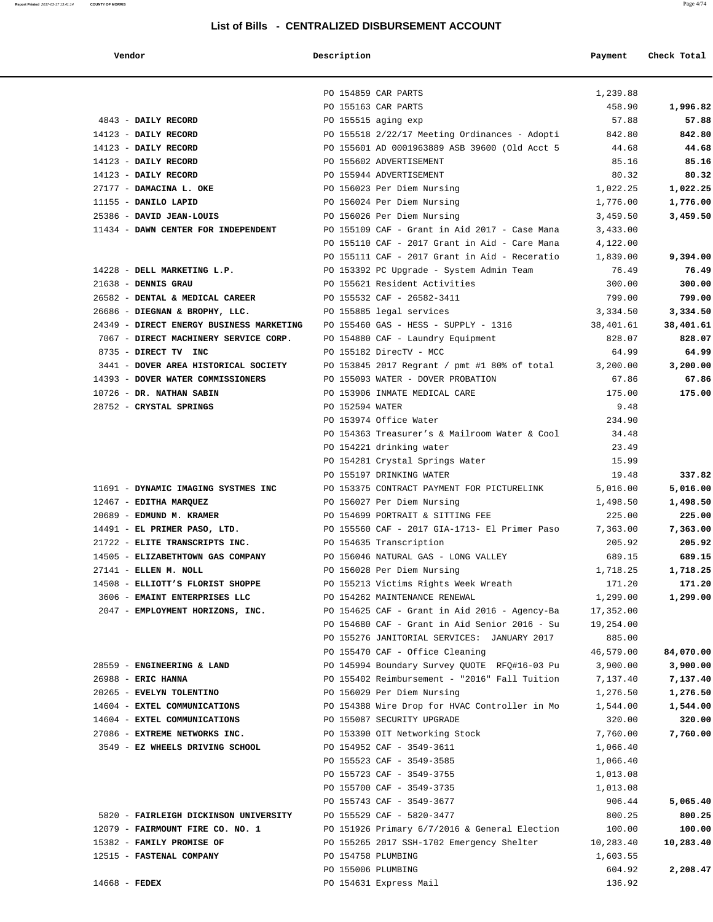## List of Bills - CENTRALIZED DISBURSEMENT ACCOUNT

| Vendor | Description | Payment | Check Total |
|---|---|---|---|
| | PO 154859 CAR PARTS | 1,239.88 | |
| | PO 155163 CAR PARTS | 458.90 | **1,996.82** |
| 4843 - **DAILY RECORD** | PO 155515 aging exp | 57.88 | **57.88** |
| 14123 - **DAILY RECORD** | PO 155518 2/22/17 Meeting Ordinances - Adopti | 842.80 | **842.80** |
| 14123 - **DAILY RECORD** | PO 155601 AD 0001963889 ASB 39600 (Old Acct 5 | 44.68 | **44.68** |
| 14123 - **DAILY RECORD** | PO 155602 ADVERTISEMENT | 85.16 | **85.16** |
| 14123 - **DAILY RECORD** | PO 155944 ADVERTISEMENT | 80.32 | **80.32** |
| 27177 - **DAMACINA L. OKE** | PO 156023 Per Diem Nursing | 1,022.25 | **1,022.25** |
| 11155 - **DANILO LAPID** | PO 156024 Per Diem Nursing | 1,776.00 | **1,776.00** |
| 25386 - **DAVID JEAN-LOUIS** | PO 156026 Per Diem Nursing | 3,459.50 | **3,459.50** |
| 11434 - **DAWN CENTER FOR INDEPENDENT** | PO 155109 CAF - Grant in Aid 2017 - Case Mana | 3,433.00 | |
| | PO 155110 CAF - 2017 Grant in Aid - Care Mana | 4,122.00 | |
| | PO 155111 CAF - 2017 Grant in Aid - Receratio | 1,839.00 | **9,394.00** |
| 14228 - **DELL MARKETING L.P.** | PO 153392 PC Upgrade - System Admin Team | 76.49 | **76.49** |
| 21638 - **DENNIS GRAU** | PO 155621 Resident Activities | 300.00 | **300.00** |
| 26582 - **DENTAL & MEDICAL CAREER** | PO 155532 CAF - 26582-3411 | 799.00 | **799.00** |
| 26686 - **DIEGNAN & BROPHY, LLC.** | PO 155885 legal services | 3,334.50 | **3,334.50** |
| 24349 - **DIRECT ENERGY BUSINESS MARKETING** | PO 155460 GAS - HESS - SUPPLY - 1316 | 38,401.61 | **38,401.61** |
| 7067 - **DIRECT MACHINERY SERVICE CORP.** | PO 154880 CAF - Laundry Equipment | 828.07 | **828.07** |
| 8735 - **DIRECT TV INC** | PO 155182 DirecTV - MCC | 64.99 | **64.99** |
| 3441 - **DOVER AREA HISTORICAL SOCIETY** | PO 153845 2017 Regrant / pmt #1 80% of total | 3,200.00 | **3,200.00** |
| 14393 - **DOVER WATER COMMISSIONERS** | PO 155093 WATER - DOVER PROBATION | 67.86 | **67.86** |
| 10726 - **DR. NATHAN SABIN** | PO 153906 INMATE MEDICAL CARE | 175.00 | **175.00** |
| 28752 - **CRYSTAL SPRINGS** | PO 152594 WATER | 9.48 | |
| | PO 153974 Office Water | 234.90 | |
| | PO 154363 Treasurer's & Mailroom Water & Cool | 34.48 | |
| | PO 154221 drinking water | 23.49 | |
| | PO 154281 Crystal Springs Water | 15.99 | |
| | PO 155197 DRINKING WATER | 19.48 | **337.82** |
| 11691 - **DYNAMIC IMAGING SYSTMES INC** | PO 153375 CONTRACT PAYMENT FOR PICTURELINK | 5,016.00 | **5,016.00** |
| 12467 - **EDITHA MARQUEZ** | PO 156027 Per Diem Nursing | 1,498.50 | **1,498.50** |
| 20689 - **EDMUND M. KRAMER** | PO 154699 PORTRAIT & SITTING FEE | 225.00 | **225.00** |
| 14491 - **EL PRIMER PASO, LTD.** | PO 155560 CAF - 2017 GIA-1713- El Primer Paso | 7,363.00 | **7,363.00** |
| 21722 - **ELITE TRANSCRIPTS INC.** | PO 154635 Transcription | 205.92 | **205.92** |
| 14505 - **ELIZABETHTOWN GAS COMPANY** | PO 156046 NATURAL GAS - LONG VALLEY | 689.15 | **689.15** |
| 27141 - **ELLEN M. NOLL** | PO 156028 Per Diem Nursing | 1,718.25 | **1,718.25** |
| 14508 - **ELLIOTT'S FLORIST SHOPPE** | PO 155213 Victims Rights Week Wreath | 171.20 | **171.20** |
| 3606 - **EMAINT ENTERPRISES LLC** | PO 154262 MAINTENANCE RENEWAL | 1,299.00 | **1,299.00** |
| 2047 - **EMPLOYMENT HORIZONS, INC.** | PO 154625 CAF - Grant in Aid 2016 - Agency-Ba | 17,352.00 | |
| | PO 154680 CAF - Grant in Aid Senior 2016 - Su | 19,254.00 | |
| | PO 155276 JANITORIAL SERVICES: JANUARY 2017 | 885.00 | |
| | PO 155470 CAF - Office Cleaning | 46,579.00 | **84,070.00** |
| 28559 - **ENGINEERING & LAND** | PO 145994 Boundary Survey QUOTE RFQ#16-03 Pu | 3,900.00 | **3,900.00** |
| 26988 - **ERIC HANNA** | PO 155402 Reimbursement - "2016" Fall Tuition | 7,137.40 | **7,137.40** |
| 20265 - **EVELYN TOLENTINO** | PO 156029 Per Diem Nursing | 1,276.50 | **1,276.50** |
| 14604 - **EXTEL COMMUNICATIONS** | PO 154388 Wire Drop for HVAC Controller in Mo | 1,544.00 | **1,544.00** |
| 14604 - **EXTEL COMMUNICATIONS** | PO 155087 SECURITY UPGRADE | 320.00 | **320.00** |
| 27086 - **EXTREME NETWORKS INC.** | PO 153390 OIT Networking Stock | 7,760.00 | **7,760.00** |
| 3549 - **EZ WHEELS DRIVING SCHOOL** | PO 154952 CAF - 3549-3611 | 1,066.40 | |
| | PO 155523 CAF - 3549-3585 | 1,066.40 | |
| | PO 155723 CAF - 3549-3755 | 1,013.08 | |
| | PO 155700 CAF - 3549-3735 | 1,013.08 | |
| | PO 155743 CAF - 3549-3677 | 906.44 | **5,065.40** |
| 5820 - **FAIRLEIGH DICKINSON UNIVERSITY** | PO 155529 CAF - 5820-3477 | 800.25 | **800.25** |
| 12079 - **FAIRMOUNT FIRE CO. NO. 1** | PO 151926 Primary 6/7/2016 & General Election | 100.00 | **100.00** |
| 15382 - **FAMILY PROMISE OF** | PO 155265 2017 SSH-1702 Emergency Shelter | 10,283.40 | **10,283.40** |
| 12515 - **FASTENAL COMPANY** | PO 154758 PLUMBING | 1,603.55 | |
| | PO 155006 PLUMBING | 604.92 | **2,208.47** |
| 14668 - **FEDEX** | PO 154631 Express Mail | 136.92 | |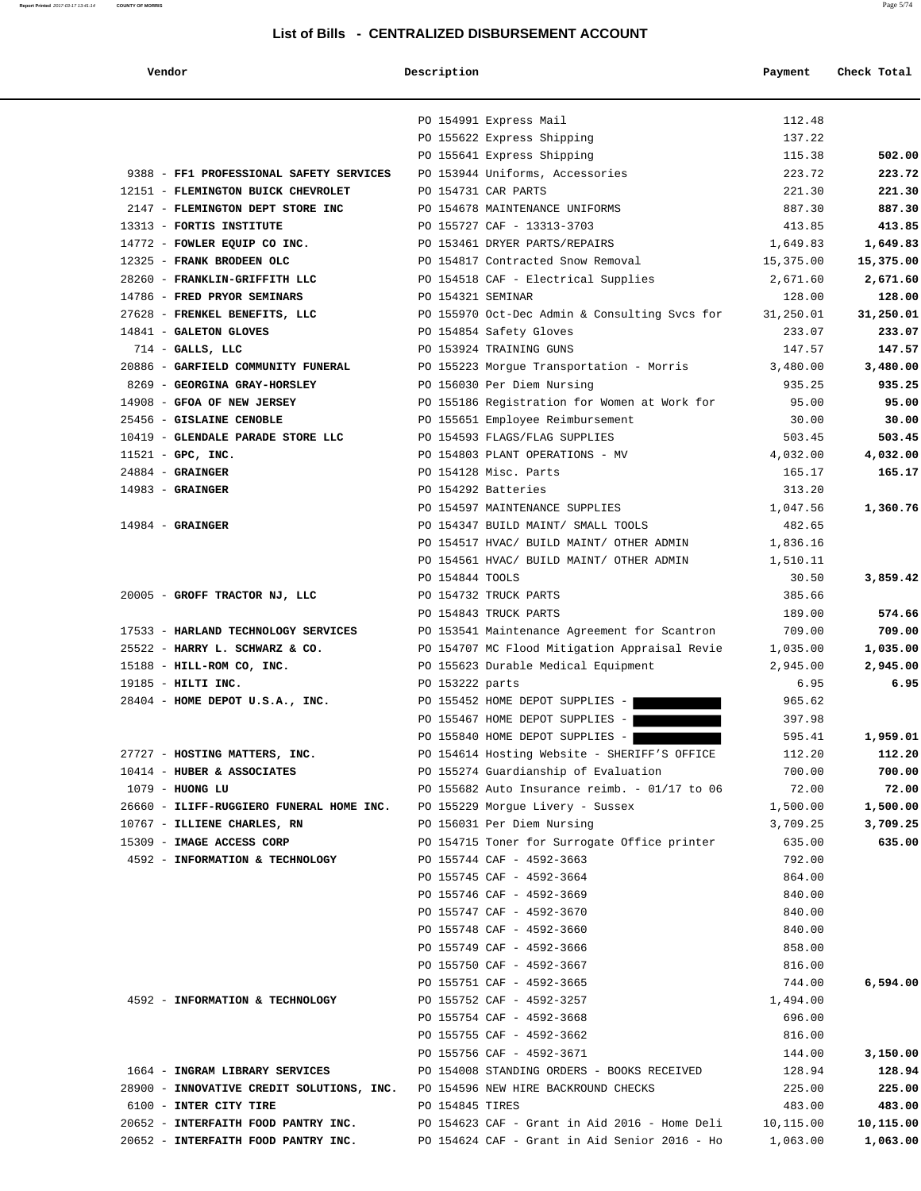# List of Bills - CENTRALIZED DISBURSEMENT ACCOUNT

| Vendor | Description | Payment | Check Total |
|---|---|---|---|
| | PO 154991 Express Mail | 112.48 | |
| | PO 155622 Express Shipping | 137.22 | |
| | PO 155641 Express Shipping | 115.38 | **502.00** |
| 9388 - **FF1 PROFESSIONAL SAFETY SERVICES** | PO 153944 Uniforms, Accessories | 223.72 | **223.72** |
| 12151 - **FLEMINGTON BUICK CHEVROLET** | PO 154731 CAR PARTS | 221.30 | **221.30** |
| 2147 - **FLEMINGTON DEPT STORE INC** | PO 154678 MAINTENANCE UNIFORMS | 887.30 | **887.30** |
| 13313 - **FORTIS INSTITUTE** | PO 155727 CAF - 13313-3703 | 413.85 | **413.85** |
| 14772 - **FOWLER EQUIP CO INC.** | PO 153461 DRYER PARTS/REPAIRS | 1,649.83 | **1,649.83** |
| 12325 - **FRANK BRODEEN OLC** | PO 154817 Contracted Snow Removal | 15,375.00 | **15,375.00** |
| 28260 - **FRANKLIN-GRIFFITH LLC** | PO 154518 CAF - Electrical Supplies | 2,671.60 | **2,671.60** |
| 14786 - **FRED PRYOR SEMINARS** | PO 154321 SEMINAR | 128.00 | **128.00** |
| 27628 - **FRENKEL BENEFITS, LLC** | PO 155970 Oct-Dec Admin & Consulting Svcs for | 31,250.01 | **31,250.01** |
| 14841 - **GALETON GLOVES** | PO 154854 Safety Gloves | 233.07 | **233.07** |
| 714 - **GALLS, LLC** | PO 153924 TRAINING GUNS | 147.57 | **147.57** |
| 20886 - **GARFIELD COMMUNITY FUNERAL** | PO 155223 Morgue Transportation - Morris | 3,480.00 | **3,480.00** |
| 8269 - **GEORGINA GRAY-HORSLEY** | PO 156030 Per Diem Nursing | 935.25 | **935.25** |
| 14908 - **GFOA OF NEW JERSEY** | PO 155186 Registration for Women at Work for | 95.00 | **95.00** |
| 25456 - **GISLAINE CENOBLE** | PO 155651 Employee Reimbursement | 30.00 | **30.00** |
| 10419 - **GLENDALE PARADE STORE LLC** | PO 154593 FLAGS/FLAG SUPPLIES | 503.45 | **503.45** |
| 11521 - **GPC, INC.** | PO 154803 PLANT OPERATIONS - MV | 4,032.00 | **4,032.00** |
| 24884 - **GRAINGER** | PO 154128 Misc. Parts | 165.17 | **165.17** |
| 14983 - **GRAINGER** | PO 154292 Batteries | 313.20 | |
| | PO 154597 MAINTENANCE SUPPLIES | 1,047.56 | **1,360.76** |
| 14984 - **GRAINGER** | PO 154347 BUILD MAINT/ SMALL TOOLS | 482.65 | |
| | PO 154517 HVAC/ BUILD MAINT/ OTHER ADMIN | 1,836.16 | |
| | PO 154561 HVAC/ BUILD MAINT/ OTHER ADMIN | 1,510.11 | |
| | PO 154844 TOOLS | 30.50 | **3,859.42** |
| 20005 - **GROFF TRACTOR NJ, LLC** | PO 154732 TRUCK PARTS | 385.66 | |
| | PO 154843 TRUCK PARTS | 189.00 | **574.66** |
| 17533 - **HARLAND TECHNOLOGY SERVICES** | PO 153541 Maintenance Agreement for Scantron | 709.00 | **709.00** |
| 25522 - **HARRY L. SCHWARZ & CO.** | PO 154707 MC Flood Mitigation Appraisal Revie | 1,035.00 | **1,035.00** |
| 15188 - **HILL-ROM CO, INC.** | PO 155623 Durable Medical Equipment | 2,945.00 | **2,945.00** |
| 19185 - **HILTI INC.** | PO 153222 parts | 6.95 | **6.95** |
| 28404 - **HOME DEPOT U.S.A., INC.** | PO 155452 HOME DEPOT SUPPLIES - | 965.62 | |
| | PO 155467 HOME DEPOT SUPPLIES - | 397.98 | |
| | PO 155840 HOME DEPOT SUPPLIES - | 595.41 | **1,959.01** |
| 27727 - **HOSTING MATTERS, INC.** | PO 154614 Hosting Website - SHERIFF'S OFFICE | 112.20 | **112.20** |
| 10414 - **HUBER & ASSOCIATES** | PO 155274 Guardianship of Evaluation | 700.00 | **700.00** |
| 1079 - **HUONG LU** | PO 155682 Auto Insurance reimb. - 01/17 to 06 | 72.00 | **72.00** |
| 26660 - **ILIFF-RUGGIERO FUNERAL HOME INC.** | PO 155229 Morgue Livery - Sussex | 1,500.00 | **1,500.00** |
| 10767 - **ILLIENE CHARLES, RN** | PO 156031 Per Diem Nursing | 3,709.25 | **3,709.25** |
| 15309 - **IMAGE ACCESS CORP** | PO 154715 Toner for Surrogate Office printer | 635.00 | **635.00** |
| 4592 - **INFORMATION & TECHNOLOGY** | PO 155744 CAF - 4592-3663 | 792.00 | |
| | PO 155745 CAF - 4592-3664 | 864.00 | |
| | PO 155746 CAF - 4592-3669 | 840.00 | |
| | PO 155747 CAF - 4592-3670 | 840.00 | |
| | PO 155748 CAF - 4592-3660 | 840.00 | |
| | PO 155749 CAF - 4592-3666 | 858.00 | |
| | PO 155750 CAF - 4592-3667 | 816.00 | |
| | PO 155751 CAF - 4592-3665 | 744.00 | **6,594.00** |
| 4592 - **INFORMATION & TECHNOLOGY** | PO 155752 CAF - 4592-3257 | 1,494.00 | |
| | PO 155754 CAF - 4592-3668 | 696.00 | |
| | PO 155755 CAF - 4592-3662 | 816.00 | |
| | PO 155756 CAF - 4592-3671 | 144.00 | **3,150.00** |
| 1664 - **INGRAM LIBRARY SERVICES** | PO 154008 STANDING ORDERS - BOOKS RECEIVED | 128.94 | **128.94** |
| 28900 - **INNOVATIVE CREDIT SOLUTIONS, INC.** | PO 154596 NEW HIRE BACKROUND CHECKS | 225.00 | **225.00** |
| 6100 - **INTER CITY TIRE** | PO 154845 TIRES | 483.00 | **483.00** |
| 20652 - **INTERFAITH FOOD PANTRY INC.** | PO 154623 CAF - Grant in Aid 2016 - Home Deli | 10,115.00 | **10,115.00** |
| 20652 - **INTERFAITH FOOD PANTRY INC.** | PO 154624 CAF - Grant in Aid Senior 2016 - Ho | 1,063.00 | **1,063.00** |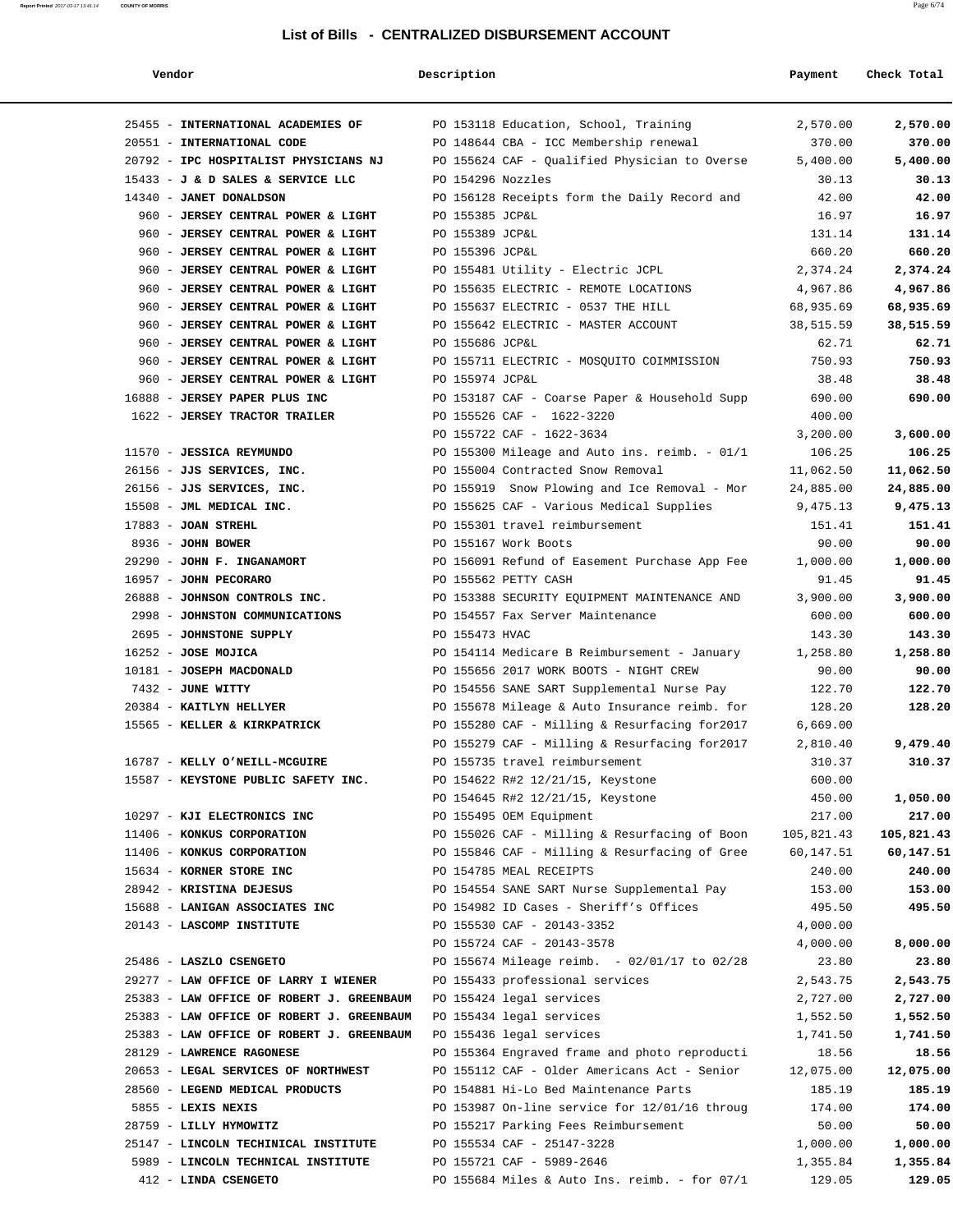# List of Bills - CENTRALIZED DISBURSEMENT ACCOUNT

| Vendor | Description | Payment | Check Total |
|---|---|---|---|
| 25455 - **INTERNATIONAL ACADEMIES OF** | PO 153118 Education, School, Training | 2,570.00 | **2,570.00** |
| 20551 - **INTERNATIONAL CODE** | PO 148644 CBA - ICC Membership renewal | 370.00 | **370.00** |
| 20792 - **IPC HOSPITALIST PHYSICIANS NJ** | PO 155624 CAF - Qualified Physician to Overse | 5,400.00 | **5,400.00** |
| 15433 - **J & D SALES & SERVICE LLC** | PO 154296 Nozzles | 30.13 | **30.13** |
| 14340 - **JANET DONALDSON** | PO 156128 Receipts form the Daily Record and | 42.00 | **42.00** |
| 960 - **JERSEY CENTRAL POWER & LIGHT** | PO 155385 JCP&L | 16.97 | **16.97** |
| 960 - **JERSEY CENTRAL POWER & LIGHT** | PO 155389 JCP&L | 131.14 | **131.14** |
| 960 - **JERSEY CENTRAL POWER & LIGHT** | PO 155396 JCP&L | 660.20 | **660.20** |
| 960 - **JERSEY CENTRAL POWER & LIGHT** | PO 155481 Utility - Electric JCPL | 2,374.24 | **2,374.24** |
| 960 - **JERSEY CENTRAL POWER & LIGHT** | PO 155635 ELECTRIC - REMOTE LOCATIONS | 4,967.86 | **4,967.86** |
| 960 - **JERSEY CENTRAL POWER & LIGHT** | PO 155637 ELECTRIC - 0537 THE HILL | 68,935.69 | **68,935.69** |
| 960 - **JERSEY CENTRAL POWER & LIGHT** | PO 155642 ELECTRIC - MASTER ACCOUNT | 38,515.59 | **38,515.59** |
| 960 - **JERSEY CENTRAL POWER & LIGHT** | PO 155686 JCP&L | 62.71 | **62.71** |
| 960 - **JERSEY CENTRAL POWER & LIGHT** | PO 155711 ELECTRIC - MOSQUITO COIMMISSION | 750.93 | **750.93** |
| 960 - **JERSEY CENTRAL POWER & LIGHT** | PO 155974 JCP&L | 38.48 | **38.48** |
| 16888 - **JERSEY PAPER PLUS INC** | PO 153187 CAF - Coarse Paper & Household Supp | 690.00 | **690.00** |
| 1622 - **JERSEY TRACTOR TRAILER** | PO 155526 CAF - 1622-3220 | 400.00 | |
| | PO 155722 CAF - 1622-3634 | 3,200.00 | **3,600.00** |
| 11570 - **JESSICA REYMUNDO** | PO 155300 Mileage and Auto ins. reimb. - 01/1 | 106.25 | **106.25** |
| 26156 - **JJS SERVICES, INC.** | PO 155004 Contracted Snow Removal | 11,062.50 | **11,062.50** |
| 26156 - **JJS SERVICES, INC.** | PO 155919 Snow Plowing and Ice Removal - Mor | 24,885.00 | **24,885.00** |
| 15508 - **JML MEDICAL INC.** | PO 155625 CAF - Various Medical Supplies | 9,475.13 | **9,475.13** |
| 17883 - **JOAN STREHL** | PO 155301 travel reimbursement | 151.41 | **151.41** |
| 8936 - **JOHN BOWER** | PO 155167 Work Boots | 90.00 | **90.00** |
| 29290 - **JOHN F. INGANAMORT** | PO 156091 Refund of Easement Purchase App Fee | 1,000.00 | **1,000.00** |
| 16957 - **JOHN PECORARO** | PO 155562 PETTY CASH | 91.45 | **91.45** |
| 26888 - **JOHNSON CONTROLS INC.** | PO 153388 SECURITY EQUIPMENT MAINTENANCE AND | 3,900.00 | **3,900.00** |
| 2998 - **JOHNSTON COMMUNICATIONS** | PO 154557 Fax Server Maintenance | 600.00 | **600.00** |
| 2695 - **JOHNSTONE SUPPLY** | PO 155473 HVAC | 143.30 | **143.30** |
| 16252 - **JOSE MOJICA** | PO 154114 Medicare B Reimbursement - January | 1,258.80 | **1,258.80** |
| 10181 - **JOSEPH MACDONALD** | PO 155656 2017 WORK BOOTS - NIGHT CREW | 90.00 | **90.00** |
| 7432 - **JUNE WITTY** | PO 154556 SANE SART Supplemental Nurse Pay | 122.70 | **122.70** |
| 20384 - **KAITLYN HELLYER** | PO 155678 Mileage & Auto Insurance reimb. for | 128.20 | **128.20** |
| 15565 - **KELLER & KIRKPATRICK** | PO 155280 CAF - Milling & Resurfacing for2017 | 6,669.00 | |
| | PO 155279 CAF - Milling & Resurfacing for2017 | 2,810.40 | **9,479.40** |
| 16787 - **KELLY O'NEILL-MCGUIRE** | PO 155735 travel reimbursement | 310.37 | **310.37** |
| 15587 - **KEYSTONE PUBLIC SAFETY INC.** | PO 154622 R#2 12/21/15, Keystone | 600.00 | |
| | PO 154645 R#2 12/21/15, Keystone | 450.00 | **1,050.00** |
| 10297 - **KJI ELECTRONICS INC** | PO 155495 OEM Equipment | 217.00 | **217.00** |
| 11406 - **KONKUS CORPORATION** | PO 155026 CAF - Milling & Resurfacing of Boon | 105,821.43 | **105,821.43** |
| 11406 - **KONKUS CORPORATION** | PO 155846 CAF - Milling & Resurfacing of Gree | 60,147.51 | **60,147.51** |
| 15634 - **KORNER STORE INC** | PO 154785 MEAL RECEIPTS | 240.00 | **240.00** |
| 28942 - **KRISTINA DEJESUS** | PO 154554 SANE SART Nurse Supplemental Pay | 153.00 | **153.00** |
| 15688 - **LANIGAN ASSOCIATES INC** | PO 154982 ID Cases - Sheriff's Offices | 495.50 | **495.50** |
| 20143 - **LASCOMP INSTITUTE** | PO 155530 CAF - 20143-3352 | 4,000.00 | |
| | PO 155724 CAF - 20143-3578 | 4,000.00 | **8,000.00** |
| 25486 - **LASZLO CSENGETO** | PO 155674 Mileage reimb. - 02/01/17 to 02/28 | 23.80 | **23.80** |
| 29277 - **LAW OFFICE OF LARRY I WIENER** | PO 155433 professional services | 2,543.75 | **2,543.75** |
| 25383 - **LAW OFFICE OF ROBERT J. GREENBAUM** | PO 155424 legal services | 2,727.00 | **2,727.00** |
| 25383 - **LAW OFFICE OF ROBERT J. GREENBAUM** | PO 155434 legal services | 1,552.50 | **1,552.50** |
| 25383 - **LAW OFFICE OF ROBERT J. GREENBAUM** | PO 155436 legal services | 1,741.50 | **1,741.50** |
| 28129 - **LAWRENCE RAGONESE** | PO 155364 Engraved frame and photo reproducti | 18.56 | **18.56** |
| 20653 - **LEGAL SERVICES OF NORTHWEST** | PO 155112 CAF - Older Americans Act - Senior | 12,075.00 | **12,075.00** |
| 28560 - **LEGEND MEDICAL PRODUCTS** | PO 154881 Hi-Lo Bed Maintenance Parts | 185.19 | **185.19** |
| 5855 - **LEXIS NEXIS** | PO 153987 On-line service for 12/01/16 throug | 174.00 | **174.00** |
| 28759 - **LILLY HYMOWITZ** | PO 155217 Parking Fees Reimbursement | 50.00 | **50.00** |
| 25147 - **LINCOLN TECHINICAL INSTITUTE** | PO 155534 CAF - 25147-3228 | 1,000.00 | **1,000.00** |
| 5989 - **LINCOLN TECHNICAL INSTITUTE** | PO 155721 CAF - 5989-2646 | 1,355.84 | **1,355.84** |
| 412 - **LINDA CSENGETO** | PO 155684 Miles & Auto Ins. reimb. - for 07/1 | 129.05 | **129.05** |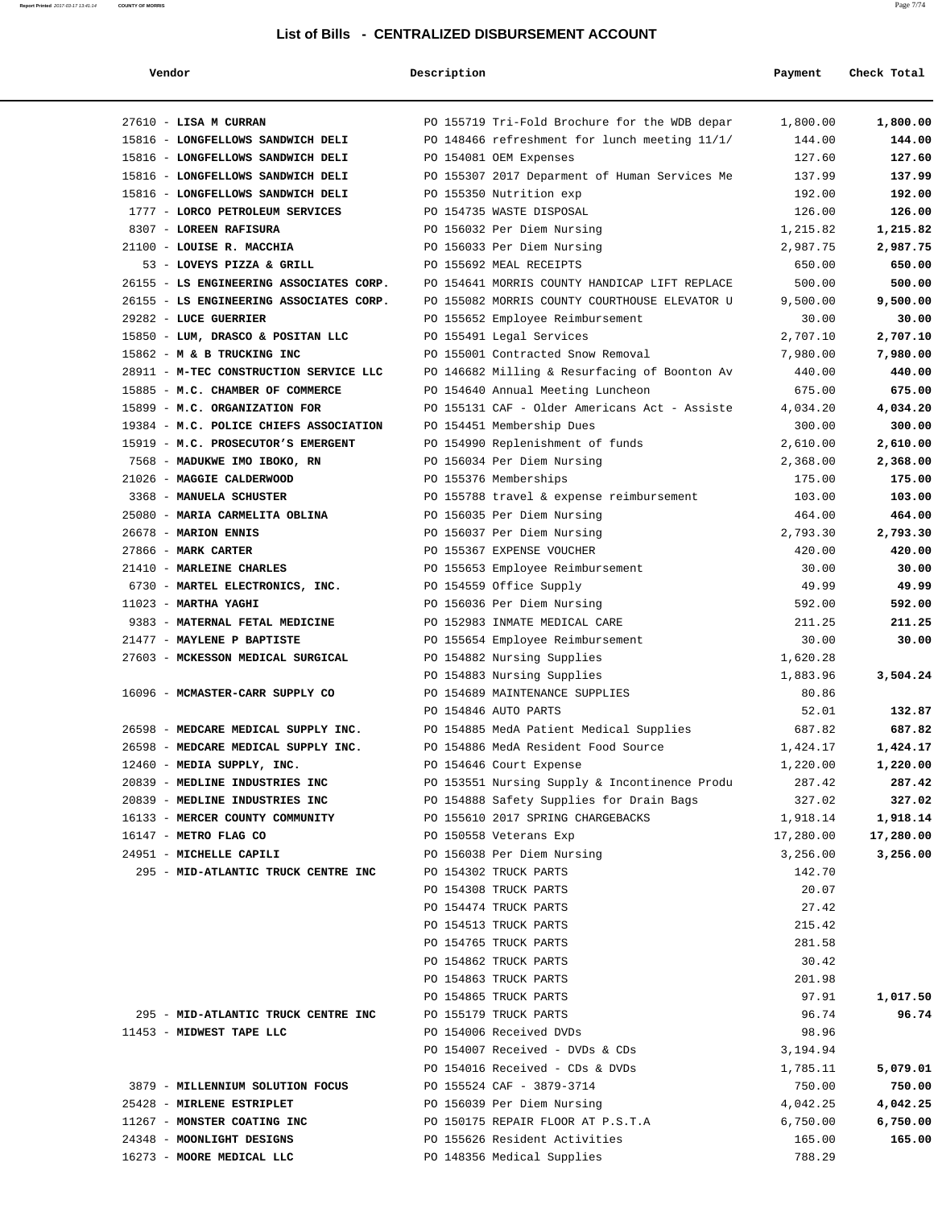## List of Bills - CENTRALIZED DISBURSEMENT ACCOUNT

| Vendor | Description | Payment | Check Total |
|---|---|---|---|
| 27610 - **LISA M CURRAN** | PO 155719 Tri-Fold Brochure for the WDB depar | 1,800.00 | **1,800.00** |
| 15816 - **LONGFELLOWS SANDWICH DELI** | PO 148466 refreshment for lunch meeting 11/1/ | 144.00 | **144.00** |
| 15816 - **LONGFELLOWS SANDWICH DELI** | PO 154081 OEM Expenses | 127.60 | **127.60** |
| 15816 - **LONGFELLOWS SANDWICH DELI** | PO 155307 2017 Deparment of Human Services Me | 137.99 | **137.99** |
| 15816 - **LONGFELLOWS SANDWICH DELI** | PO 155350 Nutrition exp | 192.00 | **192.00** |
| 1777 - **LORCO PETROLEUM SERVICES** | PO 154735 WASTE DISPOSAL | 126.00 | **126.00** |
| 8307 - **LOREEN RAFISURA** | PO 156032 Per Diem Nursing | 1,215.82 | **1,215.82** |
| 21100 - **LOUISE R. MACCHIA** | PO 156033 Per Diem Nursing | 2,987.75 | **2,987.75** |
| 53 - **LOVEYS PIZZA & GRILL** | PO 155692 MEAL RECEIPTS | 650.00 | **650.00** |
| 26155 - **LS ENGINEERING ASSOCIATES CORP.** | PO 154641 MORRIS COUNTY HANDICAP LIFT REPLACE | 500.00 | **500.00** |
| 26155 - **LS ENGINEERING ASSOCIATES CORP.** | PO 155082 MORRIS COUNTY COURTHOUSE ELEVATOR U | 9,500.00 | **9,500.00** |
| 29282 - **LUCE GUERRIER** | PO 155652 Employee Reimbursement | 30.00 | **30.00** |
| 15850 - **LUM, DRASCO & POSITAN LLC** | PO 155491 Legal Services | 2,707.10 | **2,707.10** |
| 15862 - **M & B TRUCKING INC** | PO 155001 Contracted Snow Removal | 7,980.00 | **7,980.00** |
| 28911 - **M-TEC CONSTRUCTION SERVICE LLC** | PO 146682 Milling & Resurfacing of Boonton Av | 440.00 | **440.00** |
| 15885 - **M.C. CHAMBER OF COMMERCE** | PO 154640 Annual Meeting Luncheon | 675.00 | **675.00** |
| 15899 - **M.C. ORGANIZATION FOR** | PO 155131 CAF - Older Americans Act - Assiste | 4,034.20 | **4,034.20** |
| 19384 - **M.C. POLICE CHIEFS ASSOCIATION** | PO 154451 Membership Dues | 300.00 | **300.00** |
| 15919 - **M.C. PROSECUTOR'S EMERGENT** | PO 154990 Replenishment of funds | 2,610.00 | **2,610.00** |
| 7568 - **MADUKWE IMO IBOKO, RN** | PO 156034 Per Diem Nursing | 2,368.00 | **2,368.00** |
| 21026 - **MAGGIE CALDERWOOD** | PO 155376 Memberships | 175.00 | **175.00** |
| 3368 - **MANUELA SCHUSTER** | PO 155788 travel & expense reimbursement | 103.00 | **103.00** |
| 25080 - **MARIA CARMELITA OBLINA** | PO 156035 Per Diem Nursing | 464.00 | **464.00** |
| 26678 - **MARION ENNIS** | PO 156037 Per Diem Nursing | 2,793.30 | **2,793.30** |
| 27866 - **MARK CARTER** | PO 155367 EXPENSE VOUCHER | 420.00 | **420.00** |
| 21410 - **MARLEINE CHARLES** | PO 155653 Employee Reimbursement | 30.00 | **30.00** |
| 6730 - **MARTEL ELECTRONICS, INC.** | PO 154559 Office Supply | 49.99 | **49.99** |
| 11023 - **MARTHA YAGHI** | PO 156036 Per Diem Nursing | 592.00 | **592.00** |
| 9383 - **MATERNAL FETAL MEDICINE** | PO 152983 INMATE MEDICAL CARE | 211.25 | **211.25** |
| 21477 - **MAYLENE P BAPTISTE** | PO 155654 Employee Reimbursement | 30.00 | **30.00** |
| 27603 - **MCKESSON MEDICAL SURGICAL** | PO 154882 Nursing Supplies | 1,620.28 | |
| | PO 154883 Nursing Supplies | 1,883.96 | **3,504.24** |
| 16096 - **MCMASTER-CARR SUPPLY CO** | PO 154689 MAINTENANCE SUPPLIES | 80.86 | |
| | PO 154846 AUTO PARTS | 52.01 | **132.87** |
| 26598 - **MEDCARE MEDICAL SUPPLY INC.** | PO 154885 MedA Patient Medical Supplies | 687.82 | **687.82** |
| 26598 - **MEDCARE MEDICAL SUPPLY INC.** | PO 154886 MedA Resident Food Source | 1,424.17 | **1,424.17** |
| 12460 - **MEDIA SUPPLY, INC.** | PO 154646 Court Expense | 1,220.00 | **1,220.00** |
| 20839 - **MEDLINE INDUSTRIES INC** | PO 153551 Nursing Supply & Incontinence Produ | 287.42 | **287.42** |
| 20839 - **MEDLINE INDUSTRIES INC** | PO 154888 Safety Supplies for Drain Bags | 327.02 | **327.02** |
| 16133 - **MERCER COUNTY COMMUNITY** | PO 155610 2017 SPRING CHARGEBACKS | 1,918.14 | **1,918.14** |
| 16147 - **METRO FLAG CO** | PO 150558 Veterans Exp | 17,280.00 | **17,280.00** |
| 24951 - **MICHELLE CAPILI** | PO 156038 Per Diem Nursing | 3,256.00 | **3,256.00** |
| 295 - **MID-ATLANTIC TRUCK CENTRE INC** | PO 154302 TRUCK PARTS | 142.70 | |
| | PO 154308 TRUCK PARTS | 20.07 | |
| | PO 154474 TRUCK PARTS | 27.42 | |
| | PO 154513 TRUCK PARTS | 215.42 | |
| | PO 154765 TRUCK PARTS | 281.58 | |
| | PO 154862 TRUCK PARTS | 30.42 | |
| | PO 154863 TRUCK PARTS | 201.98 | |
| | PO 154865 TRUCK PARTS | 97.91 | **1,017.50** |
| 295 - **MID-ATLANTIC TRUCK CENTRE INC** | PO 155179 TRUCK PARTS | 96.74 | **96.74** |
| 11453 - **MIDWEST TAPE LLC** | PO 154006 Received DVDs | 98.96 | |
| | PO 154007 Received - DVDs & CDs | 3,194.94 | |
| | PO 154016 Received - CDs & DVDs | 1,785.11 | **5,079.01** |
| 3879 - **MILLENNIUM SOLUTION FOCUS** | PO 155524 CAF - 3879-3714 | 750.00 | **750.00** |
| 25428 - **MIRLENE ESTRIPLET** | PO 156039 Per Diem Nursing | 4,042.25 | **4,042.25** |
| 11267 - **MONSTER COATING INC** | PO 150175 REPAIR FLOOR AT P.S.T.A | 6,750.00 | **6,750.00** |
| 24348 - **MOONLIGHT DESIGNS** | PO 155626 Resident Activities | 165.00 | **165.00** |
| 16273 - **MOORE MEDICAL LLC** | PO 148356 Medical Supplies | 788.29 | |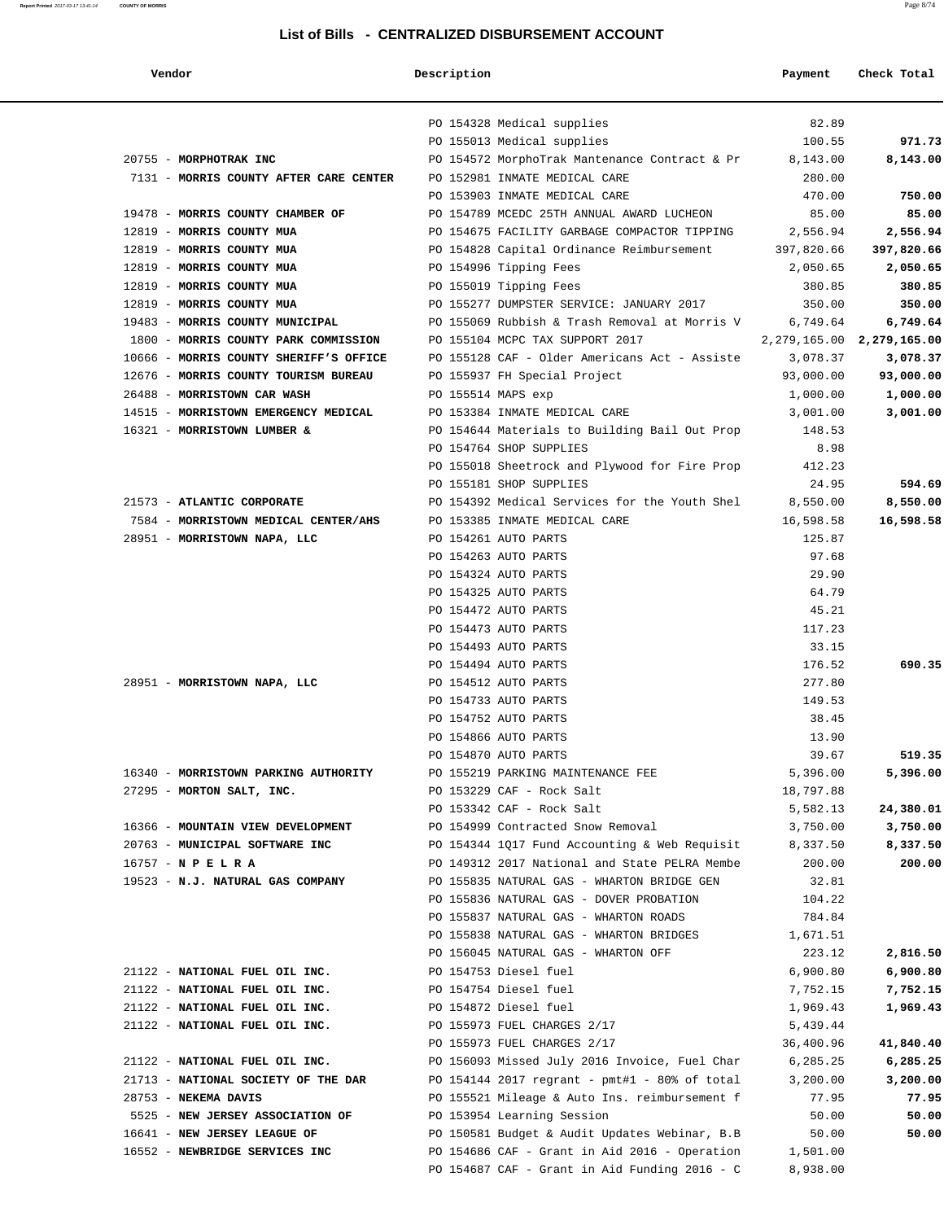# List of Bills - CENTRALIZED DISBURSEMENT ACCOUNT

| Vendor | Description | Payment | Check Total |
|---|---|---|---|
| | PO 154328 Medical supplies | 82.89 | |
| | PO 155013 Medical supplies | 100.55 | 971.73 |
| 20755 - **MORPHOTRAK INC** | PO 154572 MorphoTrak Mantenance Contract & Pr | 8,143.00 | 8,143.00 |
| 7131 - **MORRIS COUNTY AFTER CARE CENTER** | PO 152981 INMATE MEDICAL CARE | 280.00 | |
| | PO 153903 INMATE MEDICAL CARE | 470.00 | 750.00 |
| 19478 - **MORRIS COUNTY CHAMBER OF** | PO 154789 MCEDC 25TH ANNUAL AWARD LUCHEON | 85.00 | 85.00 |
| 12819 - **MORRIS COUNTY MUA** | PO 154675 FACILITY GARBAGE COMPACTOR TIPPING | 2,556.94 | 2,556.94 |
| 12819 - **MORRIS COUNTY MUA** | PO 154828 Capital Ordinance Reimbursement | 397,820.66 | 397,820.66 |
| 12819 - **MORRIS COUNTY MUA** | PO 154996 Tipping Fees | 2,050.65 | 2,050.65 |
| 12819 - **MORRIS COUNTY MUA** | PO 155019 Tipping Fees | 380.85 | 380.85 |
| 12819 - **MORRIS COUNTY MUA** | PO 155277 DUMPSTER SERVICE: JANUARY 2017 | 350.00 | 350.00 |
| 19483 - **MORRIS COUNTY MUNICIPAL** | PO 155069 Rubbish & Trash Removal at Morris V | 6,749.64 | 6,749.64 |
| 1800 - **MORRIS COUNTY PARK COMMISSION** | PO 155104 MCPC TAX SUPPORT 2017 | 2,279,165.00 | 2,279,165.00 |
| 10666 - **MORRIS COUNTY SHERIFF'S OFFICE** | PO 155128 CAF - Older Americans Act - Assiste | 3,078.37 | 3,078.37 |
| 12676 - **MORRIS COUNTY TOURISM BUREAU** | PO 155937 FH Special Project | 93,000.00 | 93,000.00 |
| 26488 - **MORRISTOWN CAR WASH** | PO 155514 MAPS exp | 1,000.00 | 1,000.00 |
| 14515 - **MORRISTOWN EMERGENCY MEDICAL** | PO 153384 INMATE MEDICAL CARE | 3,001.00 | 3,001.00 |
| 16321 - **MORRISTOWN LUMBER &** | PO 154644 Materials to Building Bail Out Prop | 148.53 | |
| | PO 154764 SHOP SUPPLIES | 8.98 | |
| | PO 155018 Sheetrock and Plywood for Fire Prop | 412.23 | |
| | PO 155181 SHOP SUPPLIES | 24.95 | 594.69 |
| 21573 - **ATLANTIC CORPORATE** | PO 154392 Medical Services for the Youth Shel | 8,550.00 | 8,550.00 |
| 7584 - **MORRISTOWN MEDICAL CENTER/AHS** | PO 153385 INMATE MEDICAL CARE | 16,598.58 | 16,598.58 |
| 28951 - **MORRISTOWN NAPA, LLC** | PO 154261 AUTO PARTS | 125.87 | |
| | PO 154263 AUTO PARTS | 97.68 | |
| | PO 154324 AUTO PARTS | 29.90 | |
| | PO 154325 AUTO PARTS | 64.79 | |
| | PO 154472 AUTO PARTS | 45.21 | |
| | PO 154473 AUTO PARTS | 117.23 | |
| | PO 154493 AUTO PARTS | 33.15 | |
| | PO 154494 AUTO PARTS | 176.52 | 690.35 |
| 28951 - **MORRISTOWN NAPA, LLC** | PO 154512 AUTO PARTS | 277.80 | |
| | PO 154733 AUTO PARTS | 149.53 | |
| | PO 154752 AUTO PARTS | 38.45 | |
| | PO 154866 AUTO PARTS | 13.90 | |
| | PO 154870 AUTO PARTS | 39.67 | 519.35 |
| 16340 - **MORRISTOWN PARKING AUTHORITY** | PO 155219 PARKING MAINTENANCE FEE | 5,396.00 | 5,396.00 |
| 27295 - **MORTON SALT, INC.** | PO 153229 CAF - Rock Salt | 18,797.88 | |
| | PO 153342 CAF - Rock Salt | 5,582.13 | 24,380.01 |
| 16366 - **MOUNTAIN VIEW DEVELOPMENT** | PO 154999 Contracted Snow Removal | 3,750.00 | 3,750.00 |
| 20763 - **MUNICIPAL SOFTWARE INC** | PO 154344 1Q17 Fund Accounting & Web Requisit | 8,337.50 | 8,337.50 |
| 16757 - **N P E L R A** | PO 149312 2017 National and State PELRA Membe | 200.00 | 200.00 |
| 19523 - **N.J. NATURAL GAS COMPANY** | PO 155835 NATURAL GAS - WHARTON BRIDGE GEN | 32.81 | |
| | PO 155836 NATURAL GAS - DOVER PROBATION | 104.22 | |
| | PO 155837 NATURAL GAS - WHARTON ROADS | 784.84 | |
| | PO 155838 NATURAL GAS - WHARTON BRIDGES | 1,671.51 | |
| | PO 156045 NATURAL GAS - WHARTON OFF | 223.12 | 2,816.50 |
| 21122 - **NATIONAL FUEL OIL INC.** | PO 154753 Diesel fuel | 6,900.80 | 6,900.80 |
| 21122 - **NATIONAL FUEL OIL INC.** | PO 154754 Diesel fuel | 7,752.15 | 7,752.15 |
| 21122 - **NATIONAL FUEL OIL INC.** | PO 154872 Diesel fuel | 1,969.43 | 1,969.43 |
| 21122 - **NATIONAL FUEL OIL INC.** | PO 155973 FUEL CHARGES 2/17 | 5,439.44 | |
| | PO 155973 FUEL CHARGES 2/17 | 36,400.96 | 41,840.40 |
| 21122 - **NATIONAL FUEL OIL INC.** | PO 156093 Missed July 2016 Invoice, Fuel Char | 6,285.25 | 6,285.25 |
| 21713 - **NATIONAL SOCIETY OF THE DAR** | PO 154144 2017 regrant - pmt#1 - 80% of total | 3,200.00 | 3,200.00 |
| 28753 - **NEKEMA DAVIS** | PO 155521 Mileage & Auto Ins. reimbursement f | 77.95 | 77.95 |
| 5525 - **NEW JERSEY ASSOCIATION OF** | PO 153954 Learning Session | 50.00 | 50.00 |
| 16641 - **NEW JERSEY LEAGUE OF** | PO 150581 Budget & Audit Updates Webinar, B.B | 50.00 | 50.00 |
| 16552 - **NEWBRIDGE SERVICES INC** | PO 154686 CAF - Grant in Aid 2016 - Operation | 1,501.00 | |
| | PO 154687 CAF - Grant in Aid Funding 2016 - C | 8,938.00 | |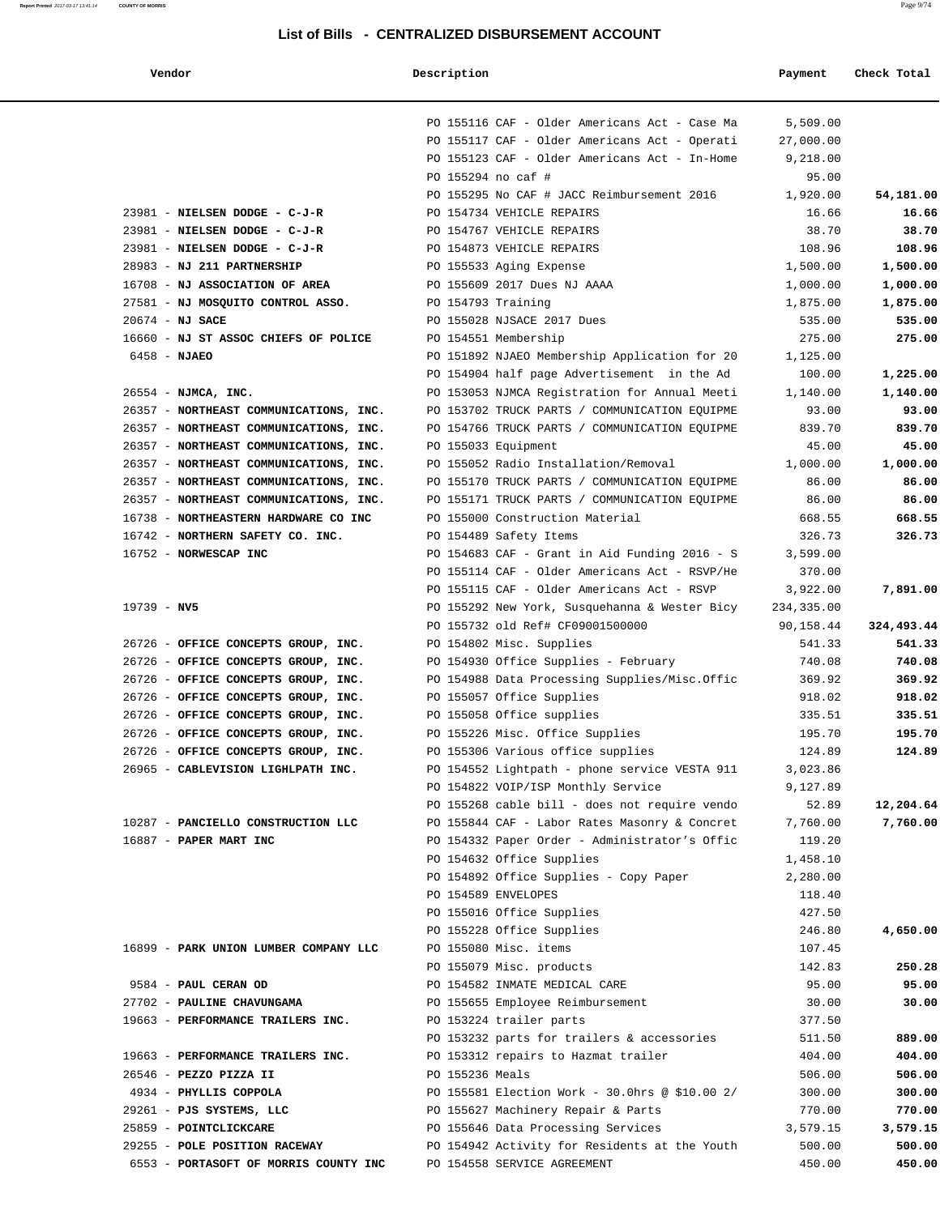## List of Bills - CENTRALIZED DISBURSEMENT ACCOUNT

| Vendor | Description | Payment | Check Total |
|---|---|---|---|
| | PO 155116 CAF - Older Americans Act - Case Ma | 5,509.00 | |
| | PO 155117 CAF - Older Americans Act - Operati | 27,000.00 | |
| | PO 155123 CAF - Older Americans Act - In-Home | 9,218.00 | |
| | PO 155294 no caf # | 95.00 | |
| | PO 155295 No CAF # JACC Reimbursement 2016 | 1,920.00 | **54,181.00** |
| 23981 - **NIELSEN DODGE - C-J-R** | PO 154734 VEHICLE REPAIRS | 16.66 | **16.66** |
| 23981 - **NIELSEN DODGE - C-J-R** | PO 154767 VEHICLE REPAIRS | 38.70 | **38.70** |
| 23981 - **NIELSEN DODGE - C-J-R** | PO 154873 VEHICLE REPAIRS | 108.96 | **108.96** |
| 28983 - **NJ 211 PARTNERSHIP** | PO 155533 Aging Expense | 1,500.00 | **1,500.00** |
| 16708 - **NJ ASSOCIATION OF AREA** | PO 155609 2017 Dues NJ AAAA | 1,000.00 | **1,000.00** |
| 27581 - **NJ MOSQUITO CONTROL ASSO.** | PO 154793 Training | 1,875.00 | **1,875.00** |
| 20674 - **NJ SACE** | PO 155028 NJSACE 2017 Dues | 535.00 | **535.00** |
| 16660 - **NJ ST ASSOC CHIEFS OF POLICE** | PO 154551 Membership | 275.00 | **275.00** |
| 6458 - **NJAEO** | PO 151892 NJAEO Membership Application for 20 | 1,125.00 | |
| | PO 154904 half page Advertisement in the Ad | 100.00 | **1,225.00** |
| 26554 - **NJMCA, INC.** | PO 153053 NJMCA Registration for Annual Meeti | 1,140.00 | **1,140.00** |
| 26357 - **NORTHEAST COMMUNICATIONS, INC.** | PO 153702 TRUCK PARTS / COMMUNICATION EQUIPME | 93.00 | **93.00** |
| 26357 - **NORTHEAST COMMUNICATIONS, INC.** | PO 154766 TRUCK PARTS / COMMUNICATION EQUIPME | 839.70 | **839.70** |
| 26357 - **NORTHEAST COMMUNICATIONS, INC.** | PO 155033 Equipment | 45.00 | **45.00** |
| 26357 - **NORTHEAST COMMUNICATIONS, INC.** | PO 155052 Radio Installation/Removal | 1,000.00 | **1,000.00** |
| 26357 - **NORTHEAST COMMUNICATIONS, INC.** | PO 155170 TRUCK PARTS / COMMUNICATION EQUIPME | 86.00 | **86.00** |
| 26357 - **NORTHEAST COMMUNICATIONS, INC.** | PO 155171 TRUCK PARTS / COMMUNICATION EQUIPME | 86.00 | **86.00** |
| 16738 - **NORTHEASTERN HARDWARE CO INC** | PO 155000 Construction Material | 668.55 | **668.55** |
| 16742 - **NORTHERN SAFETY CO. INC.** | PO 154489 Safety Items | 326.73 | **326.73** |
| 16752 - **NORWESCAP INC** | PO 154683 CAF - Grant in Aid Funding 2016 - S | 3,599.00 | |
| | PO 155114 CAF - Older Americans Act - RSVP/He | 370.00 | |
| | PO 155115 CAF - Older Americans Act - RSVP | 3,922.00 | **7,891.00** |
| 19739 - **NV5** | PO 155292 New York, Susquehanna & Wester Bicy | 234,335.00 | |
| | PO 155732 old Ref# CF09001500000 | 90,158.44 | **324,493.44** |
| 26726 - **OFFICE CONCEPTS GROUP, INC.** | PO 154802 Misc. Supplies | 541.33 | **541.33** |
| 26726 - **OFFICE CONCEPTS GROUP, INC.** | PO 154930 Office Supplies - February | 740.08 | **740.08** |
| 26726 - **OFFICE CONCEPTS GROUP, INC.** | PO 154988 Data Processing Supplies/Misc.Offic | 369.92 | **369.92** |
| 26726 - **OFFICE CONCEPTS GROUP, INC.** | PO 155057 Office Supplies | 918.02 | **918.02** |
| 26726 - **OFFICE CONCEPTS GROUP, INC.** | PO 155058 Office supplies | 335.51 | **335.51** |
| 26726 - **OFFICE CONCEPTS GROUP, INC.** | PO 155226 Misc. Office Supplies | 195.70 | **195.70** |
| 26726 - **OFFICE CONCEPTS GROUP, INC.** | PO 155306 Various office supplies | 124.89 | **124.89** |
| 26965 - **CABLEVISION LIGHLPATH INC.** | PO 154552 Lightpath - phone service VESTA 911 | 3,023.86 | |
| | PO 154822 VOIP/ISP Monthly Service | 9,127.89 | |
| | PO 155268 cable bill - does not require vendo | 52.89 | **12,204.64** |
| 10287 - **PANCIELLO CONSTRUCTION LLC** | PO 155844 CAF - Labor Rates Masonry & Concret | 7,760.00 | **7,760.00** |
| 16887 - **PAPER MART INC** | PO 154332 Paper Order - Administrator's Offic | 119.20 | |
| | PO 154632 Office Supplies | 1,458.10 | |
| | PO 154892 Office Supplies - Copy Paper | 2,280.00 | |
| | PO 154589 ENVELOPES | 118.40 | |
| | PO 155016 Office Supplies | 427.50 | |
| | PO 155228 Office Supplies | 246.80 | **4,650.00** |
| 16899 - **PARK UNION LUMBER COMPANY LLC** | PO 155080 Misc. items | 107.45 | |
| | PO 155079 Misc. products | 142.83 | **250.28** |
| 9584 - **PAUL CERAN OD** | PO 154582 INMATE MEDICAL CARE | 95.00 | **95.00** |
| 27702 - **PAULINE CHAVUNGAMA** | PO 155655 Employee Reimbursement | 30.00 | **30.00** |
| 19663 - **PERFORMANCE TRAILERS INC.** | PO 153224 trailer parts | 377.50 | |
| | PO 153232 parts for trailers & accessories | 511.50 | **889.00** |
| 19663 - **PERFORMANCE TRAILERS INC.** | PO 153312 repairs to Hazmat trailer | 404.00 | **404.00** |
| 26546 - **PEZZO PIZZA II** | PO 155236 Meals | 506.00 | **506.00** |
| 4934 - **PHYLLIS COPPOLA** | PO 155581 Election Work - 30.0hrs @ $10.00 2/ | 300.00 | **300.00** |
| 29261 - **PJS SYSTEMS, LLC** | PO 155627 Machinery Repair & Parts | 770.00 | **770.00** |
| 25859 - **POINTCLICKCARE** | PO 155646 Data Processing Services | 3,579.15 | **3,579.15** |
| 29255 - **POLE POSITION RACEWAY** | PO 154942 Activity for Residents at the Youth | 500.00 | **500.00** |
| 6553 - **PORTASOFT OF MORRIS COUNTY INC** | PO 154558 SERVICE AGREEMENT | 450.00 | **450.00** |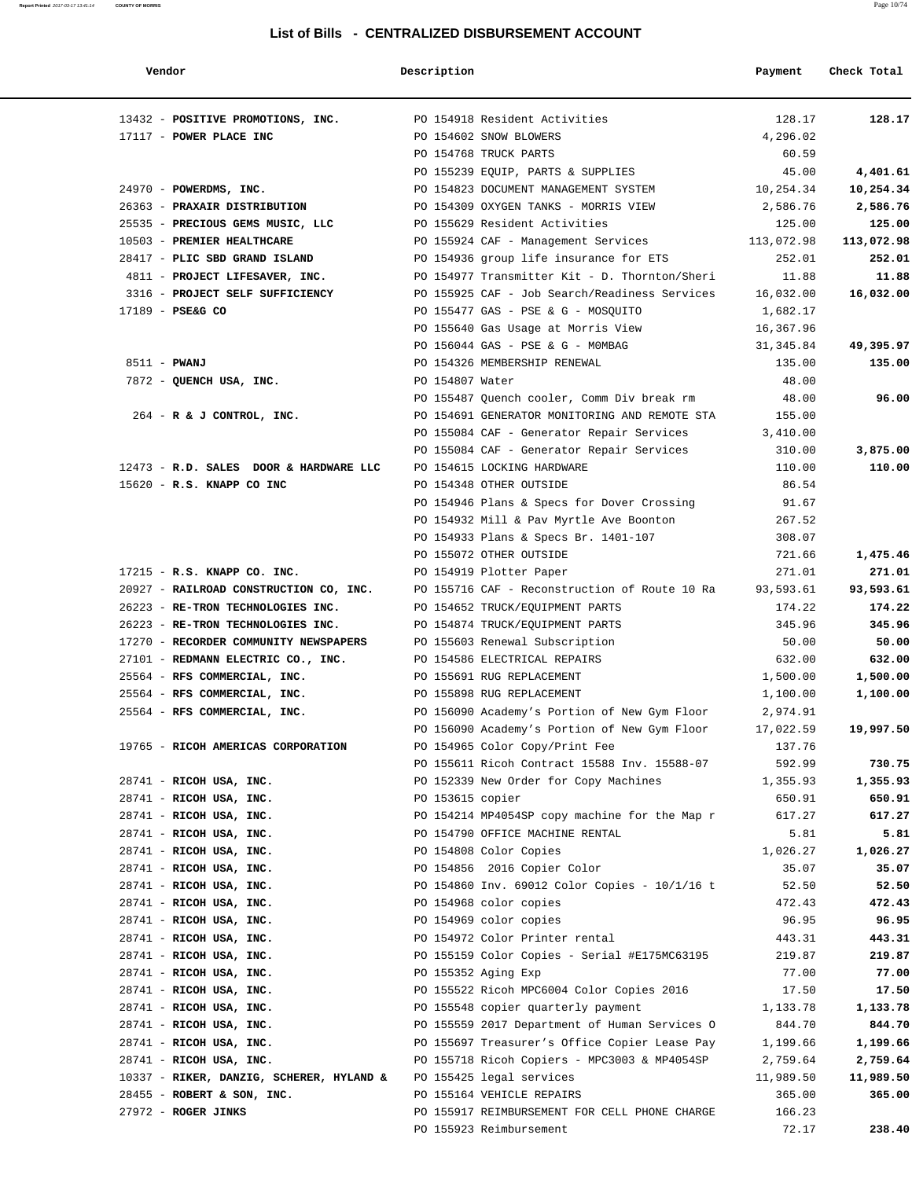## List of Bills - CENTRALIZED DISBURSEMENT ACCOUNT

| Vendor | Description | Payment | Check Total |
|---|---|---|---|
| 13432 - **POSITIVE PROMOTIONS, INC.** | PO 154918 Resident Activities | 128.17 | **128.17** |
| 17117 - **POWER PLACE INC** | PO 154602 SNOW BLOWERS | 4,296.02 | |
| | PO 154768 TRUCK PARTS | 60.59 | |
| | PO 155239 EQUIP, PARTS & SUPPLIES | 45.00 | **4,401.61** |
| 24970 - **POWERDMS, INC.** | PO 154823 DOCUMENT MANAGEMENT SYSTEM | 10,254.34 | **10,254.34** |
| 26363 - **PRAXAIR DISTRIBUTION** | PO 154309 OXYGEN TANKS - MORRIS VIEW | 2,586.76 | **2,586.76** |
| 25535 - **PRECIOUS GEMS MUSIC, LLC** | PO 155629 Resident Activities | 125.00 | **125.00** |
| 10503 - **PREMIER HEALTHCARE** | PO 155924 CAF - Management Services | 113,072.98 | **113,072.98** |
| 28417 - **PLIC SBD GRAND ISLAND** | PO 154936 group life insurance for ETS | 252.01 | **252.01** |
| 4811 - **PROJECT LIFESAVER, INC.** | PO 154977 Transmitter Kit - D. Thornton/Sheri | 11.88 | **11.88** |
| 3316 - **PROJECT SELF SUFFICIENCY** | PO 155925 CAF - Job Search/Readiness Services | 16,032.00 | **16,032.00** |
| 17189 - **PSE&G CO** | PO 155477 GAS - PSE & G - MOSQUITO | 1,682.17 | |
| | PO 155640 Gas Usage at Morris View | 16,367.96 | |
| | PO 156044 GAS - PSE & G - M0MBAG | 31,345.84 | **49,395.97** |
| 8511 - **PWANJ** | PO 154326 MEMBERSHIP RENEWAL | 135.00 | **135.00** |
| 7872 - **QUENCH USA, INC.** | PO 154807 Water | 48.00 | |
| | PO 155487 Quench cooler, Comm Div break rm | 48.00 | **96.00** |
| 264 - **R & J CONTROL, INC.** | PO 154691 GENERATOR MONITORING AND REMOTE STA | 155.00 | |
| | PO 155084 CAF - Generator Repair Services | 3,410.00 | |
| | PO 155084 CAF - Generator Repair Services | 310.00 | **3,875.00** |
| 12473 - **R.D. SALES DOOR & HARDWARE LLC** | PO 154615 LOCKING HARDWARE | 110.00 | **110.00** |
| 15620 - **R.S. KNAPP CO INC** | PO 154348 OTHER OUTSIDE | 86.54 | |
| | PO 154946 Plans & Specs for Dover Crossing | 91.67 | |
| | PO 154932 Mill & Pav Myrtle Ave Boonton | 267.52 | |
| | PO 154933 Plans & Specs Br. 1401-107 | 308.07 | |
| | PO 155072 OTHER OUTSIDE | 721.66 | **1,475.46** |
| 17215 - **R.S. KNAPP CO. INC.** | PO 154919 Plotter Paper | 271.01 | **271.01** |
| 20927 - **RAILROAD CONSTRUCTION CO, INC.** | PO 155716 CAF - Reconstruction of Route 10 Ra | 93,593.61 | **93,593.61** |
| 26223 - **RE-TRON TECHNOLOGIES INC.** | PO 154652 TRUCK/EQUIPMENT PARTS | 174.22 | **174.22** |
| 26223 - **RE-TRON TECHNOLOGIES INC.** | PO 154874 TRUCK/EQUIPMENT PARTS | 345.96 | **345.96** |
| 17270 - **RECORDER COMMUNITY NEWSPAPERS** | PO 155603 Renewal Subscription | 50.00 | **50.00** |
| 27101 - **REDMANN ELECTRIC CO., INC.** | PO 154586 ELECTRICAL REPAIRS | 632.00 | **632.00** |
| 25564 - **RFS COMMERCIAL, INC.** | PO 155691 RUG REPLACEMENT | 1,500.00 | **1,500.00** |
| 25564 - **RFS COMMERCIAL, INC.** | PO 155898 RUG REPLACEMENT | 1,100.00 | **1,100.00** |
| 25564 - **RFS COMMERCIAL, INC.** | PO 156090 Academy's Portion of New Gym Floor | 2,974.91 | |
| | PO 156090 Academy's Portion of New Gym Floor | 17,022.59 | **19,997.50** |
| 19765 - **RICOH AMERICAS CORPORATION** | PO 154965 Color Copy/Print Fee | 137.76 | |
| | PO 155611 Ricoh Contract 15588 Inv. 15588-07 | 592.99 | **730.75** |
| 28741 - **RICOH USA, INC.** | PO 152339 New Order for Copy Machines | 1,355.93 | **1,355.93** |
| 28741 - **RICOH USA, INC.** | PO 153615 copier | 650.91 | **650.91** |
| 28741 - **RICOH USA, INC.** | PO 154214 MP4054SP copy machine for the Map r | 617.27 | **617.27** |
| 28741 - **RICOH USA, INC.** | PO 154790 OFFICE MACHINE RENTAL | 5.81 | **5.81** |
| 28741 - **RICOH USA, INC.** | PO 154808 Color Copies | 1,026.27 | **1,026.27** |
| 28741 - **RICOH USA, INC.** | PO 154856 2016 Copier Color | 35.07 | **35.07** |
| 28741 - **RICOH USA, INC.** | PO 154860 Inv. 69012 Color Copies - 10/1/16 t | 52.50 | **52.50** |
| 28741 - **RICOH USA, INC.** | PO 154968 color copies | 472.43 | **472.43** |
| 28741 - **RICOH USA, INC.** | PO 154969 color copies | 96.95 | **96.95** |
| 28741 - **RICOH USA, INC.** | PO 154972 Color Printer rental | 443.31 | **443.31** |
| 28741 - **RICOH USA, INC.** | PO 155159 Color Copies - Serial #E175MC63195 | 219.87 | **219.87** |
| 28741 - **RICOH USA, INC.** | PO 155352 Aging Exp | 77.00 | **77.00** |
| 28741 - **RICOH USA, INC.** | PO 155522 Ricoh MPC6004 Color Copies 2016 | 17.50 | **17.50** |
| 28741 - **RICOH USA, INC.** | PO 155548 copier quarterly payment | 1,133.78 | **1,133.78** |
| 28741 - **RICOH USA, INC.** | PO 155559 2017 Department of Human Services O | 844.70 | **844.70** |
| 28741 - **RICOH USA, INC.** | PO 155697 Treasurer's Office Copier Lease Pay | 1,199.66 | **1,199.66** |
| 28741 - **RICOH USA, INC.** | PO 155718 Ricoh Copiers - MPC3003 & MP4054SP | 2,759.64 | **2,759.64** |
| 10337 - **RIKER, DANZIG, SCHERER, HYLAND &** | PO 155425 legal services | 11,989.50 | **11,989.50** |
| 28455 - **ROBERT & SON, INC.** | PO 155164 VEHICLE REPAIRS | 365.00 | **365.00** |
| 27972 - **ROGER JINKS** | PO 155917 REIMBURSEMENT FOR CELL PHONE CHARGE | 166.23 | |
| | PO 155923 Reimbursement | 72.17 | **238.40** |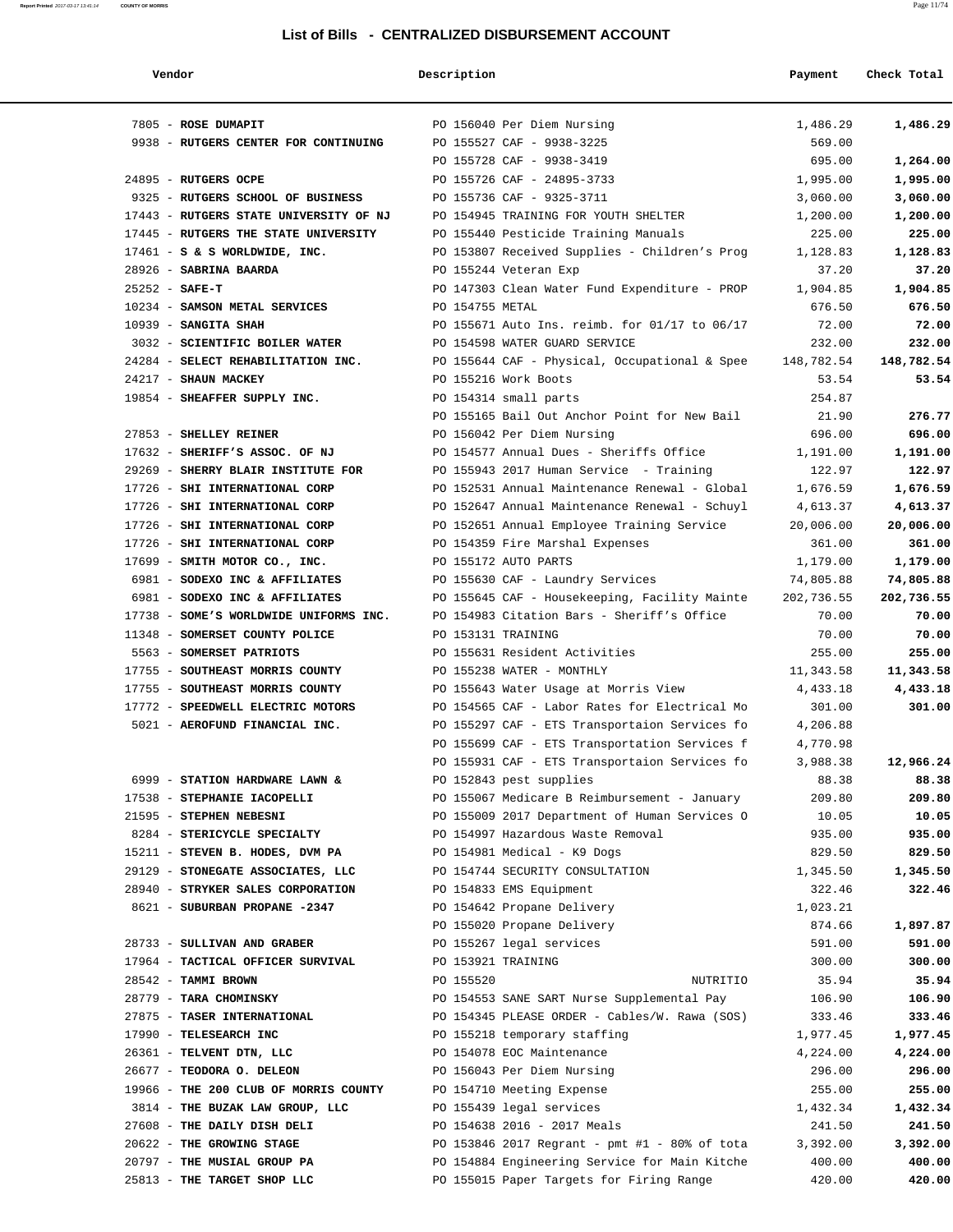## List of Bills - CENTRALIZED DISBURSEMENT ACCOUNT

| Vendor | Description | Payment | Check Total |
|---|---|---|---|
| 7805 - **ROSE DUMAPIT** | PO 156040 Per Diem Nursing | 1,486.29 | **1,486.29** |
| 9938 - **RUTGERS CENTER FOR CONTINUING** | PO 155527 CAF - 9938-3225 | 569.00 | |
| | PO 155728 CAF - 9938-3419 | 695.00 | **1,264.00** |
| 24895 - **RUTGERS OCPE** | PO 155726 CAF - 24895-3733 | 1,995.00 | **1,995.00** |
| 9325 - **RUTGERS SCHOOL OF BUSINESS** | PO 155736 CAF - 9325-3711 | 3,060.00 | **3,060.00** |
| 17443 - **RUTGERS STATE UNIVERSITY OF NJ** | PO 154945 TRAINING FOR YOUTH SHELTER | 1,200.00 | **1,200.00** |
| 17445 - **RUTGERS THE STATE UNIVERSITY** | PO 155440 Pesticide Training Manuals | 225.00 | **225.00** |
| 17461 - **S & S WORLDWIDE, INC.** | PO 153807 Received Supplies - Children's Prog | 1,128.83 | **1,128.83** |
| 28926 - **SABRINA BAARDA** | PO 155244 Veteran Exp | 37.20 | **37.20** |
| 25252 - **SAFE-T** | PO 147303 Clean Water Fund Expenditure - PROP | 1,904.85 | **1,904.85** |
| 10234 - **SAMSON METAL SERVICES** | PO 154755 METAL | 676.50 | **676.50** |
| 10939 - **SANGITA SHAH** | PO 155671 Auto Ins. reimb. for 01/17 to 06/17 | 72.00 | **72.00** |
| 3032 - **SCIENTIFIC BOILER WATER** | PO 154598 WATER GUARD SERVICE | 232.00 | **232.00** |
| 24284 - **SELECT REHABILITATION INC.** | PO 155644 CAF - Physical, Occupational & Spee | 148,782.54 | **148,782.54** |
| 24217 - **SHAUN MACKEY** | PO 155216 Work Boots | 53.54 | **53.54** |
| 19854 - **SHEAFFER SUPPLY INC.** | PO 154314 small parts | 254.87 | |
| | PO 155165 Bail Out Anchor Point for New Bail | 21.90 | **276.77** |
| 27853 - **SHELLEY REINER** | PO 156042 Per Diem Nursing | 696.00 | **696.00** |
| 17632 - **SHERIFF'S ASSOC. OF NJ** | PO 154577 Annual Dues - Sheriffs Office | 1,191.00 | **1,191.00** |
| 29269 - **SHERRY BLAIR INSTITUTE FOR** | PO 155943 2017 Human Service - Training | 122.97 | **122.97** |
| 17726 - **SHI INTERNATIONAL CORP** | PO 152531 Annual Maintenance Renewal - Global | 1,676.59 | **1,676.59** |
| 17726 - **SHI INTERNATIONAL CORP** | PO 152647 Annual Maintenance Renewal - Schuyl | 4,613.37 | **4,613.37** |
| 17726 - **SHI INTERNATIONAL CORP** | PO 152651 Annual Employee Training Service | 20,006.00 | **20,006.00** |
| 17726 - **SHI INTERNATIONAL CORP** | PO 154359 Fire Marshal Expenses | 361.00 | **361.00** |
| 17699 - **SMITH MOTOR CO., INC.** | PO 155172 AUTO PARTS | 1,179.00 | **1,179.00** |
| 6981 - **SODEXO INC & AFFILIATES** | PO 155630 CAF - Laundry Services | 74,805.88 | **74,805.88** |
| 6981 - **SODEXO INC & AFFILIATES** | PO 155645 CAF - Housekeeping, Facility Mainte | 202,736.55 | **202,736.55** |
| 17738 - **SOME'S WORLDWIDE UNIFORMS INC.** | PO 154983 Citation Bars - Sheriff's Office | 70.00 | **70.00** |
| 11348 - **SOMERSET COUNTY POLICE** | PO 153131 TRAINING | 70.00 | **70.00** |
| 5563 - **SOMERSET PATRIOTS** | PO 155631 Resident Activities | 255.00 | **255.00** |
| 17755 - **SOUTHEAST MORRIS COUNTY** | PO 155238 WATER - MONTHLY | 11,343.58 | **11,343.58** |
| 17755 - **SOUTHEAST MORRIS COUNTY** | PO 155643 Water Usage at Morris View | 4,433.18 | **4,433.18** |
| 17772 - **SPEEDWELL ELECTRIC MOTORS** | PO 154565 CAF - Labor Rates for Electrical Mo | 301.00 | **301.00** |
| 5021 - **AEROFUND FINANCIAL INC.** | PO 155297 CAF - ETS Transportaion Services fo | 4,206.88 | |
| | PO 155699 CAF - ETS Transportation Services f | 4,770.98 | |
| | PO 155931 CAF - ETS Transportaion Services fo | 3,988.38 | **12,966.24** |
| 6999 - **STATION HARDWARE LAWN &** | PO 152843 pest supplies | 88.38 | **88.38** |
| 17538 - **STEPHANIE IACOPELLI** | PO 155067 Medicare B Reimbursement - January | 209.80 | **209.80** |
| 21595 - **STEPHEN NEBESNI** | PO 155009 2017 Department of Human Services O | 10.05 | **10.05** |
| 8284 - **STERICYCLE SPECIALTY** | PO 154997 Hazardous Waste Removal | 935.00 | **935.00** |
| 15211 - **STEVEN B. HODES, DVM PA** | PO 154981 Medical - K9 Dogs | 829.50 | **829.50** |
| 29129 - **STONEGATE ASSOCIATES, LLC** | PO 154744 SECURITY CONSULTATION | 1,345.50 | **1,345.50** |
| 28940 - **STRYKER SALES CORPORATION** | PO 154833 EMS Equipment | 322.46 | **322.46** |
| 8621 - **SUBURBAN PROPANE -2347** | PO 154642 Propane Delivery | 1,023.21 | |
| | PO 155020 Propane Delivery | 874.66 | **1,897.87** |
| 28733 - **SULLIVAN AND GRABER** | PO 155267 legal services | 591.00 | **591.00** |
| 17964 - **TACTICAL OFFICER SURVIVAL** | PO 153921 TRAINING | 300.00 | **300.00** |
| 28542 - **TAMMI BROWN** | PO 155520 NUTRITIO | 35.94 | **35.94** |
| 28779 - **TARA CHOMINSKY** | PO 154553 SANE SART Nurse Supplemental Pay | 106.90 | **106.90** |
| 27875 - **TASER INTERNATIONAL** | PO 154345 PLEASE ORDER - Cables/W. Rawa (SOS) | 333.46 | **333.46** |
| 17990 - **TELESEARCH INC** | PO 155218 temporary staffing | 1,977.45 | **1,977.45** |
| 26361 - **TELVENT DTN, LLC** | PO 154078 EOC Maintenance | 4,224.00 | **4,224.00** |
| 26677 - **TEODORA O. DELEON** | PO 156043 Per Diem Nursing | 296.00 | **296.00** |
| 19966 - **THE 200 CLUB OF MORRIS COUNTY** | PO 154710 Meeting Expense | 255.00 | **255.00** |
| 3814 - **THE BUZAK LAW GROUP, LLC** | PO 155439 legal services | 1,432.34 | **1,432.34** |
| 27608 - **THE DAILY DISH DELI** | PO 154638 2016 - 2017 Meals | 241.50 | **241.50** |
| 20622 - **THE GROWING STAGE** | PO 153846 2017 Regrant - pmt #1 - 80% of tota | 3,392.00 | **3,392.00** |
| 20797 - **THE MUSIAL GROUP PA** | PO 154884 Engineering Service for Main Kitche | 400.00 | **400.00** |
| 25813 - **THE TARGET SHOP LLC** | PO 155015 Paper Targets for Firing Range | 420.00 | **420.00** |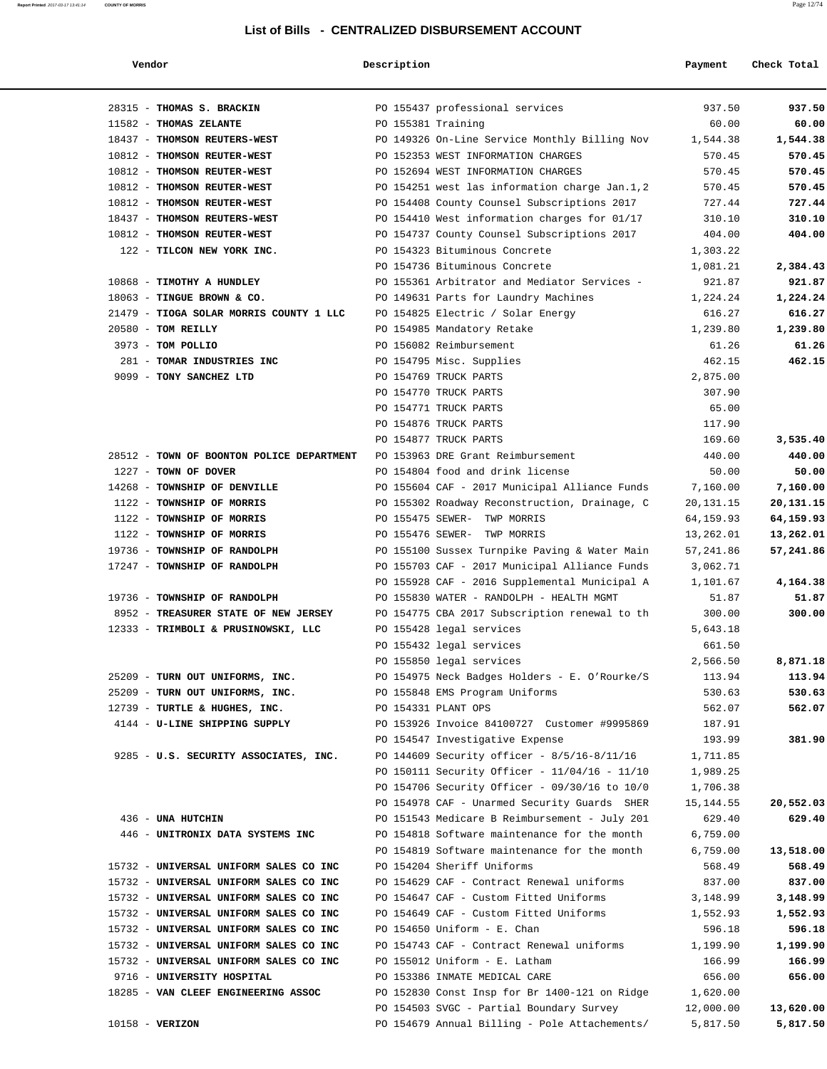## List of Bills - CENTRALIZED DISBURSEMENT ACCOUNT

| Vendor | Description | Payment | Check Total |
|---|---|---|---|
| 28315 - **THOMAS S. BRACKIN** | PO 155437 professional services | 937.50 | **937.50** |
| 11582 - **THOMAS ZELANTE** | PO 155381 Training | 60.00 | **60.00** |
| 18437 - **THOMSON REUTERS-WEST** | PO 149326 On-Line Service Monthly Billing Nov | 1,544.38 | **1,544.38** |
| 10812 - **THOMSON REUTER-WEST** | PO 152353 WEST INFORMATION CHARGES | 570.45 | **570.45** |
| 10812 - **THOMSON REUTER-WEST** | PO 152694 WEST INFORMATION CHARGES | 570.45 | **570.45** |
| 10812 - **THOMSON REUTER-WEST** | PO 154251 west las information charge Jan.1,2 | 570.45 | **570.45** |
| 10812 - **THOMSON REUTER-WEST** | PO 154408 County Counsel Subscriptions 2017 | 727.44 | **727.44** |
| 18437 - **THOMSON REUTERS-WEST** | PO 154410 West information charges for 01/17 | 310.10 | **310.10** |
| 10812 - **THOMSON REUTER-WEST** | PO 154737 County Counsel Subscriptions 2017 | 404.00 | **404.00** |
| 122 - **TILCON NEW YORK INC.** | PO 154323 Bituminous Concrete | 1,303.22 | |
| | PO 154736 Bituminous Concrete | 1,081.21 | **2,384.43** |
| 10868 - **TIMOTHY A HUNDLEY** | PO 155361 Arbitrator and Mediator Services - | 921.87 | **921.87** |
| 18063 - **TINGUE BROWN & CO.** | PO 149631 Parts for Laundry Machines | 1,224.24 | **1,224.24** |
| 21479 - **TIOGA SOLAR MORRIS COUNTY 1 LLC** | PO 154825 Electric / Solar Energy | 616.27 | **616.27** |
| 20580 - **TOM REILLY** | PO 154985 Mandatory Retake | 1,239.80 | **1,239.80** |
| 3973 - **TOM POLLIO** | PO 156082 Reimbursement | 61.26 | **61.26** |
| 281 - **TOMAR INDUSTRIES INC** | PO 154795 Misc. Supplies | 462.15 | **462.15** |
| 9099 - **TONY SANCHEZ LTD** | PO 154769 TRUCK PARTS | 2,875.00 | |
| | PO 154770 TRUCK PARTS | 307.90 | |
| | PO 154771 TRUCK PARTS | 65.00 | |
| | PO 154876 TRUCK PARTS | 117.90 | |
| | PO 154877 TRUCK PARTS | 169.60 | **3,535.40** |
| 28512 - **TOWN OF BOONTON POLICE DEPARTMENT** | PO 153963 DRE Grant Reimbursement | 440.00 | **440.00** |
| 1227 - **TOWN OF DOVER** | PO 154804 food and drink license | 50.00 | **50.00** |
| 14268 - **TOWNSHIP OF DENVILLE** | PO 155604 CAF - 2017 Municipal Alliance Funds | 7,160.00 | **7,160.00** |
| 1122 - **TOWNSHIP OF MORRIS** | PO 155302 Roadway Reconstruction, Drainage, C | 20,131.15 | **20,131.15** |
| 1122 - **TOWNSHIP OF MORRIS** | PO 155475 SEWER- TWP MORRIS | 64,159.93 | **64,159.93** |
| 1122 - **TOWNSHIP OF MORRIS** | PO 155476 SEWER- TWP MORRIS | 13,262.01 | **13,262.01** |
| 19736 - **TOWNSHIP OF RANDOLPH** | PO 155100 Sussex Turnpike Paving & Water Main | 57,241.86 | **57,241.86** |
| 17247 - **TOWNSHIP OF RANDOLPH** | PO 155703 CAF - 2017 Municipal Alliance Funds | 3,062.71 | |
| | PO 155928 CAF - 2016 Supplemental Municipal A | 1,101.67 | **4,164.38** |
| 19736 - **TOWNSHIP OF RANDOLPH** | PO 155830 WATER - RANDOLPH - HEALTH MGMT | 51.87 | **51.87** |
| 8952 - **TREASURER STATE OF NEW JERSEY** | PO 154775 CBA 2017 Subscription renewal to th | 300.00 | **300.00** |
| 12333 - **TRIMBOLI & PRUSINOWSKI, LLC** | PO 155428 legal services | 5,643.18 | |
| | PO 155432 legal services | 661.50 | |
| | PO 155850 legal services | 2,566.50 | **8,871.18** |
| 25209 - **TURN OUT UNIFORMS, INC.** | PO 154975 Neck Badges Holders - E. O'Rourke/S | 113.94 | **113.94** |
| 25209 - **TURN OUT UNIFORMS, INC.** | PO 155848 EMS Program Uniforms | 530.63 | **530.63** |
| 12739 - **TURTLE & HUGHES, INC.** | PO 154331 PLANT OPS | 562.07 | **562.07** |
| 4144 - **U-LINE SHIPPING SUPPLY** | PO 153926 Invoice 84100727 Customer #9995869 | 187.91 | |
| | PO 154547 Investigative Expense | 193.99 | **381.90** |
| 9285 - **U.S. SECURITY ASSOCIATES, INC.** | PO 144609 Security officer - 8/5/16-8/11/16 | 1,711.85 | |
| | PO 150111 Security Officer - 11/04/16 - 11/10 | 1,989.25 | |
| | PO 154706 Security Officer - 09/30/16 to 10/0 | 1,706.38 | |
| | PO 154978 CAF - Unarmed Security Guards SHER | 15,144.55 | **20,552.03** |
| 436 - **UNA HUTCHIN** | PO 151543 Medicare B Reimbursement - July 201 | 629.40 | **629.40** |
| 446 - **UNITRONIX DATA SYSTEMS INC** | PO 154818 Software maintenance for the month | 6,759.00 | |
| | PO 154819 Software maintenance for the month | 6,759.00 | **13,518.00** |
| 15732 - **UNIVERSAL UNIFORM SALES CO INC** | PO 154204 Sheriff Uniforms | 568.49 | **568.49** |
| 15732 - **UNIVERSAL UNIFORM SALES CO INC** | PO 154629 CAF - Contract Renewal uniforms | 837.00 | **837.00** |
| 15732 - **UNIVERSAL UNIFORM SALES CO INC** | PO 154647 CAF - Custom Fitted Uniforms | 3,148.99 | **3,148.99** |
| 15732 - **UNIVERSAL UNIFORM SALES CO INC** | PO 154649 CAF - Custom Fitted Uniforms | 1,552.93 | **1,552.93** |
| 15732 - **UNIVERSAL UNIFORM SALES CO INC** | PO 154650 Uniform - E. Chan | 596.18 | **596.18** |
| 15732 - **UNIVERSAL UNIFORM SALES CO INC** | PO 154743 CAF - Contract Renewal uniforms | 1,199.90 | **1,199.90** |
| 15732 - **UNIVERSAL UNIFORM SALES CO INC** | PO 155012 Uniform - E. Latham | 166.99 | **166.99** |
| 9716 - **UNIVERSITY HOSPITAL** | PO 153386 INMATE MEDICAL CARE | 656.00 | **656.00** |
| 18285 - **VAN CLEEF ENGINEERING ASSOC** | PO 152830 Const Insp for Br 1400-121 on Ridge | 1,620.00 | |
| | PO 154503 SVGC - Partial Boundary Survey | 12,000.00 | **13,620.00** |
| 10158 - **VERIZON** | PO 154679 Annual Billing - Pole Attachements/ | 5,817.50 | **5,817.50** |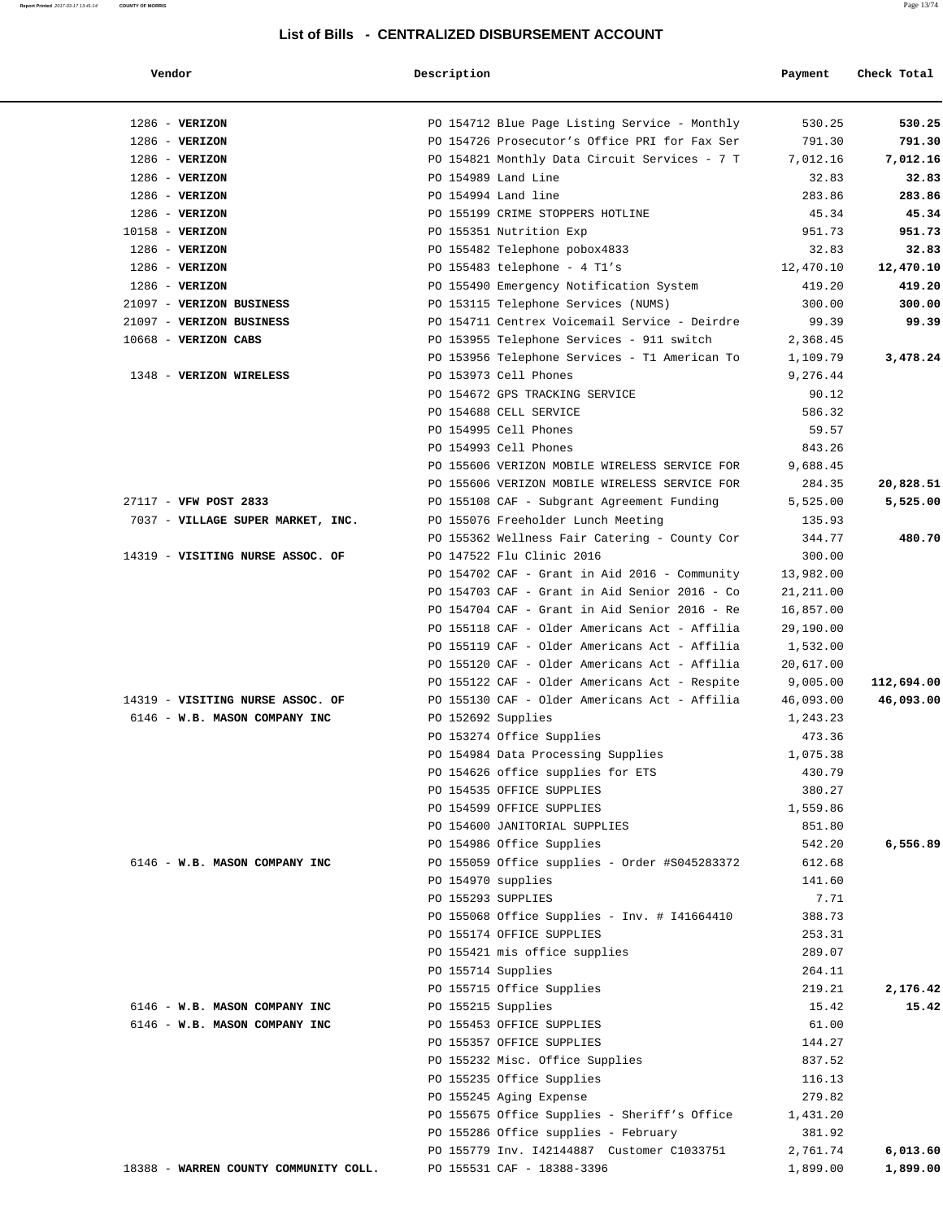## List of Bills - CENTRALIZED DISBURSEMENT ACCOUNT

| Vendor | Description | Payment | Check Total |
|---|---|---|---|
| 1286 - **VERIZON** | PO 154712 Blue Page Listing Service - Monthly | 530.25 | **530.25** |
| 1286 - **VERIZON** | PO 154726 Prosecutor's Office PRI for Fax Ser | 791.30 | **791.30** |
| 1286 - **VERIZON** | PO 154821 Monthly Data Circuit Services - 7 T | 7,012.16 | **7,012.16** |
| 1286 - **VERIZON** | PO 154989 Land Line | 32.83 | **32.83** |
| 1286 - **VERIZON** | PO 154994 Land line | 283.86 | **283.86** |
| 1286 - **VERIZON** | PO 155199 CRIME STOPPERS HOTLINE | 45.34 | **45.34** |
| 10158 - **VERIZON** | PO 155351 Nutrition Exp | 951.73 | **951.73** |
| 1286 - **VERIZON** | PO 155482 Telephone pobox4833 | 32.83 | **32.83** |
| 1286 - **VERIZON** | PO 155483 telephone - 4 T1's | 12,470.10 | **12,470.10** |
| 1286 - **VERIZON** | PO 155490 Emergency Notification System | 419.20 | **419.20** |
| 21097 - **VERIZON BUSINESS** | PO 153115 Telephone Services (NUMS) | 300.00 | **300.00** |
| 21097 - **VERIZON BUSINESS** | PO 154711 Centrex Voicemail Service - Deirdre | 99.39 | **99.39** |
| 10668 - **VERIZON CABS** | PO 153955 Telephone Services - 911 switch | 2,368.45 | |
| | PO 153956 Telephone Services - T1 American To | 1,109.79 | **3,478.24** |
| 1348 - **VERIZON WIRELESS** | PO 153973 Cell Phones | 9,276.44 | |
| | PO 154672 GPS TRACKING SERVICE | 90.12 | |
| | PO 154688 CELL SERVICE | 586.32 | |
| | PO 154995 Cell Phones | 59.57 | |
| | PO 154993 Cell Phones | 843.26 | |
| | PO 155606 VERIZON MOBILE WIRELESS SERVICE FOR | 9,688.45 | |
| | PO 155606 VERIZON MOBILE WIRELESS SERVICE FOR | 284.35 | **20,828.51** |
| 27117 - **VFW POST 2833** | PO 155108 CAF - Subgrant Agreement Funding | 5,525.00 | **5,525.00** |
| 7037 - **VILLAGE SUPER MARKET, INC.** | PO 155076 Freeholder Lunch Meeting | 135.93 | |
| | PO 155362 Wellness Fair Catering - County Cor | 344.77 | **480.70** |
| 14319 - **VISITING NURSE ASSOC. OF** | PO 147522 Flu Clinic 2016 | 300.00 | |
| | PO 154702 CAF - Grant in Aid 2016 - Community | 13,982.00 | |
| | PO 154703 CAF - Grant in Aid Senior 2016 - Co | 21,211.00 | |
| | PO 154704 CAF - Grant in Aid Senior 2016 - Re | 16,857.00 | |
| | PO 155118 CAF - Older Americans Act - Affilia | 29,190.00 | |
| | PO 155119 CAF - Older Americans Act - Affilia | 1,532.00 | |
| | PO 155120 CAF - Older Americans Act - Affilia | 20,617.00 | |
| | PO 155122 CAF - Older Americans Act - Respite | 9,005.00 | **112,694.00** |
| 14319 - **VISITING NURSE ASSOC. OF** | PO 155130 CAF - Older Americans Act - Affilia | 46,093.00 | **46,093.00** |
| 6146 - **W.B. MASON COMPANY INC** | PO 152692 Supplies | 1,243.23 | |
| | PO 153274 Office Supplies | 473.36 | |
| | PO 154984 Data Processing Supplies | 1,075.38 | |
| | PO 154626 office supplies for ETS | 430.79 | |
| | PO 154535 OFFICE SUPPLIES | 380.27 | |
| | PO 154599 OFFICE SUPPLIES | 1,559.86 | |
| | PO 154600 JANITORIAL SUPPLIES | 851.80 | |
| | PO 154986 Office Supplies | 542.20 | **6,556.89** |
| 6146 - **W.B. MASON COMPANY INC** | PO 155059 Office supplies - Order #S045283372 | 612.68 | |
| | PO 154970 supplies | 141.60 | |
| | PO 155293 SUPPLIES | 7.71 | |
| | PO 155068 Office Supplies - Inv. # I41664410 | 388.73 | |
| | PO 155174 OFFICE SUPPLIES | 253.31 | |
| | PO 155421 mis office supplies | 289.07 | |
| | PO 155714 Supplies | 264.11 | |
| | PO 155715 Office Supplies | 219.21 | **2,176.42** |
| 6146 - **W.B. MASON COMPANY INC** | PO 155215 Supplies | 15.42 | **15.42** |
| 6146 - **W.B. MASON COMPANY INC** | PO 155453 OFFICE SUPPLIES | 61.00 | |
| | PO 155357 OFFICE SUPPLIES | 144.27 | |
| | PO 155232 Misc. Office Supplies | 837.52 | |
| | PO 155235 Office Supplies | 116.13 | |
| | PO 155245 Aging Expense | 279.82 | |
| | PO 155675 Office Supplies - Sheriff's Office | 1,431.20 | |
| | PO 155286 Office supplies - February | 381.92 | |
| | PO 155779 Inv. I42144887 Customer C1033751 | 2,761.74 | **6,013.60** |
| 18388 - **WARREN COUNTY COMMUNITY COLL.** | PO 155531 CAF - 18388-3396 | 1,899.00 | **1,899.00** |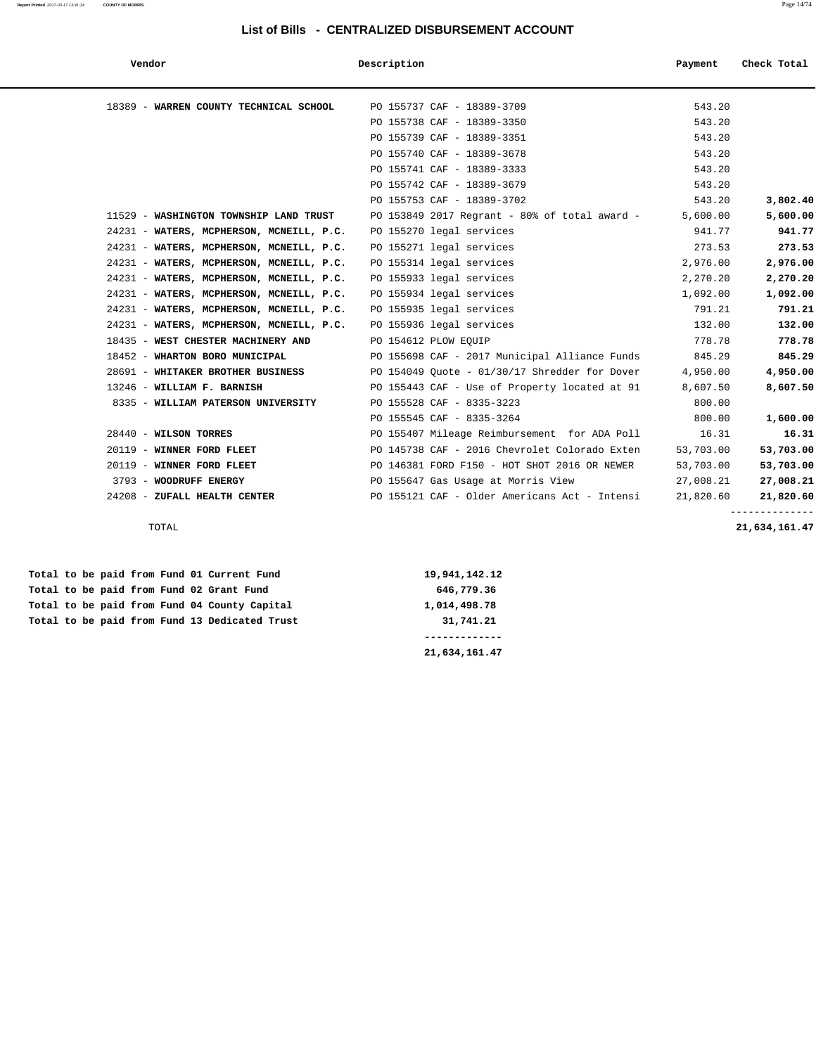# List of Bills - CENTRALIZED DISBURSEMENT ACCOUNT

| Vendor | Description | Payment | Check Total |
|---|---|---|---|
| 18389 - **WARREN COUNTY TECHNICAL SCHOOL** | PO 155737 CAF - 18389-3709 | 543.20 | |
| | PO 155738 CAF - 18389-3350 | 543.20 | |
| | PO 155739 CAF - 18389-3351 | 543.20 | |
| | PO 155740 CAF - 18389-3678 | 543.20 | |
| | PO 155741 CAF - 18389-3333 | 543.20 | |
| | PO 155742 CAF - 18389-3679 | 543.20 | |
| | PO 155753 CAF - 18389-3702 | 543.20 | **3,802.40** |
| 11529 - **WASHINGTON TOWNSHIP LAND TRUST** | PO 153849 2017 Regrant - 80% of total award - | 5,600.00 | **5,600.00** |
| 24231 - **WATERS, MCPHERSON, MCNEILL, P.C.** | PO 155270 legal services | 941.77 | **941.77** |
| 24231 - **WATERS, MCPHERSON, MCNEILL, P.C.** | PO 155271 legal services | 273.53 | **273.53** |
| 24231 - **WATERS, MCPHERSON, MCNEILL, P.C.** | PO 155314 legal services | 2,976.00 | **2,976.00** |
| 24231 - **WATERS, MCPHERSON, MCNEILL, P.C.** | PO 155933 legal services | 2,270.20 | **2,270.20** |
| 24231 - **WATERS, MCPHERSON, MCNEILL, P.C.** | PO 155934 legal services | 1,092.00 | **1,092.00** |
| 24231 - **WATERS, MCPHERSON, MCNEILL, P.C.** | PO 155935 legal services | 791.21 | **791.21** |
| 24231 - **WATERS, MCPHERSON, MCNEILL, P.C.** | PO 155936 legal services | 132.00 | **132.00** |
| 18435 - **WEST CHESTER MACHINERY AND** | PO 154612 PLOW EQUIP | 778.78 | **778.78** |
| 18452 - **WHARTON BORO MUNICIPAL** | PO 155698 CAF - 2017 Municipal Alliance Funds | 845.29 | **845.29** |
| 28691 - **WHITAKER BROTHER BUSINESS** | PO 154049 Quote - 01/30/17 Shredder for Dover | 4,950.00 | **4,950.00** |
| 13246 - **WILLIAM F. BARNISH** | PO 155443 CAF - Use of Property located at 91 | 8,607.50 | **8,607.50** |
| 8335 - **WILLIAM PATERSON UNIVERSITY** | PO 155528 CAF - 8335-3223 | 800.00 | |
| | PO 155545 CAF - 8335-3264 | 800.00 | **1,600.00** |
| 28440 - **WILSON TORRES** | PO 155407 Mileage Reimbursement for ADA Poll | 16.31 | **16.31** |
| 20119 - **WINNER FORD FLEET** | PO 145738 CAF - 2016 Chevrolet Colorado Exten | 53,703.00 | **53,703.00** |
| 20119 - **WINNER FORD FLEET** | PO 146381 FORD F150 - HOT SHOT 2016 OR NEWER | 53,703.00 | **53,703.00** |
| 3793 - **WOODRUFF ENERGY** | PO 155647 Gas Usage at Morris View | 27,008.21 | **27,008.21** |
| 24208 - **ZUFALL HEALTH CENTER** | PO 155121 CAF - Older Americans Act - Intensi | 21,820.60 | **21,820.60** |
| TOTAL | | | **21,634,161.47** |

| | |
|---|---|
| **Total to be paid from Fund 01 Current Fund** | **19,941,142.12** |
| **Total to be paid from Fund 02 Grant Fund** | **646,779.36** |
| **Total to be paid from Fund 04 County Capital** | **1,014,498.78** |
| **Total to be paid from Fund 13 Dedicated Trust** | **31,741.21** |
| | **21,634,161.47** |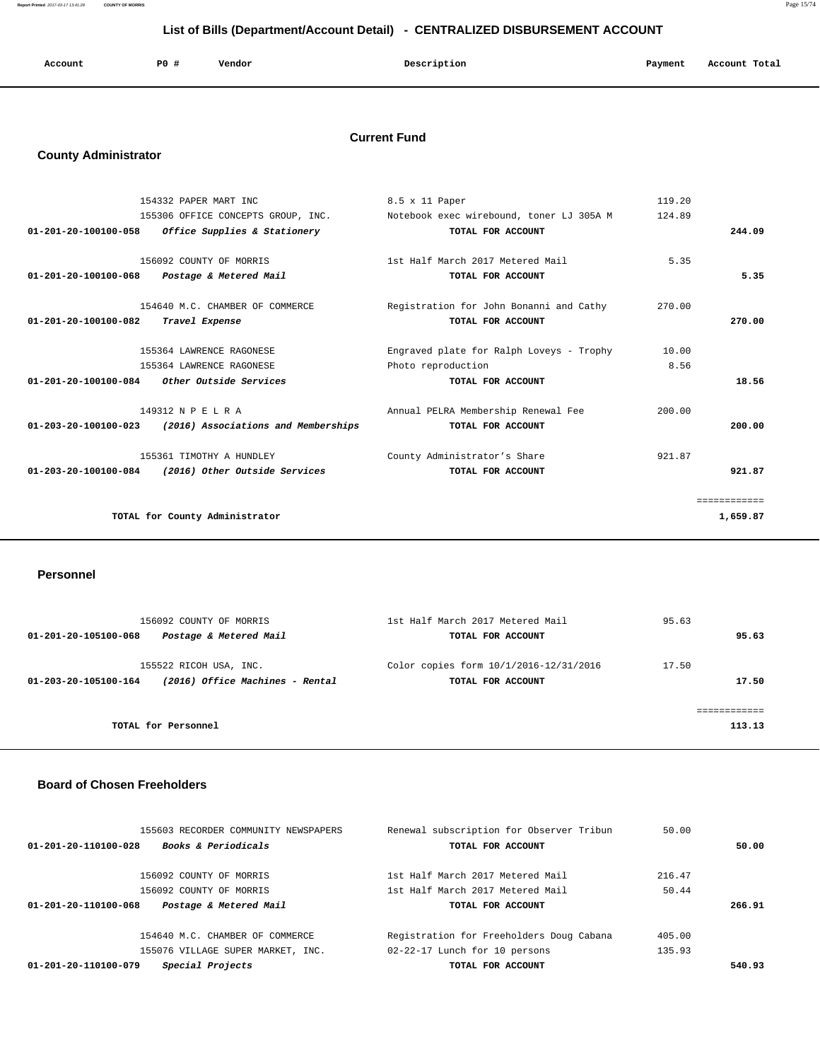## List of Bills (Department/Account Detail) - CENTRALIZED DISBURSEMENT ACCOUNT

| Account | PO # | Vendor | Description | Payment | Account Total |
|---|---|---|---|---|---|

# Current Fund

## County Administrator

| Account | PO # | Vendor | Description | Payment | Account Total |
|---|---|---|---|---|---|
| | 154332 | PAPER MART INC | 8.5 x 11 Paper | 119.20 | |
| | 155306 | OFFICE CONCEPTS GROUP, INC. | Notebook exec wirebound, toner LJ 305A M | 124.89 | |
| 01-201-20-100100-058 | | *Office Supplies & Stationery* | TOTAL FOR ACCOUNT | | 244.09 |
| | 156092 | COUNTY OF MORRIS | 1st Half March 2017 Metered Mail | 5.35 | |
| 01-201-20-100100-068 | | *Postage & Metered Mail* | TOTAL FOR ACCOUNT | | 5.35 |
| | 154640 | M.C. CHAMBER OF COMMERCE | Registration for John Bonanni and Cathy | 270.00 | |
| 01-201-20-100100-082 | | *Travel Expense* | TOTAL FOR ACCOUNT | | 270.00 |
| | 155364 | LAWRENCE RAGONESE | Engraved plate for Ralph Loveys - Trophy | 10.00 | |
| | 155364 | LAWRENCE RAGONESE | Photo reproduction | 8.56 | |
| 01-201-20-100100-084 | | *Other Outside Services* | TOTAL FOR ACCOUNT | | 18.56 |
| | 149312 | N P E L R A | Annual PELRA Membership Renewal Fee | 200.00 | |
| 01-203-20-100100-023 | | *(2016) Associations and Memberships* | TOTAL FOR ACCOUNT | | 200.00 |
| | 155361 | TIMOTHY A HUNDLEY | County Administrator's Share | 921.87 | |
| 01-203-20-100100-084 | | *(2016) Other Outside Services* | TOTAL FOR ACCOUNT | | 921.87 |
| | | | | | ============ |
| | | **TOTAL for County Administrator** | | | **1,659.87** |

## Personnel

| Account | PO # | Vendor | Description | Payment | Account Total |
|---|---|---|---|---|---|
| | 156092 | COUNTY OF MORRIS | 1st Half March 2017 Metered Mail | 95.63 | |
| 01-201-20-105100-068 | | *Postage & Metered Mail* | TOTAL FOR ACCOUNT | | 95.63 |
| | 155522 | RICOH USA, INC. | Color copies form 10/1/2016-12/31/2016 | 17.50 | |
| 01-203-20-105100-164 | | *(2016) Office Machines - Rental* | TOTAL FOR ACCOUNT | | 17.50 |
| | | | | | ============ |
| | | **TOTAL for Personnel** | | | **113.13** |

## Board of Chosen Freeholders

| Account | PO # | Vendor | Description | Payment | Account Total |
|---|---|---|---|---|---|
| | 155603 | RECORDER COMMUNITY NEWSPAPERS | Renewal subscription for Observer Tribun | 50.00 | |
| 01-201-20-110100-028 | | *Books & Periodicals* | TOTAL FOR ACCOUNT | | 50.00 |
| | 156092 | COUNTY OF MORRIS | 1st Half March 2017 Metered Mail | 216.47 | |
| | 156092 | COUNTY OF MORRIS | 1st Half March 2017 Metered Mail | 50.44 | |
| 01-201-20-110100-068 | | *Postage & Metered Mail* | TOTAL FOR ACCOUNT | | 266.91 |
| | 154640 | M.C. CHAMBER OF COMMERCE | Registration for Freeholders Doug Cabana | 405.00 | |
| | 155076 | VILLAGE SUPER MARKET, INC. | 02-22-17 Lunch for 10 persons | 135.93 | |
| 01-201-20-110100-079 | | *Special Projects* | TOTAL FOR ACCOUNT | | 540.93 |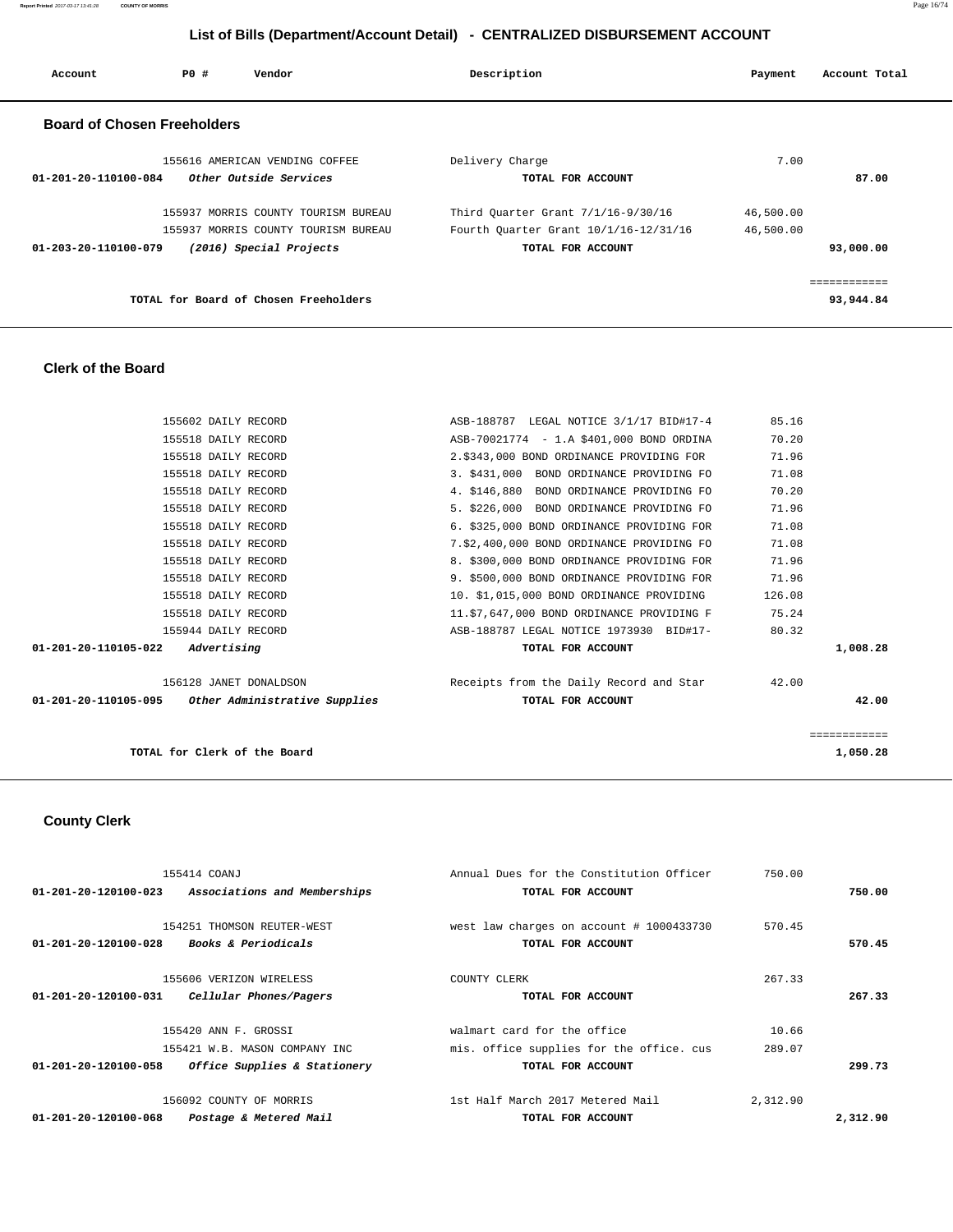# List of Bills (Department/Account Detail) - CENTRALIZED DISBURSEMENT ACCOUNT

| Account | PO # | Vendor | Description | Payment | Account Total |
|---|---|---|---|---|---|

## Board of Chosen Freeholders

| Account | PO # | Vendor | Description | Payment | Account Total |
|---|---|---|---|---|---|
| | 155616 | AMERICAN VENDING COFFEE | Delivery Charge | 7.00 | |
| 01-201-20-110100-084 | | *Other Outside Services* | TOTAL FOR ACCOUNT | | 87.00 |
| | 155937 | MORRIS COUNTY TOURISM BUREAU | Third Quarter Grant 7/1/16-9/30/16 | 46,500.00 | |
| | 155937 | MORRIS COUNTY TOURISM BUREAU | Fourth Quarter Grant 10/1/16-12/31/16 | 46,500.00 | |
| 01-203-20-110100-079 | | *(2016) Special Projects* | TOTAL FOR ACCOUNT | | 93,000.00 |
| | | TOTAL for Board of Chosen Freeholders | | | 93,944.84 |

## Clerk of the Board

| Account | PO # | Vendor | Description | Payment | Account Total |
|---|---|---|---|---|---|
| | 155602 | DAILY RECORD | ASB-188787 LEGAL NOTICE 3/1/17 BID#17-4 | 85.16 | |
| | 155518 | DAILY RECORD | ASB-70021774 - 1.A $401,000 BOND ORDINA | 70.20 | |
| | 155518 | DAILY RECORD | 2.$343,000 BOND ORDINANCE PROVIDING FOR | 71.96 | |
| | 155518 | DAILY RECORD | 3. $431,000 BOND ORDINANCE PROVIDING FO | 71.08 | |
| | 155518 | DAILY RECORD | 4. $146,880 BOND ORDINANCE PROVIDING FO | 70.20 | |
| | 155518 | DAILY RECORD | 5. $226,000 BOND ORDINANCE PROVIDING FO | 71.96 | |
| | 155518 | DAILY RECORD | 6. $325,000 BOND ORDINANCE PROVIDING FOR | 71.08 | |
| | 155518 | DAILY RECORD | 7.$2,400,000 BOND ORDINANCE PROVIDING FO | 71.08 | |
| | 155518 | DAILY RECORD | 8. $300,000 BOND ORDINANCE PROVIDING FOR | 71.96 | |
| | 155518 | DAILY RECORD | 9. $500,000 BOND ORDINANCE PROVIDING FOR | 71.96 | |
| | 155518 | DAILY RECORD | 10. $1,015,000 BOND ORDINANCE PROVIDING | 126.08 | |
| | 155518 | DAILY RECORD | 11.$7,647,000 BOND ORDINANCE PROVIDING F | 75.24 | |
| | 155944 | DAILY RECORD | ASB-188787 LEGAL NOTICE 1973930 BID#17- | 80.32 | |
| 01-201-20-110105-022 | | *Advertising* | TOTAL FOR ACCOUNT | | 1,008.28 |
| | 156128 | JANET DONALDSON | Receipts from the Daily Record and Star | 42.00 | |
| 01-201-20-110105-095 | | *Other Administrative Supplies* | TOTAL FOR ACCOUNT | | 42.00 |
| | | TOTAL for Clerk of the Board | | | 1,050.28 |

## County Clerk

| Account | PO # | Vendor | Description | Payment | Account Total |
|---|---|---|---|---|---|
| | 155414 | COANJ | Annual Dues for the Constitution Officer | 750.00 | |
| 01-201-20-120100-023 | | *Associations and Memberships* | TOTAL FOR ACCOUNT | | 750.00 |
| | 154251 | THOMSON REUTER-WEST | west law charges on account # 1000433730 | 570.45 | |
| 01-201-20-120100-028 | | *Books & Periodicals* | TOTAL FOR ACCOUNT | | 570.45 |
| | 155606 | VERIZON WIRELESS | COUNTY CLERK | 267.33 | |
| 01-201-20-120100-031 | | *Cellular Phones/Pagers* | TOTAL FOR ACCOUNT | | 267.33 |
| | 155420 | ANN F. GROSSI | walmart card for the office | 10.66 | |
| | 155421 | W.B. MASON COMPANY INC | mis. office supplies for the office. cus | 289.07 | |
| 01-201-20-120100-058 | | *Office Supplies & Stationery* | TOTAL FOR ACCOUNT | | 299.73 |
| | 156092 | COUNTY OF MORRIS | 1st Half March 2017 Metered Mail | 2,312.90 | |
| 01-201-20-120100-068 | | *Postage & Metered Mail* | TOTAL FOR ACCOUNT | | 2,312.90 |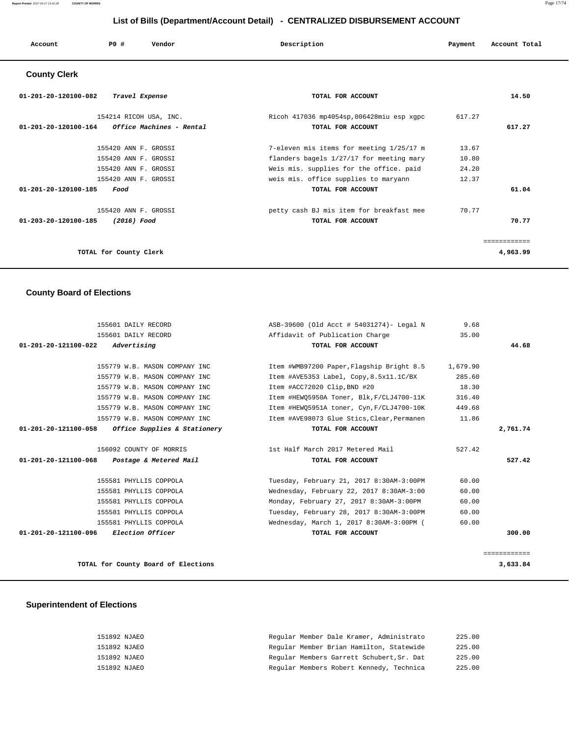## List of Bills (Department/Account Detail) - CENTRALIZED DISBURSEMENT ACCOUNT

| Account | PO # | Vendor | Description | Payment | Account Total |
|---|---|---|---|---|---|

### County Clerk

| Account | PO # | Vendor | Description | Payment | Account Total |
|---|---|---|---|---|---|
| 01-201-20-120100-082 | | *Travel Expense* | TOTAL FOR ACCOUNT | | 14.50 |
| | 154214 | RICOH USA, INC. | Ricoh 417036 mp4054sp,006428miu esp xgpc | 617.27 | |
| 01-201-20-120100-164 | | *Office Machines - Rental* | TOTAL FOR ACCOUNT | | 617.27 |
| | 155420 | ANN F. GROSSI | 7-eleven mis items for meeting 1/25/17 m | 13.67 | |
| | 155420 | ANN F. GROSSI | flanders bagels 1/27/17 for meeting mary | 10.80 | |
| | 155420 | ANN F. GROSSI | Weis mis. supplies for the office. paid | 24.20 | |
| | 155420 | ANN F. GROSSI | weis mis. office supplies to maryann | 12.37 | |
| 01-201-20-120100-185 | | *Food* | TOTAL FOR ACCOUNT | | 61.04 |
| | 155420 | ANN F. GROSSI | petty cash BJ mis item for breakfast mee | 70.77 | |
| 01-203-20-120100-185 | | *(2016) Food* | TOTAL FOR ACCOUNT | | 70.77 |
| | | | | | ============ |
| | | TOTAL for County Clerk | | | 4,963.99 |

### County Board of Elections

| Account | PO # | Vendor | Description | Payment | Account Total |
|---|---|---|---|---|---|
| | 155601 | DAILY RECORD | ASB-39600 (Old Acct # 54031274)- Legal N | 9.68 | |
| | 155601 | DAILY RECORD | Affidavit of Publication Charge | 35.00 | |
| 01-201-20-121100-022 | | *Advertising* | TOTAL FOR ACCOUNT | | 44.68 |
| | 155779 | W.B. MASON COMPANY INC | Item #WMB97200 Paper,Flagship Bright 8.5 | 1,679.90 | |
| | 155779 | W.B. MASON COMPANY INC | Item #AVE5353 Label, Copy,8.5x11.1C/BX | 285.60 | |
| | 155779 | W.B. MASON COMPANY INC | Item #ACC72020 Clip,BND #20 | 18.30 | |
| | 155779 | W.B. MASON COMPANY INC | Item #HEWQ5950A Toner, Blk,F/CLJ4700-11K | 316.40 | |
| | 155779 | W.B. MASON COMPANY INC | Item #HEWQ5951A toner, Cyn,F/CLJ4700-10K | 449.68 | |
| | 155779 | W.B. MASON COMPANY INC | Item #AVE98073 Glue Stics,Clear,Permanen | 11.86 | |
| 01-201-20-121100-058 | | *Office Supplies & Stationery* | TOTAL FOR ACCOUNT | | 2,761.74 |
| | 156092 | COUNTY OF MORRIS | 1st Half March 2017 Metered Mail | 527.42 | |
| 01-201-20-121100-068 | | *Postage & Metered Mail* | TOTAL FOR ACCOUNT | | 527.42 |
| | 155581 | PHYLLIS COPPOLA | Tuesday, February 21, 2017 8:30AM-3:00PM | 60.00 | |
| | 155581 | PHYLLIS COPPOLA | Wednesday, February 22, 2017 8:30AM-3:00 | 60.00 | |
| | 155581 | PHYLLIS COPPOLA | Monday, February 27, 2017 8:30AM-3:00PM | 60.00 | |
| | 155581 | PHYLLIS COPPOLA | Tuesday, February 28, 2017 8:30AM-3:00PM | 60.00 | |
| | 155581 | PHYLLIS COPPOLA | Wednesday, March 1, 2017 8:30AM-3:00PM ( | 60.00 | |
| 01-201-20-121100-096 | | *Election Officer* | TOTAL FOR ACCOUNT | | 300.00 |
| | | | | | ============ |
| | | TOTAL for County Board of Elections | | | 3,633.84 |

### Superintendent of Elections

| Account | PO # | Vendor | Description | Payment | Account Total |
|---|---|---|---|---|---|
| | 151892 | NJAEO | Regular Member Dale Kramer, Administrato | 225.00 | |
| | 151892 | NJAEO | Regular Member Brian Hamilton, Statewide | 225.00 | |
| | 151892 | NJAEO | Regular Members Garrett Schubert,Sr. Dat | 225.00 | |
| | 151892 | NJAEO | Regular Members Robert Kennedy, Technica | 225.00 | |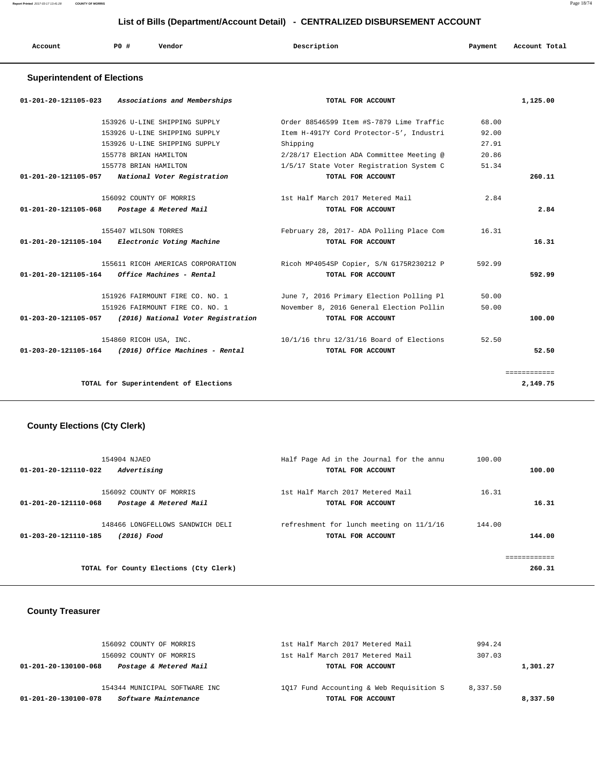## List of Bills (Department/Account Detail) - CENTRALIZED DISBURSEMENT ACCOUNT

| Account | PO # | Vendor | Description | Payment | Account Total |
|---|---|---|---|---|---|

### Superintendent of Elections

| Account | PO # | Vendor | Description | Payment | Account Total |
|---|---|---|---|---|---|
| 01-201-20-121105-023 | | *Associations and Memberships* | TOTAL FOR ACCOUNT | | 1,125.00 |
| | 153926 | U-LINE SHIPPING SUPPLY | Order 88546599 Item #S-7879 Lime Traffic | 68.00 | |
| | 153926 | U-LINE SHIPPING SUPPLY | Item H-4917Y Cord Protector-5', Industri | 92.00 | |
| | 153926 | U-LINE SHIPPING SUPPLY | Shipping | 27.91 | |
| | 155778 | BRIAN HAMILTON | 2/28/17 Election ADA Committee Meeting @ | 20.86 | |
| | 155778 | BRIAN HAMILTON | 1/5/17 State Voter Registration System C | 51.34 | |
| 01-201-20-121105-057 | | *National Voter Registration* | TOTAL FOR ACCOUNT | | 260.11 |
| | 156092 | COUNTY OF MORRIS | 1st Half March 2017 Metered Mail | 2.84 | |
| 01-201-20-121105-068 | | *Postage & Metered Mail* | TOTAL FOR ACCOUNT | | 2.84 |
| | 155407 | WILSON TORRES | February 28, 2017- ADA Polling Place Com | 16.31 | |
| 01-201-20-121105-104 | | *Electronic Voting Machine* | TOTAL FOR ACCOUNT | | 16.31 |
| | 155611 | RICOH AMERICAS CORPORATION | Ricoh MP4054SP Copier, S/N G175R230212 P | 592.99 | |
| 01-201-20-121105-164 | | *Office Machines - Rental* | TOTAL FOR ACCOUNT | | 592.99 |
| | 151926 | FAIRMOUNT FIRE CO. NO. 1 | June 7, 2016 Primary Election Polling Pl | 50.00 | |
| | 151926 | FAIRMOUNT FIRE CO. NO. 1 | November 8, 2016 General Election Pollin | 50.00 | |
| 01-203-20-121105-057 | | *(2016) National Voter Registration* | TOTAL FOR ACCOUNT | | 100.00 |
| | 154860 | RICOH USA, INC. | 10/1/16 thru 12/31/16 Board of Elections | 52.50 | |
| 01-203-20-121105-164 | | *(2016) Office Machines - Rental* | TOTAL FOR ACCOUNT | | 52.50 |
| | | **TOTAL for Superintendent of Elections** | | | **2,149.75** |

### County Elections (Cty Clerk)

| Account | PO # | Vendor | Description | Payment | Account Total |
|---|---|---|---|---|---|
| | 154904 | NJAEO | Half Page Ad in the Journal for the annu | 100.00 | |
| 01-201-20-121110-022 | | *Advertising* | TOTAL FOR ACCOUNT | | 100.00 |
| | 156092 | COUNTY OF MORRIS | 1st Half March 2017 Metered Mail | 16.31 | |
| 01-201-20-121110-068 | | *Postage & Metered Mail* | TOTAL FOR ACCOUNT | | 16.31 |
| | 148466 | LONGFELLOWS SANDWICH DELI | refreshment for lunch meeting on 11/1/16 | 144.00 | |
| 01-203-20-121110-185 | | *(2016) Food* | TOTAL FOR ACCOUNT | | 144.00 |
| | | **TOTAL for County Elections (Cty Clerk)** | | | **260.31** |

### County Treasurer

| Account | PO # | Vendor | Description | Payment | Account Total |
|---|---|---|---|---|---|
| | 156092 | COUNTY OF MORRIS | 1st Half March 2017 Metered Mail | 994.24 | |
| | 156092 | COUNTY OF MORRIS | 1st Half March 2017 Metered Mail | 307.03 | |
| 01-201-20-130100-068 | | *Postage & Metered Mail* | TOTAL FOR ACCOUNT | | 1,301.27 |
| | 154344 | MUNICIPAL SOFTWARE INC | 1Q17 Fund Accounting & Web Requisition S | 8,337.50 | |
| 01-201-20-130100-078 | | *Software Maintenance* | TOTAL FOR ACCOUNT | | 8,337.50 |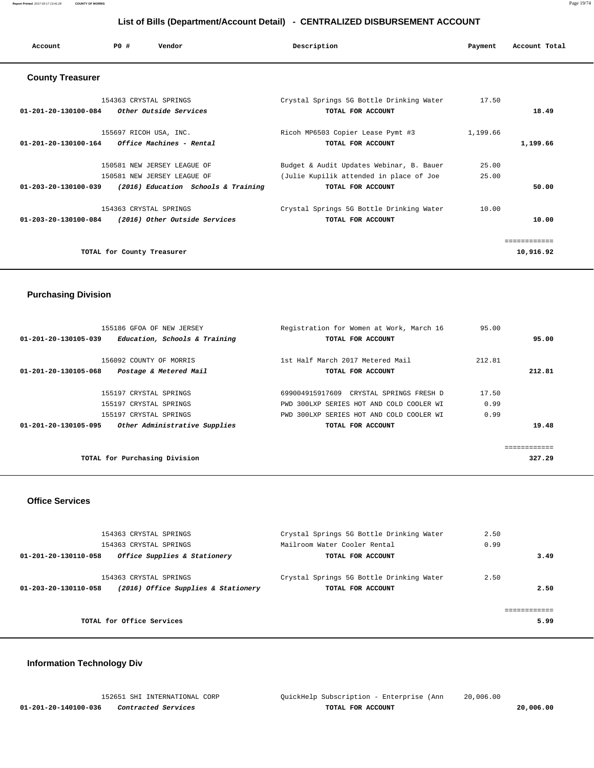# List of Bills (Department/Account Detail) - CENTRALIZED DISBURSEMENT ACCOUNT

| Account | PO # | Vendor | Description | Payment | Account Total |
|---|---|---|---|---|---|

## County Treasurer

| Account | PO # | Vendor | Description | Payment | Account Total |
|---|---|---|---|---|---|
| | 154363 | CRYSTAL SPRINGS | Crystal Springs 5G Bottle Drinking Water | 17.50 | |
| 01-201-20-130100-084 | | *Other Outside Services* | TOTAL FOR ACCOUNT | | 18.49 |
| | 155697 | RICOH USA, INC. | Ricoh MP6503 Copier Lease Pymt #3 | 1,199.66 | |
| 01-201-20-130100-164 | | *Office Machines - Rental* | TOTAL FOR ACCOUNT | | 1,199.66 |
| | 150581 | NEW JERSEY LEAGUE OF | Budget & Audit Updates Webinar, B. Bauer | 25.00 | |
| | 150581 | NEW JERSEY LEAGUE OF | (Julie Kupilik attended in place of Joe | 25.00 | |
| 01-203-20-130100-039 | | *(2016) Education Schools & Training* | TOTAL FOR ACCOUNT | | 50.00 |
| | 154363 | CRYSTAL SPRINGS | Crystal Springs 5G Bottle Drinking Water | 10.00 | |
| 01-203-20-130100-084 | | *(2016) Other Outside Services* | TOTAL FOR ACCOUNT | | 10.00 |
| | | | | | ============ |
| | | TOTAL for County Treasurer | | | 10,916.92 |

## Purchasing Division

| Account | PO # | Vendor | Description | Payment | Account Total |
|---|---|---|---|---|---|
| | 155186 | GFOA OF NEW JERSEY | Registration for Women at Work, March 16 | 95.00 | |
| 01-201-20-130105-039 | | *Education, Schools & Training* | TOTAL FOR ACCOUNT | | 95.00 |
| | 156092 | COUNTY OF MORRIS | 1st Half March 2017 Metered Mail | 212.81 | |
| 01-201-20-130105-068 | | *Postage & Metered Mail* | TOTAL FOR ACCOUNT | | 212.81 |
| | 155197 | CRYSTAL SPRINGS | 699004915917609 CRYSTAL SPRINGS FRESH D | 17.50 | |
| | 155197 | CRYSTAL SPRINGS | PWD 300LXP SERIES HOT AND COLD COOLER WI | 0.99 | |
| | 155197 | CRYSTAL SPRINGS | PWD 300LXP SERIES HOT AND COLD COOLER WI | 0.99 | |
| 01-201-20-130105-095 | | *Other Administrative Supplies* | TOTAL FOR ACCOUNT | | 19.48 |
| | | | | | ============ |
| | | TOTAL for Purchasing Division | | | 327.29 |

## Office Services

| Account | PO # | Vendor | Description | Payment | Account Total |
|---|---|---|---|---|---|
| | 154363 | CRYSTAL SPRINGS | Crystal Springs 5G Bottle Drinking Water | 2.50 | |
| | 154363 | CRYSTAL SPRINGS | Mailroom Water Cooler Rental | 0.99 | |
| 01-201-20-130110-058 | | *Office Supplies & Stationery* | TOTAL FOR ACCOUNT | | 3.49 |
| | 154363 | CRYSTAL SPRINGS | Crystal Springs 5G Bottle Drinking Water | 2.50 | |
| 01-203-20-130110-058 | | *(2016) Office Supplies & Stationery* | TOTAL FOR ACCOUNT | | 2.50 |
| | | | | | ============ |
| | | TOTAL for Office Services | | | 5.99 |

## Information Technology Div

| Account | PO # | Vendor | Description | Payment | Account Total |
|---|---|---|---|---|---|
| | 152651 | SHI INTERNATIONAL CORP | QuickHelp Subscription - Enterprise (Ann | 20,006.00 | |
| 01-201-20-140100-036 | | *Contracted Services* | TOTAL FOR ACCOUNT | | 20,006.00 |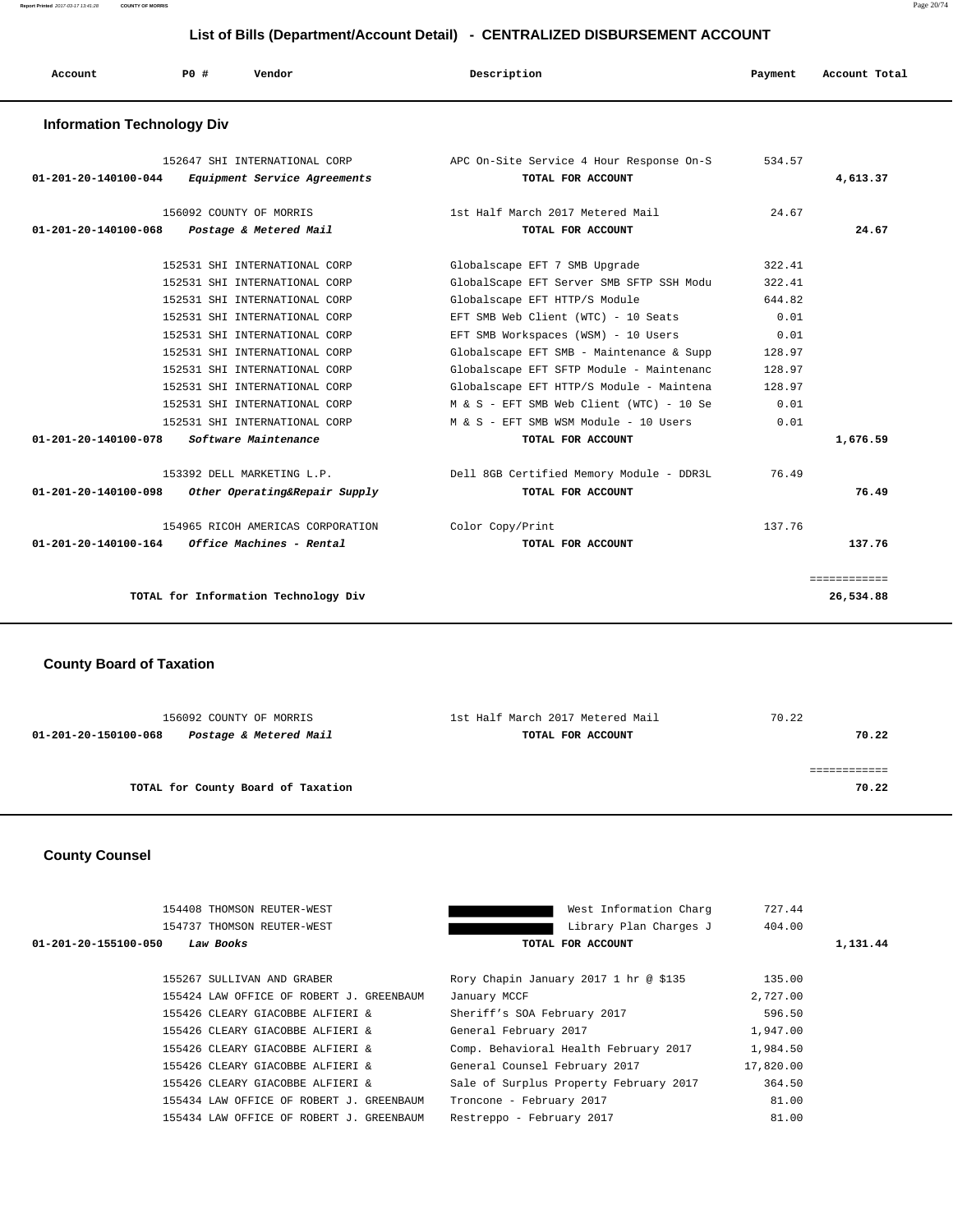## List of Bills (Department/Account Detail) - CENTRALIZED DISBURSEMENT ACCOUNT

| Account | PO # | Vendor | Description | Payment | Account Total |
|---|---|---|---|---|---|

### Information Technology Div

| Account | PO # | Vendor | Description | Payment | Account Total |
|---|---|---|---|---|---|
| | 152647 | SHI INTERNATIONAL CORP | APC On-Site Service 4 Hour Response On-S | 534.57 | |
| 01-201-20-140100-044 | | *Equipment Service Agreements* | TOTAL FOR ACCOUNT | | 4,613.37 |
| | 156092 | COUNTY OF MORRIS | 1st Half March 2017 Metered Mail | 24.67 | |
| 01-201-20-140100-068 | | *Postage & Metered Mail* | TOTAL FOR ACCOUNT | | 24.67 |
| | 152531 | SHI INTERNATIONAL CORP | Globalscape EFT 7 SMB Upgrade | 322.41 | |
| | 152531 | SHI INTERNATIONAL CORP | GlobalScape EFT Server SMB SFTP SSH Modu | 322.41 | |
| | 152531 | SHI INTERNATIONAL CORP | Globalscape EFT HTTP/S Module | 644.82 | |
| | 152531 | SHI INTERNATIONAL CORP | EFT SMB Web Client (WTC) - 10 Seats | 0.01 | |
| | 152531 | SHI INTERNATIONAL CORP | EFT SMB Workspaces (WSM) - 10 Users | 0.01 | |
| | 152531 | SHI INTERNATIONAL CORP | Globalscape EFT SMB - Maintenance & Supp | 128.97 | |
| | 152531 | SHI INTERNATIONAL CORP | Globalscape EFT SFTP Module - Maintenanc | 128.97 | |
| | 152531 | SHI INTERNATIONAL CORP | Globalscape EFT HTTP/S Module - Maintena | 128.97 | |
| | 152531 | SHI INTERNATIONAL CORP | M & S - EFT SMB Web Client (WTC) - 10 Se | 0.01 | |
| | 152531 | SHI INTERNATIONAL CORP | M & S - EFT SMB WSM Module - 10 Users | 0.01 | |
| 01-201-20-140100-078 | | *Software Maintenance* | TOTAL FOR ACCOUNT | | 1,676.59 |
| | 153392 | DELL MARKETING L.P. | Dell 8GB Certified Memory Module - DDR3L | 76.49 | |
| 01-201-20-140100-098 | | *Other Operating&Repair Supply* | TOTAL FOR ACCOUNT | | 76.49 |
| | 154965 | RICOH AMERICAS CORPORATION | Color Copy/Print | 137.76 | |
| 01-201-20-140100-164 | | *Office Machines - Rental* | TOTAL FOR ACCOUNT | | 137.76 |
| | | TOTAL for Information Technology Div | | | 26,534.88 |

### County Board of Taxation

| Account | PO # | Vendor | Description | Payment | Account Total |
|---|---|---|---|---|---|
| | 156092 | COUNTY OF MORRIS | 1st Half March 2017 Metered Mail | 70.22 | |
| 01-201-20-150100-068 | | *Postage & Metered Mail* | TOTAL FOR ACCOUNT | | 70.22 |
| | | TOTAL for County Board of Taxation | | | 70.22 |

### County Counsel

| Account | PO # | Vendor | Description | Payment | Account Total |
|---|---|---|---|---|---|
| | 154408 | THOMSON REUTER-WEST | West Information Charg | 727.44 | |
| | 154737 | THOMSON REUTER-WEST | Library Plan Charges J | 404.00 | |
| 01-201-20-155100-050 | | *Law Books* | TOTAL FOR ACCOUNT | | 1,131.44 |
| | 155267 | SULLIVAN AND GRABER | Rory Chapin January 2017 1 hr @ $135 | 135.00 | |
| | 155424 | LAW OFFICE OF ROBERT J. GREENBAUM | January MCCF | 2,727.00 | |
| | 155426 | CLEARY GIACOBBE ALFIERI & | Sheriff's SOA February 2017 | 596.50 | |
| | 155426 | CLEARY GIACOBBE ALFIERI & | General February 2017 | 1,947.00 | |
| | 155426 | CLEARY GIACOBBE ALFIERI & | Comp. Behavioral Health February 2017 | 1,984.50 | |
| | 155426 | CLEARY GIACOBBE ALFIERI & | General Counsel February 2017 | 17,820.00 | |
| | 155426 | CLEARY GIACOBBE ALFIERI & | Sale of Surplus Property February 2017 | 364.50 | |
| | 155434 | LAW OFFICE OF ROBERT J. GREENBAUM | Troncone - February 2017 | 81.00 | |
| | 155434 | LAW OFFICE OF ROBERT J. GREENBAUM | Restreppo - February 2017 | 81.00 | |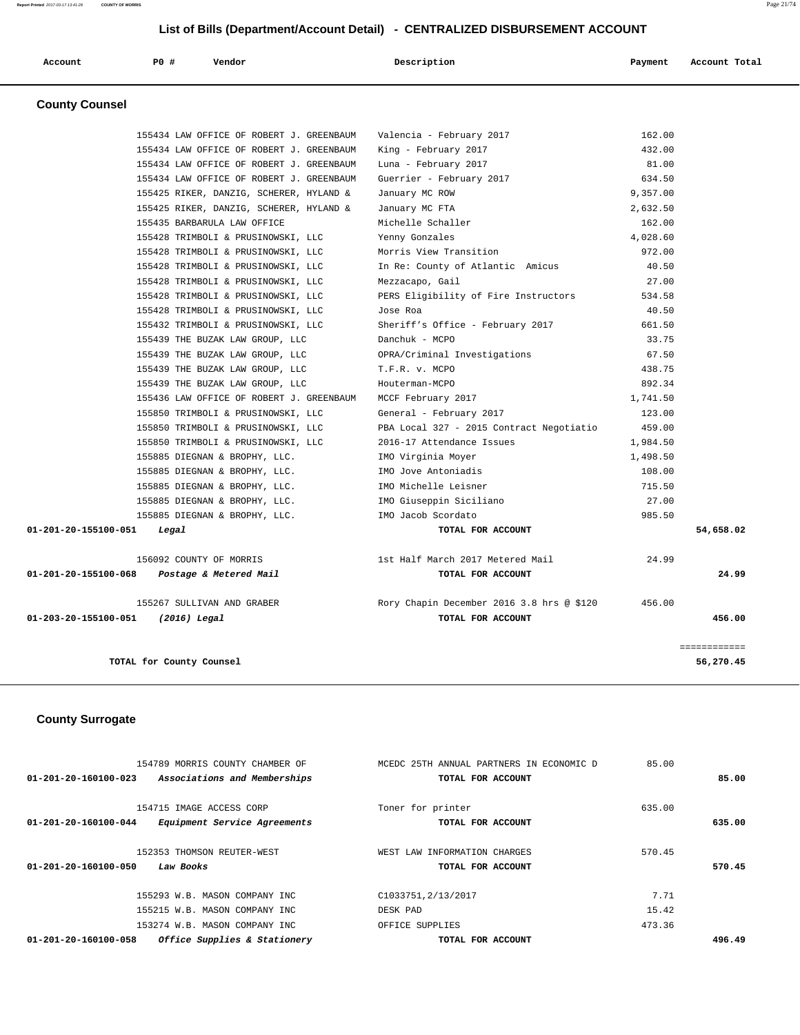## List of Bills (Department/Account Detail) - CENTRALIZED DISBURSEMENT ACCOUNT

| Account | PO # | Vendor | Description | Payment | Account Total |
|---|---|---|---|---|---|

### County Counsel

| Account | PO # | Vendor | Description | Payment | Account Total |
|---|---|---|---|---|---|
| | 155434 | LAW OFFICE OF ROBERT J. GREENBAUM | Valencia - February 2017 | 162.00 | |
| | 155434 | LAW OFFICE OF ROBERT J. GREENBAUM | King - February 2017 | 432.00 | |
| | 155434 | LAW OFFICE OF ROBERT J. GREENBAUM | Luna - February 2017 | 81.00 | |
| | 155434 | LAW OFFICE OF ROBERT J. GREENBAUM | Guerrier - February 2017 | 634.50 | |
| | 155425 | RIKER, DANZIG, SCHERER, HYLAND & | January MC ROW | 9,357.00 | |
| | 155425 | RIKER, DANZIG, SCHERER, HYLAND & | January MC FTA | 2,632.50 | |
| | 155435 | BARBARULA LAW OFFICE | Michelle Schaller | 162.00 | |
| | 155428 | TRIMBOLI & PRUSINOWSKI, LLC | Yenny Gonzales | 4,028.60 | |
| | 155428 | TRIMBOLI & PRUSINOWSKI, LLC | Morris View Transition | 972.00 | |
| | 155428 | TRIMBOLI & PRUSINOWSKI, LLC | In Re: County of Atlantic Amicus | 40.50 | |
| | 155428 | TRIMBOLI & PRUSINOWSKI, LLC | Mezzacapo, Gail | 27.00 | |
| | 155428 | TRIMBOLI & PRUSINOWSKI, LLC | PERS Eligibility of Fire Instructors | 534.58 | |
| | 155428 | TRIMBOLI & PRUSINOWSKI, LLC | Jose Roa | 40.50 | |
| | 155432 | TRIMBOLI & PRUSINOWSKI, LLC | Sheriff's Office - February 2017 | 661.50 | |
| | 155439 | THE BUZAK LAW GROUP, LLC | Danchuk - MCPO | 33.75 | |
| | 155439 | THE BUZAK LAW GROUP, LLC | OPRA/Criminal Investigations | 67.50 | |
| | 155439 | THE BUZAK LAW GROUP, LLC | T.F.R. v. MCPO | 438.75 | |
| | 155439 | THE BUZAK LAW GROUP, LLC | Houterman-MCPO | 892.34 | |
| | 155436 | LAW OFFICE OF ROBERT J. GREENBAUM | MCCF February 2017 | 1,741.50 | |
| | 155850 | TRIMBOLI & PRUSINOWSKI, LLC | General - February 2017 | 123.00 | |
| | 155850 | TRIMBOLI & PRUSINOWSKI, LLC | PBA Local 327 - 2015 Contract Negotiatio | 459.00 | |
| | 155850 | TRIMBOLI & PRUSINOWSKI, LLC | 2016-17 Attendance Issues | 1,984.50 | |
| | 155885 | DIEGNAN & BROPHY, LLC. | IMO Virginia Moyer | 1,498.50 | |
| | 155885 | DIEGNAN & BROPHY, LLC. | IMO Jove Antoniadis | 108.00 | |
| | 155885 | DIEGNAN & BROPHY, LLC. | IMO Michelle Leisner | 715.50 | |
| | 155885 | DIEGNAN & BROPHY, LLC. | IMO Giuseppin Siciliano | 27.00 | |
| | 155885 | DIEGNAN & BROPHY, LLC. | IMO Jacob Scordato | 985.50 | |
| **01-201-20-155100-051** | ***Legal*** | | **TOTAL FOR ACCOUNT** | | **54,658.02** |
| | 156092 | COUNTY OF MORRIS | 1st Half March 2017 Metered Mail | 24.99 | |
| **01-201-20-155100-068** | ***Postage & Metered Mail*** | | **TOTAL FOR ACCOUNT** | | **24.99** |
| | 155267 | SULLIVAN AND GRABER | Rory Chapin December 2016 3.8 hrs @ $120 | 456.00 | |
| **01-203-20-155100-051** | ***(2016) Legal*** | | **TOTAL FOR ACCOUNT** | | **456.00** |
| | | | | | ============ |
| **TOTAL for County Counsel** | | | | | **56,270.45** |

### County Surrogate

| Account | PO # | Vendor | Description | Payment | Account Total |
|---|---|---|---|---|---|
| | 154789 | MORRIS COUNTY CHAMBER OF | MCEDC 25TH ANNUAL PARTNERS IN ECONOMIC D | 85.00 | |
| **01-201-20-160100-023** | ***Associations and Memberships*** | | **TOTAL FOR ACCOUNT** | | **85.00** |
| | 154715 | IMAGE ACCESS CORP | Toner for printer | 635.00 | |
| **01-201-20-160100-044** | ***Equipment Service Agreements*** | | **TOTAL FOR ACCOUNT** | | **635.00** |
| | 152353 | THOMSON REUTER-WEST | WEST LAW INFORMATION CHARGES | 570.45 | |
| **01-201-20-160100-050** | ***Law Books*** | | **TOTAL FOR ACCOUNT** | | **570.45** |
| | 155293 | W.B. MASON COMPANY INC | C1033751,2/13/2017 | 7.71 | |
| | 155215 | W.B. MASON COMPANY INC | DESK PAD | 15.42 | |
| | 153274 | W.B. MASON COMPANY INC | OFFICE SUPPLIES | 473.36 | |
| **01-201-20-160100-058** | ***Office Supplies & Stationery*** | | **TOTAL FOR ACCOUNT** | | **496.49** |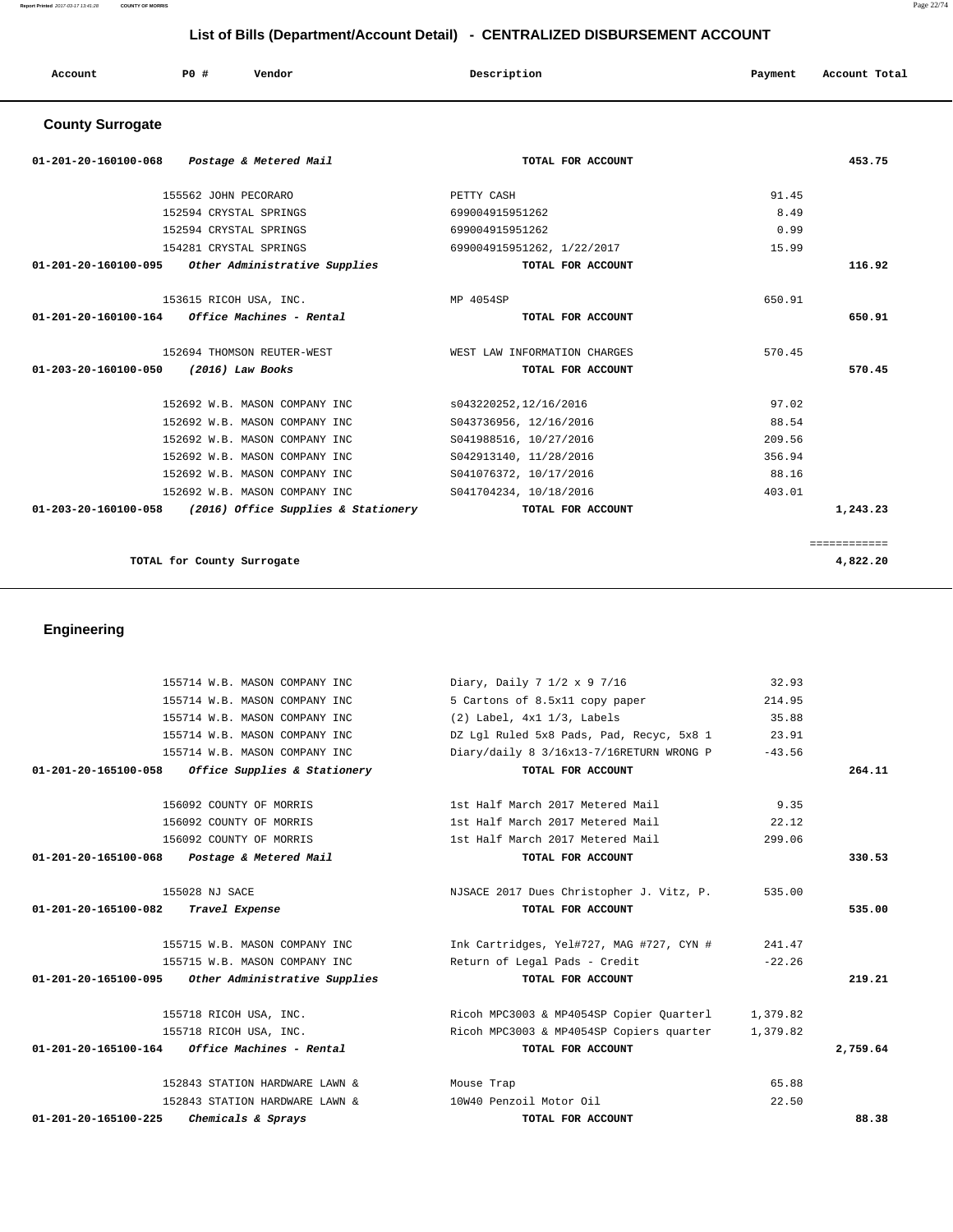## List of Bills (Department/Account Detail) - CENTRALIZED DISBURSEMENT ACCOUNT

| Account | PO # | Vendor | Description | Payment | Account Total |
|---|---|---|---|---|---|

### County Surrogate

| Account | PO # | Vendor | Description | Payment | Account Total |
|---|---|---|---|---|---|
| 01-201-20-160100-068 | | *Postage & Metered Mail* | TOTAL FOR ACCOUNT | | 453.75 |
| | 155562 | JOHN PECORARO | PETTY CASH | 91.45 | |
| | 152594 | CRYSTAL SPRINGS | 699004915951262 | 8.49 | |
| | 152594 | CRYSTAL SPRINGS | 699004915951262 | 0.99 | |
| | 154281 | CRYSTAL SPRINGS | 699004915951262, 1/22/2017 | 15.99 | |
| 01-201-20-160100-095 | | *Other Administrative Supplies* | TOTAL FOR ACCOUNT | | 116.92 |
| | 153615 | RICOH USA, INC. | MP 4054SP | 650.91 | |
| 01-201-20-160100-164 | | *Office Machines - Rental* | TOTAL FOR ACCOUNT | | 650.91 |
| | 152694 | THOMSON REUTER-WEST | WEST LAW INFORMATION CHARGES | 570.45 | |
| 01-203-20-160100-050 | | *(2016) Law Books* | TOTAL FOR ACCOUNT | | 570.45 |
| | 152692 | W.B. MASON COMPANY INC | s043220252,12/16/2016 | 97.02 | |
| | 152692 | W.B. MASON COMPANY INC | S043736956, 12/16/2016 | 88.54 | |
| | 152692 | W.B. MASON COMPANY INC | S041988516, 10/27/2016 | 209.56 | |
| | 152692 | W.B. MASON COMPANY INC | S042913140, 11/28/2016 | 356.94 | |
| | 152692 | W.B. MASON COMPANY INC | S041076372, 10/17/2016 | 88.16 | |
| | 152692 | W.B. MASON COMPANY INC | S041704234, 10/18/2016 | 403.01 | |
| 01-203-20-160100-058 | | *(2016) Office Supplies & Stationery* | TOTAL FOR ACCOUNT | | 1,243.23 |
| | | | | | ============ |
| | | **TOTAL for County Surrogate** | | | **4,822.20** |

### Engineering

| Account | PO # | Vendor | Description | Payment | Account Total |
|---|---|---|---|---|---|
| | 155714 | W.B. MASON COMPANY INC | Diary, Daily 7 1/2 x 9 7/16 | 32.93 | |
| | 155714 | W.B. MASON COMPANY INC | 5 Cartons of 8.5x11 copy paper | 214.95 | |
| | 155714 | W.B. MASON COMPANY INC | (2) Label, 4x1 1/3, Labels | 35.88 | |
| | 155714 | W.B. MASON COMPANY INC | DZ Lgl Ruled 5x8 Pads, Pad, Recyc, 5x8 1 | 23.91 | |
| | 155714 | W.B. MASON COMPANY INC | Diary/daily 8 3/16x13-7/16RETURN WRONG P | -43.56 | |
| 01-201-20-165100-058 | | *Office Supplies & Stationery* | TOTAL FOR ACCOUNT | | 264.11 |
| | 156092 | COUNTY OF MORRIS | 1st Half March 2017 Metered Mail | 9.35 | |
| | 156092 | COUNTY OF MORRIS | 1st Half March 2017 Metered Mail | 22.12 | |
| | 156092 | COUNTY OF MORRIS | 1st Half March 2017 Metered Mail | 299.06 | |
| 01-201-20-165100-068 | | *Postage & Metered Mail* | TOTAL FOR ACCOUNT | | 330.53 |
| | 155028 | NJ SACE | NJSACE 2017 Dues Christopher J. Vitz, P. | 535.00 | |
| 01-201-20-165100-082 | | *Travel Expense* | TOTAL FOR ACCOUNT | | 535.00 |
| | 155715 | W.B. MASON COMPANY INC | Ink Cartridges, Yel#727, MAG #727, CYN # | 241.47 | |
| | 155715 | W.B. MASON COMPANY INC | Return of Legal Pads - Credit | -22.26 | |
| 01-201-20-165100-095 | | *Other Administrative Supplies* | TOTAL FOR ACCOUNT | | 219.21 |
| | 155718 | RICOH USA, INC. | Ricoh MPC3003 & MP4054SP Copier Quarterl | 1,379.82 | |
| | 155718 | RICOH USA, INC. | Ricoh MPC3003 & MP4054SP Copiers quarter | 1,379.82 | |
| 01-201-20-165100-164 | | *Office Machines - Rental* | TOTAL FOR ACCOUNT | | 2,759.64 |
| | 152843 | STATION HARDWARE LAWN & | Mouse Trap | 65.88 | |
| | 152843 | STATION HARDWARE LAWN & | 10W40 Penzoil Motor Oil | 22.50 | |
| 01-201-20-165100-225 | | *Chemicals & Sprays* | TOTAL FOR ACCOUNT | | 88.38 |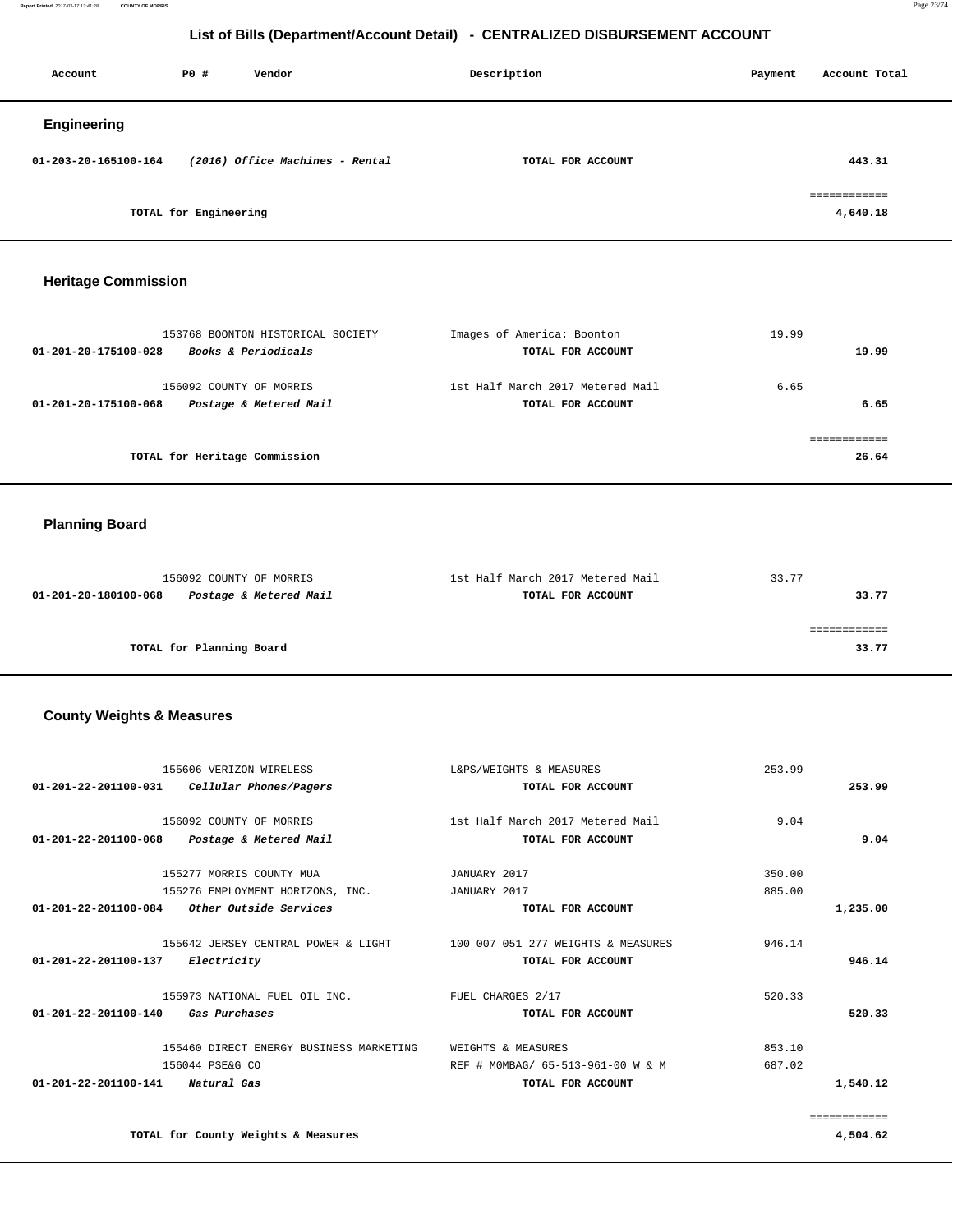# List of Bills (Department/Account Detail) - CENTRALIZED DISBURSEMENT ACCOUNT

| Account | PO # | Vendor | Description | Payment | Account Total |
|---|---|---|---|---|---|

## Engineering

| Account | PO # | Vendor | Description | Payment | Account Total |
|---|---|---|---|---|---|
| 01-203-20-165100-164 | | *(2016) Office Machines - Rental* | TOTAL FOR ACCOUNT | | 443.31 |
| | | | | | ============ |
| | TOTAL for Engineering | | | | 4,640.18 |

## Heritage Commission

| Account | PO # | Vendor | Description | Payment | Account Total |
|---|---|---|---|---|---|
| | 153768 | BOONTON HISTORICAL SOCIETY | Images of America: Boonton | 19.99 | |
| 01-201-20-175100-028 | | *Books & Periodicals* | TOTAL FOR ACCOUNT | | 19.99 |
| | 156092 | COUNTY OF MORRIS | 1st Half March 2017 Metered Mail | 6.65 | |
| 01-201-20-175100-068 | | *Postage & Metered Mail* | TOTAL FOR ACCOUNT | | 6.65 |
| | | | | | ============ |
| | TOTAL for Heritage Commission | | | | 26.64 |

## Planning Board

| Account | PO # | Vendor | Description | Payment | Account Total |
|---|---|---|---|---|---|
| | 156092 | COUNTY OF MORRIS | 1st Half March 2017 Metered Mail | 33.77 | |
| 01-201-20-180100-068 | | *Postage & Metered Mail* | TOTAL FOR ACCOUNT | | 33.77 |
| | | | | | ============ |
| | TOTAL for Planning Board | | | | 33.77 |

## County Weights & Measures

| Account | PO # | Vendor | Description | Payment | Account Total |
|---|---|---|---|---|---|
| | 155606 | VERIZON WIRELESS | L&PS/WEIGHTS & MEASURES | 253.99 | |
| 01-201-22-201100-031 | | *Cellular Phones/Pagers* | TOTAL FOR ACCOUNT | | 253.99 |
| | 156092 | COUNTY OF MORRIS | 1st Half March 2017 Metered Mail | 9.04 | |
| 01-201-22-201100-068 | | *Postage & Metered Mail* | TOTAL FOR ACCOUNT | | 9.04 |
| | 155277 | MORRIS COUNTY MUA | JANUARY 2017 | 350.00 | |
| | 155276 | EMPLOYMENT HORIZONS, INC. | JANUARY 2017 | 885.00 | |
| 01-201-22-201100-084 | | *Other Outside Services* | TOTAL FOR ACCOUNT | | 1,235.00 |
| | 155642 | JERSEY CENTRAL POWER & LIGHT | 100 007 051 277 WEIGHTS & MEASURES | 946.14 | |
| 01-201-22-201100-137 | | *Electricity* | TOTAL FOR ACCOUNT | | 946.14 |
| | 155973 | NATIONAL FUEL OIL INC. | FUEL CHARGES 2/17 | 520.33 | |
| 01-201-22-201100-140 | | *Gas Purchases* | TOTAL FOR ACCOUNT | | 520.33 |
| | 155460 | DIRECT ENERGY BUSINESS MARKETING | WEIGHTS & MEASURES | 853.10 | |
| | 156044 | PSE&G CO | REF # M0MBAG/ 65-513-961-00 W & M | 687.02 | |
| 01-201-22-201100-141 | | *Natural Gas* | TOTAL FOR ACCOUNT | | 1,540.12 |
| | | | | | ============ |
| | TOTAL for County Weights & Measures | | | | 4,504.62 |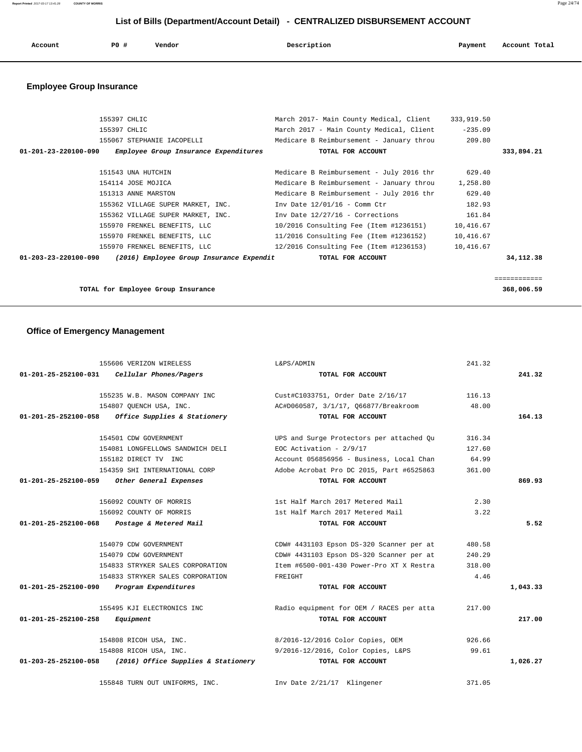# List of Bills (Department/Account Detail) - CENTRALIZED DISBURSEMENT ACCOUNT

| Account | PO # | Vendor | Description | Payment | Account Total |
|---|---|---|---|---|---|

## Employee Group Insurance

| Account | PO # | Vendor | Description | Payment | Account Total |
|---|---|---|---|---|---|
| | 155397 | CHLIC | March 2017- Main County Medical, Client | 333,919.50 | |
| | 155397 | CHLIC | March 2017 - Main County Medical, Client | -235.09 | |
| | 155067 | STEPHANIE IACOPELLI | Medicare B Reimbursement - January throu | 209.80 | |
| **01-201-23-220100-090** | | ***Employee Group Insurance Expenditures*** | **TOTAL FOR ACCOUNT** | | **333,894.21** |
| | 151543 | UNA HUTCHIN | Medicare B Reimbursement - July 2016 thr | 629.40 | |
| | 154114 | JOSE MOJICA | Medicare B Reimbursement - January throu | 1,258.80 | |
| | 151313 | ANNE MARSTON | Medicare B Reimbursement - July 2016 thr | 629.40 | |
| | 155362 | VILLAGE SUPER MARKET, INC. | Inv Date 12/01/16 - Comm Ctr | 182.93 | |
| | 155362 | VILLAGE SUPER MARKET, INC. | Inv Date 12/27/16 - Corrections | 161.84 | |
| | 155970 | FRENKEL BENEFITS, LLC | 10/2016 Consulting Fee (Item #1236151) | 10,416.67 | |
| | 155970 | FRENKEL BENEFITS, LLC | 11/2016 Consulting Fee (Item #1236152) | 10,416.67 | |
| | 155970 | FRENKEL BENEFITS, LLC | 12/2016 Consulting Fee (Item #1236153) | 10,416.67 | |
| **01-203-23-220100-090** | | ***(2016) Employee Group Insurance Expendit*** | **TOTAL FOR ACCOUNT** | | **34,112.38** |
| | | | | | ============ |
| | | **TOTAL for Employee Group Insurance** | | | **368,006.59** |

## Office of Emergency Management

| Account | PO # | Vendor | Description | Payment | Account Total |
|---|---|---|---|---|---|
| | 155606 | VERIZON WIRELESS | L&PS/ADMIN | 241.32 | |
| **01-201-25-252100-031** | | ***Cellular Phones/Pagers*** | **TOTAL FOR ACCOUNT** | | **241.32** |
| | 155235 | W.B. MASON COMPANY INC | Cust#C1033751, Order Date 2/16/17 | 116.13 | |
| | 154807 | QUENCH USA, INC. | AC#D060587, 3/1/17, Q66877/Breakroom | 48.00 | |
| **01-201-25-252100-058** | | ***Office Supplies & Stationery*** | **TOTAL FOR ACCOUNT** | | **164.13** |
| | 154501 | CDW GOVERNMENT | UPS and Surge Protectors per attached Qu | 316.34 | |
| | 154081 | LONGFELLOWS SANDWICH DELI | EOC Activation - 2/9/17 | 127.60 | |
| | 155182 | DIRECT TV INC | Account 056856956 - Business, Local Chan | 64.99 | |
| | 154359 | SHI INTERNATIONAL CORP | Adobe Acrobat Pro DC 2015, Part #6525863 | 361.00 | |
| **01-201-25-252100-059** | | ***Other General Expenses*** | **TOTAL FOR ACCOUNT** | | **869.93** |
| | 156092 | COUNTY OF MORRIS | 1st Half March 2017 Metered Mail | 2.30 | |
| | 156092 | COUNTY OF MORRIS | 1st Half March 2017 Metered Mail | 3.22 | |
| **01-201-25-252100-068** | | ***Postage & Metered Mail*** | **TOTAL FOR ACCOUNT** | | **5.52** |
| | 154079 | CDW GOVERNMENT | CDW# 4431103 Epson DS-320 Scanner per at | 480.58 | |
| | 154079 | CDW GOVERNMENT | CDW# 4431103 Epson DS-320 Scanner per at | 240.29 | |
| | 154833 | STRYKER SALES CORPORATION | Item #6500-001-430 Power-Pro XT X Restra | 318.00 | |
| | 154833 | STRYKER SALES CORPORATION | FREIGHT | 4.46 | |
| **01-201-25-252100-090** | | ***Program Expenditures*** | **TOTAL FOR ACCOUNT** | | **1,043.33** |
| | 155495 | KJI ELECTRONICS INC | Radio equipment for OEM / RACES per atta | 217.00 | |
| **01-201-25-252100-258** | | ***Equipment*** | **TOTAL FOR ACCOUNT** | | **217.00** |
| | 154808 | RICOH USA, INC. | 8/2016-12/2016 Color Copies, OEM | 926.66 | |
| | 154808 | RICOH USA, INC. | 9/2016-12/2016, Color Copies, L&PS | 99.61 | |
| **01-203-25-252100-058** | | ***(2016) Office Supplies & Stationery*** | **TOTAL FOR ACCOUNT** | | **1,026.27** |
| | 155848 | TURN OUT UNIFORMS, INC. | Inv Date 2/21/17 Klingener | 371.05 | |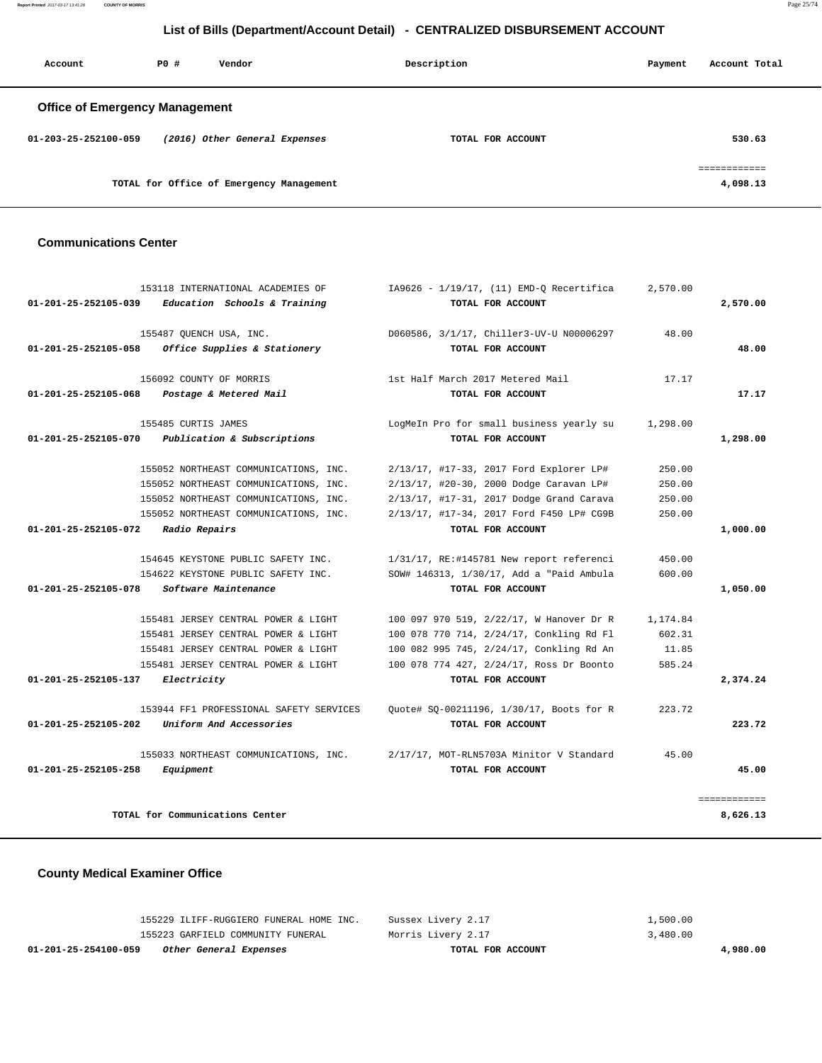## List of Bills (Department/Account Detail) - CENTRALIZED DISBURSEMENT ACCOUNT

| Account | PO # | Vendor | Description | Payment | Account Total |
|---|---|---|---|---|---|

### Office of Emergency Management

| Account | PO # | Vendor | Description | Payment | Account Total |
|---|---|---|---|---|---|
| 01-203-25-252100-059 | | *(2016) Other General Expenses* | TOTAL FOR ACCOUNT | | 530.63 |
| | | | | | ============ |
| | | TOTAL for Office of Emergency Management | | | 4,098.13 |

### Communications Center

| Account | PO # | Vendor | Description | Payment | Account Total |
|---|---|---|---|---|---|
| | 153118 | INTERNATIONAL ACADEMIES OF | IA9626 - 1/19/17, (11) EMD-Q Recertifica | 2,570.00 | |
| 01-201-25-252105-039 | | *Education Schools & Training* | TOTAL FOR ACCOUNT | | 2,570.00 |
| | 155487 | QUENCH USA, INC. | D060586, 3/1/17, Chiller3-UV-U N00006297 | 48.00 | |
| 01-201-25-252105-058 | | *Office Supplies & Stationery* | TOTAL FOR ACCOUNT | | 48.00 |
| | 156092 | COUNTY OF MORRIS | 1st Half March 2017 Metered Mail | 17.17 | |
| 01-201-25-252105-068 | | *Postage & Metered Mail* | TOTAL FOR ACCOUNT | | 17.17 |
| | 155485 | CURTIS JAMES | LogMeIn Pro for small business yearly su | 1,298.00 | |
| 01-201-25-252105-070 | | *Publication & Subscriptions* | TOTAL FOR ACCOUNT | | 1,298.00 |
| | 155052 | NORTHEAST COMMUNICATIONS, INC. | 2/13/17, #17-33, 2017 Ford Explorer LP# | 250.00 | |
| | 155052 | NORTHEAST COMMUNICATIONS, INC. | 2/13/17, #20-30, 2000 Dodge Caravan LP# | 250.00 | |
| | 155052 | NORTHEAST COMMUNICATIONS, INC. | 2/13/17, #17-31, 2017 Dodge Grand Carava | 250.00 | |
| | 155052 | NORTHEAST COMMUNICATIONS, INC. | 2/13/17, #17-34, 2017 Ford F450 LP# CG9B | 250.00 | |
| 01-201-25-252105-072 | | *Radio Repairs* | TOTAL FOR ACCOUNT | | 1,000.00 |
| | 154645 | KEYSTONE PUBLIC SAFETY INC. | 1/31/17, RE:#145781 New report referenci | 450.00 | |
| | 154622 | KEYSTONE PUBLIC SAFETY INC. | SOW# 146313, 1/30/17, Add a "Paid Ambula | 600.00 | |
| 01-201-25-252105-078 | | *Software Maintenance* | TOTAL FOR ACCOUNT | | 1,050.00 |
| | 155481 | JERSEY CENTRAL POWER & LIGHT | 100 097 970 519, 2/22/17, W Hanover Dr R | 1,174.84 | |
| | 155481 | JERSEY CENTRAL POWER & LIGHT | 100 078 770 714, 2/24/17, Conkling Rd Fl | 602.31 | |
| | 155481 | JERSEY CENTRAL POWER & LIGHT | 100 082 995 745, 2/24/17, Conkling Rd An | 11.85 | |
| | 155481 | JERSEY CENTRAL POWER & LIGHT | 100 078 774 427, 2/24/17, Ross Dr Boonto | 585.24 | |
| 01-201-25-252105-137 | | *Electricity* | TOTAL FOR ACCOUNT | | 2,374.24 |
| | 153944 | FF1 PROFESSIONAL SAFETY SERVICES | Quote# SQ-00211196, 1/30/17, Boots for R | 223.72 | |
| 01-201-25-252105-202 | | *Uniform And Accessories* | TOTAL FOR ACCOUNT | | 223.72 |
| | 155033 | NORTHEAST COMMUNICATIONS, INC. | 2/17/17, MOT-RLN5703A Minitor V Standard | 45.00 | |
| 01-201-25-252105-258 | | *Equipment* | TOTAL FOR ACCOUNT | | 45.00 |
| | | | | | ============ |
| | | TOTAL for Communications Center | | | 8,626.13 |

### County Medical Examiner Office

| Account | PO # | Vendor | Description | Payment | Account Total |
|---|---|---|---|---|---|
| | 155229 | ILIFF-RUGGIERO FUNERAL HOME INC. | Sussex Livery 2.17 | 1,500.00 | |
| | 155223 | GARFIELD COMMUNITY FUNERAL | Morris Livery 2.17 | 3,480.00 | |
| 01-201-25-254100-059 | | *Other General Expenses* | TOTAL FOR ACCOUNT | | 4,980.00 |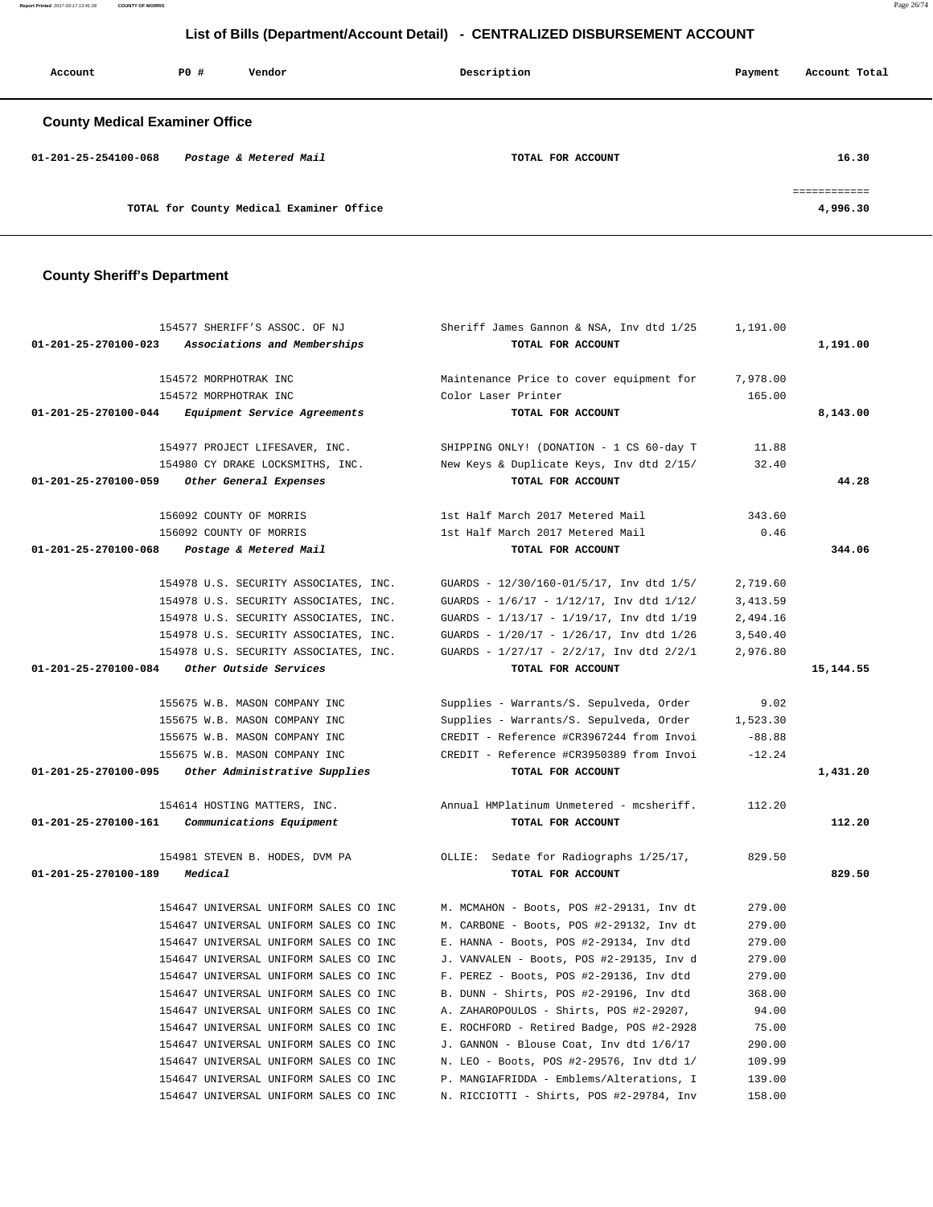## List of Bills (Department/Account Detail) - CENTRALIZED DISBURSEMENT ACCOUNT

| Account | PO # | Vendor | Description | Payment | Account Total |
|---|---|---|---|---|---|

### County Medical Examiner Office

| Account | PO # | Vendor | Description | Payment | Account Total |
|---|---|---|---|---|---|
| 01-201-25-254100-068 | | *Postage & Metered Mail* | TOTAL FOR ACCOUNT | | 16.30 |
| | | | | | ============ |
| | | TOTAL for County Medical Examiner Office | | | 4,996.30 |

### County Sheriff's Department

| Account | PO # | Vendor | Description | Payment | Account Total |
|---|---|---|---|---|---|
| | 154577 | SHERIFF'S ASSOC. OF NJ | Sheriff James Gannon & NSA, Inv dtd 1/25 | 1,191.00 | |
| 01-201-25-270100-023 | | *Associations and Memberships* | TOTAL FOR ACCOUNT | | 1,191.00 |
| | 154572 | MORPHOTRAK INC | Maintenance Price to cover equipment for | 7,978.00 | |
| | 154572 | MORPHOTRAK INC | Color Laser Printer | 165.00 | |
| 01-201-25-270100-044 | | *Equipment Service Agreements* | TOTAL FOR ACCOUNT | | 8,143.00 |
| | 154977 | PROJECT LIFESAVER, INC. | SHIPPING ONLY! (DONATION - 1 CS 60-day T | 11.88 | |
| | 154980 | CY DRAKE LOCKSMITHS, INC. | New Keys & Duplicate Keys, Inv dtd 2/15/ | 32.40 | |
| 01-201-25-270100-059 | | *Other General Expenses* | TOTAL FOR ACCOUNT | | 44.28 |
| | 156092 | COUNTY OF MORRIS | 1st Half March 2017 Metered Mail | 343.60 | |
| | 156092 | COUNTY OF MORRIS | 1st Half March 2017 Metered Mail | 0.46 | |
| 01-201-25-270100-068 | | *Postage & Metered Mail* | TOTAL FOR ACCOUNT | | 344.06 |
| | 154978 | U.S. SECURITY ASSOCIATES, INC. | GUARDS - 12/30/160-01/5/17, Inv dtd 1/5/ | 2,719.60 | |
| | 154978 | U.S. SECURITY ASSOCIATES, INC. | GUARDS - 1/6/17 - 1/12/17, Inv dtd 1/12/ | 3,413.59 | |
| | 154978 | U.S. SECURITY ASSOCIATES, INC. | GUARDS - 1/13/17 - 1/19/17, Inv dtd 1/19 | 2,494.16 | |
| | 154978 | U.S. SECURITY ASSOCIATES, INC. | GUARDS - 1/20/17 - 1/26/17, Inv dtd 1/26 | 3,540.40 | |
| | 154978 | U.S. SECURITY ASSOCIATES, INC. | GUARDS - 1/27/17 - 2/2/17, Inv dtd 2/2/1 | 2,976.80 | |
| 01-201-25-270100-084 | | *Other Outside Services* | TOTAL FOR ACCOUNT | | 15,144.55 |
| | 155675 | W.B. MASON COMPANY INC | Supplies - Warrants/S. Sepulveda, Order | 9.02 | |
| | 155675 | W.B. MASON COMPANY INC | Supplies - Warrants/S. Sepulveda, Order | 1,523.30 | |
| | 155675 | W.B. MASON COMPANY INC | CREDIT - Reference #CR3967244 from Invoi | -88.88 | |
| | 155675 | W.B. MASON COMPANY INC | CREDIT - Reference #CR3950389 from Invoi | -12.24 | |
| 01-201-25-270100-095 | | *Other Administrative Supplies* | TOTAL FOR ACCOUNT | | 1,431.20 |
| | 154614 | HOSTING MATTERS, INC. | Annual HMPlatinum Unmetered - mcsheriff. | 112.20 | |
| 01-201-25-270100-161 | | *Communications Equipment* | TOTAL FOR ACCOUNT | | 112.20 |
| | 154981 | STEVEN B. HODES, DVM PA | OLLIE: Sedate for Radiographs 1/25/17, | 829.50 | |
| 01-201-25-270100-189 | | *Medical* | TOTAL FOR ACCOUNT | | 829.50 |
| | 154647 | UNIVERSAL UNIFORM SALES CO INC | M. MCMAHON - Boots, POS #2-29131, Inv dt | 279.00 | |
| | 154647 | UNIVERSAL UNIFORM SALES CO INC | M. CARBONE - Boots, POS #2-29132, Inv dt | 279.00 | |
| | 154647 | UNIVERSAL UNIFORM SALES CO INC | E. HANNA - Boots, POS #2-29134, Inv dtd | 279.00 | |
| | 154647 | UNIVERSAL UNIFORM SALES CO INC | J. VANVALEN - Boots, POS #2-29135, Inv d | 279.00 | |
| | 154647 | UNIVERSAL UNIFORM SALES CO INC | F. PEREZ - Boots, POS #2-29136, Inv dtd | 279.00 | |
| | 154647 | UNIVERSAL UNIFORM SALES CO INC | B. DUNN - Shirts, POS #2-29196, Inv dtd | 368.00 | |
| | 154647 | UNIVERSAL UNIFORM SALES CO INC | A. ZAHAROPOULOS - Shirts, POS #2-29207, | 94.00 | |
| | 154647 | UNIVERSAL UNIFORM SALES CO INC | E. ROCHFORD - Retired Badge, POS #2-2928 | 75.00 | |
| | 154647 | UNIVERSAL UNIFORM SALES CO INC | J. GANNON - Blouse Coat, Inv dtd 1/6/17 | 290.00 | |
| | 154647 | UNIVERSAL UNIFORM SALES CO INC | N. LEO - Boots, POS #2-29576, Inv dtd 1/ | 109.99 | |
| | 154647 | UNIVERSAL UNIFORM SALES CO INC | P. MANGIAFRIDDA - Emblems/Alterations, I | 139.00 | |
| | 154647 | UNIVERSAL UNIFORM SALES CO INC | N. RICCIOTTI - Shirts, POS #2-29784, Inv | 158.00 | |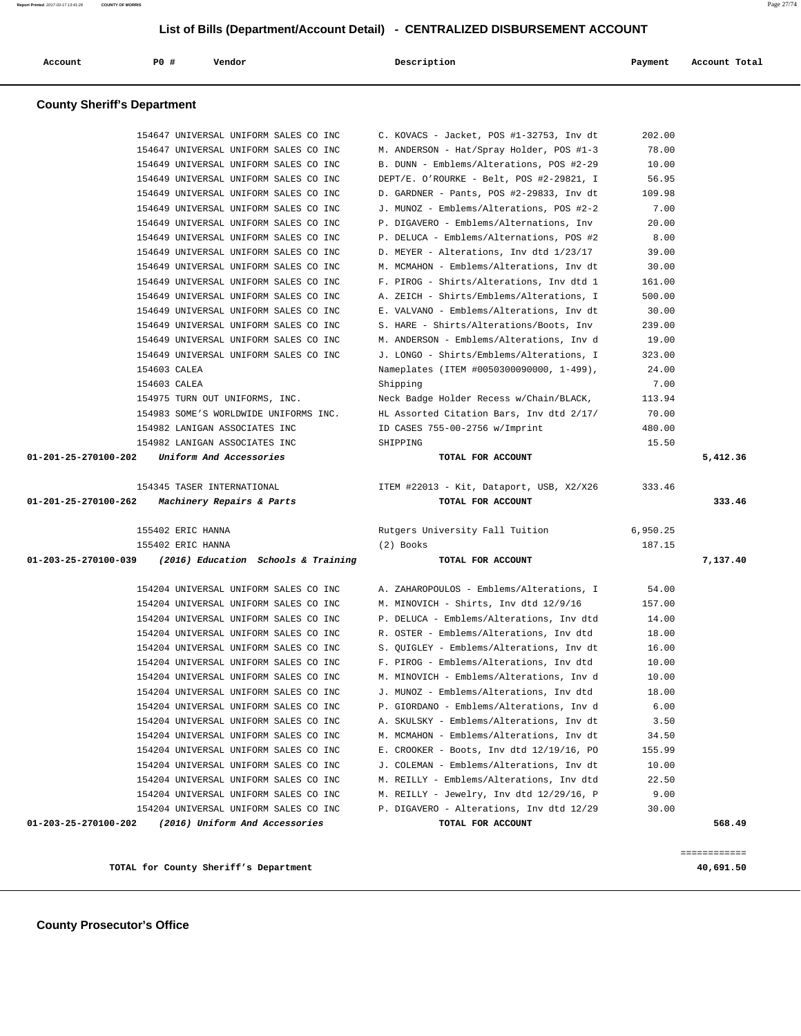## List of Bills (Department/Account Detail) - CENTRALIZED DISBURSEMENT ACCOUNT

| Account | PO # | Vendor | Description | Payment | Account Total |
|---|---|---|---|---|---|

### County Sheriff's Department

| Account | PO # | Vendor | Description | Payment | Account Total |
|---|---|---|---|---|---|
| | 154647 | UNIVERSAL UNIFORM SALES CO INC | C. KOVACS - Jacket, POS #1-32753, Inv dt | 202.00 | |
| | 154647 | UNIVERSAL UNIFORM SALES CO INC | M. ANDERSON - Hat/Spray Holder, POS #1-3 | 78.00 | |
| | 154649 | UNIVERSAL UNIFORM SALES CO INC | B. DUNN - Emblems/Alterations, POS #2-29 | 10.00 | |
| | 154649 | UNIVERSAL UNIFORM SALES CO INC | DEPT/E. O'ROURKE - Belt, POS #2-29821, I | 56.95 | |
| | 154649 | UNIVERSAL UNIFORM SALES CO INC | D. GARDNER - Pants, POS #2-29833, Inv dt | 109.98 | |
| | 154649 | UNIVERSAL UNIFORM SALES CO INC | J. MUNOZ - Emblems/Alterations, POS #2-2 | 7.00 | |
| | 154649 | UNIVERSAL UNIFORM SALES CO INC | P. DIGAVERO - Emblems/Alternations, Inv | 20.00 | |
| | 154649 | UNIVERSAL UNIFORM SALES CO INC | P. DELUCA - Emblems/Alternations, POS #2 | 8.00 | |
| | 154649 | UNIVERSAL UNIFORM SALES CO INC | D. MEYER - Alterations, Inv dtd 1/23/17 | 39.00 | |
| | 154649 | UNIVERSAL UNIFORM SALES CO INC | M. MCMAHON - Emblems/Alterations, Inv dt | 30.00 | |
| | 154649 | UNIVERSAL UNIFORM SALES CO INC | F. PIROG - Shirts/Alterations, Inv dtd 1 | 161.00 | |
| | 154649 | UNIVERSAL UNIFORM SALES CO INC | A. ZEICH - Shirts/Emblems/Alterations, I | 500.00 | |
| | 154649 | UNIVERSAL UNIFORM SALES CO INC | E. VALVANO - Emblems/Alterations, Inv dt | 30.00 | |
| | 154649 | UNIVERSAL UNIFORM SALES CO INC | S. HARE - Shirts/Alterations/Boots, Inv | 239.00 | |
| | 154649 | UNIVERSAL UNIFORM SALES CO INC | M. ANDERSON - Emblems/Alterations, Inv d | 19.00 | |
| | 154649 | UNIVERSAL UNIFORM SALES CO INC | J. LONGO - Shirts/Emblems/Alterations, I | 323.00 | |
| | 154603 | CALEA | Nameplates (ITEM #0050300090000, 1-499), | 24.00 | |
| | 154603 | CALEA | Shipping | 7.00 | |
| | 154975 | TURN OUT UNIFORMS, INC. | Neck Badge Holder Recess w/Chain/BLACK, | 113.94 | |
| | 154983 | SOME'S WORLDWIDE UNIFORMS INC. | HL Assorted Citation Bars, Inv dtd 2/17/ | 70.00 | |
| | 154982 | LANIGAN ASSOCIATES INC | ID CASES 755-00-2756 w/Imprint | 480.00 | |
| | 154982 | LANIGAN ASSOCIATES INC | SHIPPING | 15.50 | |
| **01-201-25-270100-202** | | *Uniform And Accessories* | **TOTAL FOR ACCOUNT** | | **5,412.36** |
| | 154345 | TASER INTERNATIONAL | ITEM #22013 - Kit, Dataport, USB, X2/X26 | 333.46 | |
| **01-201-25-270100-262** | | *Machinery Repairs & Parts* | **TOTAL FOR ACCOUNT** | | **333.46** |
| | 155402 | ERIC HANNA | Rutgers University Fall Tuition | 6,950.25 | |
| | 155402 | ERIC HANNA | (2) Books | 187.15 | |
| **01-203-25-270100-039** | | *(2016) Education Schools & Training* | **TOTAL FOR ACCOUNT** | | **7,137.40** |
| | 154204 | UNIVERSAL UNIFORM SALES CO INC | A. ZAHAROPOULOS - Emblems/Alterations, I | 54.00 | |
| | 154204 | UNIVERSAL UNIFORM SALES CO INC | M. MINOVICH - Shirts, Inv dtd 12/9/16 | 157.00 | |
| | 154204 | UNIVERSAL UNIFORM SALES CO INC | P. DELUCA - Emblems/Alterations, Inv dtd | 14.00 | |
| | 154204 | UNIVERSAL UNIFORM SALES CO INC | R. OSTER - Emblems/Alterations, Inv dtd | 18.00 | |
| | 154204 | UNIVERSAL UNIFORM SALES CO INC | S. QUIGLEY - Emblems/Alterations, Inv dt | 16.00 | |
| | 154204 | UNIVERSAL UNIFORM SALES CO INC | F. PIROG - Emblems/Alterations, Inv dtd | 10.00 | |
| | 154204 | UNIVERSAL UNIFORM SALES CO INC | M. MINOVICH - Emblems/Alterations, Inv d | 10.00 | |
| | 154204 | UNIVERSAL UNIFORM SALES CO INC | J. MUNOZ - Emblems/Alterations, Inv dtd | 18.00 | |
| | 154204 | UNIVERSAL UNIFORM SALES CO INC | P. GIORDANO - Emblems/Alterations, Inv d | 6.00 | |
| | 154204 | UNIVERSAL UNIFORM SALES CO INC | A. SKULSKY - Emblems/Alterations, Inv dt | 3.50 | |
| | 154204 | UNIVERSAL UNIFORM SALES CO INC | M. MCMAHON - Emblems/Alterations, Inv dt | 34.50 | |
| | 154204 | UNIVERSAL UNIFORM SALES CO INC | E. CROOKER - Boots, Inv dtd 12/19/16, PO | 155.99 | |
| | 154204 | UNIVERSAL UNIFORM SALES CO INC | J. COLEMAN - Emblems/Alterations, Inv dt | 10.00 | |
| | 154204 | UNIVERSAL UNIFORM SALES CO INC | M. REILLY - Emblems/Alterations, Inv dtd | 22.50 | |
| | 154204 | UNIVERSAL UNIFORM SALES CO INC | M. REILLY - Jewelry, Inv dtd 12/29/16, P | 9.00 | |
| | 154204 | UNIVERSAL UNIFORM SALES CO INC | P. DIGAVERO - Alterations, Inv dtd 12/29 | 30.00 | |
| **01-203-25-270100-202** | | *(2016) Uniform And Accessories* | **TOTAL FOR ACCOUNT** | | **568.49** |

**TOTAL for County Sheriff's Department** ............ **40,691.50**

### County Prosecutor's Office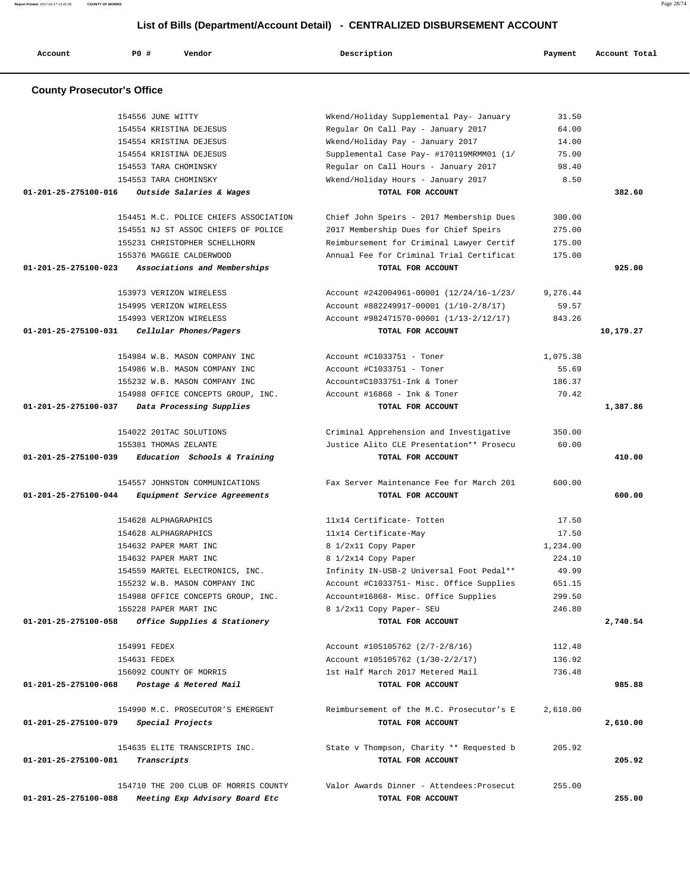## List of Bills (Department/Account Detail) - CENTRALIZED DISBURSEMENT ACCOUNT

| Account | PO # | Vendor | Description | Payment | Account Total |
|---|---|---|---|---|---|

### County Prosecutor's Office

| Account | PO # | Vendor | Description | Payment | Account Total |
|---|---|---|---|---|---|
| | 154556 | JUNE WITTY | Wkend/Holiday Supplemental Pay- January | 31.50 | |
| | 154554 | KRISTINA DEJESUS | Regular On Call Pay - January 2017 | 64.00 | |
| | 154554 | KRISTINA DEJESUS | Wkend/Holiday Pay - January 2017 | 14.00 | |
| | 154554 | KRISTINA DEJESUS | Supplemental Case Pay- #170119MRMM01 (1/ | 75.00 | |
| | 154553 | TARA CHOMINSKY | Regular on Call Hours - January 2017 | 98.40 | |
| | 154553 | TARA CHOMINSKY | Wkend/Holiday Hours - January 2017 | 8.50 | |
| 01-201-25-275100-016 | | *Outside Salaries & Wages* | TOTAL FOR ACCOUNT | | 382.60 |
| | 154451 | M.C. POLICE CHIEFS ASSOCIATION | Chief John Speirs - 2017 Membership Dues | 300.00 | |
| | 154551 | NJ ST ASSOC CHIEFS OF POLICE | 2017 Membership Dues for Chief Speirs | 275.00 | |
| | 155231 | CHRISTOPHER SCHELLHORN | Reimbursement for Criminal Lawyer Certif | 175.00 | |
| | 155376 | MAGGIE CALDERWOOD | Annual Fee for Criminal Trial Certificat | 175.00 | |
| 01-201-25-275100-023 | | *Associations and Memberships* | TOTAL FOR ACCOUNT | | 925.00 |
| | 153973 | VERIZON WIRELESS | Account #242004961-00001 (12/24/16-1/23/ | 9,276.44 | |
| | 154995 | VERIZON WIRELESS | Account #882249917-00001 (1/10-2/8/17) | 59.57 | |
| | 154993 | VERIZON WIRELESS | Account #982471570-00001 (1/13-2/12/17) | 843.26 | |
| 01-201-25-275100-031 | | *Cellular Phones/Pagers* | TOTAL FOR ACCOUNT | | 10,179.27 |
| | 154984 | W.B. MASON COMPANY INC | Account #C1033751 - Toner | 1,075.38 | |
| | 154986 | W.B. MASON COMPANY INC | Account #C1033751 - Toner | 55.69 | |
| | 155232 | W.B. MASON COMPANY INC | Account#C1033751-Ink & Toner | 186.37 | |
| | 154988 | OFFICE CONCEPTS GROUP, INC. | Account #16868 - Ink & Toner | 70.42 | |
| 01-201-25-275100-037 | | *Data Processing Supplies* | TOTAL FOR ACCOUNT | | 1,387.86 |
| | 154022 | 201TAC SOLUTIONS | Criminal Apprehension and Investigative | 350.00 | |
| | 155381 | THOMAS ZELANTE | Justice Alito CLE Presentation** Prosecu | 60.00 | |
| 01-201-25-275100-039 | | *Education Schools & Training* | TOTAL FOR ACCOUNT | | 410.00 |
| | 154557 | JOHNSTON COMMUNICATIONS | Fax Server Maintenance Fee for March 201 | 600.00 | |
| 01-201-25-275100-044 | | *Equipment Service Agreements* | TOTAL FOR ACCOUNT | | 600.00 |
| | 154628 | ALPHAGRAPHICS | 11x14 Certificate- Totten | 17.50 | |
| | 154628 | ALPHAGRAPHICS | 11x14 Certificate-May | 17.50 | |
| | 154632 | PAPER MART INC | 8 1/2x11 Copy Paper | 1,234.00 | |
| | 154632 | PAPER MART INC | 8 1/2x14 Copy Paper | 224.10 | |
| | 154559 | MARTEL ELECTRONICS, INC. | Infinity IN-USB-2 Universal Foot Pedal** | 49.99 | |
| | 155232 | W.B. MASON COMPANY INC | Account #C1033751- Misc. Office Supplies | 651.15 | |
| | 154988 | OFFICE CONCEPTS GROUP, INC. | Account#16868- Misc. Office Supplies | 299.50 | |
| | 155228 | PAPER MART INC | 8 1/2x11 Copy Paper- SEU | 246.80 | |
| 01-201-25-275100-058 | | *Office Supplies & Stationery* | TOTAL FOR ACCOUNT | | 2,740.54 |
| | 154991 | FEDEX | Account #105105762 (2/7-2/8/16) | 112.48 | |
| | 154631 | FEDEX | Account #105105762 (1/30-2/2/17) | 136.92 | |
| | 156092 | COUNTY OF MORRIS | 1st Half March 2017 Metered Mail | 736.48 | |
| 01-201-25-275100-068 | | *Postage & Metered Mail* | TOTAL FOR ACCOUNT | | 985.88 |
| | 154990 | M.C. PROSECUTOR'S EMERGENT | Reimbursement of the M.C. Prosecutor's E | 2,610.00 | |
| 01-201-25-275100-079 | | *Special Projects* | TOTAL FOR ACCOUNT | | 2,610.00 |
| | 154635 | ELITE TRANSCRIPTS INC. | State v Thompson, Charity ** Requested b | 205.92 | |
| 01-201-25-275100-081 | | *Transcripts* | TOTAL FOR ACCOUNT | | 205.92 |
| | 154710 | THE 200 CLUB OF MORRIS COUNTY | Valor Awards Dinner - Attendees:Prosecut | 255.00 | |
| 01-201-25-275100-088 | | *Meeting Exp Advisory Board Etc* | TOTAL FOR ACCOUNT | | 255.00 |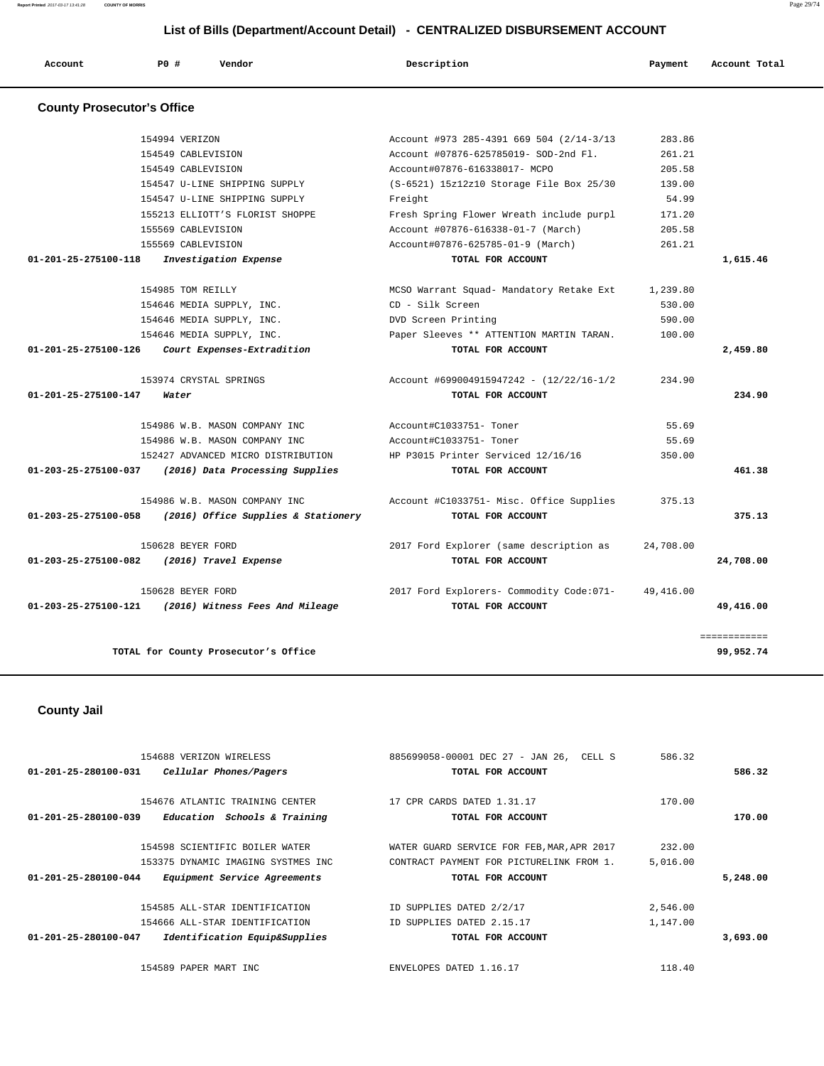## List of Bills (Department/Account Detail) - CENTRALIZED DISBURSEMENT ACCOUNT

| Account | PO # | Vendor | Description | Payment | Account Total |
|---|---|---|---|---|---|

### County Prosecutor's Office

| Account | PO # | Vendor | Description | Payment | Account Total |
|---|---|---|---|---|---|
| | 154994 | VERIZON | Account #973 285-4391 669 504 (2/14-3/13 | 283.86 | |
| | 154549 | CABLEVISION | Account #07876-625785019- SOD-2nd Fl. | 261.21 | |
| | 154549 | CABLEVISION | Account#07876-616338017- MCPO | 205.58 | |
| | 154547 | U-LINE SHIPPING SUPPLY | (S-6521) 15z12z10 Storage File Box 25/30 | 139.00 | |
| | 154547 | U-LINE SHIPPING SUPPLY | Freight | 54.99 | |
| | 155213 | ELLIOTT'S FLORIST SHOPPE | Fresh Spring Flower Wreath include purpl | 171.20 | |
| | 155569 | CABLEVISION | Account #07876-616338-01-7 (March) | 205.58 | |
| | 155569 | CABLEVISION | Account#07876-625785-01-9 (March) | 261.21 | |
| **01-201-25-275100-118** | | *Investigation Expense* | **TOTAL FOR ACCOUNT** | | **1,615.46** |
| | 154985 | TOM REILLY | MCSO Warrant Squad- Mandatory Retake Ext | 1,239.80 | |
| | 154646 | MEDIA SUPPLY, INC. | CD - Silk Screen | 530.00 | |
| | 154646 | MEDIA SUPPLY, INC. | DVD Screen Printing | 590.00 | |
| | 154646 | MEDIA SUPPLY, INC. | Paper Sleeves ** ATTENTION MARTIN TARAN. | 100.00 | |
| **01-201-25-275100-126** | | *Court Expenses-Extradition* | **TOTAL FOR ACCOUNT** | | **2,459.80** |
| | 153974 | CRYSTAL SPRINGS | Account #699004915947242 - (12/22/16-1/2 | 234.90 | |
| **01-201-25-275100-147** | | *Water* | **TOTAL FOR ACCOUNT** | | **234.90** |
| | 154986 | W.B. MASON COMPANY INC | Account#C1033751- Toner | 55.69 | |
| | 154986 | W.B. MASON COMPANY INC | Account#C1033751- Toner | 55.69 | |
| | 152427 | ADVANCED MICRO DISTRIBUTION | HP P3015 Printer Serviced 12/16/16 | 350.00 | |
| **01-203-25-275100-037** | | *(2016) Data Processing Supplies* | **TOTAL FOR ACCOUNT** | | **461.38** |
| | 154986 | W.B. MASON COMPANY INC | Account #C1033751- Misc. Office Supplies | 375.13 | |
| **01-203-25-275100-058** | | *(2016) Office Supplies & Stationery* | **TOTAL FOR ACCOUNT** | | **375.13** |
| | 150628 | BEYER FORD | 2017 Ford Explorer (same description as | 24,708.00 | |
| **01-203-25-275100-082** | | *(2016) Travel Expense* | **TOTAL FOR ACCOUNT** | | **24,708.00** |
| | 150628 | BEYER FORD | 2017 Ford Explorers- Commodity Code:071- | 49,416.00 | |
| **01-203-25-275100-121** | | *(2016) Witness Fees And Mileage* | **TOTAL FOR ACCOUNT** | | **49,416.00** |
| | | | | | ============ |
| | | **TOTAL for County Prosecutor's Office** | | | **99,952.74** |

### County Jail

| Account | PO # | Vendor | Description | Payment | Account Total |
|---|---|---|---|---|---|
| | 154688 | VERIZON WIRELESS | 885699058-00001 DEC 27 - JAN 26, CELL S | 586.32 | |
| **01-201-25-280100-031** | | *Cellular Phones/Pagers* | **TOTAL FOR ACCOUNT** | | **586.32** |
| | 154676 | ATLANTIC TRAINING CENTER | 17 CPR CARDS DATED 1.31.17 | 170.00 | |
| **01-201-25-280100-039** | | *Education Schools & Training* | **TOTAL FOR ACCOUNT** | | **170.00** |
| | 154598 | SCIENTIFIC BOILER WATER | WATER GUARD SERVICE FOR FEB,MAR,APR 2017 | 232.00 | |
| | 153375 | DYNAMIC IMAGING SYSTMES INC | CONTRACT PAYMENT FOR PICTURELINK FROM 1. | 5,016.00 | |
| **01-201-25-280100-044** | | *Equipment Service Agreements* | **TOTAL FOR ACCOUNT** | | **5,248.00** |
| | 154585 | ALL-STAR IDENTIFICATION | ID SUPPLIES DATED 2/2/17 | 2,546.00 | |
| | 154666 | ALL-STAR IDENTIFICATION | ID SUPPLIES DATED 2.15.17 | 1,147.00 | |
| **01-201-25-280100-047** | | *Identification Equip&Supplies* | **TOTAL FOR ACCOUNT** | | **3,693.00** |
| | 154589 | PAPER MART INC | ENVELOPES DATED 1.16.17 | 118.40 | |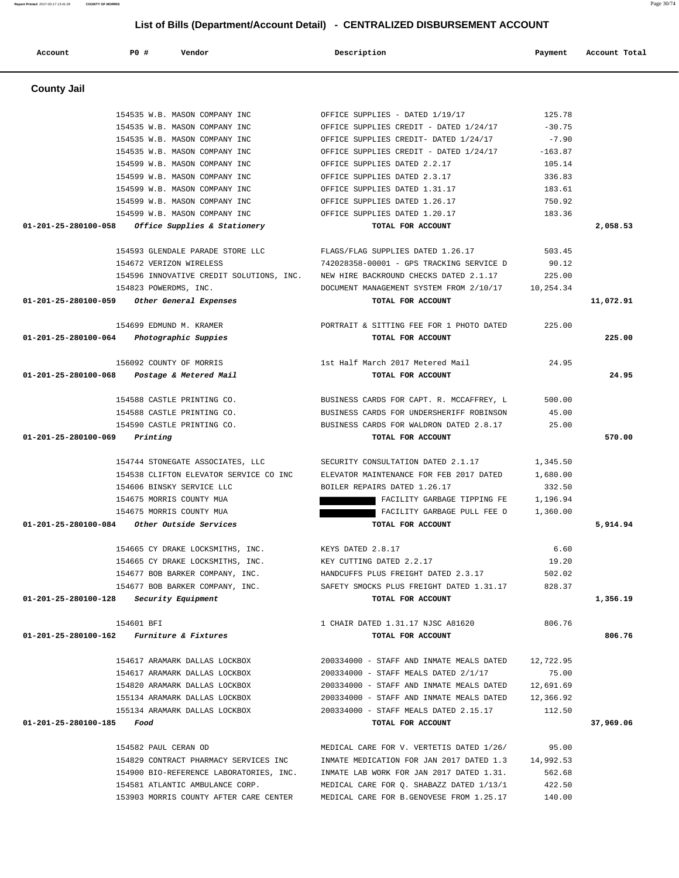# List of Bills (Department/Account Detail) - CENTRALIZED DISBURSEMENT ACCOUNT

| Account | PO # | Vendor | Description | Payment | Account Total |
|---|---|---|---|---|---|

## County Jail

| Account | PO # | Vendor | Description | Payment | Account Total |
|---|---|---|---|---|---|
| | 154535 | W.B. MASON COMPANY INC | OFFICE SUPPLIES - DATED 1/19/17 | 125.78 | |
| | 154535 | W.B. MASON COMPANY INC | OFFICE SUPPLIES CREDIT - DATED 1/24/17 | -30.75 | |
| | 154535 | W.B. MASON COMPANY INC | OFFICE SUPPLIES CREDIT- DATED 1/24/17 | -7.90 | |
| | 154535 | W.B. MASON COMPANY INC | OFFICE SUPPLIES CREDIT - DATED 1/24/17 | -163.87 | |
| | 154599 | W.B. MASON COMPANY INC | OFFICE SUPPLIES DATED 2.2.17 | 105.14 | |
| | 154599 | W.B. MASON COMPANY INC | OFFICE SUPPLIES DATED 2.3.17 | 336.83 | |
| | 154599 | W.B. MASON COMPANY INC | OFFICE SUPPLIES DATED 1.31.17 | 183.61 | |
| | 154599 | W.B. MASON COMPANY INC | OFFICE SUPPLIES DATED 1.26.17 | 750.92 | |
| | 154599 | W.B. MASON COMPANY INC | OFFICE SUPPLIES DATED 1.20.17 | 183.36 | |
| 01-201-25-280100-058 | | *Office Supplies & Stationery* | TOTAL FOR ACCOUNT | | 2,058.53 |
| | 154593 | GLENDALE PARADE STORE LLC | FLAGS/FLAG SUPPLIES DATED 1.26.17 | 503.45 | |
| | 154672 | VERIZON WIRELESS | 742028358-00001 - GPS TRACKING SERVICE D | 90.12 | |
| | 154596 | INNOVATIVE CREDIT SOLUTIONS, INC. | NEW HIRE BACKROUND CHECKS DATED 2.1.17 | 225.00 | |
| | 154823 | POWERDMS, INC. | DOCUMENT MANAGEMENT SYSTEM FROM 2/10/17 | 10,254.34 | |
| 01-201-25-280100-059 | | *Other General Expenses* | TOTAL FOR ACCOUNT | | 11,072.91 |
| | 154699 | EDMUND M. KRAMER | PORTRAIT & SITTING FEE FOR 1 PHOTO DATED | 225.00 | |
| 01-201-25-280100-064 | | *Photographic Suppies* | TOTAL FOR ACCOUNT | | 225.00 |
| | 156092 | COUNTY OF MORRIS | 1st Half March 2017 Metered Mail | 24.95 | |
| 01-201-25-280100-068 | | *Postage & Metered Mail* | TOTAL FOR ACCOUNT | | 24.95 |
| | 154588 | CASTLE PRINTING CO. | BUSINESS CARDS FOR CAPT. R. MCCAFFREY, L | 500.00 | |
| | 154588 | CASTLE PRINTING CO. | BUSINESS CARDS FOR UNDERSHERIFF ROBINSON | 45.00 | |
| | 154590 | CASTLE PRINTING CO. | BUSINESS CARDS FOR WALDRON DATED 2.8.17 | 25.00 | |
| 01-201-25-280100-069 | | *Printing* | TOTAL FOR ACCOUNT | | 570.00 |
| | 154744 | STONEGATE ASSOCIATES, LLC | SECURITY CONSULTATION DATED 2.1.17 | 1,345.50 | |
| | 154538 | CLIFTON ELEVATOR SERVICE CO INC | ELEVATOR MAINTENANCE FOR FEB 2017 DATED | 1,680.00 | |
| | 154606 | BINSKY SERVICE LLC | BOILER REPAIRS DATED 1.26.17 | 332.50 | |
| | 154675 | MORRIS COUNTY MUA | FACILITY GARBAGE TIPPING FE | 1,196.94 | |
| | 154675 | MORRIS COUNTY MUA | FACILITY GARBAGE PULL FEE O | 1,360.00 | |
| 01-201-25-280100-084 | | *Other Outside Services* | TOTAL FOR ACCOUNT | | 5,914.94 |
| | 154665 | CY DRAKE LOCKSMITHS, INC. | KEYS DATED 2.8.17 | 6.60 | |
| | 154665 | CY DRAKE LOCKSMITHS, INC. | KEY CUTTING DATED 2.2.17 | 19.20 | |
| | 154677 | BOB BARKER COMPANY, INC. | HANDCUFFS PLUS FREIGHT DATED 2.3.17 | 502.02 | |
| | 154677 | BOB BARKER COMPANY, INC. | SAFETY SMOCKS PLUS FREIGHT DATED 1.31.17 | 828.37 | |
| 01-201-25-280100-128 | | *Security Equipment* | TOTAL FOR ACCOUNT | | 1,356.19 |
| | 154601 | BFI | 1 CHAIR DATED 1.31.17 NJSC A81620 | 806.76 | |
| 01-201-25-280100-162 | | *Furniture & Fixtures* | TOTAL FOR ACCOUNT | | 806.76 |
| | 154617 | ARAMARK DALLAS LOCKBOX | 200334000 - STAFF AND INMATE MEALS DATED | 12,722.95 | |
| | 154617 | ARAMARK DALLAS LOCKBOX | 200334000 - STAFF MEALS DATED 2/1/17 | 75.00 | |
| | 154820 | ARAMARK DALLAS LOCKBOX | 200334000 - STAFF AND INMATE MEALS DATED | 12,691.69 | |
| | 155134 | ARAMARK DALLAS LOCKBOX | 200334000 - STAFF AND INMATE MEALS DATED | 12,366.92 | |
| | 155134 | ARAMARK DALLAS LOCKBOX | 200334000 - STAFF MEALS DATED 2.15.17 | 112.50 | |
| 01-201-25-280100-185 | | *Food* | TOTAL FOR ACCOUNT | | 37,969.06 |
| | 154582 | PAUL CERAN OD | MEDICAL CARE FOR V. VERTETIS DATED 1/26/ | 95.00 | |
| | 154829 | CONTRACT PHARMACY SERVICES INC | INMATE MEDICATION FOR JAN 2017 DATED 1.3 | 14,992.53 | |
| | 154900 | BIO-REFERENCE LABORATORIES, INC. | INMATE LAB WORK FOR JAN 2017 DATED 1.31. | 562.68 | |
| | 154581 | ATLANTIC AMBULANCE CORP. | MEDICAL CARE FOR Q. SHABAZZ DATED 1/13/1 | 422.50 | |
| | 153903 | MORRIS COUNTY AFTER CARE CENTER | MEDICAL CARE FOR B.GENOVESE FROM 1.25.17 | 140.00 | |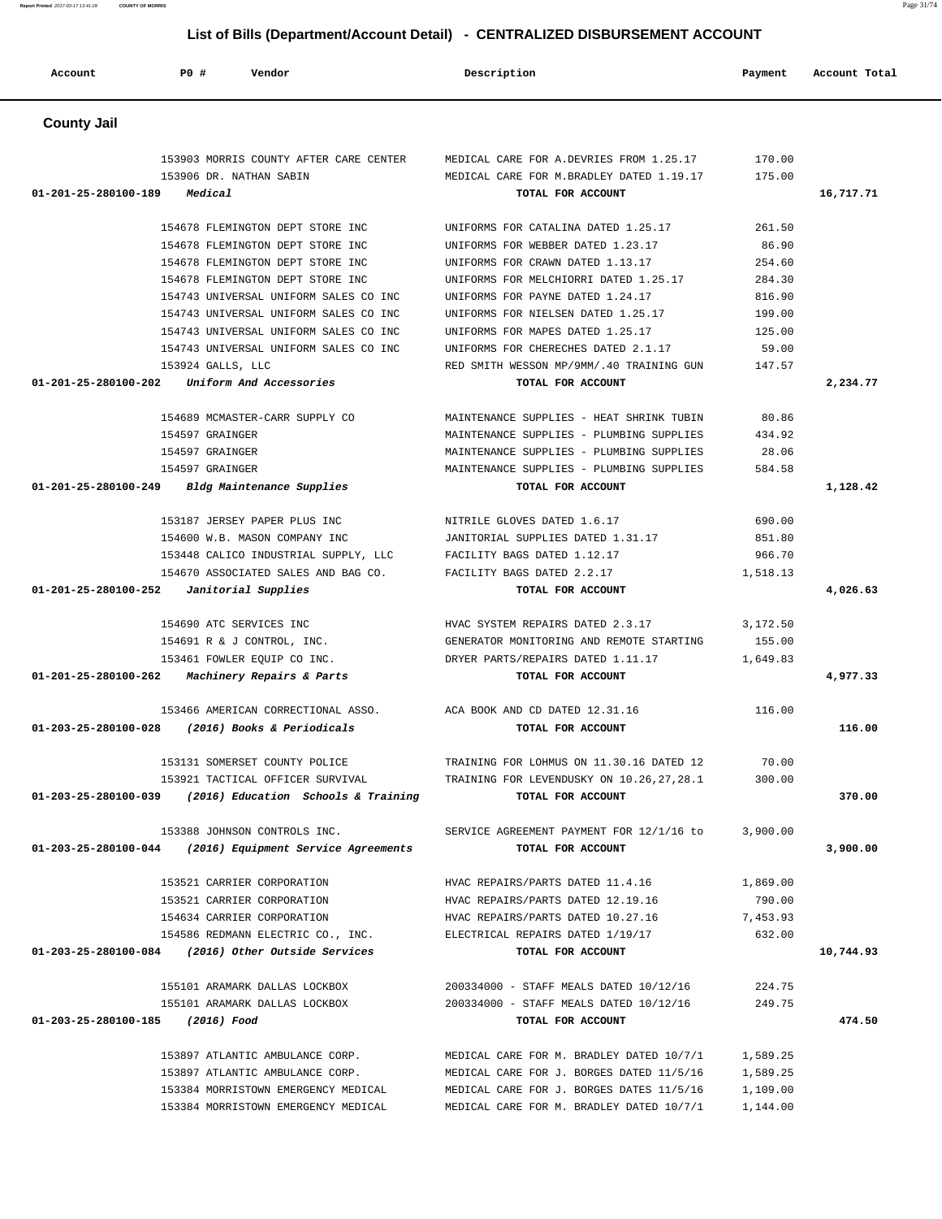## List of Bills (Department/Account Detail) - CENTRALIZED DISBURSEMENT ACCOUNT

| Account | PO # | Vendor | Description | Payment | Account Total |
|---|---|---|---|---|---|

### County Jail

| Account | PO # | Vendor | Description | Payment | Account Total |
|---|---|---|---|---|---|
| | 153903 | MORRIS COUNTY AFTER CARE CENTER | MEDICAL CARE FOR A.DEVRIES FROM 1.25.17 | 170.00 | |
| | 153906 | DR. NATHAN SABIN | MEDICAL CARE FOR M.BRADLEY DATED 1.19.17 | 175.00 | |
| 01-201-25-280100-189 | | *Medical* | TOTAL FOR ACCOUNT | | 16,717.71 |
| | 154678 | FLEMINGTON DEPT STORE INC | UNIFORMS FOR CATALINA DATED 1.25.17 | 261.50 | |
| | 154678 | FLEMINGTON DEPT STORE INC | UNIFORMS FOR WEBBER DATED 1.23.17 | 86.90 | |
| | 154678 | FLEMINGTON DEPT STORE INC | UNIFORMS FOR CRAWN DATED 1.13.17 | 254.60 | |
| | 154678 | FLEMINGTON DEPT STORE INC | UNIFORMS FOR MELCHIORRI DATED 1.25.17 | 284.30 | |
| | 154743 | UNIVERSAL UNIFORM SALES CO INC | UNIFORMS FOR PAYNE DATED 1.24.17 | 816.90 | |
| | 154743 | UNIVERSAL UNIFORM SALES CO INC | UNIFORMS FOR NIELSEN DATED 1.25.17 | 199.00 | |
| | 154743 | UNIVERSAL UNIFORM SALES CO INC | UNIFORMS FOR MAPES DATED 1.25.17 | 125.00 | |
| | 154743 | UNIVERSAL UNIFORM SALES CO INC | UNIFORMS FOR CHERECHES DATED 2.1.17 | 59.00 | |
| | 153924 | GALLS, LLC | RED SMITH WESSON MP/9MM/.40 TRAINING GUN | 147.57 | |
| 01-201-25-280100-202 | | *Uniform And Accessories* | TOTAL FOR ACCOUNT | | 2,234.77 |
| | 154689 | MCMASTER-CARR SUPPLY CO | MAINTENANCE SUPPLIES - HEAT SHRINK TUBIN | 80.86 | |
| | 154597 | GRAINGER | MAINTENANCE SUPPLIES - PLUMBING SUPPLIES | 434.92 | |
| | 154597 | GRAINGER | MAINTENANCE SUPPLIES - PLUMBING SUPPLIES | 28.06 | |
| | 154597 | GRAINGER | MAINTENANCE SUPPLIES - PLUMBING SUPPLIES | 584.58 | |
| 01-201-25-280100-249 | | *Bldg Maintenance Supplies* | TOTAL FOR ACCOUNT | | 1,128.42 |
| | 153187 | JERSEY PAPER PLUS INC | NITRILE GLOVES DATED 1.6.17 | 690.00 | |
| | 154600 | W.B. MASON COMPANY INC | JANITORIAL SUPPLIES DATED 1.31.17 | 851.80 | |
| | 153448 | CALICO INDUSTRIAL SUPPLY, LLC | FACILITY BAGS DATED 1.12.17 | 966.70 | |
| | 154670 | ASSOCIATED SALES AND BAG CO. | FACILITY BAGS DATED 2.2.17 | 1,518.13 | |
| 01-201-25-280100-252 | | *Janitorial Supplies* | TOTAL FOR ACCOUNT | | 4,026.63 |
| | 154690 | ATC SERVICES INC | HVAC SYSTEM REPAIRS DATED 2.3.17 | 3,172.50 | |
| | 154691 | R & J CONTROL, INC. | GENERATOR MONITORING AND REMOTE STARTING | 155.00 | |
| | 153461 | FOWLER EQUIP CO INC. | DRYER PARTS/REPAIRS DATED 1.11.17 | 1,649.83 | |
| 01-201-25-280100-262 | | *Machinery Repairs & Parts* | TOTAL FOR ACCOUNT | | 4,977.33 |
| | 153466 | AMERICAN CORRECTIONAL ASSO. | ACA BOOK AND CD DATED 12.31.16 | 116.00 | |
| 01-203-25-280100-028 | | *(2016) Books & Periodicals* | TOTAL FOR ACCOUNT | | 116.00 |
| | 153131 | SOMERSET COUNTY POLICE | TRAINING FOR LOHMUS ON 11.30.16 DATED 12 | 70.00 | |
| | 153921 | TACTICAL OFFICER SURVIVAL | TRAINING FOR LEVENDUSKY ON 10.26,27,28.1 | 300.00 | |
| 01-203-25-280100-039 | | *(2016) Education Schools & Training* | TOTAL FOR ACCOUNT | | 370.00 |
| | 153388 | JOHNSON CONTROLS INC. | SERVICE AGREEMENT PAYMENT FOR 12/1/16 to | 3,900.00 | |
| 01-203-25-280100-044 | | *(2016) Equipment Service Agreements* | TOTAL FOR ACCOUNT | | 3,900.00 |
| | 153521 | CARRIER CORPORATION | HVAC REPAIRS/PARTS DATED 11.4.16 | 1,869.00 | |
| | 153521 | CARRIER CORPORATION | HVAC REPAIRS/PARTS DATED 12.19.16 | 790.00 | |
| | 154634 | CARRIER CORPORATION | HVAC REPAIRS/PARTS DATED 10.27.16 | 7,453.93 | |
| | 154586 | REDMANN ELECTRIC CO., INC. | ELECTRICAL REPAIRS DATED 1/19/17 | 632.00 | |
| 01-203-25-280100-084 | | *(2016) Other Outside Services* | TOTAL FOR ACCOUNT | | 10,744.93 |
| | 155101 | ARAMARK DALLAS LOCKBOX | 200334000 - STAFF MEALS DATED 10/12/16 | 224.75 | |
| | 155101 | ARAMARK DALLAS LOCKBOX | 200334000 - STAFF MEALS DATED 10/12/16 | 249.75 | |
| 01-203-25-280100-185 | | *(2016) Food* | TOTAL FOR ACCOUNT | | 474.50 |
| | 153897 | ATLANTIC AMBULANCE CORP. | MEDICAL CARE FOR M. BRADLEY DATED 10/7/1 | 1,589.25 | |
| | 153897 | ATLANTIC AMBULANCE CORP. | MEDICAL CARE FOR J. BORGES DATED 11/5/16 | 1,589.25 | |
| | 153384 | MORRISTOWN EMERGENCY MEDICAL | MEDICAL CARE FOR J. BORGES DATES 11/5/16 | 1,109.00 | |
| | 153384 | MORRISTOWN EMERGENCY MEDICAL | MEDICAL CARE FOR M. BRADLEY DATED 10/7/1 | 1,144.00 | |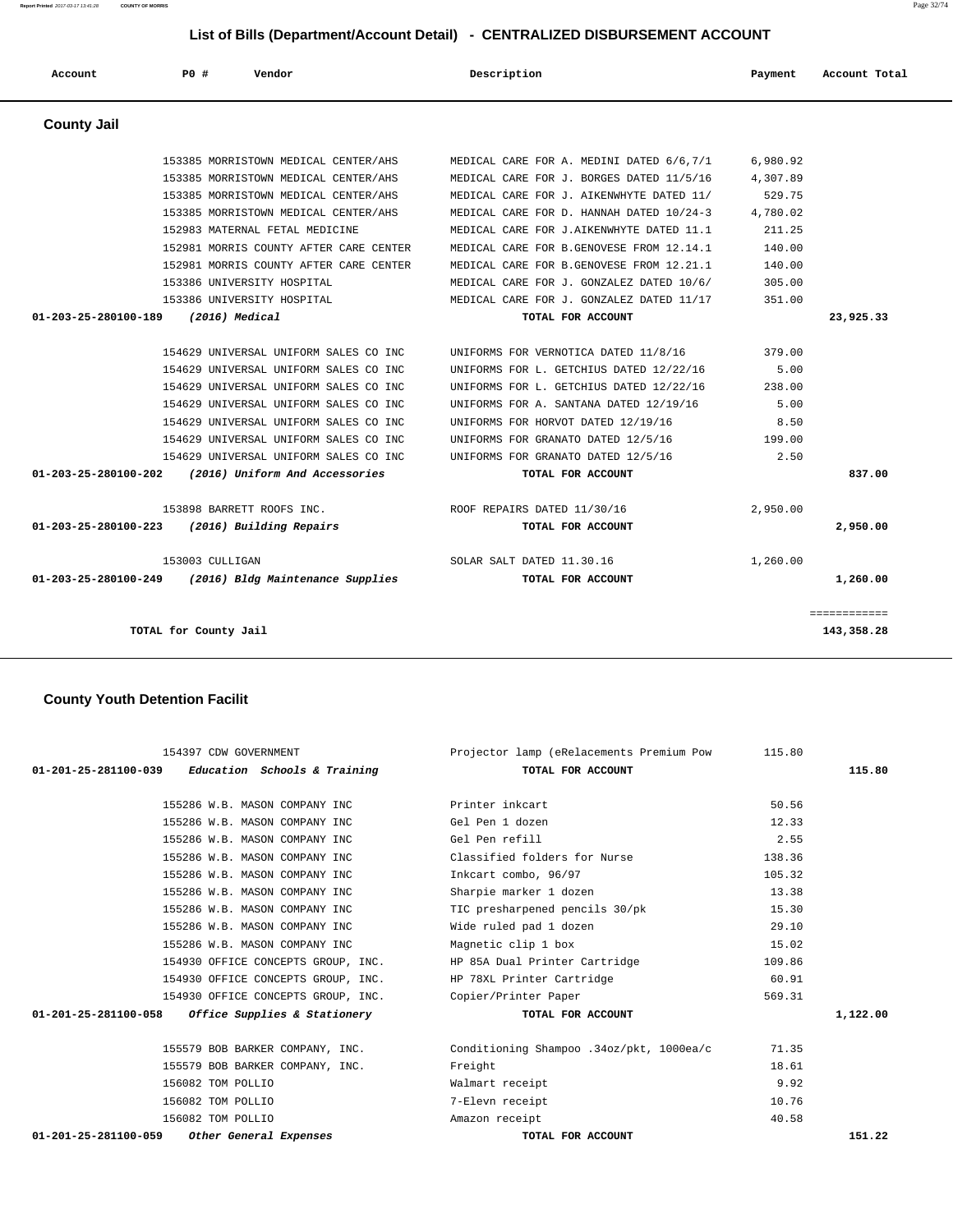## List of Bills (Department/Account Detail) - CENTRALIZED DISBURSEMENT ACCOUNT

| Account | PO # | Vendor | Description | Payment | Account Total |
|---|---|---|---|---|---|

### County Jail

| Account | PO # | Vendor | Description | Payment | Account Total |
|---|---|---|---|---|---|
| | 153385 | MORRISTOWN MEDICAL CENTER/AHS | MEDICAL CARE FOR A. MEDINI DATED 6/6,7/1 | 6,980.92 | |
| | 153385 | MORRISTOWN MEDICAL CENTER/AHS | MEDICAL CARE FOR J. BORGES DATED 11/5/16 | 4,307.89 | |
| | 153385 | MORRISTOWN MEDICAL CENTER/AHS | MEDICAL CARE FOR J. AIKENWHYTE DATED 11/ | 529.75 | |
| | 153385 | MORRISTOWN MEDICAL CENTER/AHS | MEDICAL CARE FOR D. HANNAH DATED 10/24-3 | 4,780.02 | |
| | 152983 | MATERNAL FETAL MEDICINE | MEDICAL CARE FOR J.AIKENWHYTE DATED 11.1 | 211.25 | |
| | 152981 | MORRIS COUNTY AFTER CARE CENTER | MEDICAL CARE FOR B.GENOVESE FROM 12.14.1 | 140.00 | |
| | 152981 | MORRIS COUNTY AFTER CARE CENTER | MEDICAL CARE FOR B.GENOVESE FROM 12.21.1 | 140.00 | |
| | 153386 | UNIVERSITY HOSPITAL | MEDICAL CARE FOR J. GONZALEZ DATED 10/6/ | 305.00 | |
| | 153386 | UNIVERSITY HOSPITAL | MEDICAL CARE FOR J. GONZALEZ DATED 11/17 | 351.00 | |
| **01-203-25-280100-189** | | *(2016) Medical* | **TOTAL FOR ACCOUNT** | | **23,925.33** |
| | 154629 | UNIVERSAL UNIFORM SALES CO INC | UNIFORMS FOR VERNOTICA DATED 11/8/16 | 379.00 | |
| | 154629 | UNIVERSAL UNIFORM SALES CO INC | UNIFORMS FOR L. GETCHIUS DATED 12/22/16 | 5.00 | |
| | 154629 | UNIVERSAL UNIFORM SALES CO INC | UNIFORMS FOR L. GETCHIUS DATED 12/22/16 | 238.00 | |
| | 154629 | UNIVERSAL UNIFORM SALES CO INC | UNIFORMS FOR A. SANTANA DATED 12/19/16 | 5.00 | |
| | 154629 | UNIVERSAL UNIFORM SALES CO INC | UNIFORMS FOR HORVOT DATED 12/19/16 | 8.50 | |
| | 154629 | UNIVERSAL UNIFORM SALES CO INC | UNIFORMS FOR GRANATO DATED 12/5/16 | 199.00 | |
| | 154629 | UNIVERSAL UNIFORM SALES CO INC | UNIFORMS FOR GRANATO DATED 12/5/16 | 2.50 | |
| **01-203-25-280100-202** | | *(2016) Uniform And Accessories* | **TOTAL FOR ACCOUNT** | | **837.00** |
| | 153898 | BARRETT ROOFS INC. | ROOF REPAIRS DATED 11/30/16 | 2,950.00 | |
| **01-203-25-280100-223** | | *(2016) Building Repairs* | **TOTAL FOR ACCOUNT** | | **2,950.00** |
| | 153003 | CULLIGAN | SOLAR SALT DATED 11.30.16 | 1,260.00 | |
| **01-203-25-280100-249** | | *(2016) Bldg Maintenance Supplies* | **TOTAL FOR ACCOUNT** | | **1,260.00** |
| | | | | | ============ |
| **TOTAL for County Jail** | | | | | **143,358.28** |

### County Youth Detention Facilit

| Account | PO # | Vendor | Description | Payment | Account Total |
|---|---|---|---|---|---|
| | 154397 | CDW GOVERNMENT | Projector lamp (eRelacements Premium Pow | 115.80 | |
| **01-201-25-281100-039** | | *Education Schools & Training* | **TOTAL FOR ACCOUNT** | | **115.80** |
| | 155286 | W.B. MASON COMPANY INC | Printer inkcart | 50.56 | |
| | 155286 | W.B. MASON COMPANY INC | Gel Pen 1 dozen | 12.33 | |
| | 155286 | W.B. MASON COMPANY INC | Gel Pen refill | 2.55 | |
| | 155286 | W.B. MASON COMPANY INC | Classified folders for Nurse | 138.36 | |
| | 155286 | W.B. MASON COMPANY INC | Inkcart combo, 96/97 | 105.32 | |
| | 155286 | W.B. MASON COMPANY INC | Sharpie marker 1 dozen | 13.38 | |
| | 155286 | W.B. MASON COMPANY INC | TIC presharpened pencils 30/pk | 15.30 | |
| | 155286 | W.B. MASON COMPANY INC | Wide ruled pad 1 dozen | 29.10 | |
| | 155286 | W.B. MASON COMPANY INC | Magnetic clip 1 box | 15.02 | |
| | 154930 | OFFICE CONCEPTS GROUP, INC. | HP 85A Dual Printer Cartridge | 109.86 | |
| | 154930 | OFFICE CONCEPTS GROUP, INC. | HP 78XL Printer Cartridge | 60.91 | |
| | 154930 | OFFICE CONCEPTS GROUP, INC. | Copier/Printer Paper | 569.31 | |
| **01-201-25-281100-058** | | *Office Supplies & Stationery* | **TOTAL FOR ACCOUNT** | | **1,122.00** |
| | 155579 | BOB BARKER COMPANY, INC. | Conditioning Shampoo .34oz/pkt, 1000ea/c | 71.35 | |
| | 155579 | BOB BARKER COMPANY, INC. | Freight | 18.61 | |
| | 156082 | TOM POLLIO | Walmart receipt | 9.92 | |
| | 156082 | TOM POLLIO | 7-Elevn receipt | 10.76 | |
| | 156082 | TOM POLLIO | Amazon receipt | 40.58 | |
| **01-201-25-281100-059** | | *Other General Expenses* | **TOTAL FOR ACCOUNT** | | **151.22** |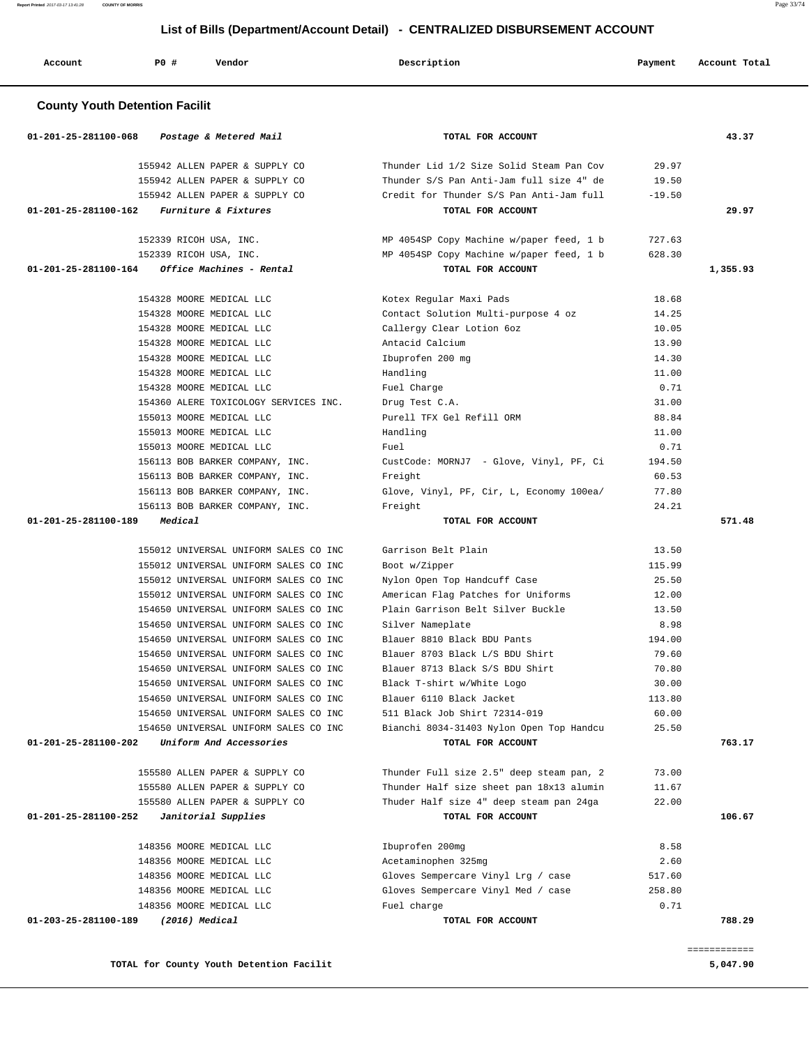# List of Bills (Department/Account Detail) - CENTRALIZED DISBURSEMENT ACCOUNT

| Account | PO # | Vendor | Description | Payment | Account Total |
|---|---|---|---|---|---|

## County Youth Detention Facilit

| Account | PO # | Vendor | Description | Payment | Account Total |
|---|---|---|---|---|---|
| **01-201-25-281100-068** *Postage & Metered Mail* | | | **TOTAL FOR ACCOUNT** | | **43.37** |
| | 155942 | ALLEN PAPER & SUPPLY CO | Thunder Lid 1/2 Size Solid Steam Pan Cov | 29.97 | |
| | 155942 | ALLEN PAPER & SUPPLY CO | Thunder S/S Pan Anti-Jam full size 4" de | 19.50 | |
| | 155942 | ALLEN PAPER & SUPPLY CO | Credit for Thunder S/S Pan Anti-Jam full | -19.50 | |
| **01-201-25-281100-162** *Furniture & Fixtures* | | | **TOTAL FOR ACCOUNT** | | **29.97** |
| | 152339 | RICOH USA, INC. | MP 4054SP Copy Machine w/paper feed, 1 b | 727.63 | |
| | 152339 | RICOH USA, INC. | MP 4054SP Copy Machine w/paper feed, 1 b | 628.30 | |
| **01-201-25-281100-164** *Office Machines - Rental* | | | **TOTAL FOR ACCOUNT** | | **1,355.93** |
| | 154328 | MOORE MEDICAL LLC | Kotex Regular Maxi Pads | 18.68 | |
| | 154328 | MOORE MEDICAL LLC | Contact Solution Multi-purpose 4 oz | 14.25 | |
| | 154328 | MOORE MEDICAL LLC | Callergy Clear Lotion 6oz | 10.05 | |
| | 154328 | MOORE MEDICAL LLC | Antacid Calcium | 13.90 | |
| | 154328 | MOORE MEDICAL LLC | Ibuprofen 200 mg | 14.30 | |
| | 154328 | MOORE MEDICAL LLC | Handling | 11.00 | |
| | 154328 | MOORE MEDICAL LLC | Fuel Charge | 0.71 | |
| | 154360 | ALERE TOXICOLOGY SERVICES INC. | Drug Test C.A. | 31.00 | |
| | 155013 | MOORE MEDICAL LLC | Purell TFX Gel Refill ORM | 88.84 | |
| | 155013 | MOORE MEDICAL LLC | Handling | 11.00 | |
| | 155013 | MOORE MEDICAL LLC | Fuel | 0.71 | |
| | 156113 | BOB BARKER COMPANY, INC. | CustCode: MORNJ7 - Glove, Vinyl, PF, Ci | 194.50 | |
| | 156113 | BOB BARKER COMPANY, INC. | Freight | 60.53 | |
| | 156113 | BOB BARKER COMPANY, INC. | Glove, Vinyl, PF, Cir, L, Economy 100ea/ | 77.80 | |
| | 156113 | BOB BARKER COMPANY, INC. | Freight | 24.21 | |
| **01-201-25-281100-189** *Medical* | | | **TOTAL FOR ACCOUNT** | | **571.48** |
| | 155012 | UNIVERSAL UNIFORM SALES CO INC | Garrison Belt Plain | 13.50 | |
| | 155012 | UNIVERSAL UNIFORM SALES CO INC | Boot w/Zipper | 115.99 | |
| | 155012 | UNIVERSAL UNIFORM SALES CO INC | Nylon Open Top Handcuff Case | 25.50 | |
| | 155012 | UNIVERSAL UNIFORM SALES CO INC | American Flag Patches for Uniforms | 12.00 | |
| | 154650 | UNIVERSAL UNIFORM SALES CO INC | Plain Garrison Belt Silver Buckle | 13.50 | |
| | 154650 | UNIVERSAL UNIFORM SALES CO INC | Silver Nameplate | 8.98 | |
| | 154650 | UNIVERSAL UNIFORM SALES CO INC | Blauer 8810 Black BDU Pants | 194.00 | |
| | 154650 | UNIVERSAL UNIFORM SALES CO INC | Blauer 8703 Black L/S BDU Shirt | 79.60 | |
| | 154650 | UNIVERSAL UNIFORM SALES CO INC | Blauer 8713 Black S/S BDU Shirt | 70.80 | |
| | 154650 | UNIVERSAL UNIFORM SALES CO INC | Black T-shirt w/White Logo | 30.00 | |
| | 154650 | UNIVERSAL UNIFORM SALES CO INC | Blauer 6110 Black Jacket | 113.80 | |
| | 154650 | UNIVERSAL UNIFORM SALES CO INC | 511 Black Job Shirt 72314-019 | 60.00 | |
| | 154650 | UNIVERSAL UNIFORM SALES CO INC | Bianchi 8034-31403 Nylon Open Top Handcu | 25.50 | |
| **01-201-25-281100-202** *Uniform And Accessories* | | | **TOTAL FOR ACCOUNT** | | **763.17** |
| | 155580 | ALLEN PAPER & SUPPLY CO | Thunder Full size 2.5" deep steam pan, 2 | 73.00 | |
| | 155580 | ALLEN PAPER & SUPPLY CO | Thunder Half size sheet pan 18x13 alumin | 11.67 | |
| | 155580 | ALLEN PAPER & SUPPLY CO | Thuder Half size 4" deep steam pan 24ga | 22.00 | |
| **01-201-25-281100-252** *Janitorial Supplies* | | | **TOTAL FOR ACCOUNT** | | **106.67** |
| | 148356 | MOORE MEDICAL LLC | Ibuprofen 200mg | 8.58 | |
| | 148356 | MOORE MEDICAL LLC | Acetaminophen 325mg | 2.60 | |
| | 148356 | MOORE MEDICAL LLC | Gloves Sempercare Vinyl Lrg / case | 517.60 | |
| | 148356 | MOORE MEDICAL LLC | Gloves Sempercare Vinyl Med / case | 258.80 | |
| | 148356 | MOORE MEDICAL LLC | Fuel charge | 0.71 | |
| **01-203-25-281100-189** *(2016) Medical* | | | **TOTAL FOR ACCOUNT** | | **788.29** |

============

**TOTAL for County Youth Detention Facilit** **5,047.90**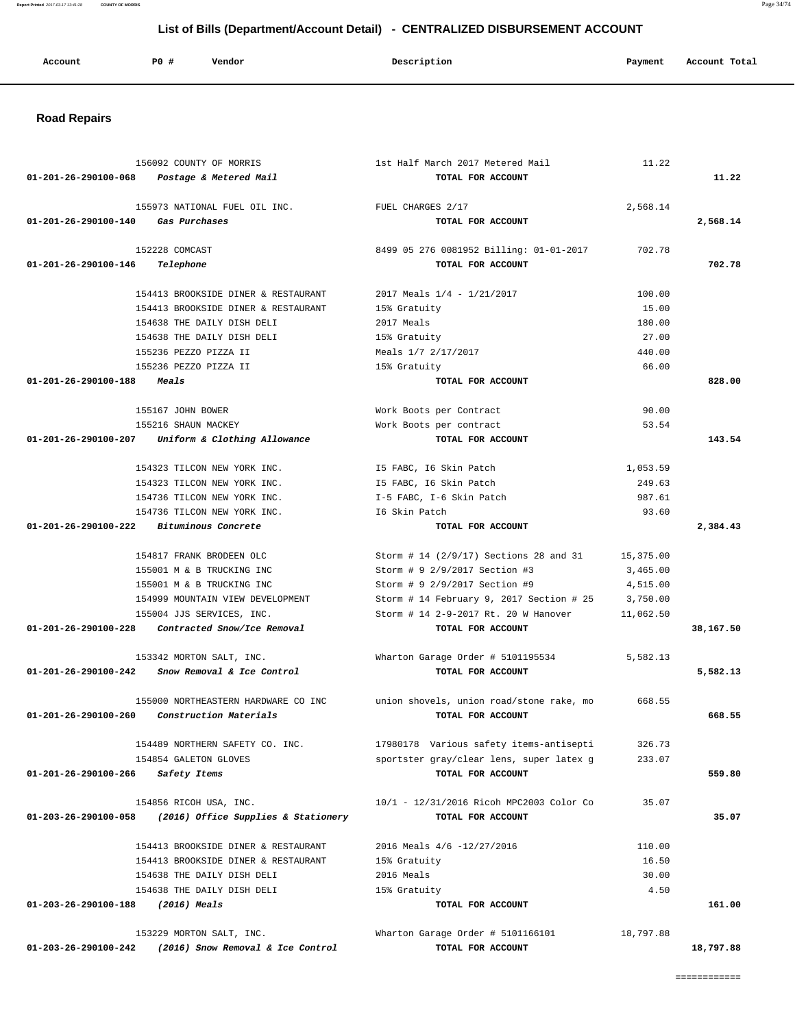## List of Bills (Department/Account Detail) - CENTRALIZED DISBURSEMENT ACCOUNT

| Account | PO # | Vendor | Description | Payment | Account Total |
|---|---|---|---|---|---|

### Road Repairs

| Account | PO # | Vendor | Description | Payment | Account Total |
|---|---|---|---|---|---|
| | 156092 | COUNTY OF MORRIS | 1st Half March 2017 Metered Mail | 11.22 | |
| 01-201-26-290100-068 | | *Postage & Metered Mail* | TOTAL FOR ACCOUNT | | 11.22 |
| | 155973 | NATIONAL FUEL OIL INC. | FUEL CHARGES 2/17 | 2,568.14 | |
| 01-201-26-290100-140 | | *Gas Purchases* | TOTAL FOR ACCOUNT | | 2,568.14 |
| | 152228 | COMCAST | 8499 05 276 0081952 Billing: 01-01-2017 | 702.78 | |
| 01-201-26-290100-146 | | *Telephone* | TOTAL FOR ACCOUNT | | 702.78 |
| | 154413 | BROOKSIDE DINER & RESTAURANT | 2017 Meals 1/4 - 1/21/2017 | 100.00 | |
| | 154413 | BROOKSIDE DINER & RESTAURANT | 15% Gratuity | 15.00 | |
| | 154638 | THE DAILY DISH DELI | 2017 Meals | 180.00 | |
| | 154638 | THE DAILY DISH DELI | 15% Gratuity | 27.00 | |
| | 155236 | PEZZO PIZZA II | Meals 1/7 2/17/2017 | 440.00 | |
| | 155236 | PEZZO PIZZA II | 15% Gratuity | 66.00 | |
| 01-201-26-290100-188 | | *Meals* | TOTAL FOR ACCOUNT | | 828.00 |
| | 155167 | JOHN BOWER | Work Boots per Contract | 90.00 | |
| | 155216 | SHAUN MACKEY | Work Boots per contract | 53.54 | |
| 01-201-26-290100-207 | | *Uniform & Clothing Allowance* | TOTAL FOR ACCOUNT | | 143.54 |
| | 154323 | TILCON NEW YORK INC. | I5 FABC, I6 Skin Patch | 1,053.59 | |
| | 154323 | TILCON NEW YORK INC. | I5 FABC, I6 Skin Patch | 249.63 | |
| | 154736 | TILCON NEW YORK INC. | I-5 FABC, I-6 Skin Patch | 987.61 | |
| | 154736 | TILCON NEW YORK INC. | I6 Skin Patch | 93.60 | |
| 01-201-26-290100-222 | | *Bituminous Concrete* | TOTAL FOR ACCOUNT | | 2,384.43 |
| | 154817 | FRANK BRODEEN OLC | Storm # 14 (2/9/17) Sections 28 and 31 | 15,375.00 | |
| | 155001 | M & B TRUCKING INC | Storm # 9 2/9/2017 Section #3 | 3,465.00 | |
| | 155001 | M & B TRUCKING INC | Storm # 9 2/9/2017 Section #9 | 4,515.00 | |
| | 154999 | MOUNTAIN VIEW DEVELOPMENT | Storm # 14 February 9, 2017 Section # 25 | 3,750.00 | |
| | 155004 | JJS SERVICES, INC. | Storm # 14 2-9-2017 Rt. 20 W Hanover | 11,062.50 | |
| 01-201-26-290100-228 | | *Contracted Snow/Ice Removal* | TOTAL FOR ACCOUNT | | 38,167.50 |
| | 153342 | MORTON SALT, INC. | Wharton Garage Order # 5101195534 | 5,582.13 | |
| 01-201-26-290100-242 | | *Snow Removal & Ice Control* | TOTAL FOR ACCOUNT | | 5,582.13 |
| | 155000 | NORTHEASTERN HARDWARE CO INC | union shovels, union road/stone rake, mo | 668.55 | |
| 01-201-26-290100-260 | | *Construction Materials* | TOTAL FOR ACCOUNT | | 668.55 |
| | 154489 | NORTHERN SAFETY CO. INC. | 17980178 Various safety items-antisepti | 326.73 | |
| | 154854 | GALETON GLOVES | sportster gray/clear lens, super latex g | 233.07 | |
| 01-201-26-290100-266 | | *Safety Items* | TOTAL FOR ACCOUNT | | 559.80 |
| | 154856 | RICOH USA, INC. | 10/1 - 12/31/2016 Ricoh MPC2003 Color Co | 35.07 | |
| 01-203-26-290100-058 | | *(2016) Office Supplies & Stationery* | TOTAL FOR ACCOUNT | | 35.07 |
| | 154413 | BROOKSIDE DINER & RESTAURANT | 2016 Meals 4/6 -12/27/2016 | 110.00 | |
| | 154413 | BROOKSIDE DINER & RESTAURANT | 15% Gratuity | 16.50 | |
| | 154638 | THE DAILY DISH DELI | 2016 Meals | 30.00 | |
| | 154638 | THE DAILY DISH DELI | 15% Gratuity | 4.50 | |
| 01-203-26-290100-188 | | *(2016) Meals* | TOTAL FOR ACCOUNT | | 161.00 |
| | 153229 | MORTON SALT, INC. | Wharton Garage Order # 5101166101 | 18,797.88 | |
| 01-203-26-290100-242 | | *(2016) Snow Removal & Ice Control* | TOTAL FOR ACCOUNT | | 18,797.88 |

============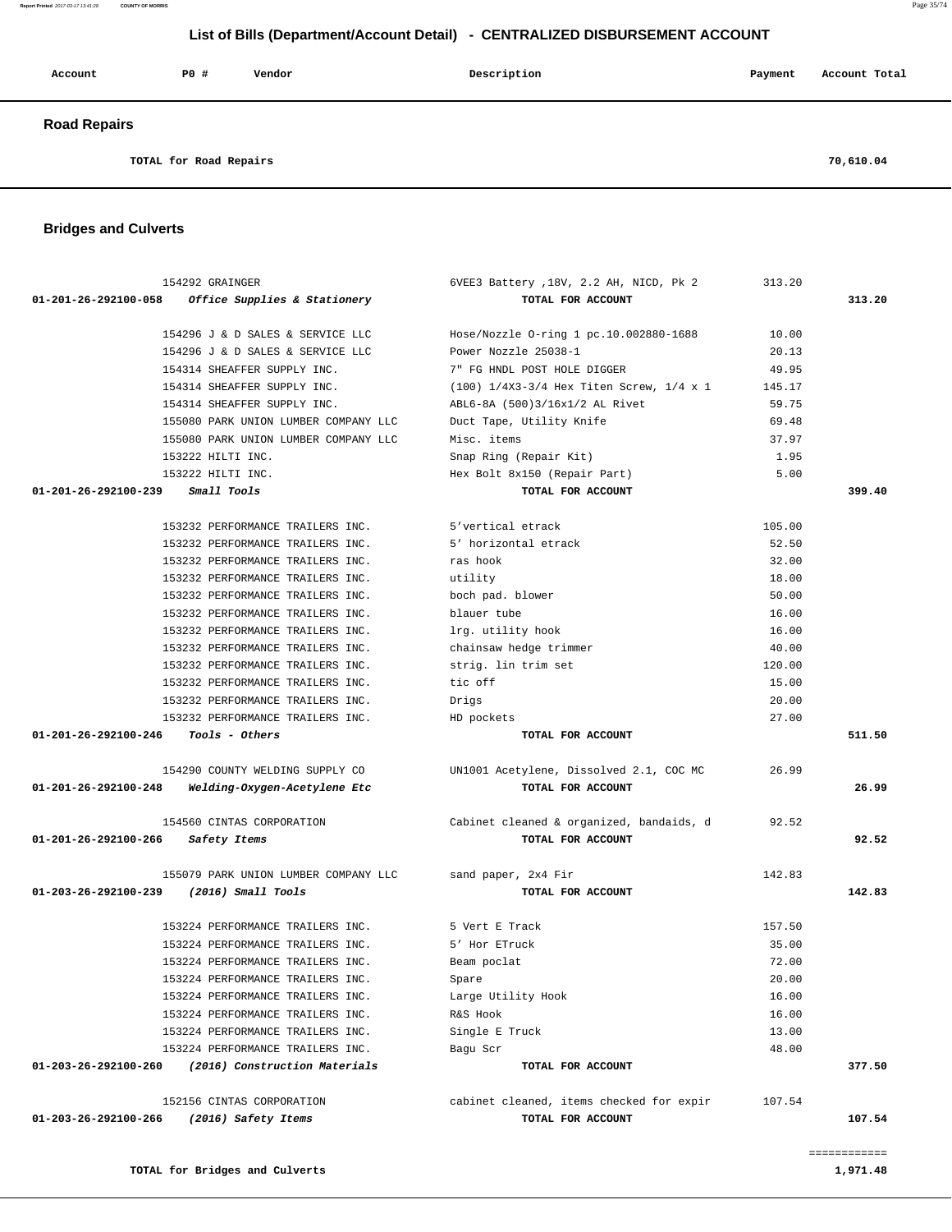# List of Bills (Department/Account Detail) - CENTRALIZED DISBURSEMENT ACCOUNT

| Account | PO # | Vendor | Description | Payment | Account Total |
|---|---|---|---|---|---|

## Road Repairs

| | | | | | |
|---|---|---|---|---|---|
| | | TOTAL for Road Repairs | | | 70,610.04 |

## Bridges and Culverts

| Account | PO # | Vendor | Description | Payment | Account Total |
|---|---|---|---|---|---|
| | 154292 | GRAINGER | 6VEE3 Battery ,18V, 2.2 AH, NICD, Pk 2 | 313.20 | |
| 01-201-26-292100-058 | | *Office Supplies & Stationery* | TOTAL FOR ACCOUNT | | 313.20 |
| | 154296 | J & D SALES & SERVICE LLC | Hose/Nozzle O-ring 1 pc.10.002880-1688 | 10.00 | |
| | 154296 | J & D SALES & SERVICE LLC | Power Nozzle 25038-1 | 20.13 | |
| | 154314 | SHEAFFER SUPPLY INC. | 7" FG HNDL POST HOLE DIGGER | 49.95 | |
| | 154314 | SHEAFFER SUPPLY INC. | (100) 1/4X3-3/4 Hex Titen Screw, 1/4 x 1 | 145.17 | |
| | 154314 | SHEAFFER SUPPLY INC. | ABL6-8A (500)3/16x1/2 AL Rivet | 59.75 | |
| | 155080 | PARK UNION LUMBER COMPANY LLC | Duct Tape, Utility Knife | 69.48 | |
| | 155080 | PARK UNION LUMBER COMPANY LLC | Misc. items | 37.97 | |
| | 153222 | HILTI INC. | Snap Ring (Repair Kit) | 1.95 | |
| | 153222 | HILTI INC. | Hex Bolt 8x150 (Repair Part) | 5.00 | |
| 01-201-26-292100-239 | | *Small Tools* | TOTAL FOR ACCOUNT | | 399.40 |
| | 153232 | PERFORMANCE TRAILERS INC. | 5'vertical etrack | 105.00 | |
| | 153232 | PERFORMANCE TRAILERS INC. | 5' horizontal etrack | 52.50 | |
| | 153232 | PERFORMANCE TRAILERS INC. | ras hook | 32.00 | |
| | 153232 | PERFORMANCE TRAILERS INC. | utility | 18.00 | |
| | 153232 | PERFORMANCE TRAILERS INC. | boch pad. blower | 50.00 | |
| | 153232 | PERFORMANCE TRAILERS INC. | blauer tube | 16.00 | |
| | 153232 | PERFORMANCE TRAILERS INC. | lrg. utility hook | 16.00 | |
| | 153232 | PERFORMANCE TRAILERS INC. | chainsaw hedge trimmer | 40.00 | |
| | 153232 | PERFORMANCE TRAILERS INC. | strig. lin trim set | 120.00 | |
| | 153232 | PERFORMANCE TRAILERS INC. | tic off | 15.00 | |
| | 153232 | PERFORMANCE TRAILERS INC. | Drigs | 20.00 | |
| | 153232 | PERFORMANCE TRAILERS INC. | HD pockets | 27.00 | |
| 01-201-26-292100-246 | | *Tools - Others* | TOTAL FOR ACCOUNT | | 511.50 |
| | 154290 | COUNTY WELDING SUPPLY CO | UN1001 Acetylene, Dissolved 2.1, COC MC | 26.99 | |
| 01-201-26-292100-248 | | *Welding-Oxygen-Acetylene Etc* | TOTAL FOR ACCOUNT | | 26.99 |
| | 154560 | CINTAS CORPORATION | Cabinet cleaned & organized, bandaids, d | 92.52 | |
| 01-201-26-292100-266 | | *Safety Items* | TOTAL FOR ACCOUNT | | 92.52 |
| | 155079 | PARK UNION LUMBER COMPANY LLC | sand paper, 2x4 Fir | 142.83 | |
| 01-203-26-292100-239 | | *(2016) Small Tools* | TOTAL FOR ACCOUNT | | 142.83 |
| | 153224 | PERFORMANCE TRAILERS INC. | 5 Vert E Track | 157.50 | |
| | 153224 | PERFORMANCE TRAILERS INC. | 5' Hor ETruck | 35.00 | |
| | 153224 | PERFORMANCE TRAILERS INC. | Beam poclat | 72.00 | |
| | 153224 | PERFORMANCE TRAILERS INC. | Spare | 20.00 | |
| | 153224 | PERFORMANCE TRAILERS INC. | Large Utility Hook | 16.00 | |
| | 153224 | PERFORMANCE TRAILERS INC. | R&S Hook | 16.00 | |
| | 153224 | PERFORMANCE TRAILERS INC. | Single E Truck | 13.00 | |
| | 153224 | PERFORMANCE TRAILERS INC. | Bagu Scr | 48.00 | |
| 01-203-26-292100-260 | | *(2016) Construction Materials* | TOTAL FOR ACCOUNT | | 377.50 |
| | 152156 | CINTAS CORPORATION | cabinet cleaned, items checked for expir | 107.54 | |
| 01-203-26-292100-266 | | *(2016) Safety Items* | TOTAL FOR ACCOUNT | | 107.54 |
| | | TOTAL for Bridges and Culverts | | | 1,971.48 |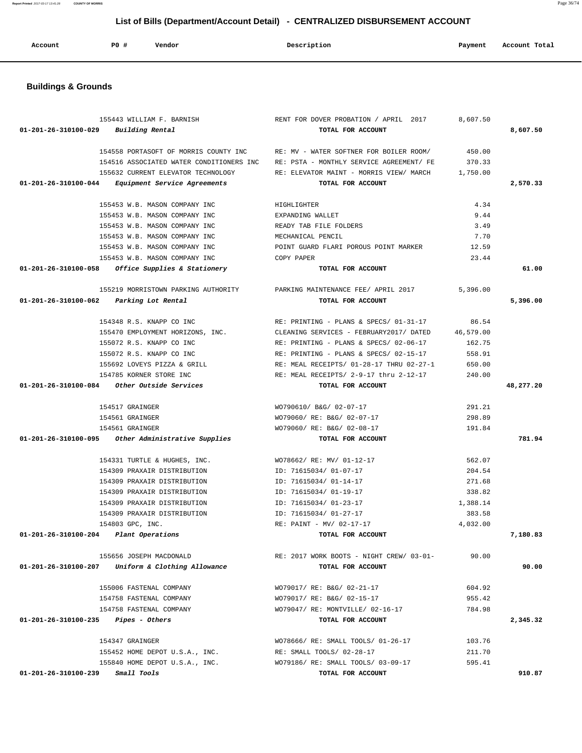## List of Bills (Department/Account Detail) - CENTRALIZED DISBURSEMENT ACCOUNT

| Account | PO # | Vendor | Description | Payment | Account Total |
|---|---|---|---|---|---|

### Buildings & Grounds

| Account | PO # | Vendor | Description | Payment | Account Total |
|---|---|---|---|---|---|
| | 155443 | WILLIAM F. BARNISH | RENT FOR DOVER PROBATION / APRIL 2017 | 8,607.50 | |
| 01-201-26-310100-029 *Building Rental* | | | TOTAL FOR ACCOUNT | | 8,607.50 |
| | 154558 | PORTASOFT OF MORRIS COUNTY INC | RE: MV - WATER SOFTNER FOR BOILER ROOM/ | 450.00 | |
| | 154516 | ASSOCIATED WATER CONDITIONERS INC | RE: PSTA - MONTHLY SERVICE AGREEMENT/ FE | 370.33 | |
| | 155632 | CURRENT ELEVATOR TECHNOLOGY | RE: ELEVATOR MAINT - MORRIS VIEW/ MARCH | 1,750.00 | |
| 01-201-26-310100-044 *Equipment Service Agreements* | | | TOTAL FOR ACCOUNT | | 2,570.33 |
| | 155453 | W.B. MASON COMPANY INC | HIGHLIGHTER | 4.34 | |
| | 155453 | W.B. MASON COMPANY INC | EXPANDING WALLET | 9.44 | |
| | 155453 | W.B. MASON COMPANY INC | READY TAB FILE FOLDERS | 3.49 | |
| | 155453 | W.B. MASON COMPANY INC | MECHANICAL PENCIL | 7.70 | |
| | 155453 | W.B. MASON COMPANY INC | POINT GUARD FLARI POROUS POINT MARKER | 12.59 | |
| | 155453 | W.B. MASON COMPANY INC | COPY PAPER | 23.44 | |
| 01-201-26-310100-058 *Office Supplies & Stationery* | | | TOTAL FOR ACCOUNT | | 61.00 |
| | 155219 | MORRISTOWN PARKING AUTHORITY | PARKING MAINTENANCE FEE/ APRIL 2017 | 5,396.00 | |
| 01-201-26-310100-062 *Parking Lot Rental* | | | TOTAL FOR ACCOUNT | | 5,396.00 |
| | 154348 | R.S. KNAPP CO INC | RE: PRINTING - PLANS & SPECS/ 01-31-17 | 86.54 | |
| | 155470 | EMPLOYMENT HORIZONS, INC. | CLEANING SERVICES - FEBRUARY2017/ DATED | 46,579.00 | |
| | 155072 | R.S. KNAPP CO INC | RE: PRINTING - PLANS & SPECS/ 02-06-17 | 162.75 | |
| | 155072 | R.S. KNAPP CO INC | RE: PRINTING - PLANS & SPECS/ 02-15-17 | 558.91 | |
| | 155692 | LOVEYS PIZZA & GRILL | RE: MEAL RECEIPTS/ 01-28-17 THRU 02-27-1 | 650.00 | |
| | 154785 | KORNER STORE INC | RE: MEAL RECEIPTS/ 2-9-17 thru 2-12-17 | 240.00 | |
| 01-201-26-310100-084 *Other Outside Services* | | | TOTAL FOR ACCOUNT | | 48,277.20 |
| | 154517 | GRAINGER | WO790610/ B&G/ 02-07-17 | 291.21 | |
| | 154561 | GRAINGER | WO79060/ RE: B&G/ 02-07-17 | 298.89 | |
| | 154561 | GRAINGER | WO79060/ RE: B&G/ 02-08-17 | 191.84 | |
| 01-201-26-310100-095 *Other Administrative Supplies* | | | TOTAL FOR ACCOUNT | | 781.94 |
| | 154331 | TURTLE & HUGHES, INC. | WO78662/ RE: MV/ 01-12-17 | 562.07 | |
| | 154309 | PRAXAIR DISTRIBUTION | ID: 71615034/ 01-07-17 | 204.54 | |
| | 154309 | PRAXAIR DISTRIBUTION | ID: 71615034/ 01-14-17 | 271.68 | |
| | 154309 | PRAXAIR DISTRIBUTION | ID: 71615034/ 01-19-17 | 338.82 | |
| | 154309 | PRAXAIR DISTRIBUTION | ID: 71615034/ 01-23-17 | 1,388.14 | |
| | 154309 | PRAXAIR DISTRIBUTION | ID: 71615034/ 01-27-17 | 383.58 | |
| | 154803 | GPC, INC. | RE: PAINT - MV/ 02-17-17 | 4,032.00 | |
| 01-201-26-310100-204 *Plant Operations* | | | TOTAL FOR ACCOUNT | | 7,180.83 |
| | 155656 | JOSEPH MACDONALD | RE: 2017 WORK BOOTS - NIGHT CREW/ 03-01- | 90.00 | |
| 01-201-26-310100-207 *Uniform & Clothing Allowance* | | | TOTAL FOR ACCOUNT | | 90.00 |
| | 155006 | FASTENAL COMPANY | WO79017/ RE: B&G/ 02-21-17 | 604.92 | |
| | 154758 | FASTENAL COMPANY | WO79017/ RE: B&G/ 02-15-17 | 955.42 | |
| | 154758 | FASTENAL COMPANY | WO79047/ RE: MONTVILLE/ 02-16-17 | 784.98 | |
| 01-201-26-310100-235 *Pipes - Others* | | | TOTAL FOR ACCOUNT | | 2,345.32 |
| | 154347 | GRAINGER | WO78666/ RE: SMALL TOOLS/ 01-26-17 | 103.76 | |
| | 155452 | HOME DEPOT U.S.A., INC. | RE: SMALL TOOLS/ 02-28-17 | 211.70 | |
| | 155840 | HOME DEPOT U.S.A., INC. | WO79186/ RE: SMALL TOOLS/ 03-09-17 | 595.41 | |
| 01-201-26-310100-239 *Small Tools* | | | TOTAL FOR ACCOUNT | | 910.87 |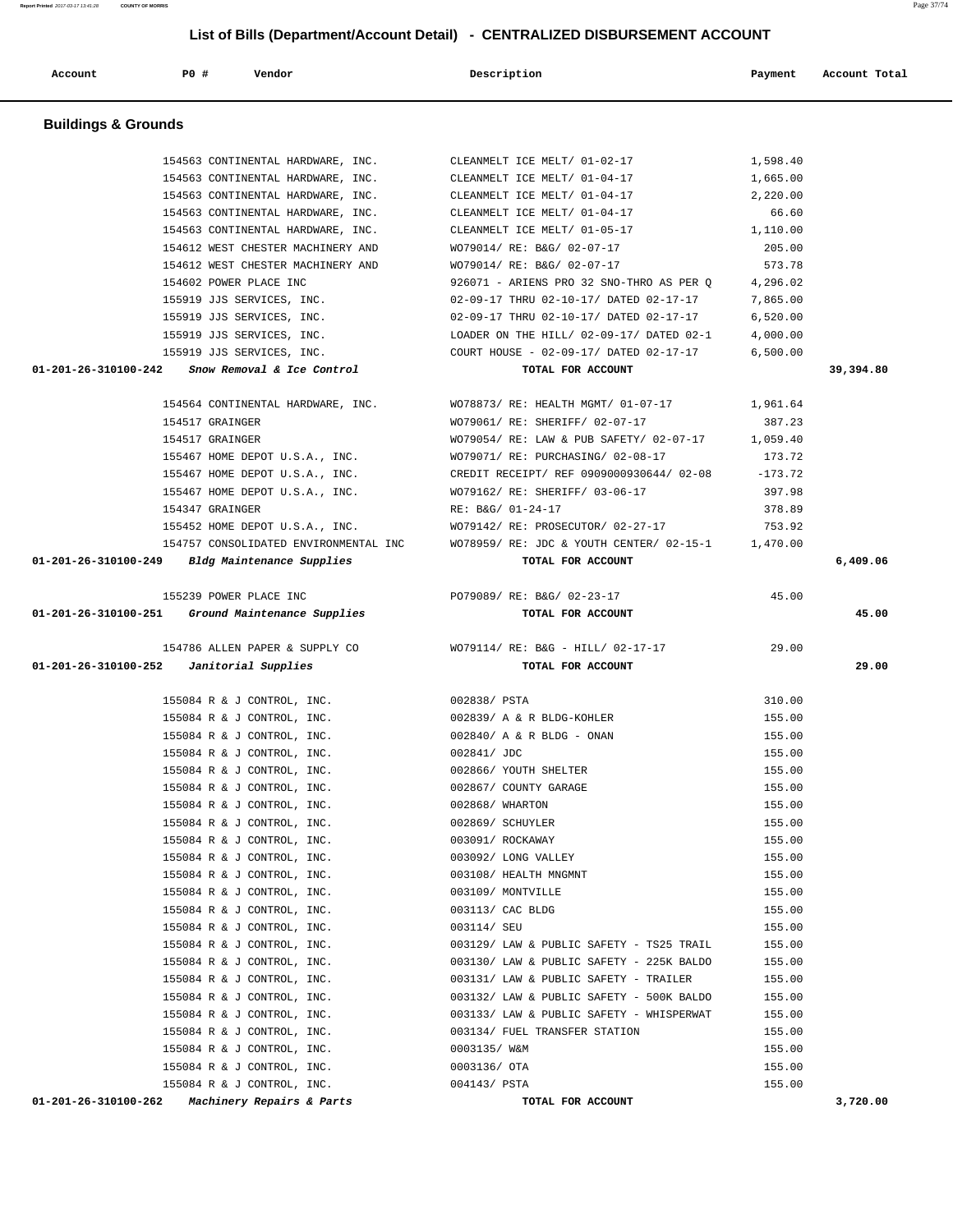# List of Bills (Department/Account Detail) - CENTRALIZED DISBURSEMENT ACCOUNT

| Account | PO # | Vendor | Description | Payment | Account Total |
|---|---|---|---|---|---|

## Buildings & Grounds

| Account | PO # | Vendor | Description | Payment | Account Total |
|---|---|---|---|---|---|
| | 154563 | CONTINENTAL HARDWARE, INC. | CLEANMELT ICE MELT/ 01-02-17 | 1,598.40 | |
| | 154563 | CONTINENTAL HARDWARE, INC. | CLEANMELT ICE MELT/ 01-04-17 | 1,665.00 | |
| | 154563 | CONTINENTAL HARDWARE, INC. | CLEANMELT ICE MELT/ 01-04-17 | 2,220.00 | |
| | 154563 | CONTINENTAL HARDWARE, INC. | CLEANMELT ICE MELT/ 01-04-17 | 66.60 | |
| | 154563 | CONTINENTAL HARDWARE, INC. | CLEANMELT ICE MELT/ 01-05-17 | 1,110.00 | |
| | 154612 | WEST CHESTER MACHINERY AND | WO79014/ RE: B&G/ 02-07-17 | 205.00 | |
| | 154612 | WEST CHESTER MACHINERY AND | WO79014/ RE: B&G/ 02-07-17 | 573.78 | |
| | 154602 | POWER PLACE INC | 926071 - ARIENS PRO 32 SNO-THRO AS PER Q | 4,296.02 | |
| | 155919 | JJS SERVICES, INC. | 02-09-17 THRU 02-10-17/ DATED 02-17-17 | 7,865.00 | |
| | 155919 | JJS SERVICES, INC. | 02-09-17 THRU 02-10-17/ DATED 02-17-17 | 6,520.00 | |
| | 155919 | JJS SERVICES, INC. | LOADER ON THE HILL/ 02-09-17/ DATED 02-1 | 4,000.00 | |
| | 155919 | JJS SERVICES, INC. | COURT HOUSE - 02-09-17/ DATED 02-17-17 | 6,500.00 | |
| **01-201-26-310100-242** | | *Snow Removal & Ice Control* | **TOTAL FOR ACCOUNT** | | **39,394.80** |
| | 154564 | CONTINENTAL HARDWARE, INC. | WO78873/ RE: HEALTH MGMT/ 01-07-17 | 1,961.64 | |
| | 154517 | GRAINGER | WO79061/ RE: SHERIFF/ 02-07-17 | 387.23 | |
| | 154517 | GRAINGER | WO79054/ RE: LAW & PUB SAFETY/ 02-07-17 | 1,059.40 | |
| | 155467 | HOME DEPOT U.S.A., INC. | WO79071/ RE: PURCHASING/ 02-08-17 | 173.72 | |
| | 155467 | HOME DEPOT U.S.A., INC. | CREDIT RECEIPT/ REF 0909000930644/ 02-08 | -173.72 | |
| | 155467 | HOME DEPOT U.S.A., INC. | WO79162/ RE: SHERIFF/ 03-06-17 | 397.98 | |
| | 154347 | GRAINGER | RE: B&G/ 01-24-17 | 378.89 | |
| | 155452 | HOME DEPOT U.S.A., INC. | WO79142/ RE: PROSECUTOR/ 02-27-17 | 753.92 | |
| | 154757 | CONSOLIDATED ENVIRONMENTAL INC | WO78959/ RE: JDC & YOUTH CENTER/ 02-15-1 | 1,470.00 | |
| **01-201-26-310100-249** | | *Bldg Maintenance Supplies* | **TOTAL FOR ACCOUNT** | | **6,409.06** |
| | 155239 | POWER PLACE INC | PO79089/ RE: B&G/ 02-23-17 | 45.00 | |
| **01-201-26-310100-251** | | *Ground Maintenance Supplies* | **TOTAL FOR ACCOUNT** | | **45.00** |
| | 154786 | ALLEN PAPER & SUPPLY CO | WO79114/ RE: B&G - HILL/ 02-17-17 | 29.00 | |
| **01-201-26-310100-252** | | *Janitorial Supplies* | **TOTAL FOR ACCOUNT** | | **29.00** |
| | 155084 | R & J CONTROL, INC. | 002838/ PSTA | 310.00 | |
| | 155084 | R & J CONTROL, INC. | 002839/ A & R BLDG-KOHLER | 155.00 | |
| | 155084 | R & J CONTROL, INC. | 002840/ A & R BLDG - ONAN | 155.00 | |
| | 155084 | R & J CONTROL, INC. | 002841/ JDC | 155.00 | |
| | 155084 | R & J CONTROL, INC. | 002866/ YOUTH SHELTER | 155.00 | |
| | 155084 | R & J CONTROL, INC. | 002867/ COUNTY GARAGE | 155.00 | |
| | 155084 | R & J CONTROL, INC. | 002868/ WHARTON | 155.00 | |
| | 155084 | R & J CONTROL, INC. | 002869/ SCHUYLER | 155.00 | |
| | 155084 | R & J CONTROL, INC. | 003091/ ROCKAWAY | 155.00 | |
| | 155084 | R & J CONTROL, INC. | 003092/ LONG VALLEY | 155.00 | |
| | 155084 | R & J CONTROL, INC. | 003108/ HEALTH MNGMNT | 155.00 | |
| | 155084 | R & J CONTROL, INC. | 003109/ MONTVILLE | 155.00 | |
| | 155084 | R & J CONTROL, INC. | 003113/ CAC BLDG | 155.00 | |
| | 155084 | R & J CONTROL, INC. | 003114/ SEU | 155.00 | |
| | 155084 | R & J CONTROL, INC. | 003129/ LAW & PUBLIC SAFETY - TS25 TRAIL | 155.00 | |
| | 155084 | R & J CONTROL, INC. | 003130/ LAW & PUBLIC SAFETY - 225K BALDO | 155.00 | |
| | 155084 | R & J CONTROL, INC. | 003131/ LAW & PUBLIC SAFETY - TRAILER | 155.00 | |
| | 155084 | R & J CONTROL, INC. | 003132/ LAW & PUBLIC SAFETY - 500K BALDO | 155.00 | |
| | 155084 | R & J CONTROL, INC. | 003133/ LAW & PUBLIC SAFETY - WHISPERWAT | 155.00 | |
| | 155084 | R & J CONTROL, INC. | 003134/ FUEL TRANSFER STATION | 155.00 | |
| | 155084 | R & J CONTROL, INC. | 0003135/ W&M | 155.00 | |
| | 155084 | R & J CONTROL, INC. | 0003136/ OTA | 155.00 | |
| | 155084 | R & J CONTROL, INC. | 004143/ PSTA | 155.00 | |
| **01-201-26-310100-262** | | *Machinery Repairs & Parts* | **TOTAL FOR ACCOUNT** | | **3,720.00** |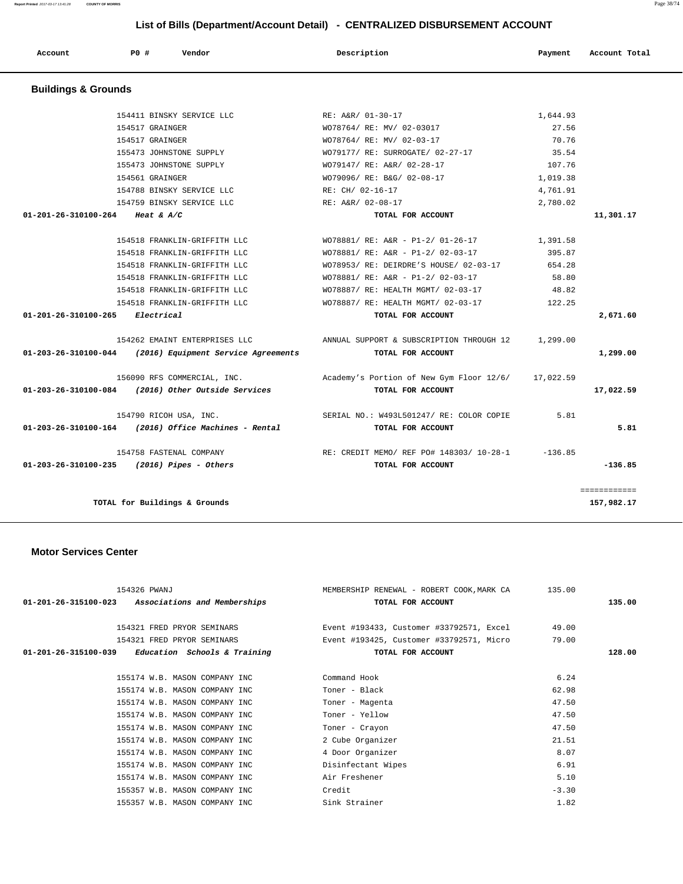# List of Bills (Department/Account Detail) - CENTRALIZED DISBURSEMENT ACCOUNT

| Account | PO # | Vendor | Description | Payment | Account Total |
|---|---|---|---|---|---|

## Buildings & Grounds

| Account | PO # | Vendor | Description | Payment | Account Total |
|---|---|---|---|---|---|
| | 154411 | BINSKY SERVICE LLC | RE: A&R/ 01-30-17 | 1,644.93 | |
| | 154517 | GRAINGER | WO78764/ RE: MV/ 02-03017 | 27.56 | |
| | 154517 | GRAINGER | WO78764/ RE: MV/ 02-03-17 | 70.76 | |
| | 155473 | JOHNSTONE SUPPLY | WO79177/ RE: SURROGATE/ 02-27-17 | 35.54 | |
| | 155473 | JOHNSTONE SUPPLY | WO79147/ RE: A&R/ 02-28-17 | 107.76 | |
| | 154561 | GRAINGER | WO79096/ RE: B&G/ 02-08-17 | 1,019.38 | |
| | 154788 | BINSKY SERVICE LLC | RE: CH/ 02-16-17 | 4,761.91 | |
| | 154759 | BINSKY SERVICE LLC | RE: A&R/ 02-08-17 | 2,780.02 | |
| **01-201-26-310100-264** *Heat & A/C* | | | **TOTAL FOR ACCOUNT** | | **11,301.17** |
| | 154518 | FRANKLIN-GRIFFITH LLC | WO78881/ RE: A&R - P1-2/ 01-26-17 | 1,391.58 | |
| | 154518 | FRANKLIN-GRIFFITH LLC | WO78881/ RE: A&R - P1-2/ 02-03-17 | 395.87 | |
| | 154518 | FRANKLIN-GRIFFITH LLC | WO78953/ RE: DEIRDRE'S HOUSE/ 02-03-17 | 654.28 | |
| | 154518 | FRANKLIN-GRIFFITH LLC | WO78881/ RE: A&R - P1-2/ 02-03-17 | 58.80 | |
| | 154518 | FRANKLIN-GRIFFITH LLC | WO78887/ RE: HEALTH MGMT/ 02-03-17 | 48.82 | |
| | 154518 | FRANKLIN-GRIFFITH LLC | WO78887/ RE: HEALTH MGMT/ 02-03-17 | 122.25 | |
| **01-201-26-310100-265** *Electrical* | | | **TOTAL FOR ACCOUNT** | | **2,671.60** |
| | 154262 | EMAINT ENTERPRISES LLC | ANNUAL SUPPORT & SUBSCRIPTION THROUGH 12 | 1,299.00 | |
| **01-203-26-310100-044** *(2016) Equipment Service Agreements* | | | **TOTAL FOR ACCOUNT** | | **1,299.00** |
| | 156090 | RFS COMMERCIAL, INC. | Academy's Portion of New Gym Floor 12/6/ | 17,022.59 | |
| **01-203-26-310100-084** *(2016) Other Outside Services* | | | **TOTAL FOR ACCOUNT** | | **17,022.59** |
| | 154790 | RICOH USA, INC. | SERIAL NO.: W493L501247/ RE: COLOR COPIE | 5.81 | |
| **01-203-26-310100-164** *(2016) Office Machines - Rental* | | | **TOTAL FOR ACCOUNT** | | **5.81** |
| | 154758 | FASTENAL COMPANY | RE: CREDIT MEMO/ REF PO# 148303/ 10-28-1 | -136.85 | |
| **01-203-26-310100-235** *(2016) Pipes - Others* | | | **TOTAL FOR ACCOUNT** | | **-136.85** |
| | | | | | ============ |
| **TOTAL for Buildings & Grounds** | | | | | **157,982.17** |

## Motor Services Center

| Account | PO # | Vendor | Description | Payment | Account Total |
|---|---|---|---|---|---|
| | 154326 | PWANJ | MEMBERSHIP RENEWAL - ROBERT COOK,MARK CA | 135.00 | |
| **01-201-26-315100-023** *Associations and Memberships* | | | **TOTAL FOR ACCOUNT** | | **135.00** |
| | 154321 | FRED PRYOR SEMINARS | Event #193433, Customer #33792571, Excel | 49.00 | |
| | 154321 | FRED PRYOR SEMINARS | Event #193425, Customer #33792571, Micro | 79.00 | |
| **01-201-26-315100-039** *Education Schools & Training* | | | **TOTAL FOR ACCOUNT** | | **128.00** |
| | 155174 | W.B. MASON COMPANY INC | Command Hook | 6.24 | |
| | 155174 | W.B. MASON COMPANY INC | Toner - Black | 62.98 | |
| | 155174 | W.B. MASON COMPANY INC | Toner - Magenta | 47.50 | |
| | 155174 | W.B. MASON COMPANY INC | Toner - Yellow | 47.50 | |
| | 155174 | W.B. MASON COMPANY INC | Toner - Crayon | 47.50 | |
| | 155174 | W.B. MASON COMPANY INC | 2 Cube Organizer | 21.51 | |
| | 155174 | W.B. MASON COMPANY INC | 4 Door Organizer | 8.07 | |
| | 155174 | W.B. MASON COMPANY INC | Disinfectant Wipes | 6.91 | |
| | 155174 | W.B. MASON COMPANY INC | Air Freshener | 5.10 | |
| | 155357 | W.B. MASON COMPANY INC | Credit | -3.30 | |
| | 155357 | W.B. MASON COMPANY INC | Sink Strainer | 1.82 | |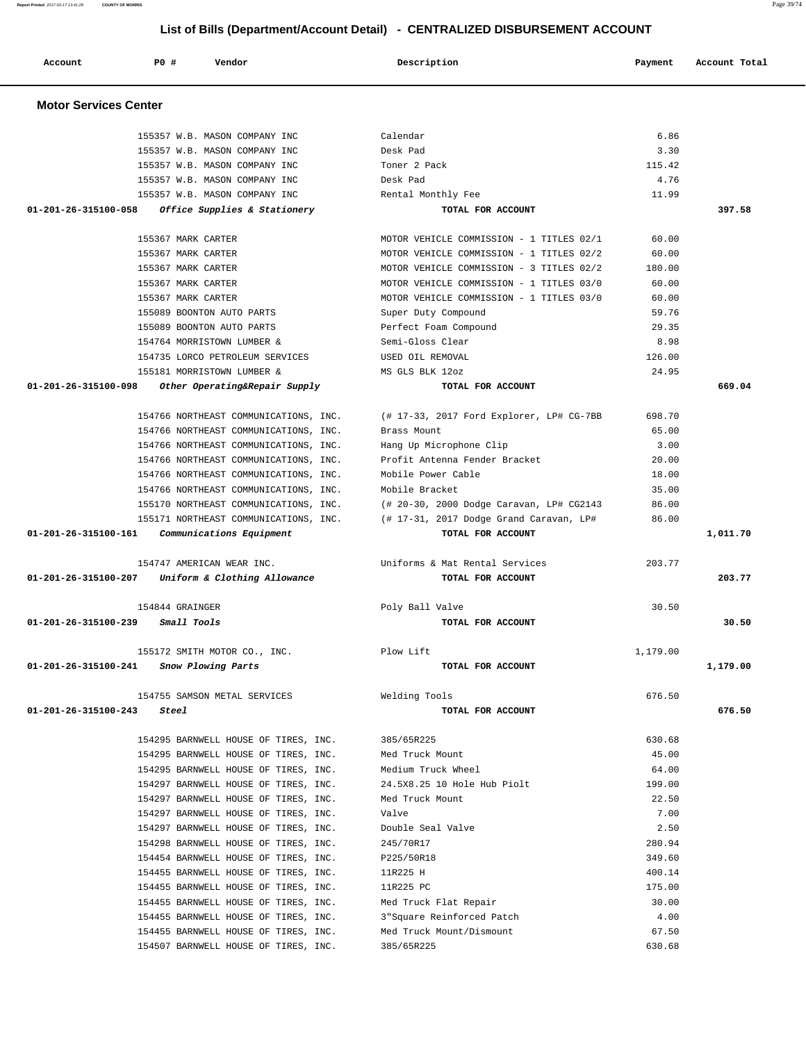## List of Bills (Department/Account Detail) - CENTRALIZED DISBURSEMENT ACCOUNT

| Account | PO # | Vendor | Description | Payment | Account Total |
|---|---|---|---|---|---|

### Motor Services Center

| Account | PO # | Vendor | Description | Payment | Account Total |
|---|---|---|---|---|---|
| | 155357 | W.B. MASON COMPANY INC | Calendar | 6.86 | |
| | 155357 | W.B. MASON COMPANY INC | Desk Pad | 3.30 | |
| | 155357 | W.B. MASON COMPANY INC | Toner 2 Pack | 115.42 | |
| | 155357 | W.B. MASON COMPANY INC | Desk Pad | 4.76 | |
| | 155357 | W.B. MASON COMPANY INC | Rental Monthly Fee | 11.99 | |
| **01-201-26-315100-058** | | ***Office Supplies & Stationery*** | **TOTAL FOR ACCOUNT** | | **397.58** |
| | 155367 | MARK CARTER | MOTOR VEHICLE COMMISSION - 1 TITLES 02/1 | 60.00 | |
| | 155367 | MARK CARTER | MOTOR VEHICLE COMMISSION - 1 TITLES 02/2 | 60.00 | |
| | 155367 | MARK CARTER | MOTOR VEHICLE COMMISSION - 3 TITLES 02/2 | 180.00 | |
| | 155367 | MARK CARTER | MOTOR VEHICLE COMMISSION - 1 TITLES 03/0 | 60.00 | |
| | 155367 | MARK CARTER | MOTOR VEHICLE COMMISSION - 1 TITLES 03/0 | 60.00 | |
| | 155089 | BOONTON AUTO PARTS | Super Duty Compound | 59.76 | |
| | 155089 | BOONTON AUTO PARTS | Perfect Foam Compound | 29.35 | |
| | 154764 | MORRISTOWN LUMBER & | Semi-Gloss Clear | 8.98 | |
| | 154735 | LORCO PETROLEUM SERVICES | USED OIL REMOVAL | 126.00 | |
| | 155181 | MORRISTOWN LUMBER & | MS GLS BLK 12oz | 24.95 | |
| **01-201-26-315100-098** | | ***Other Operating&Repair Supply*** | **TOTAL FOR ACCOUNT** | | **669.04** |
| | 154766 | NORTHEAST COMMUNICATIONS, INC. | (# 17-33, 2017 Ford Explorer, LP# CG-7BB | 698.70 | |
| | 154766 | NORTHEAST COMMUNICATIONS, INC. | Brass Mount | 65.00 | |
| | 154766 | NORTHEAST COMMUNICATIONS, INC. | Hang Up Microphone Clip | 3.00 | |
| | 154766 | NORTHEAST COMMUNICATIONS, INC. | Profit Antenna Fender Bracket | 20.00 | |
| | 154766 | NORTHEAST COMMUNICATIONS, INC. | Mobile Power Cable | 18.00 | |
| | 154766 | NORTHEAST COMMUNICATIONS, INC. | Mobile Bracket | 35.00 | |
| | 155170 | NORTHEAST COMMUNICATIONS, INC. | (# 20-30, 2000 Dodge Caravan, LP# CG2143 | 86.00 | |
| | 155171 | NORTHEAST COMMUNICATIONS, INC. | (# 17-31, 2017 Dodge Grand Caravan, LP# | 86.00 | |
| **01-201-26-315100-161** | | ***Communications Equipment*** | **TOTAL FOR ACCOUNT** | | **1,011.70** |
| | 154747 | AMERICAN WEAR INC. | Uniforms & Mat Rental Services | 203.77 | |
| **01-201-26-315100-207** | | ***Uniform & Clothing Allowance*** | **TOTAL FOR ACCOUNT** | | **203.77** |
| | 154844 | GRAINGER | Poly Ball Valve | 30.50 | |
| **01-201-26-315100-239** | | ***Small Tools*** | **TOTAL FOR ACCOUNT** | | **30.50** |
| | 155172 | SMITH MOTOR CO., INC. | Plow Lift | 1,179.00 | |
| **01-201-26-315100-241** | | ***Snow Plowing Parts*** | **TOTAL FOR ACCOUNT** | | **1,179.00** |
| | 154755 | SAMSON METAL SERVICES | Welding Tools | 676.50 | |
| **01-201-26-315100-243** | | ***Steel*** | **TOTAL FOR ACCOUNT** | | **676.50** |
| | 154295 | BARNWELL HOUSE OF TIRES, INC. | 385/65R225 | 630.68 | |
| | 154295 | BARNWELL HOUSE OF TIRES, INC. | Med Truck Mount | 45.00 | |
| | 154295 | BARNWELL HOUSE OF TIRES, INC. | Medium Truck Wheel | 64.00 | |
| | 154297 | BARNWELL HOUSE OF TIRES, INC. | 24.5X8.25 10 Hole Hub Piolt | 199.00 | |
| | 154297 | BARNWELL HOUSE OF TIRES, INC. | Med Truck Mount | 22.50 | |
| | 154297 | BARNWELL HOUSE OF TIRES, INC. | Valve | 7.00 | |
| | 154297 | BARNWELL HOUSE OF TIRES, INC. | Double Seal Valve | 2.50 | |
| | 154298 | BARNWELL HOUSE OF TIRES, INC. | 245/70R17 | 280.94 | |
| | 154454 | BARNWELL HOUSE OF TIRES, INC. | P225/50R18 | 349.60 | |
| | 154455 | BARNWELL HOUSE OF TIRES, INC. | 11R225 H | 400.14 | |
| | 154455 | BARNWELL HOUSE OF TIRES, INC. | 11R225 PC | 175.00 | |
| | 154455 | BARNWELL HOUSE OF TIRES, INC. | Med Truck Flat Repair | 30.00 | |
| | 154455 | BARNWELL HOUSE OF TIRES, INC. | 3"Square Reinforced Patch | 4.00 | |
| | 154455 | BARNWELL HOUSE OF TIRES, INC. | Med Truck Mount/Dismount | 67.50 | |
| | 154507 | BARNWELL HOUSE OF TIRES, INC. | 385/65R225 | 630.68 | |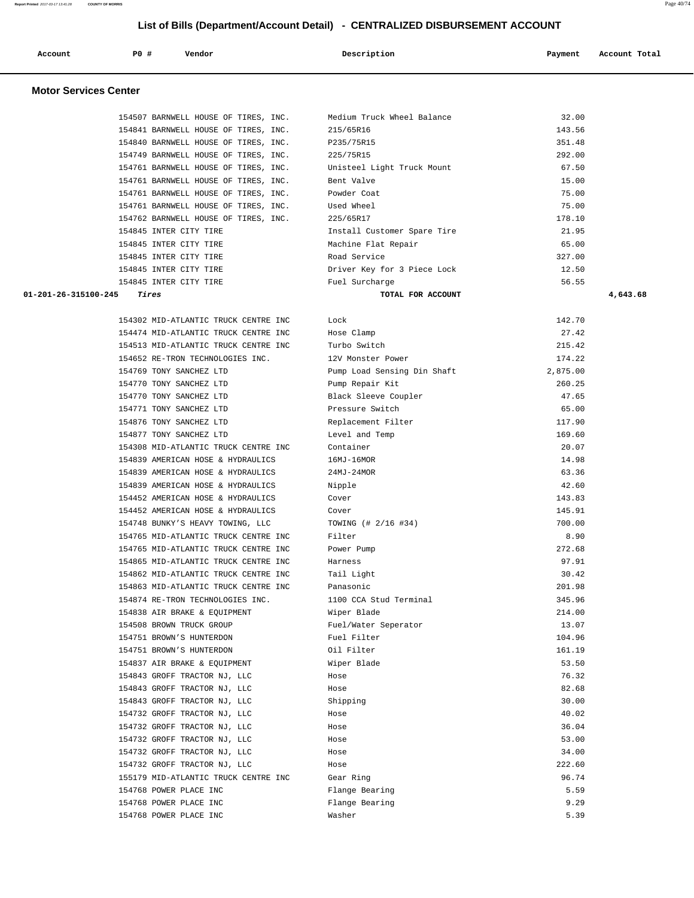# List of Bills (Department/Account Detail) - CENTRALIZED DISBURSEMENT ACCOUNT

| Account | PO # | Vendor | Description | Payment | Account Total |
|---|---|---|---|---|---|

## Motor Services Center

| Account | PO # | Vendor | Description | Payment | Account Total |
|---|---|---|---|---|---|
| | 154507 | BARNWELL HOUSE OF TIRES, INC. | Medium Truck Wheel Balance | 32.00 | |
| | 154841 | BARNWELL HOUSE OF TIRES, INC. | 215/65R16 | 143.56 | |
| | 154840 | BARNWELL HOUSE OF TIRES, INC. | P235/75R15 | 351.48 | |
| | 154749 | BARNWELL HOUSE OF TIRES, INC. | 225/75R15 | 292.00 | |
| | 154761 | BARNWELL HOUSE OF TIRES, INC. | Unisteel Light Truck Mount | 67.50 | |
| | 154761 | BARNWELL HOUSE OF TIRES, INC. | Bent Valve | 15.00 | |
| | 154761 | BARNWELL HOUSE OF TIRES, INC. | Powder Coat | 75.00 | |
| | 154761 | BARNWELL HOUSE OF TIRES, INC. | Used Wheel | 75.00 | |
| | 154762 | BARNWELL HOUSE OF TIRES, INC. | 225/65R17 | 178.10 | |
| | 154845 | INTER CITY TIRE | Install Customer Spare Tire | 21.95 | |
| | 154845 | INTER CITY TIRE | Machine Flat Repair | 65.00 | |
| | 154845 | INTER CITY TIRE | Road Service | 327.00 | |
| | 154845 | INTER CITY TIRE | Driver Key for 3 Piece Lock | 12.50 | |
| | 154845 | INTER CITY TIRE | Fuel Surcharge | 56.55 | |
| **01-201-26-315100-245** | | ***Tires*** | **TOTAL FOR ACCOUNT** | | **4,643.68** |
| | 154302 | MID-ATLANTIC TRUCK CENTRE INC | Lock | 142.70 | |
| | 154474 | MID-ATLANTIC TRUCK CENTRE INC | Hose Clamp | 27.42 | |
| | 154513 | MID-ATLANTIC TRUCK CENTRE INC | Turbo Switch | 215.42 | |
| | 154652 | RE-TRON TECHNOLOGIES INC. | 12V Monster Power | 174.22 | |
| | 154769 | TONY SANCHEZ LTD | Pump Load Sensing Din Shaft | 2,875.00 | |
| | 154770 | TONY SANCHEZ LTD | Pump Repair Kit | 260.25 | |
| | 154770 | TONY SANCHEZ LTD | Black Sleeve Coupler | 47.65 | |
| | 154771 | TONY SANCHEZ LTD | Pressure Switch | 65.00 | |
| | 154876 | TONY SANCHEZ LTD | Replacement Filter | 117.90 | |
| | 154877 | TONY SANCHEZ LTD | Level and Temp | 169.60 | |
| | 154308 | MID-ATLANTIC TRUCK CENTRE INC | Container | 20.07 | |
| | 154839 | AMERICAN HOSE & HYDRAULICS | 16MJ-16MOR | 14.98 | |
| | 154839 | AMERICAN HOSE & HYDRAULICS | 24MJ-24MOR | 63.36 | |
| | 154839 | AMERICAN HOSE & HYDRAULICS | Nipple | 42.60 | |
| | 154452 | AMERICAN HOSE & HYDRAULICS | Cover | 143.83 | |
| | 154452 | AMERICAN HOSE & HYDRAULICS | Cover | 145.91 | |
| | 154748 | BUNKY'S HEAVY TOWING, LLC | TOWING (# 2/16 #34) | 700.00 | |
| | 154765 | MID-ATLANTIC TRUCK CENTRE INC | Filter | 8.90 | |
| | 154765 | MID-ATLANTIC TRUCK CENTRE INC | Power Pump | 272.68 | |
| | 154865 | MID-ATLANTIC TRUCK CENTRE INC | Harness | 97.91 | |
| | 154862 | MID-ATLANTIC TRUCK CENTRE INC | Tail Light | 30.42 | |
| | 154863 | MID-ATLANTIC TRUCK CENTRE INC | Panasonic | 201.98 | |
| | 154874 | RE-TRON TECHNOLOGIES INC. | 1100 CCA Stud Terminal | 345.96 | |
| | 154838 | AIR BRAKE & EQUIPMENT | Wiper Blade | 214.00 | |
| | 154508 | BROWN TRUCK GROUP | Fuel/Water Seperator | 13.07 | |
| | 154751 | BROWN'S HUNTERDON | Fuel Filter | 104.96 | |
| | 154751 | BROWN'S HUNTERDON | Oil Filter | 161.19 | |
| | 154837 | AIR BRAKE & EQUIPMENT | Wiper Blade | 53.50 | |
| | 154843 | GROFF TRACTOR NJ, LLC | Hose | 76.32 | |
| | 154843 | GROFF TRACTOR NJ, LLC | Hose | 82.68 | |
| | 154843 | GROFF TRACTOR NJ, LLC | Shipping | 30.00 | |
| | 154732 | GROFF TRACTOR NJ, LLC | Hose | 40.02 | |
| | 154732 | GROFF TRACTOR NJ, LLC | Hose | 36.04 | |
| | 154732 | GROFF TRACTOR NJ, LLC | Hose | 53.00 | |
| | 154732 | GROFF TRACTOR NJ, LLC | Hose | 34.00 | |
| | 154732 | GROFF TRACTOR NJ, LLC | Hose | 222.60 | |
| | 155179 | MID-ATLANTIC TRUCK CENTRE INC | Gear Ring | 96.74 | |
| | 154768 | POWER PLACE INC | Flange Bearing | 5.59 | |
| | 154768 | POWER PLACE INC | Flange Bearing | 9.29 | |
| | 154768 | POWER PLACE INC | Washer | 5.39 | |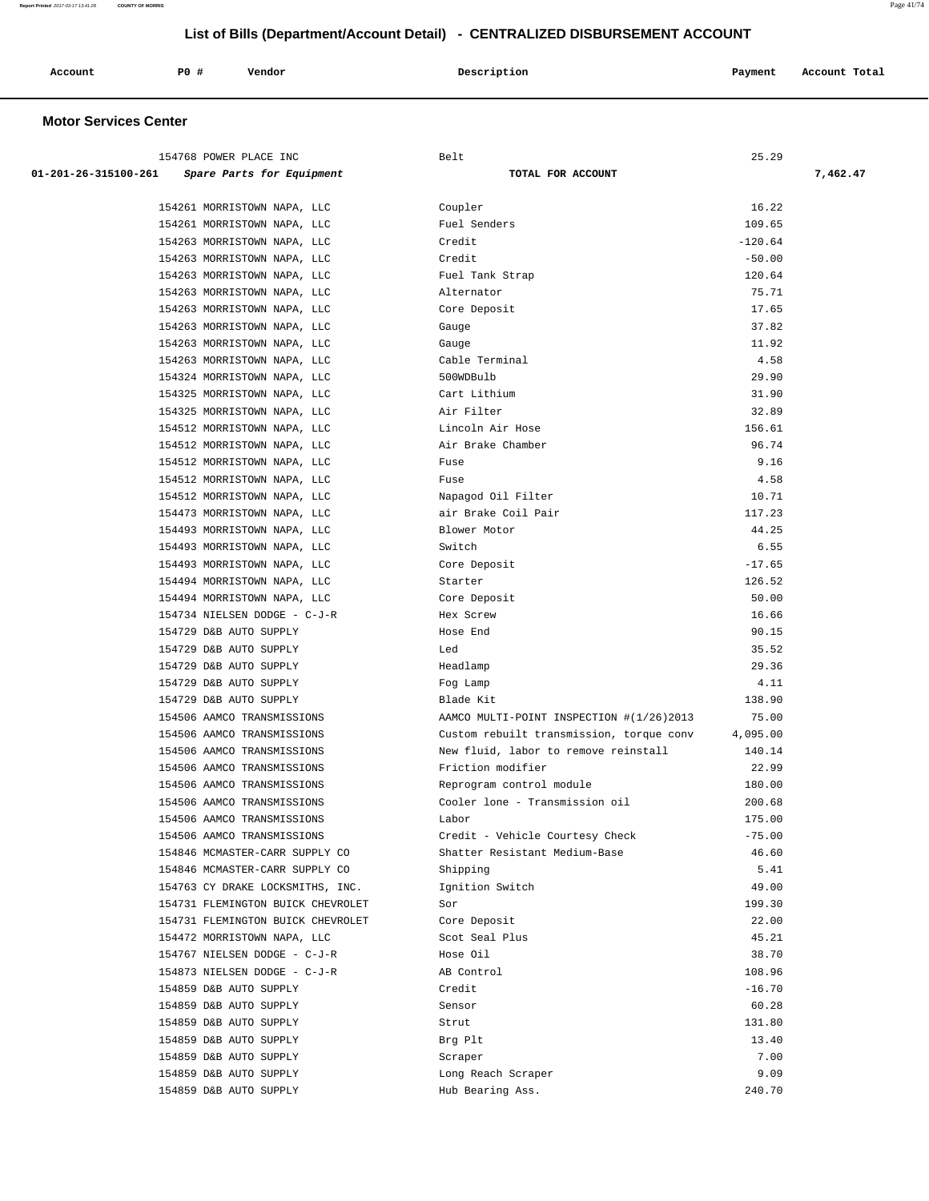## List of Bills (Department/Account Detail) - CENTRALIZED DISBURSEMENT ACCOUNT

| Account | PO # | Vendor | Description | Payment | Account Total |
|---|---|---|---|---|---|

### Motor Services Center

| Account | PO # | Vendor | Description | Payment | Account Total |
|---|---|---|---|---|---|
| | 154768 | POWER PLACE INC | Belt | 25.29 | |
| 01-201-26-315100-261 | | *Spare Parts for Equipment* | TOTAL FOR ACCOUNT | | 7,462.47 |
| | 154261 | MORRISTOWN NAPA, LLC | Coupler | 16.22 | |
| | 154261 | MORRISTOWN NAPA, LLC | Fuel Senders | 109.65 | |
| | 154263 | MORRISTOWN NAPA, LLC | Credit | -120.64 | |
| | 154263 | MORRISTOWN NAPA, LLC | Credit | -50.00 | |
| | 154263 | MORRISTOWN NAPA, LLC | Fuel Tank Strap | 120.64 | |
| | 154263 | MORRISTOWN NAPA, LLC | Alternator | 75.71 | |
| | 154263 | MORRISTOWN NAPA, LLC | Core Deposit | 17.65 | |
| | 154263 | MORRISTOWN NAPA, LLC | Gauge | 37.82 | |
| | 154263 | MORRISTOWN NAPA, LLC | Gauge | 11.92 | |
| | 154263 | MORRISTOWN NAPA, LLC | Cable Terminal | 4.58 | |
| | 154324 | MORRISTOWN NAPA, LLC | 500WDBulb | 29.90 | |
| | 154325 | MORRISTOWN NAPA, LLC | Cart Lithium | 31.90 | |
| | 154325 | MORRISTOWN NAPA, LLC | Air Filter | 32.89 | |
| | 154512 | MORRISTOWN NAPA, LLC | Lincoln Air Hose | 156.61 | |
| | 154512 | MORRISTOWN NAPA, LLC | Air Brake Chamber | 96.74 | |
| | 154512 | MORRISTOWN NAPA, LLC | Fuse | 9.16 | |
| | 154512 | MORRISTOWN NAPA, LLC | Fuse | 4.58 | |
| | 154512 | MORRISTOWN NAPA, LLC | Napagod Oil Filter | 10.71 | |
| | 154473 | MORRISTOWN NAPA, LLC | air Brake Coil Pair | 117.23 | |
| | 154493 | MORRISTOWN NAPA, LLC | Blower Motor | 44.25 | |
| | 154493 | MORRISTOWN NAPA, LLC | Switch | 6.55 | |
| | 154493 | MORRISTOWN NAPA, LLC | Core Deposit | -17.65 | |
| | 154494 | MORRISTOWN NAPA, LLC | Starter | 126.52 | |
| | 154494 | MORRISTOWN NAPA, LLC | Core Deposit | 50.00 | |
| | 154734 | NIELSEN DODGE - C-J-R | Hex Screw | 16.66 | |
| | 154729 | D&B AUTO SUPPLY | Hose End | 90.15 | |
| | 154729 | D&B AUTO SUPPLY | Led | 35.52 | |
| | 154729 | D&B AUTO SUPPLY | Headlamp | 29.36 | |
| | 154729 | D&B AUTO SUPPLY | Fog Lamp | 4.11 | |
| | 154729 | D&B AUTO SUPPLY | Blade Kit | 138.90 | |
| | 154506 | AAMCO TRANSMISSIONS | AAMCO MULTI-POINT INSPECTION #(1/26)2013 | 75.00 | |
| | 154506 | AAMCO TRANSMISSIONS | Custom rebuilt transmission, torque conv | 4,095.00 | |
| | 154506 | AAMCO TRANSMISSIONS | New fluid, labor to remove reinstall | 140.14 | |
| | 154506 | AAMCO TRANSMISSIONS | Friction modifier | 22.99 | |
| | 154506 | AAMCO TRANSMISSIONS | Reprogram control module | 180.00 | |
| | 154506 | AAMCO TRANSMISSIONS | Cooler lone - Transmission oil | 200.68 | |
| | 154506 | AAMCO TRANSMISSIONS | Labor | 175.00 | |
| | 154506 | AAMCO TRANSMISSIONS | Credit - Vehicle Courtesy Check | -75.00 | |
| | 154846 | MCMASTER-CARR SUPPLY CO | Shatter Resistant Medium-Base | 46.60 | |
| | 154846 | MCMASTER-CARR SUPPLY CO | Shipping | 5.41 | |
| | 154763 | CY DRAKE LOCKSMITHS, INC. | Ignition Switch | 49.00 | |
| | 154731 | FLEMINGTON BUICK CHEVROLET | Sor | 199.30 | |
| | 154731 | FLEMINGTON BUICK CHEVROLET | Core Deposit | 22.00 | |
| | 154472 | MORRISTOWN NAPA, LLC | Scot Seal Plus | 45.21 | |
| | 154767 | NIELSEN DODGE - C-J-R | Hose Oil | 38.70 | |
| | 154873 | NIELSEN DODGE - C-J-R | AB Control | 108.96 | |
| | 154859 | D&B AUTO SUPPLY | Credit | -16.70 | |
| | 154859 | D&B AUTO SUPPLY | Sensor | 60.28 | |
| | 154859 | D&B AUTO SUPPLY | Strut | 131.80 | |
| | 154859 | D&B AUTO SUPPLY | Brg Plt | 13.40 | |
| | 154859 | D&B AUTO SUPPLY | Scraper | 7.00 | |
| | 154859 | D&B AUTO SUPPLY | Long Reach Scraper | 9.09 | |
| | 154859 | D&B AUTO SUPPLY | Hub Bearing Ass. | 240.70 | |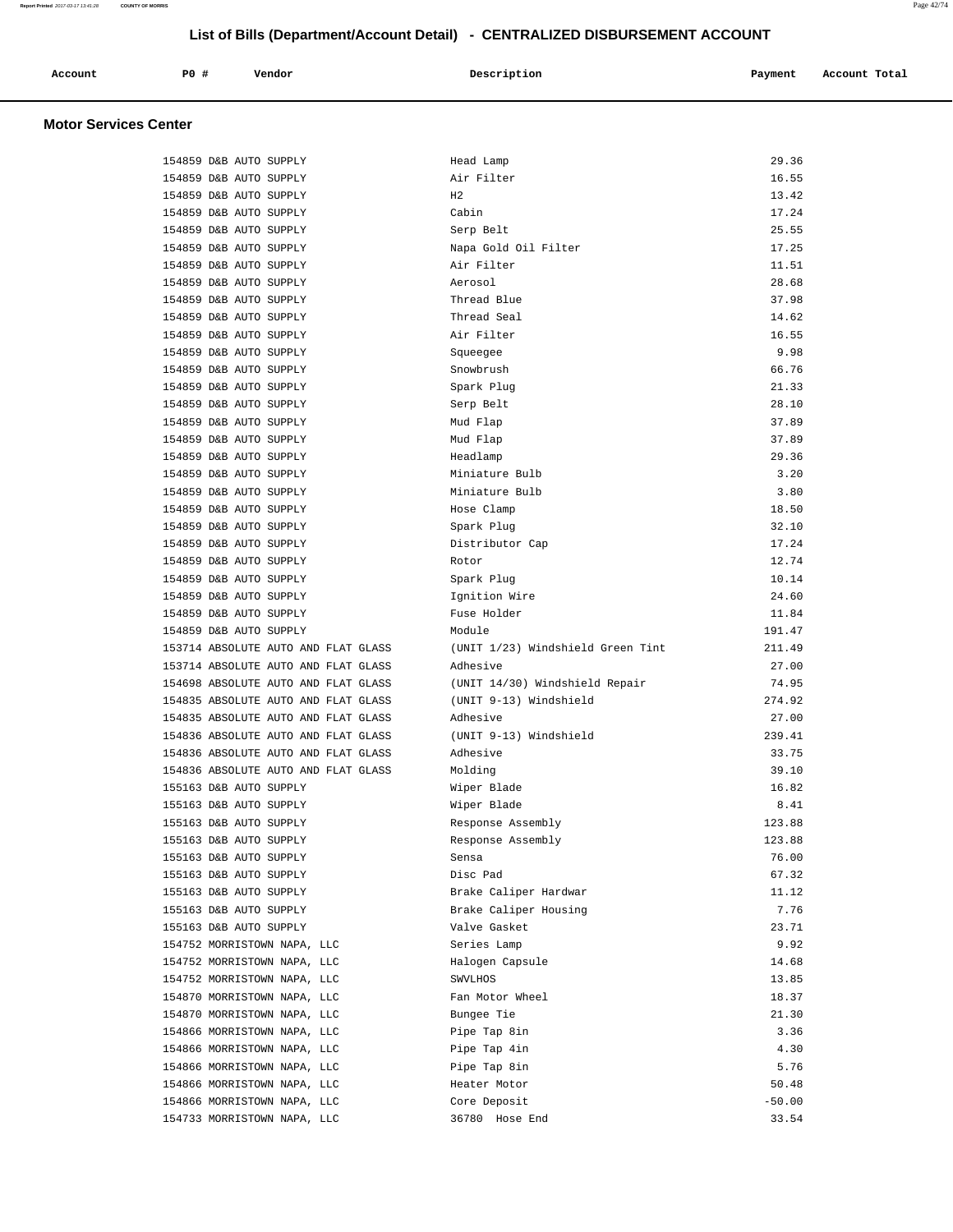# List of Bills (Department/Account Detail) - CENTRALIZED DISBURSEMENT ACCOUNT

## Motor Services Center

| Account | PO # | Vendor | Description | Payment | Account Total |
|---|---|---|---|---|---|
| | 154859 | D&B AUTO SUPPLY | Head Lamp | 29.36 | |
| | 154859 | D&B AUTO SUPPLY | Air Filter | 16.55 | |
| | 154859 | D&B AUTO SUPPLY | H2 | 13.42 | |
| | 154859 | D&B AUTO SUPPLY | Cabin | 17.24 | |
| | 154859 | D&B AUTO SUPPLY | Serp Belt | 25.55 | |
| | 154859 | D&B AUTO SUPPLY | Napa Gold Oil Filter | 17.25 | |
| | 154859 | D&B AUTO SUPPLY | Air Filter | 11.51 | |
| | 154859 | D&B AUTO SUPPLY | Aerosol | 28.68 | |
| | 154859 | D&B AUTO SUPPLY | Thread Blue | 37.98 | |
| | 154859 | D&B AUTO SUPPLY | Thread Seal | 14.62 | |
| | 154859 | D&B AUTO SUPPLY | Air Filter | 16.55 | |
| | 154859 | D&B AUTO SUPPLY | Squeegee | 9.98 | |
| | 154859 | D&B AUTO SUPPLY | Snowbrush | 66.76 | |
| | 154859 | D&B AUTO SUPPLY | Spark Plug | 21.33 | |
| | 154859 | D&B AUTO SUPPLY | Serp Belt | 28.10 | |
| | 154859 | D&B AUTO SUPPLY | Mud Flap | 37.89 | |
| | 154859 | D&B AUTO SUPPLY | Mud Flap | 37.89 | |
| | 154859 | D&B AUTO SUPPLY | Headlamp | 29.36 | |
| | 154859 | D&B AUTO SUPPLY | Miniature Bulb | 3.20 | |
| | 154859 | D&B AUTO SUPPLY | Miniature Bulb | 3.80 | |
| | 154859 | D&B AUTO SUPPLY | Hose Clamp | 18.50 | |
| | 154859 | D&B AUTO SUPPLY | Spark Plug | 32.10 | |
| | 154859 | D&B AUTO SUPPLY | Distributor Cap | 17.24 | |
| | 154859 | D&B AUTO SUPPLY | Rotor | 12.74 | |
| | 154859 | D&B AUTO SUPPLY | Spark Plug | 10.14 | |
| | 154859 | D&B AUTO SUPPLY | Ignition Wire | 24.60 | |
| | 154859 | D&B AUTO SUPPLY | Fuse Holder | 11.84 | |
| | 154859 | D&B AUTO SUPPLY | Module | 191.47 | |
| | 153714 | ABSOLUTE AUTO AND FLAT GLASS | (UNIT 1/23) Windshield Green Tint | 211.49 | |
| | 153714 | ABSOLUTE AUTO AND FLAT GLASS | Adhesive | 27.00 | |
| | 154698 | ABSOLUTE AUTO AND FLAT GLASS | (UNIT 14/30) Windshield Repair | 74.95 | |
| | 154835 | ABSOLUTE AUTO AND FLAT GLASS | (UNIT 9-13) Windshield | 274.92 | |
| | 154835 | ABSOLUTE AUTO AND FLAT GLASS | Adhesive | 27.00 | |
| | 154836 | ABSOLUTE AUTO AND FLAT GLASS | (UNIT 9-13) Windshield | 239.41 | |
| | 154836 | ABSOLUTE AUTO AND FLAT GLASS | Adhesive | 33.75 | |
| | 154836 | ABSOLUTE AUTO AND FLAT GLASS | Molding | 39.10 | |
| | 155163 | D&B AUTO SUPPLY | Wiper Blade | 16.82 | |
| | 155163 | D&B AUTO SUPPLY | Wiper Blade | 8.41 | |
| | 155163 | D&B AUTO SUPPLY | Response Assembly | 123.88 | |
| | 155163 | D&B AUTO SUPPLY | Response Assembly | 123.88 | |
| | 155163 | D&B AUTO SUPPLY | Sensa | 76.00 | |
| | 155163 | D&B AUTO SUPPLY | Disc Pad | 67.32 | |
| | 155163 | D&B AUTO SUPPLY | Brake Caliper Hardwar | 11.12 | |
| | 155163 | D&B AUTO SUPPLY | Brake Caliper Housing | 7.76 | |
| | 155163 | D&B AUTO SUPPLY | Valve Gasket | 23.71 | |
| | 154752 | MORRISTOWN NAPA, LLC | Series Lamp | 9.92 | |
| | 154752 | MORRISTOWN NAPA, LLC | Halogen Capsule | 14.68 | |
| | 154752 | MORRISTOWN NAPA, LLC | SWVLHOS | 13.85 | |
| | 154870 | MORRISTOWN NAPA, LLC | Fan Motor Wheel | 18.37 | |
| | 154870 | MORRISTOWN NAPA, LLC | Bungee Tie | 21.30 | |
| | 154866 | MORRISTOWN NAPA, LLC | Pipe Tap 8in | 3.36 | |
| | 154866 | MORRISTOWN NAPA, LLC | Pipe Tap 4in | 4.30 | |
| | 154866 | MORRISTOWN NAPA, LLC | Pipe Tap 8in | 5.76 | |
| | 154866 | MORRISTOWN NAPA, LLC | Heater Motor | 50.48 | |
| | 154866 | MORRISTOWN NAPA, LLC | Core Deposit | -50.00 | |
| | 154733 | MORRISTOWN NAPA, LLC | 36780 Hose End | 33.54 | |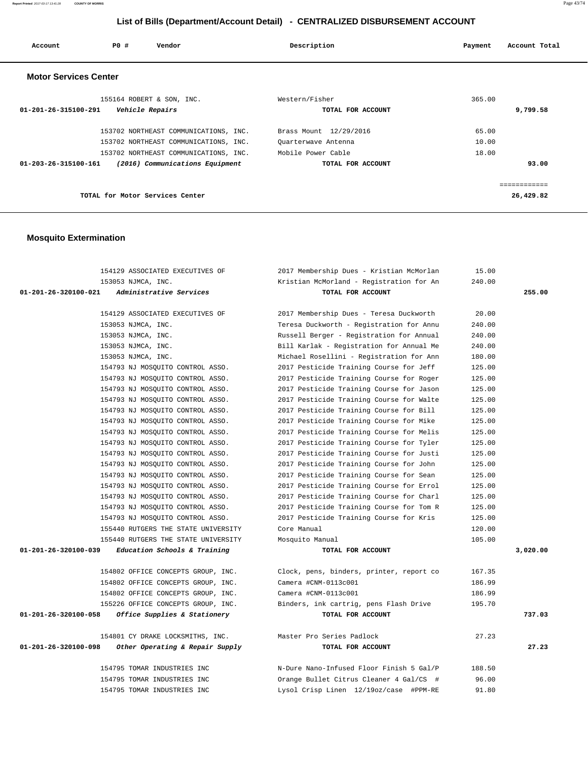# List of Bills (Department/Account Detail) - CENTRALIZED DISBURSEMENT ACCOUNT

| Account | PO # | Vendor | Description | Payment | Account Total |
|---|---|---|---|---|---|
| **Motor Services Center** | | | | | |
| | 155164 | ROBERT & SON, INC. | Western/Fisher | 365.00 | |
| 01-201-26-315100-291 | | *Vehicle Repairs* | TOTAL FOR ACCOUNT | | 9,799.58 |
| | 153702 | NORTHEAST COMMUNICATIONS, INC. | Brass Mount 12/29/2016 | 65.00 | |
| | 153702 | NORTHEAST COMMUNICATIONS, INC. | Quarterwave Antenna | 10.00 | |
| | 153702 | NORTHEAST COMMUNICATIONS, INC. | Mobile Power Cable | 18.00 | |
| 01-203-26-315100-161 | | *(2016) Communications Equipment* | TOTAL FOR ACCOUNT | | 93.00 |
| | | | | | ============ |
| | | TOTAL for Motor Services Center | | | 26,429.82 |

## Mosquito Extermination

| Account | PO # | Vendor | Description | Payment | Account Total |
|---|---|---|---|---|---|
| | 154129 | ASSOCIATED EXECUTIVES OF | 2017 Membership Dues - Kristian McMorlan | 15.00 | |
| | 153053 | NJMCA, INC. | Kristian McMorland - Registration for An | 240.00 | |
| 01-201-26-320100-021 | | *Administrative Services* | TOTAL FOR ACCOUNT | | 255.00 |
| | 154129 | ASSOCIATED EXECUTIVES OF | 2017 Membership Dues - Teresa Duckworth | 20.00 | |
| | 153053 | NJMCA, INC. | Teresa Duckworth - Registration for Annu | 240.00 | |
| | 153053 | NJMCA, INC. | Russell Berger - Registration for Annual | 240.00 | |
| | 153053 | NJMCA, INC. | Bill Karlak - Registration for Annual Me | 240.00 | |
| | 153053 | NJMCA, INC. | Michael Rosellini - Registration for Ann | 180.00 | |
| | 154793 | NJ MOSQUITO CONTROL ASSO. | 2017 Pesticide Training Course for Jeff | 125.00 | |
| | 154793 | NJ MOSQUITO CONTROL ASSO. | 2017 Pesticide Training Course for Roger | 125.00 | |
| | 154793 | NJ MOSQUITO CONTROL ASSO. | 2017 Pesticide Training Course for Jason | 125.00 | |
| | 154793 | NJ MOSQUITO CONTROL ASSO. | 2017 Pesticide Training Course for Walte | 125.00 | |
| | 154793 | NJ MOSQUITO CONTROL ASSO. | 2017 Pesticide Training Course for Bill | 125.00 | |
| | 154793 | NJ MOSQUITO CONTROL ASSO. | 2017 Pesticide Training Course for Mike | 125.00 | |
| | 154793 | NJ MOSQUITO CONTROL ASSO. | 2017 Pesticide Training Course for Melis | 125.00 | |
| | 154793 | NJ MOSQUITO CONTROL ASSO. | 2017 Pesticide Training Course for Tyler | 125.00 | |
| | 154793 | NJ MOSQUITO CONTROL ASSO. | 2017 Pesticide Training Course for Justi | 125.00 | |
| | 154793 | NJ MOSQUITO CONTROL ASSO. | 2017 Pesticide Training Course for John | 125.00 | |
| | 154793 | NJ MOSQUITO CONTROL ASSO. | 2017 Pesticide Training Course for Sean | 125.00 | |
| | 154793 | NJ MOSQUITO CONTROL ASSO. | 2017 Pesticide Training Course for Errol | 125.00 | |
| | 154793 | NJ MOSQUITO CONTROL ASSO. | 2017 Pesticide Training Course for Charl | 125.00 | |
| | 154793 | NJ MOSQUITO CONTROL ASSO. | 2017 Pesticide Training Course for Tom R | 125.00 | |
| | 154793 | NJ MOSQUITO CONTROL ASSO. | 2017 Pesticide Training Course for Kris | 125.00 | |
| | 155440 | RUTGERS THE STATE UNIVERSITY | Core Manual | 120.00 | |
| | 155440 | RUTGERS THE STATE UNIVERSITY | Mosquito Manual | 105.00 | |
| 01-201-26-320100-039 | | *Education Schools & Training* | TOTAL FOR ACCOUNT | | 3,020.00 |
| | 154802 | OFFICE CONCEPTS GROUP, INC. | Clock, pens, binders, printer, report co | 167.35 | |
| | 154802 | OFFICE CONCEPTS GROUP, INC. | Camera #CNM-0113c001 | 186.99 | |
| | 154802 | OFFICE CONCEPTS GROUP, INC. | Camera #CNM-0113c001 | 186.99 | |
| | 155226 | OFFICE CONCEPTS GROUP, INC. | Binders, ink cartrig, pens Flash Drive | 195.70 | |
| 01-201-26-320100-058 | | *Office Supplies & Stationery* | TOTAL FOR ACCOUNT | | 737.03 |
| | 154801 | CY DRAKE LOCKSMITHS, INC. | Master Pro Series Padlock | 27.23 | |
| 01-201-26-320100-098 | | *Other Operating & Repair Supply* | TOTAL FOR ACCOUNT | | 27.23 |
| | 154795 | TOMAR INDUSTRIES INC | N-Dure Nano-Infused Floor Finish 5 Gal/P | 188.50 | |
| | 154795 | TOMAR INDUSTRIES INC | Orange Bullet Citrus Cleaner 4 Gal/CS # | 96.00 | |
| | 154795 | TOMAR INDUSTRIES INC | Lysol Crisp Linen 12/19oz/case #PPM-RE | 91.80 | |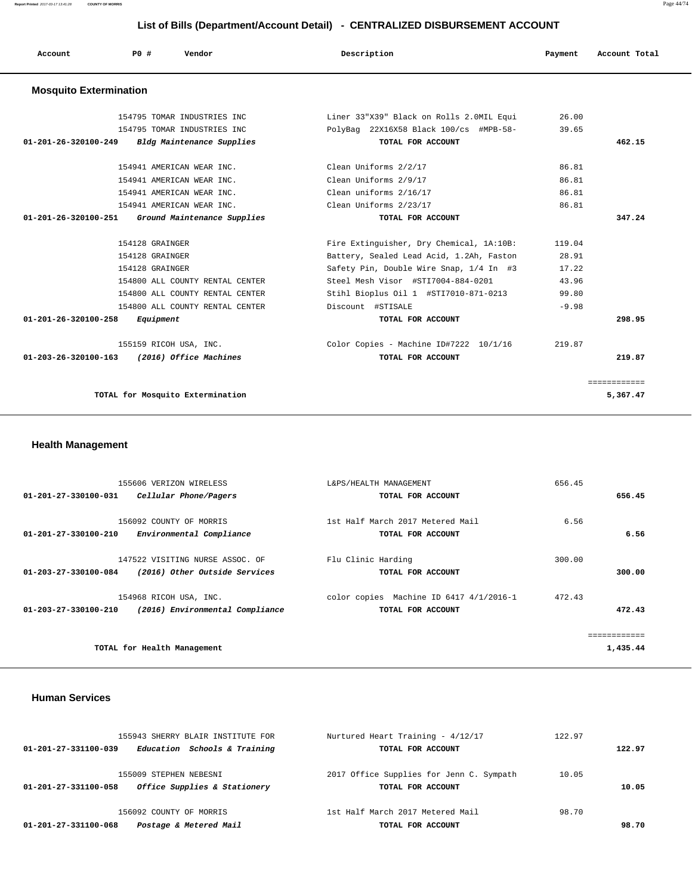# List of Bills (Department/Account Detail) - CENTRALIZED DISBURSEMENT ACCOUNT

| Account | PO # | Vendor | Description | Payment | Account Total |
|---|---|---|---|---|---|

## Mosquito Extermination

| Account | PO # | Vendor | Description | Payment | Account Total |
|---|---|---|---|---|---|
| | 154795 | TOMAR INDUSTRIES INC | Liner 33"X39" Black on Rolls 2.0MIL Equi | 26.00 | |
| | 154795 | TOMAR INDUSTRIES INC | PolyBag 22X16X58 Black 100/cs #MPB-58- | 39.65 | |
| **01-201-26-320100-249** | | ***Bldg Maintenance Supplies*** | **TOTAL FOR ACCOUNT** | | **462.15** |
| | 154941 | AMERICAN WEAR INC. | Clean Uniforms 2/2/17 | 86.81 | |
| | 154941 | AMERICAN WEAR INC. | Clean Uniforms 2/9/17 | 86.81 | |
| | 154941 | AMERICAN WEAR INC. | Clean uniforms 2/16/17 | 86.81 | |
| | 154941 | AMERICAN WEAR INC. | Clean Uniforms 2/23/17 | 86.81 | |
| **01-201-26-320100-251** | | ***Ground Maintenance Supplies*** | **TOTAL FOR ACCOUNT** | | **347.24** |
| | 154128 | GRAINGER | Fire Extinguisher, Dry Chemical, 1A:10B: | 119.04 | |
| | 154128 | GRAINGER | Battery, Sealed Lead Acid, 1.2Ah, Faston | 28.91 | |
| | 154128 | GRAINGER | Safety Pin, Double Wire Snap, 1/4 In #3 | 17.22 | |
| | 154800 | ALL COUNTY RENTAL CENTER | Steel Mesh Visor #STI7004-884-0201 | 43.96 | |
| | 154800 | ALL COUNTY RENTAL CENTER | Stihl Bioplus Oil 1 #STI7010-871-0213 | 99.80 | |
| | 154800 | ALL COUNTY RENTAL CENTER | Discount #STISALE | -9.98 | |
| **01-201-26-320100-258** | | ***Equipment*** | **TOTAL FOR ACCOUNT** | | **298.95** |
| | 155159 | RICOH USA, INC. | Color Copies - Machine ID#7222 10/1/16 | 219.87 | |
| **01-203-26-320100-163** | | ***(2016) Office Machines*** | **TOTAL FOR ACCOUNT** | | **219.87** |
| | | **TOTAL for Mosquito Extermination** | | | **5,367.47** |

## Health Management

| Account | PO # | Vendor | Description | Payment | Account Total |
|---|---|---|---|---|---|
| | 155606 | VERIZON WIRELESS | L&PS/HEALTH MANAGEMENT | 656.45 | |
| **01-201-27-330100-031** | | ***Cellular Phone/Pagers*** | **TOTAL FOR ACCOUNT** | | **656.45** |
| | 156092 | COUNTY OF MORRIS | 1st Half March 2017 Metered Mail | 6.56 | |
| **01-201-27-330100-210** | | ***Environmental Compliance*** | **TOTAL FOR ACCOUNT** | | **6.56** |
| | 147522 | VISITING NURSE ASSOC. OF | Flu Clinic Harding | 300.00 | |
| **01-203-27-330100-084** | | ***(2016) Other Outside Services*** | **TOTAL FOR ACCOUNT** | | **300.00** |
| | 154968 | RICOH USA, INC. | color copies Machine ID 6417 4/1/2016-1 | 472.43 | |
| **01-203-27-330100-210** | | ***(2016) Environmental Compliance*** | **TOTAL FOR ACCOUNT** | | **472.43** |
| | | **TOTAL for Health Management** | | | **1,435.44** |

## Human Services

| Account | PO # | Vendor | Description | Payment | Account Total |
|---|---|---|---|---|---|
| | 155943 | SHERRY BLAIR INSTITUTE FOR | Nurtured Heart Training - 4/12/17 | 122.97 | |
| **01-201-27-331100-039** | | ***Education Schools & Training*** | **TOTAL FOR ACCOUNT** | | **122.97** |
| | 155009 | STEPHEN NEBESNI | 2017 Office Supplies for Jenn C. Sympath | 10.05 | |
| **01-201-27-331100-058** | | ***Office Supplies & Stationery*** | **TOTAL FOR ACCOUNT** | | **10.05** |
| | 156092 | COUNTY OF MORRIS | 1st Half March 2017 Metered Mail | 98.70 | |
| **01-201-27-331100-068** | | ***Postage & Metered Mail*** | **TOTAL FOR ACCOUNT** | | **98.70** |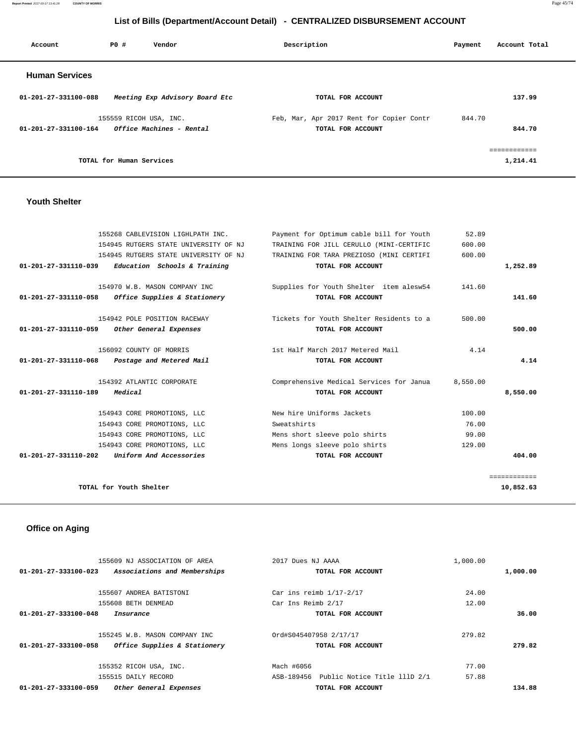## List of Bills (Department/Account Detail) - CENTRALIZED DISBURSEMENT ACCOUNT

| Account | PO # | Vendor | Description | Payment | Account Total |
|---|---|---|---|---|---|

### Human Services

| Account | PO # | Vendor | Description | Payment | Account Total |
|---|---|---|---|---|---|
| 01-201-27-331100-088 | | *Meeting Exp Advisory Board Etc* | TOTAL FOR ACCOUNT | | 137.99 |
| | 155559 | RICOH USA, INC. | Feb, Mar, Apr 2017 Rent for Copier Contr | 844.70 | |
| 01-201-27-331100-164 | | *Office Machines - Rental* | TOTAL FOR ACCOUNT | | 844.70 |
| | | | | | ============ |
| | | TOTAL for Human Services | | | 1,214.41 |

### Youth Shelter

| Account | PO # | Vendor | Description | Payment | Account Total |
|---|---|---|---|---|---|
| | 155268 | CABLEVISION LIGHLPATH INC. | Payment for Optimum cable bill for Youth | 52.89 | |
| | 154945 | RUTGERS STATE UNIVERSITY OF NJ | TRAINING FOR JILL CERULLO (MINI-CERTIFIC | 600.00 | |
| | 154945 | RUTGERS STATE UNIVERSITY OF NJ | TRAINING FOR TARA PREZIOSO (MINI CERTIFI | 600.00 | |
| 01-201-27-331110-039 | | *Education Schools & Training* | TOTAL FOR ACCOUNT | | 1,252.89 |
| | 154970 | W.B. MASON COMPANY INC | Supplies for Youth Shelter item alesw54 | 141.60 | |
| 01-201-27-331110-058 | | *Office Supplies & Stationery* | TOTAL FOR ACCOUNT | | 141.60 |
| | 154942 | POLE POSITION RACEWAY | Tickets for Youth Shelter Residents to a | 500.00 | |
| 01-201-27-331110-059 | | *Other General Expenses* | TOTAL FOR ACCOUNT | | 500.00 |
| | 156092 | COUNTY OF MORRIS | 1st Half March 2017 Metered Mail | 4.14 | |
| 01-201-27-331110-068 | | *Postage and Metered Mail* | TOTAL FOR ACCOUNT | | 4.14 |
| | 154392 | ATLANTIC CORPORATE | Comprehensive Medical Services for Janua | 8,550.00 | |
| 01-201-27-331110-189 | | *Medical* | TOTAL FOR ACCOUNT | | 8,550.00 |
| | 154943 | CORE PROMOTIONS, LLC | New hire Uniforms Jackets | 100.00 | |
| | 154943 | CORE PROMOTIONS, LLC | Sweatshirts | 76.00 | |
| | 154943 | CORE PROMOTIONS, LLC | Mens short sleeve polo shirts | 99.00 | |
| | 154943 | CORE PROMOTIONS, LLC | Mens longs sleeve polo shirts | 129.00 | |
| 01-201-27-331110-202 | | *Uniform And Accessories* | TOTAL FOR ACCOUNT | | 404.00 |
| | | | | | ============ |
| | | TOTAL for Youth Shelter | | | 10,852.63 |

### Office on Aging

| Account | PO # | Vendor | Description | Payment | Account Total |
|---|---|---|---|---|---|
| | 155609 | NJ ASSOCIATION OF AREA | 2017 Dues NJ AAAA | 1,000.00 | |
| 01-201-27-333100-023 | | *Associations and Memberships* | TOTAL FOR ACCOUNT | | 1,000.00 |
| | 155607 | ANDREA BATISTONI | Car ins reimb 1/17-2/17 | 24.00 | |
| | 155608 | BETH DENMEAD | Car Ins Reimb 2/17 | 12.00 | |
| 01-201-27-333100-048 | | *Insurance* | TOTAL FOR ACCOUNT | | 36.00 |
| | 155245 | W.B. MASON COMPANY INC | Ord#S045407958 2/17/17 | 279.82 | |
| 01-201-27-333100-058 | | *Office Supplies & Stationery* | TOTAL FOR ACCOUNT | | 279.82 |
| | 155352 | RICOH USA, INC. | Mach #6056 | 77.00 | |
| | 155515 | DAILY RECORD | ASB-189456 Public Notice Title lllD 2/1 | 57.88 | |
| 01-201-27-333100-059 | | *Other General Expenses* | TOTAL FOR ACCOUNT | | 134.88 |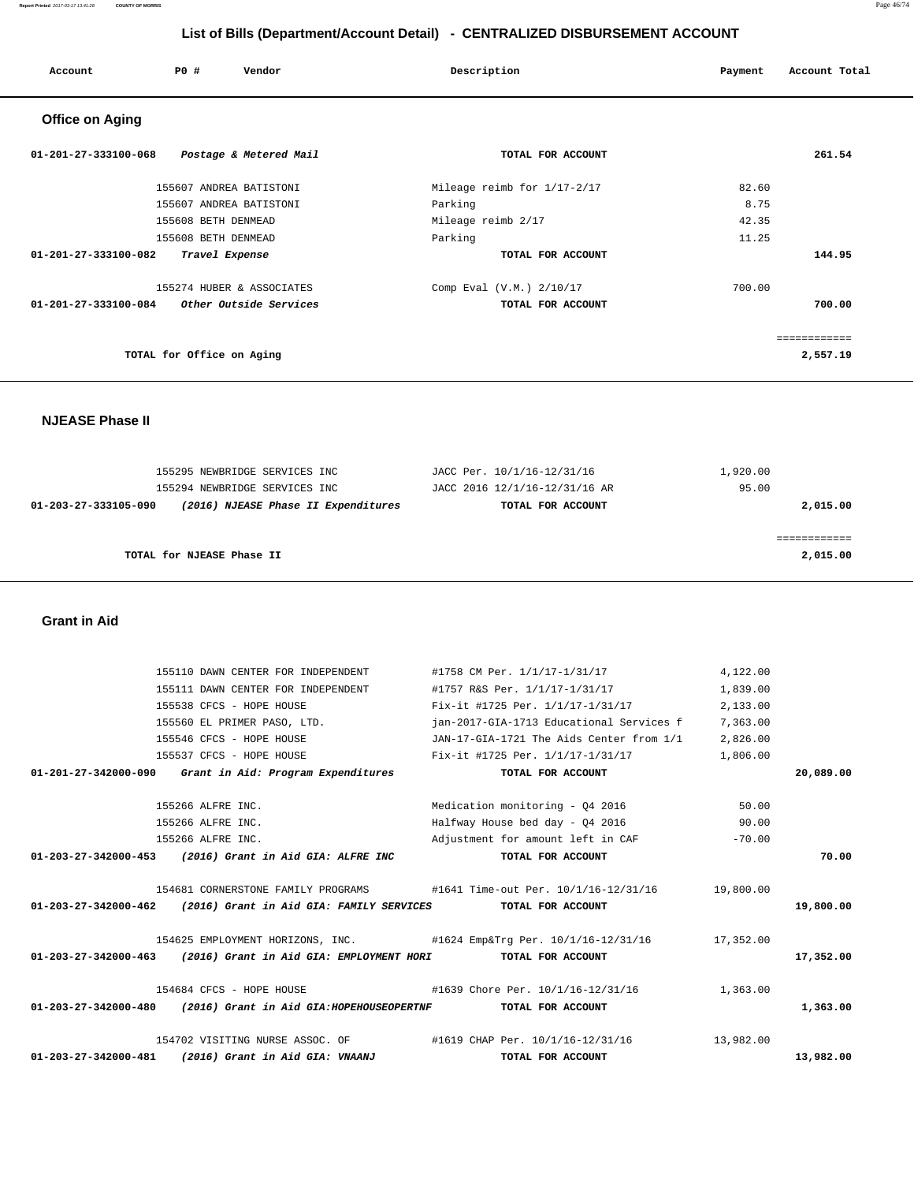# List of Bills (Department/Account Detail) - CENTRALIZED DISBURSEMENT ACCOUNT

| Account | PO # | Vendor | Description | Payment | Account Total |
|---|---|---|---|---|---|

## Office on Aging

| Account | PO # | Vendor | Description | Payment | Account Total |
|---|---|---|---|---|---|
| 01-201-27-333100-068 | | *Postage & Metered Mail* | TOTAL FOR ACCOUNT | | 261.54 |
| | 155607 | ANDREA BATISTONI | Mileage reimb for 1/17-2/17 | 82.60 | |
| | 155607 | ANDREA BATISTONI | Parking | 8.75 | |
| | 155608 | BETH DENMEAD | Mileage reimb 2/17 | 42.35 | |
| | 155608 | BETH DENMEAD | Parking | 11.25 | |
| 01-201-27-333100-082 | | *Travel Expense* | TOTAL FOR ACCOUNT | | 144.95 |
| | 155274 | HUBER & ASSOCIATES | Comp Eval (V.M.) 2/10/17 | 700.00 | |
| 01-201-27-333100-084 | | *Other Outside Services* | TOTAL FOR ACCOUNT | | 700.00 |
| | | | | | ============ |
| | | TOTAL for Office on Aging | | | 2,557.19 |

## NJEASE Phase II

| Account | PO # | Vendor | Description | Payment | Account Total |
|---|---|---|---|---|---|
| | 155295 | NEWBRIDGE SERVICES INC | JACC Per. 10/1/16-12/31/16 | 1,920.00 | |
| | 155294 | NEWBRIDGE SERVICES INC | JACC 2016 12/1/16-12/31/16 AR | 95.00 | |
| 01-203-27-333105-090 | | *(2016) NJEASE Phase II Expenditures* | TOTAL FOR ACCOUNT | | 2,015.00 |
| | | | | | ============ |
| | | TOTAL for NJEASE Phase II | | | 2,015.00 |

## Grant in Aid

| Account | PO # | Vendor | Description | Payment | Account Total |
|---|---|---|---|---|---|
| | 155110 | DAWN CENTER FOR INDEPENDENT | #1758 CM Per. 1/1/17-1/31/17 | 4,122.00 | |
| | 155111 | DAWN CENTER FOR INDEPENDENT | #1757 R&S Per. 1/1/17-1/31/17 | 1,839.00 | |
| | 155538 | CFCS - HOPE HOUSE | Fix-it #1725 Per. 1/1/17-1/31/17 | 2,133.00 | |
| | 155560 | EL PRIMER PASO, LTD. | jan-2017-GIA-1713 Educational Services f | 7,363.00 | |
| | 155546 | CFCS - HOPE HOUSE | JAN-17-GIA-1721 The Aids Center from 1/1 | 2,826.00 | |
| | 155537 | CFCS - HOPE HOUSE | Fix-it #1725 Per. 1/1/17-1/31/17 | 1,806.00 | |
| 01-201-27-342000-090 | | *Grant in Aid: Program Expenditures* | TOTAL FOR ACCOUNT | | 20,089.00 |
| | 155266 | ALFRE INC. | Medication monitoring - Q4 2016 | 50.00 | |
| | 155266 | ALFRE INC. | Halfway House bed day - Q4 2016 | 90.00 | |
| | 155266 | ALFRE INC. | Adjustment for amount left in CAF | -70.00 | |
| 01-203-27-342000-453 | | *(2016) Grant in Aid GIA: ALFRE INC* | TOTAL FOR ACCOUNT | | 70.00 |
| | 154681 | CORNERSTONE FAMILY PROGRAMS | #1641 Time-out Per. 10/1/16-12/31/16 | 19,800.00 | |
| 01-203-27-342000-462 | | *(2016) Grant in Aid GIA: FAMILY SERVICES* | TOTAL FOR ACCOUNT | | 19,800.00 |
| | 154625 | EMPLOYMENT HORIZONS, INC. | #1624 Emp&Trg Per. 10/1/16-12/31/16 | 17,352.00 | |
| 01-203-27-342000-463 | | *(2016) Grant in Aid GIA: EMPLOYMENT HORI* | TOTAL FOR ACCOUNT | | 17,352.00 |
| | 154684 | CFCS - HOPE HOUSE | #1639 Chore Per. 10/1/16-12/31/16 | 1,363.00 | |
| 01-203-27-342000-480 | | *(2016) Grant in Aid GIA:HOPEHOUSEOPERTNF* | TOTAL FOR ACCOUNT | | 1,363.00 |
| | 154702 | VISITING NURSE ASSOC. OF | #1619 CHAP Per. 10/1/16-12/31/16 | 13,982.00 | |
| 01-203-27-342000-481 | | *(2016) Grant in Aid GIA: VNAANJ* | TOTAL FOR ACCOUNT | | 13,982.00 |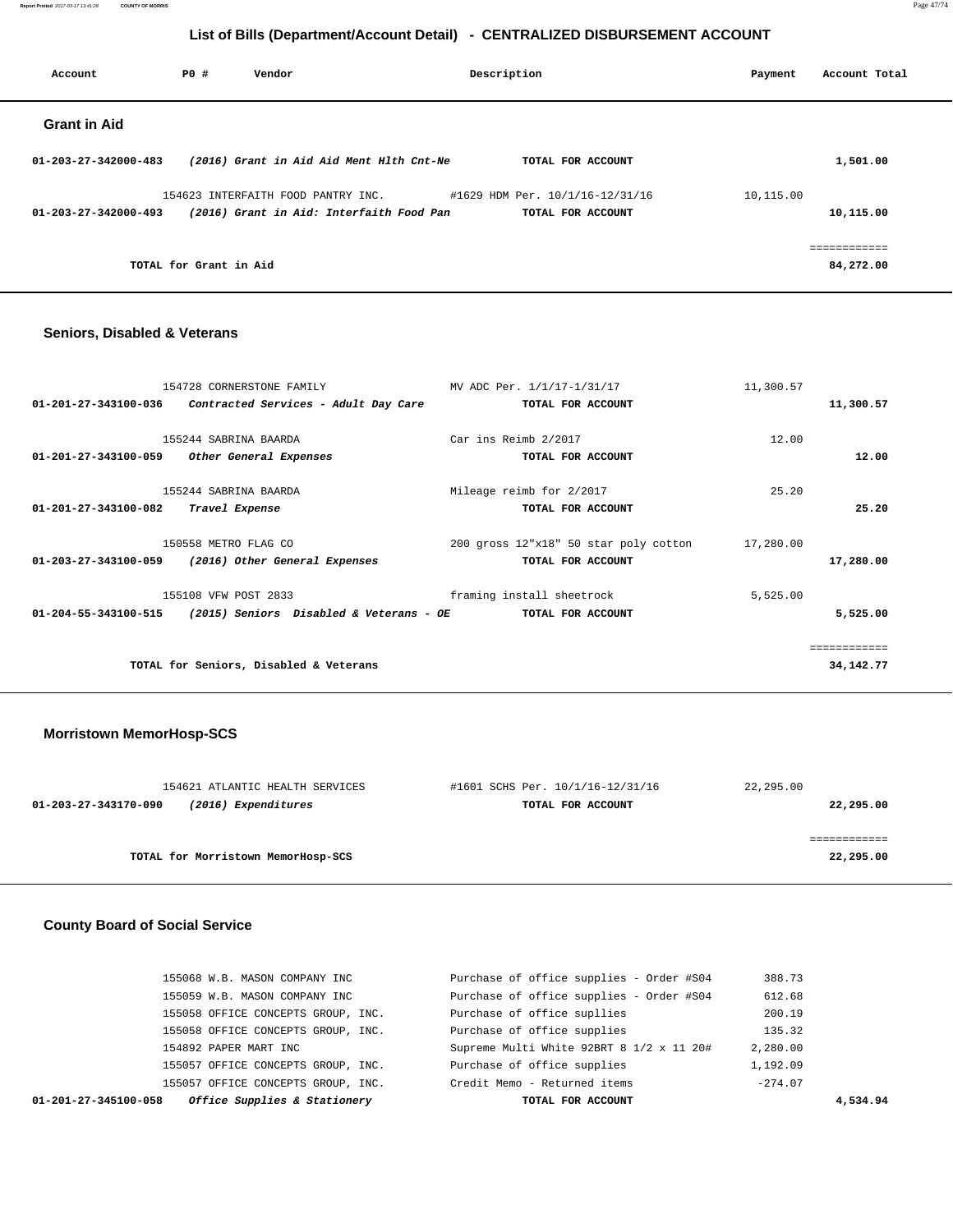# List of Bills (Department/Account Detail) - CENTRALIZED DISBURSEMENT ACCOUNT

| Account | PO # | Vendor | Description | Payment | Account Total |
|---|---|---|---|---|---|

## Grant in Aid

| Account | PO # | Vendor | Description | Payment | Account Total |
|---|---|---|---|---|---|
| **01-203-27-342000-483** | | *(2016) Grant in Aid Aid Ment Hlth Cnt-Ne* | **TOTAL FOR ACCOUNT** | | **1,501.00** |
| | 154623 | INTERFAITH FOOD PANTRY INC. | #1629 HDM Per. 10/1/16-12/31/16 | 10,115.00 | |
| **01-203-27-342000-493** | | *(2016) Grant in Aid: Interfaith Food Pan* | **TOTAL FOR ACCOUNT** | | **10,115.00** |
| | | | | | ============ |
| | | **TOTAL for Grant in Aid** | | | **84,272.00** |

## Seniors, Disabled & Veterans

| Account | PO # | Vendor | Description | Payment | Account Total |
|---|---|---|---|---|---|
| | 154728 | CORNERSTONE FAMILY | MV ADC Per. 1/1/17-1/31/17 | 11,300.57 | |
| **01-201-27-343100-036** | | *Contracted Services - Adult Day Care* | **TOTAL FOR ACCOUNT** | | **11,300.57** |
| | 155244 | SABRINA BAARDA | Car ins Reimb 2/2017 | 12.00 | |
| **01-201-27-343100-059** | | *Other General Expenses* | **TOTAL FOR ACCOUNT** | | **12.00** |
| | 155244 | SABRINA BAARDA | Mileage reimb for 2/2017 | 25.20 | |
| **01-201-27-343100-082** | | *Travel Expense* | **TOTAL FOR ACCOUNT** | | **25.20** |
| | 150558 | METRO FLAG CO | 200 gross 12"x18" 50 star poly cotton | 17,280.00 | |
| **01-203-27-343100-059** | | *(2016) Other General Expenses* | **TOTAL FOR ACCOUNT** | | **17,280.00** |
| | 155108 | VFW POST 2833 | framing install sheetrock | 5,525.00 | |
| **01-204-55-343100-515** | | *(2015) Seniors Disabled & Veterans - OE* | **TOTAL FOR ACCOUNT** | | **5,525.00** |
| | | | | | ============ |
| | | **TOTAL for Seniors, Disabled & Veterans** | | | **34,142.77** |

## Morristown MemorHosp-SCS

| Account | PO # | Vendor | Description | Payment | Account Total |
|---|---|---|---|---|---|
| | 154621 | ATLANTIC HEALTH SERVICES | #1601 SCHS Per. 10/1/16-12/31/16 | 22,295.00 | |
| **01-203-27-343170-090** | | *(2016) Expenditures* | **TOTAL FOR ACCOUNT** | | **22,295.00** |
| | | | | | ============ |
| | | **TOTAL for Morristown MemorHosp-SCS** | | | **22,295.00** |

## County Board of Social Service

| Account | PO # | Vendor | Description | Payment | Account Total |
|---|---|---|---|---|---|
| | 155068 | W.B. MASON COMPANY INC | Purchase of office supplies - Order #S04 | 388.73 | |
| | 155059 | W.B. MASON COMPANY INC | Purchase of office supplies - Order #S04 | 612.68 | |
| | 155058 | OFFICE CONCEPTS GROUP, INC. | Purchase of office supllies | 200.19 | |
| | 155058 | OFFICE CONCEPTS GROUP, INC. | Purchase of office supplies | 135.32 | |
| | 154892 | PAPER MART INC | Supreme Multi White 92BRT 8 1/2 x 11 20# | 2,280.00 | |
| | 155057 | OFFICE CONCEPTS GROUP, INC. | Purchase of office supplies | 1,192.09 | |
| | 155057 | OFFICE CONCEPTS GROUP, INC. | Credit Memo - Returned items | -274.07 | |
| **01-201-27-345100-058** | | *Office Supplies & Stationery* | **TOTAL FOR ACCOUNT** | | **4,534.94** |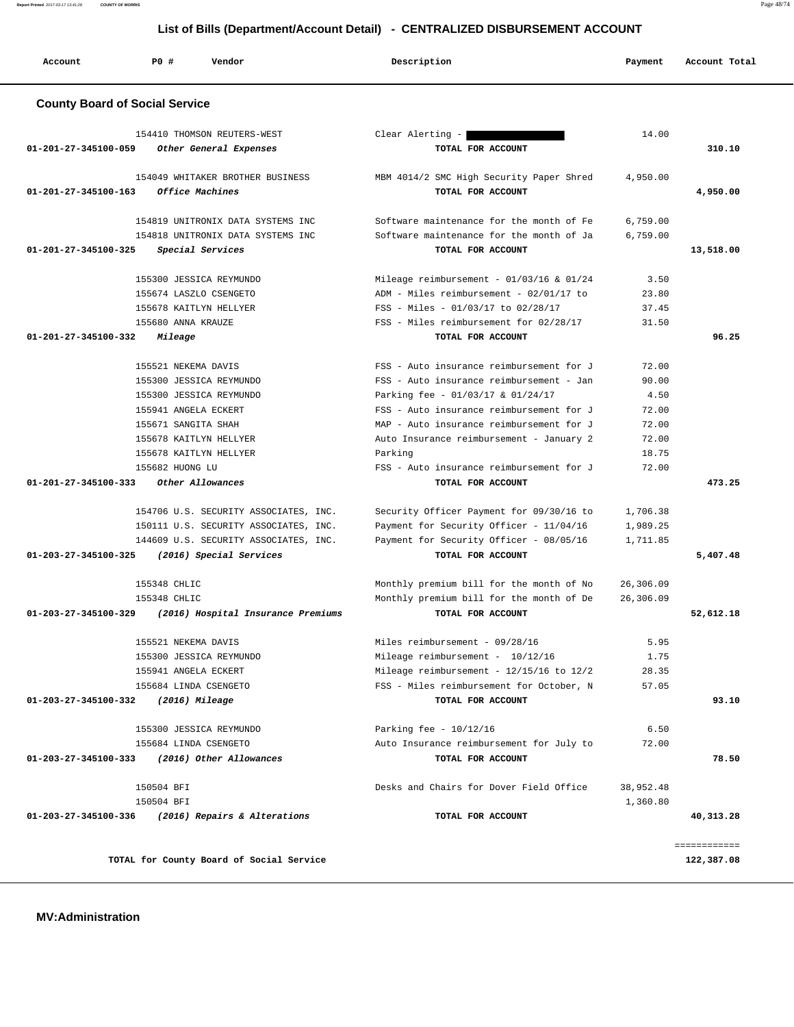## List of Bills (Department/Account Detail) - CENTRALIZED DISBURSEMENT ACCOUNT

| Account | PO # | Vendor | Description | Payment | Account Total |
|---|---|---|---|---|---|

### County Board of Social Service

| Account | PO # | Vendor | Description | Payment | Account Total |
|---|---|---|---|---|---|
| | 154410 | THOMSON REUTERS-WEST | Clear Alerting - ████████ | 14.00 | |
| 01-201-27-345100-059 | | *Other General Expenses* | TOTAL FOR ACCOUNT | | 310.10 |
| | 154049 | WHITAKER BROTHER BUSINESS | MBM 4014/2 SMC High Security Paper Shred | 4,950.00 | |
| 01-201-27-345100-163 | | *Office Machines* | TOTAL FOR ACCOUNT | | 4,950.00 |
| | 154819 | UNITRONIX DATA SYSTEMS INC | Software maintenance for the month of Fe | 6,759.00 | |
| | 154818 | UNITRONIX DATA SYSTEMS INC | Software maintenance for the month of Ja | 6,759.00 | |
| 01-201-27-345100-325 | | *Special Services* | TOTAL FOR ACCOUNT | | 13,518.00 |
| | 155300 | JESSICA REYMUNDO | Mileage reimbursement - 01/03/16 & 01/24 | 3.50 | |
| | 155674 | LASZLO CSENGETO | ADM - Miles reimbursement - 02/01/17 to | 23.80 | |
| | 155678 | KAITLYN HELLYER | FSS - Miles - 01/03/17 to 02/28/17 | 37.45 | |
| | 155680 | ANNA KRAUZE | FSS - Miles reimbursement for 02/28/17 | 31.50 | |
| 01-201-27-345100-332 | | *Mileage* | TOTAL FOR ACCOUNT | | 96.25 |
| | 155521 | NEKEMA DAVIS | FSS - Auto insurance reimbursement for J | 72.00 | |
| | 155300 | JESSICA REYMUNDO | FSS - Auto insurance reimbursement - Jan | 90.00 | |
| | 155300 | JESSICA REYMUNDO | Parking fee - 01/03/17 & 01/24/17 | 4.50 | |
| | 155941 | ANGELA ECKERT | FSS - Auto insurance reimbursement for J | 72.00 | |
| | 155671 | SANGITA SHAH | MAP - Auto insurance reimbursement for J | 72.00 | |
| | 155678 | KAITLYN HELLYER | Auto Insurance reimbursement - January 2 | 72.00 | |
| | 155678 | KAITLYN HELLYER | Parking | 18.75 | |
| | 155682 | HUONG LU | FSS - Auto insurance reimbursement for J | 72.00 | |
| 01-201-27-345100-333 | | *Other Allowances* | TOTAL FOR ACCOUNT | | 473.25 |
| | 154706 | U.S. SECURITY ASSOCIATES, INC. | Security Officer Payment for 09/30/16 to | 1,706.38 | |
| | 150111 | U.S. SECURITY ASSOCIATES, INC. | Payment for Security Officer - 11/04/16 | 1,989.25 | |
| | 144609 | U.S. SECURITY ASSOCIATES, INC. | Payment for Security Officer - 08/05/16 | 1,711.85 | |
| 01-203-27-345100-325 | | *(2016) Special Services* | TOTAL FOR ACCOUNT | | 5,407.48 |
| | 155348 | CHLIC | Monthly premium bill for the month of No | 26,306.09 | |
| | 155348 | CHLIC | Monthly premium bill for the month of De | 26,306.09 | |
| 01-203-27-345100-329 | | *(2016) Hospital Insurance Premiums* | TOTAL FOR ACCOUNT | | 52,612.18 |
| | 155521 | NEKEMA DAVIS | Miles reimbursement - 09/28/16 | 5.95 | |
| | 155300 | JESSICA REYMUNDO | Mileage reimbursement - 10/12/16 | 1.75 | |
| | 155941 | ANGELA ECKERT | Mileage reimbursement - 12/15/16 to 12/2 | 28.35 | |
| | 155684 | LINDA CSENGETO | FSS - Miles reimbursement for October, N | 57.05 | |
| 01-203-27-345100-332 | | *(2016) Mileage* | TOTAL FOR ACCOUNT | | 93.10 |
| | 155300 | JESSICA REYMUNDO | Parking fee - 10/12/16 | 6.50 | |
| | 155684 | LINDA CSENGETO | Auto Insurance reimbursement for July to | 72.00 | |
| 01-203-27-345100-333 | | *(2016) Other Allowances* | TOTAL FOR ACCOUNT | | 78.50 |
| | 150504 | BFI | Desks and Chairs for Dover Field Office | 38,952.48 | |
| | 150504 | BFI | | 1,360.80 | |
| 01-203-27-345100-336 | | *(2016) Repairs & Alterations* | TOTAL FOR ACCOUNT | | 40,313.28 |

**TOTAL for County Board of Social Service** ============ **122,387.08**

### MV:Administration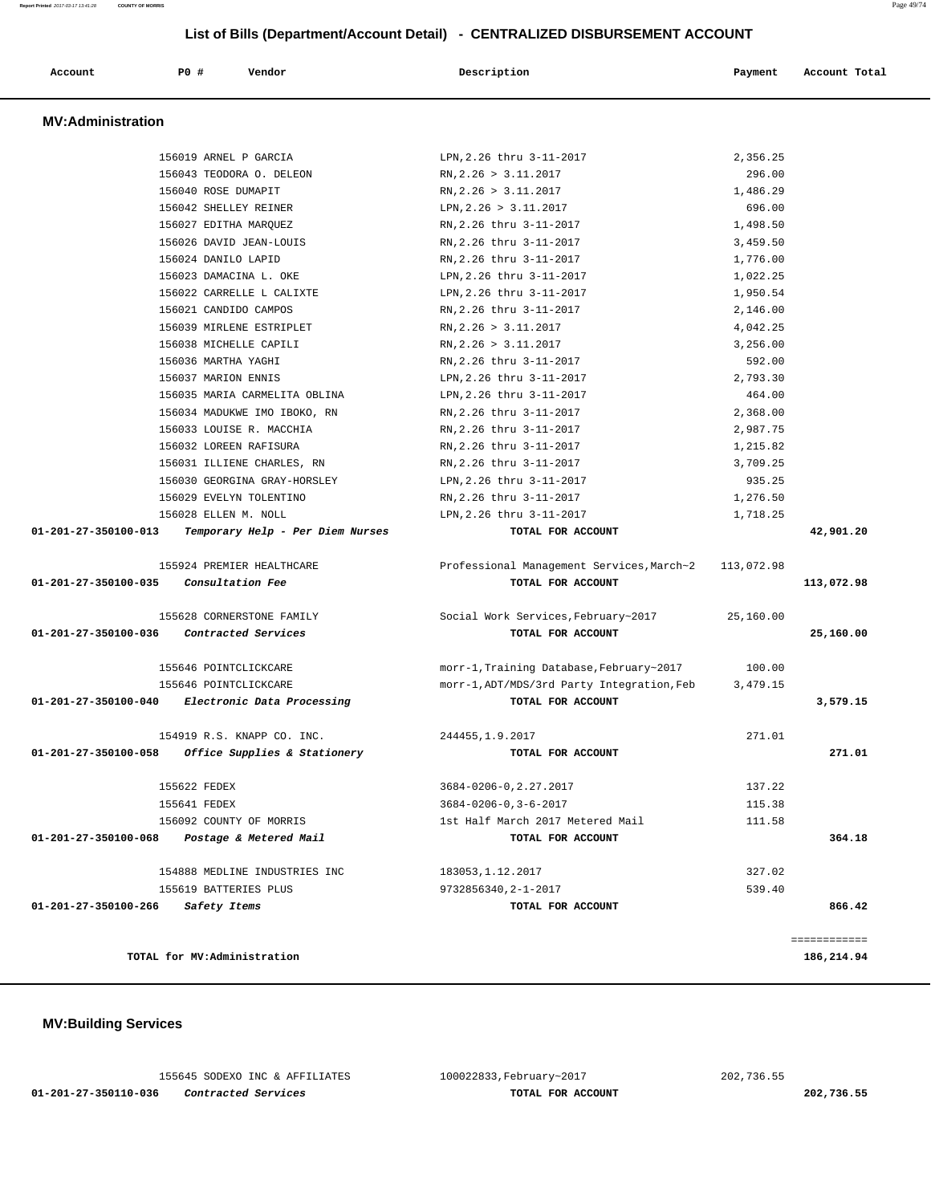## List of Bills (Department/Account Detail) - CENTRALIZED DISBURSEMENT ACCOUNT

| Account | PO # | Vendor | Description | Payment | Account Total |
|---|---|---|---|---|---|

### MV:Administration

| Account | PO # | Vendor | Description | Payment | Account Total |
|---|---|---|---|---|---|
| | 156019 | ARNEL P GARCIA | LPN,2.26 thru 3-11-2017 | 2,356.25 | |
| | 156043 | TEODORA O. DELEON | RN,2.26 > 3.11.2017 | 296.00 | |
| | 156040 | ROSE DUMAPIT | RN,2.26 > 3.11.2017 | 1,486.29 | |
| | 156042 | SHELLEY REINER | LPN,2.26 > 3.11.2017 | 696.00 | |
| | 156027 | EDITHA MARQUEZ | RN,2.26 thru 3-11-2017 | 1,498.50 | |
| | 156026 | DAVID JEAN-LOUIS | RN,2.26 thru 3-11-2017 | 3,459.50 | |
| | 156024 | DANILO LAPID | RN,2.26 thru 3-11-2017 | 1,776.00 | |
| | 156023 | DAMACINA L. OKE | LPN,2.26 thru 3-11-2017 | 1,022.25 | |
| | 156022 | CARRELLE L CALIXTE | LPN,2.26 thru 3-11-2017 | 1,950.54 | |
| | 156021 | CANDIDO CAMPOS | RN,2.26 thru 3-11-2017 | 2,146.00 | |
| | 156039 | MIRLENE ESTRIPLET | RN,2.26 > 3.11.2017 | 4,042.25 | |
| | 156038 | MICHELLE CAPILI | RN,2.26 > 3.11.2017 | 3,256.00 | |
| | 156036 | MARTHA YAGHI | RN,2.26 thru 3-11-2017 | 592.00 | |
| | 156037 | MARION ENNIS | LPN,2.26 thru 3-11-2017 | 2,793.30 | |
| | 156035 | MARIA CARMELITA OBLINA | LPN,2.26 thru 3-11-2017 | 464.00 | |
| | 156034 | MADUKWE IMO IBOKO, RN | RN,2.26 thru 3-11-2017 | 2,368.00 | |
| | 156033 | LOUISE R. MACCHIA | RN,2.26 thru 3-11-2017 | 2,987.75 | |
| | 156032 | LOREEN RAFISURA | RN,2.26 thru 3-11-2017 | 1,215.82 | |
| | 156031 | ILLIENE CHARLES, RN | RN,2.26 thru 3-11-2017 | 3,709.25 | |
| | 156030 | GEORGINA GRAY-HORSLEY | LPN,2.26 thru 3-11-2017 | 935.25 | |
| | 156029 | EVELYN TOLENTINO | RN,2.26 thru 3-11-2017 | 1,276.50 | |
| | 156028 | ELLEN M. NOLL | LPN,2.26 thru 3-11-2017 | 1,718.25 | |
| **01-201-27-350100-013** | | *Temporary Help - Per Diem Nurses* | **TOTAL FOR ACCOUNT** | | **42,901.20** |
| | 155924 | PREMIER HEALTHCARE | Professional Management Services,March~2 | 113,072.98 | |
| **01-201-27-350100-035** | | *Consultation Fee* | **TOTAL FOR ACCOUNT** | | **113,072.98** |
| | 155628 | CORNERSTONE FAMILY | Social Work Services,February~2017 | 25,160.00 | |
| **01-201-27-350100-036** | | *Contracted Services* | **TOTAL FOR ACCOUNT** | | **25,160.00** |
| | 155646 | POINTCLICKCARE | morr-1,Training Database,February~2017 | 100.00 | |
| | 155646 | POINTCLICKCARE | morr-1,ADT/MDS/3rd Party Integration,Feb | 3,479.15 | |
| **01-201-27-350100-040** | | *Electronic Data Processing* | **TOTAL FOR ACCOUNT** | | **3,579.15** |
| | 154919 | R.S. KNAPP CO. INC. | 244455,1.9.2017 | 271.01 | |
| **01-201-27-350100-058** | | *Office Supplies & Stationery* | **TOTAL FOR ACCOUNT** | | **271.01** |
| | 155622 | FEDEX | 3684-0206-0,2.27.2017 | 137.22 | |
| | 155641 | FEDEX | 3684-0206-0,3-6-2017 | 115.38 | |
| | 156092 | COUNTY OF MORRIS | 1st Half March 2017 Metered Mail | 111.58 | |
| **01-201-27-350100-068** | | *Postage & Metered Mail* | **TOTAL FOR ACCOUNT** | | **364.18** |
| | 154888 | MEDLINE INDUSTRIES INC | 183053,1.12.2017 | 327.02 | |
| | 155619 | BATTERIES PLUS | 9732856340,2-1-2017 | 539.40 | |
| **01-201-27-350100-266** | | *Safety Items* | **TOTAL FOR ACCOUNT** | | **866.42** |
| | | | | | ============ |
| | | **TOTAL for MV:Administration** | | | **186,214.94** |

### MV:Building Services

| Account | PO # | Vendor | Description | Payment | Account Total |
|---|---|---|---|---|---|
| | 155645 | SODEXO INC & AFFILIATES | 100022833,February~2017 | 202,736.55 | |
| **01-201-27-350110-036** | | *Contracted Services* | **TOTAL FOR ACCOUNT** | | **202,736.55** |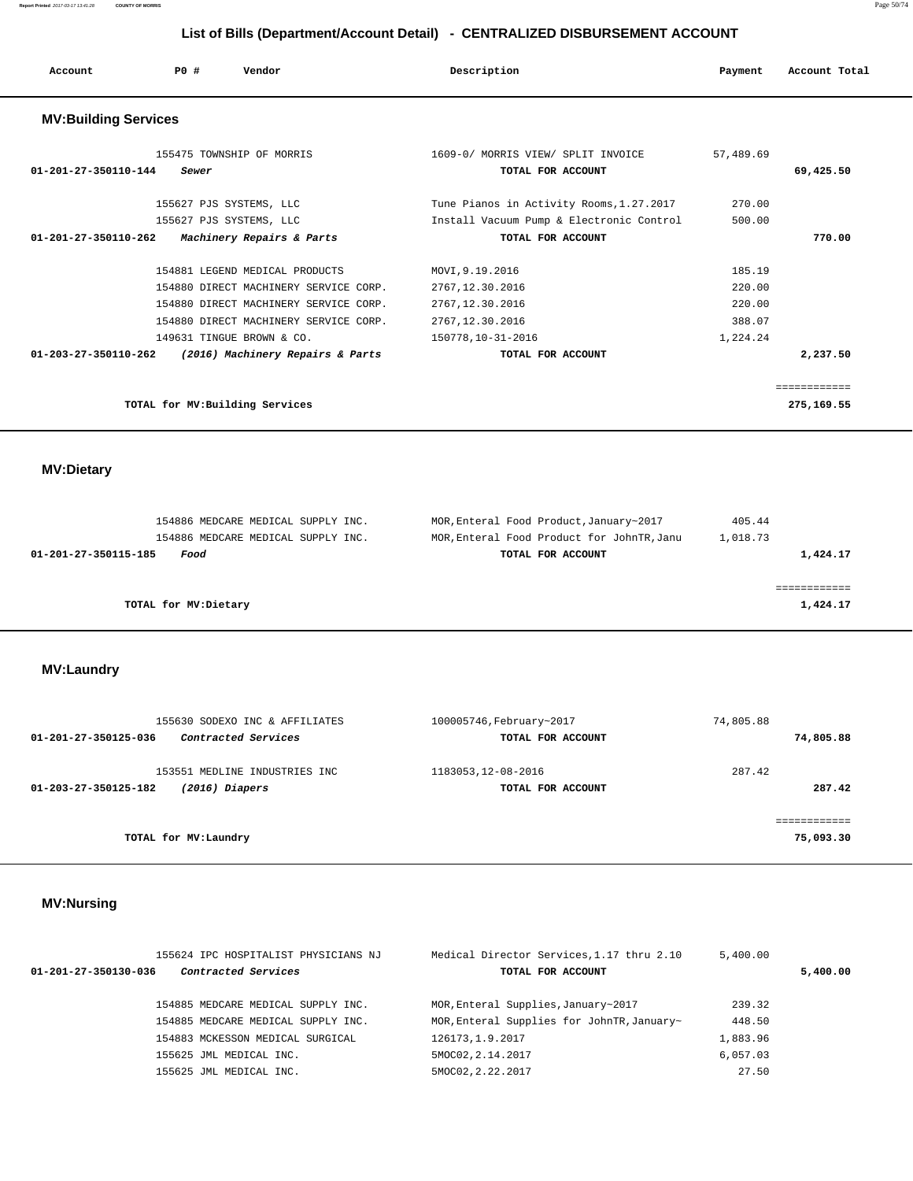## List of Bills (Department/Account Detail) - CENTRALIZED DISBURSEMENT ACCOUNT

| Account | PO # | Vendor | Description | Payment | Account Total |
|---|---|---|---|---|---|

### MV:Building Services

| Account | PO # | Vendor | Description | Payment | Account Total |
|---|---|---|---|---|---|
| | 155475 | TOWNSHIP OF MORRIS | 1609-0/ MORRIS VIEW/ SPLIT INVOICE | 57,489.69 | |
| 01-201-27-350110-144 | | *Sewer* | TOTAL FOR ACCOUNT | | 69,425.50 |
| | 155627 | PJS SYSTEMS, LLC | Tune Pianos in Activity Rooms,1.27.2017 | 270.00 | |
| | 155627 | PJS SYSTEMS, LLC | Install Vacuum Pump & Electronic Control | 500.00 | |
| 01-201-27-350110-262 | | *Machinery Repairs & Parts* | TOTAL FOR ACCOUNT | | 770.00 |
| | 154881 | LEGEND MEDICAL PRODUCTS | MOVI,9.19.2016 | 185.19 | |
| | 154880 | DIRECT MACHINERY SERVICE CORP. | 2767,12.30.2016 | 220.00 | |
| | 154880 | DIRECT MACHINERY SERVICE CORP. | 2767,12.30.2016 | 220.00 | |
| | 154880 | DIRECT MACHINERY SERVICE CORP. | 2767,12.30.2016 | 388.07 | |
| | 149631 | TINGUE BROWN & CO. | 150778,10-31-2016 | 1,224.24 | |
| 01-203-27-350110-262 | | *(2016) Machinery Repairs & Parts* | TOTAL FOR ACCOUNT | | 2,237.50 |
| | | TOTAL for MV:Building Services | | | 275,169.55 |

### MV:Dietary

| Account | PO # | Vendor | Description | Payment | Account Total |
|---|---|---|---|---|---|
| | 154886 | MEDCARE MEDICAL SUPPLY INC. | MOR,Enteral Food Product,January~2017 | 405.44 | |
| | 154886 | MEDCARE MEDICAL SUPPLY INC. | MOR,Enteral Food Product for JohnTR,Janu | 1,018.73 | |
| 01-201-27-350115-185 | | *Food* | TOTAL FOR ACCOUNT | | 1,424.17 |
| | | TOTAL for MV:Dietary | | | 1,424.17 |

### MV:Laundry

| Account | PO # | Vendor | Description | Payment | Account Total |
|---|---|---|---|---|---|
| | 155630 | SODEXO INC & AFFILIATES | 100005746,February~2017 | 74,805.88 | |
| 01-201-27-350125-036 | | *Contracted Services* | TOTAL FOR ACCOUNT | | 74,805.88 |
| | 153551 | MEDLINE INDUSTRIES INC | 1183053,12-08-2016 | 287.42 | |
| 01-203-27-350125-182 | | *(2016) Diapers* | TOTAL FOR ACCOUNT | | 287.42 |
| | | TOTAL for MV:Laundry | | | 75,093.30 |

### MV:Nursing

| Account | PO # | Vendor | Description | Payment | Account Total |
|---|---|---|---|---|---|
| | 155624 | IPC HOSPITALIST PHYSICIANS NJ | Medical Director Services,1.17 thru 2.10 | 5,400.00 | |
| 01-201-27-350130-036 | | *Contracted Services* | TOTAL FOR ACCOUNT | | 5,400.00 |
| | 154885 | MEDCARE MEDICAL SUPPLY INC. | MOR,Enteral Supplies,January~2017 | 239.32 | |
| | 154885 | MEDCARE MEDICAL SUPPLY INC. | MOR,Enteral Supplies for JohnTR,January~ | 448.50 | |
| | 154883 | MCKESSON MEDICAL SURGICAL | 126173,1.9.2017 | 1,883.96 | |
| | 155625 | JML MEDICAL INC. | 5MOC02,2.14.2017 | 6,057.03 | |
| | 155625 | JML MEDICAL INC. | 5MOC02,2.22.2017 | 27.50 | |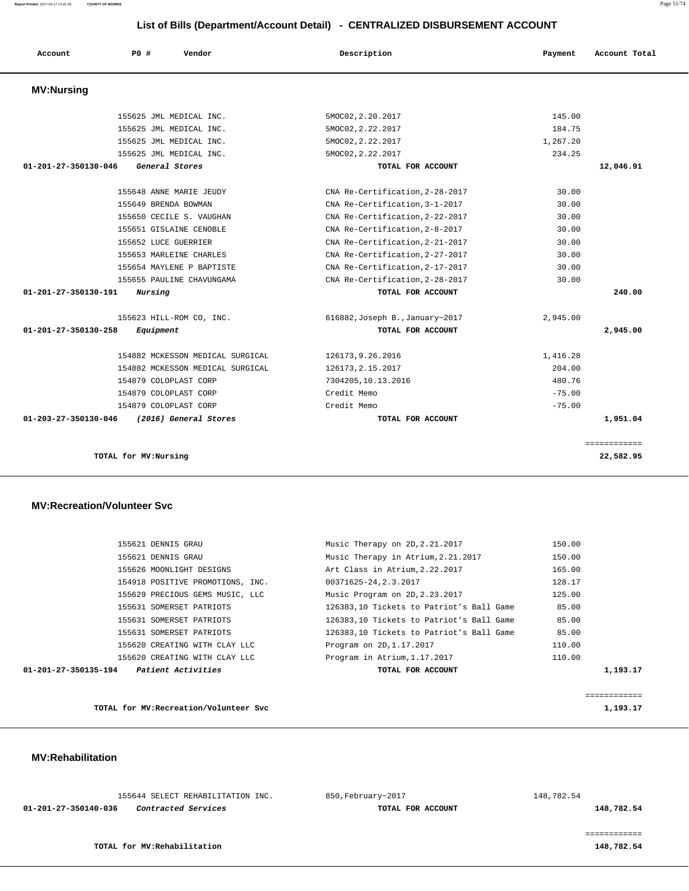## List of Bills (Department/Account Detail) - CENTRALIZED DISBURSEMENT ACCOUNT

| Account | PO # | Vendor | Description | Payment | Account Total |
|---|---|---|---|---|---|

### MV:Nursing

| Account | PO # | Vendor | Description | Payment | Account Total |
|---|---|---|---|---|---|
| | 155625 | JML MEDICAL INC. | 5MOC02,2.20.2017 | 145.00 | |
| | 155625 | JML MEDICAL INC. | 5MOC02,2.22.2017 | 184.75 | |
| | 155625 | JML MEDICAL INC. | 5MOC02,2.22.2017 | 1,267.20 | |
| | 155625 | JML MEDICAL INC. | 5MOC02,2.22.2017 | 234.25 | |
| 01-201-27-350130-046 | | *General Stores* | TOTAL FOR ACCOUNT | | 12,046.91 |
| | 155648 | ANNE MARIE JEUDY | CNA Re-Certification,2-28-2017 | 30.00 | |
| | 155649 | BRENDA BOWMAN | CNA Re-Certification,3-1-2017 | 30.00 | |
| | 155650 | CECILE S. VAUGHAN | CNA Re-Certification,2-22-2017 | 30.00 | |
| | 155651 | GISLAINE CENOBLE | CNA Re-Certification,2-8-2017 | 30.00 | |
| | 155652 | LUCE GUERRIER | CNA Re-Certification,2-21-2017 | 30.00 | |
| | 155653 | MARLEINE CHARLES | CNA Re-Certification,2-27-2017 | 30.00 | |
| | 155654 | MAYLENE P BAPTISTE | CNA Re-Certification,2-17-2017 | 30.00 | |
| | 155655 | PAULINE CHAVUNGAMA | CNA Re-Certification,2-28-2017 | 30.00 | |
| 01-201-27-350130-191 | | *Nursing* | TOTAL FOR ACCOUNT | | 240.00 |
| | 155623 | HILL-ROM CO, INC. | 616882,Joseph B.,January~2017 | 2,945.00 | |
| 01-201-27-350130-258 | | *Equipment* | TOTAL FOR ACCOUNT | | 2,945.00 |
| | 154882 | MCKESSON MEDICAL SURGICAL | 126173,9.26.2016 | 1,416.28 | |
| | 154882 | MCKESSON MEDICAL SURGICAL | 126173,2.15.2017 | 204.00 | |
| | 154879 | COLOPLAST CORP | 7304205,10.13.2016 | 480.76 | |
| | 154879 | COLOPLAST CORP | Credit Memo | -75.00 | |
| | 154879 | COLOPLAST CORP | Credit Memo | -75.00 | |
| 01-203-27-350130-046 | | *(2016) General Stores* | TOTAL FOR ACCOUNT | | 1,951.04 |
| | | | | | ============ |
| | | **TOTAL for MV:Nursing** | | | 22,582.95 |

### MV:Recreation/Volunteer Svc

| Account | PO # | Vendor | Description | Payment | Account Total |
|---|---|---|---|---|---|
| | 155621 | DENNIS GRAU | Music Therapy on 2D,2.21.2017 | 150.00 | |
| | 155621 | DENNIS GRAU | Music Therapy in Atrium,2.21.2017 | 150.00 | |
| | 155626 | MOONLIGHT DESIGNS | Art Class in Atrium,2.22.2017 | 165.00 | |
| | 154918 | POSITIVE PROMOTIONS, INC. | 00371625-24,2.3.2017 | 128.17 | |
| | 155629 | PRECIOUS GEMS MUSIC, LLC | Music Program on 2D,2.23.2017 | 125.00 | |
| | 155631 | SOMERSET PATRIOTS | 126383,10 Tickets to Patriot's Ball Game | 85.00 | |
| | 155631 | SOMERSET PATRIOTS | 126383,10 Tickets to Patriot's Ball Game | 85.00 | |
| | 155631 | SOMERSET PATRIOTS | 126383,10 Tickets to Patriot's Ball Game | 85.00 | |
| | 155620 | CREATING WITH CLAY LLC | Program on 2D,1.17.2017 | 110.00 | |
| | 155620 | CREATING WITH CLAY LLC | Program in Atrium,1.17.2017 | 110.00 | |
| 01-201-27-350135-194 | | *Patient Activities* | TOTAL FOR ACCOUNT | | 1,193.17 |
| | | | | | ============ |
| | | **TOTAL for MV:Recreation/Volunteer Svc** | | | 1,193.17 |

### MV:Rehabilitation

| Account | PO # | Vendor | Description | Payment | Account Total |
|---|---|---|---|---|---|
| | 155644 | SELECT REHABILITATION INC. | 850,February~2017 | 148,782.54 | |
| 01-201-27-350140-036 | | *Contracted Services* | TOTAL FOR ACCOUNT | | 148,782.54 |
| | | | | | ============ |
| | | **TOTAL for MV:Rehabilitation** | | | 148,782.54 |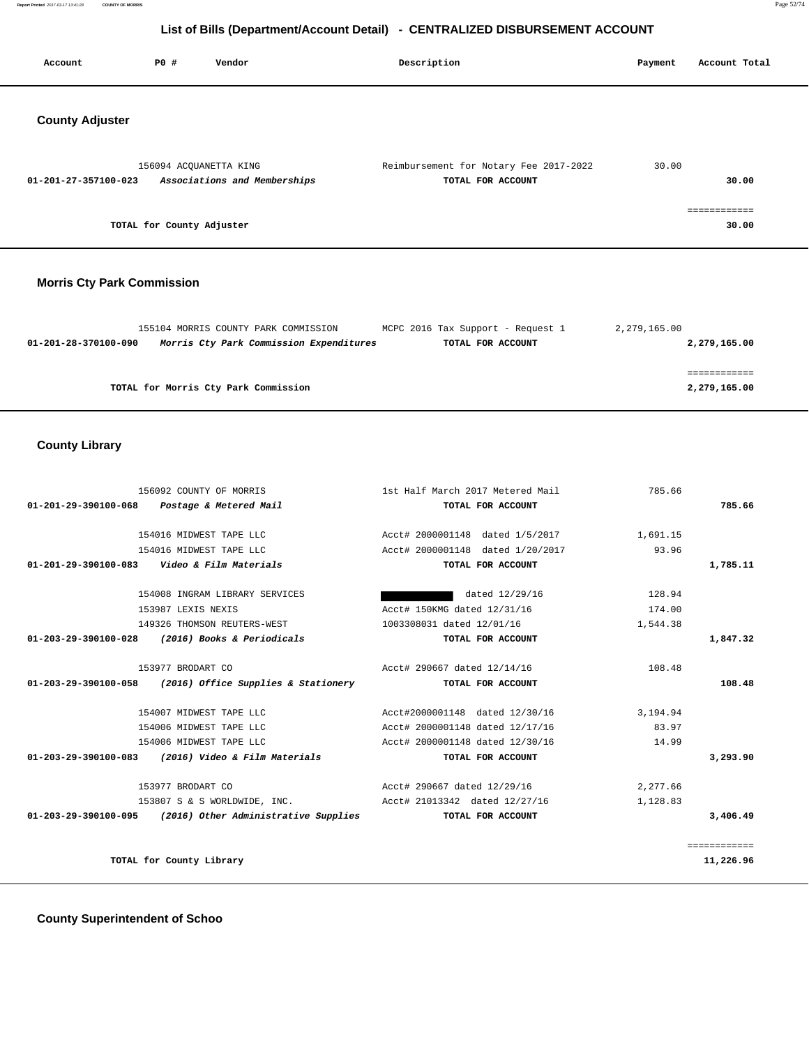## List of Bills (Department/Account Detail) - CENTRALIZED DISBURSEMENT ACCOUNT

| Account | PO # | Vendor | Description | Payment | Account Total |
|---|---|---|---|---|---|

### County Adjuster

| Account | PO # | Vendor | Description | Payment | Account Total |
|---|---|---|---|---|---|
| | 156094 | ACQUANETTA KING | Reimbursement for Notary Fee 2017-2022 | 30.00 | |
| **01-201-27-357100-023** | | ***Associations and Memberships*** | **TOTAL FOR ACCOUNT** | | **30.00** |
| | | | | | ============ |
| | | **TOTAL for County Adjuster** | | | **30.00** |

### Morris Cty Park Commission

| Account | PO # | Vendor | Description | Payment | Account Total |
|---|---|---|---|---|---|
| | 155104 | MORRIS COUNTY PARK COMMISSION | MCPC 2016 Tax Support - Request 1 | 2,279,165.00 | |
| **01-201-28-370100-090** | | ***Morris Cty Park Commission Expenditures*** | **TOTAL FOR ACCOUNT** | | **2,279,165.00** |
| | | | | | ============ |
| | | **TOTAL for Morris Cty Park Commission** | | | **2,279,165.00** |

### County Library

| Account | PO # | Vendor | Description | Payment | Account Total |
|---|---|---|---|---|---|
| | 156092 | COUNTY OF MORRIS | 1st Half March 2017 Metered Mail | 785.66 | |
| **01-201-29-390100-068** | | ***Postage & Metered Mail*** | **TOTAL FOR ACCOUNT** | | **785.66** |
| | 154016 | MIDWEST TAPE LLC | Acct# 2000001148 dated 1/5/2017 | 1,691.15 | |
| | 154016 | MIDWEST TAPE LLC | Acct# 2000001148 dated 1/20/2017 | 93.96 | |
| **01-201-29-390100-083** | | ***Video & Film Materials*** | **TOTAL FOR ACCOUNT** | | **1,785.11** |
| | 154008 | INGRAM LIBRARY SERVICES | [REDACTED] dated 12/29/16 | 128.94 | |
| | 153987 | LEXIS NEXIS | Acct# 150KMG dated 12/31/16 | 174.00 | |
| | 149326 | THOMSON REUTERS-WEST | 1003308031 dated 12/01/16 | 1,544.38 | |
| **01-203-29-390100-028** | | ***(2016) Books & Periodicals*** | **TOTAL FOR ACCOUNT** | | **1,847.32** |
| | 153977 | BRODART CO | Acct# 290667 dated 12/14/16 | 108.48 | |
| **01-203-29-390100-058** | | ***(2016) Office Supplies & Stationery*** | **TOTAL FOR ACCOUNT** | | **108.48** |
| | 154007 | MIDWEST TAPE LLC | Acct#2000001148 dated 12/30/16 | 3,194.94 | |
| | 154006 | MIDWEST TAPE LLC | Acct# 2000001148 dated 12/17/16 | 83.97 | |
| | 154006 | MIDWEST TAPE LLC | Acct# 2000001148 dated 12/30/16 | 14.99 | |
| **01-203-29-390100-083** | | ***(2016) Video & Film Materials*** | **TOTAL FOR ACCOUNT** | | **3,293.90** |
| | 153977 | BRODART CO | Acct# 290667 dated 12/29/16 | 2,277.66 | |
| | 153807 | S & S WORLDWIDE, INC. | Acct# 21013342 dated 12/27/16 | 1,128.83 | |
| **01-203-29-390100-095** | | ***(2016) Other Administrative Supplies*** | **TOTAL FOR ACCOUNT** | | **3,406.49** |
| | | | | | ============ |
| | | **TOTAL for County Library** | | | **11,226.96** |

### County Superintendent of Schoo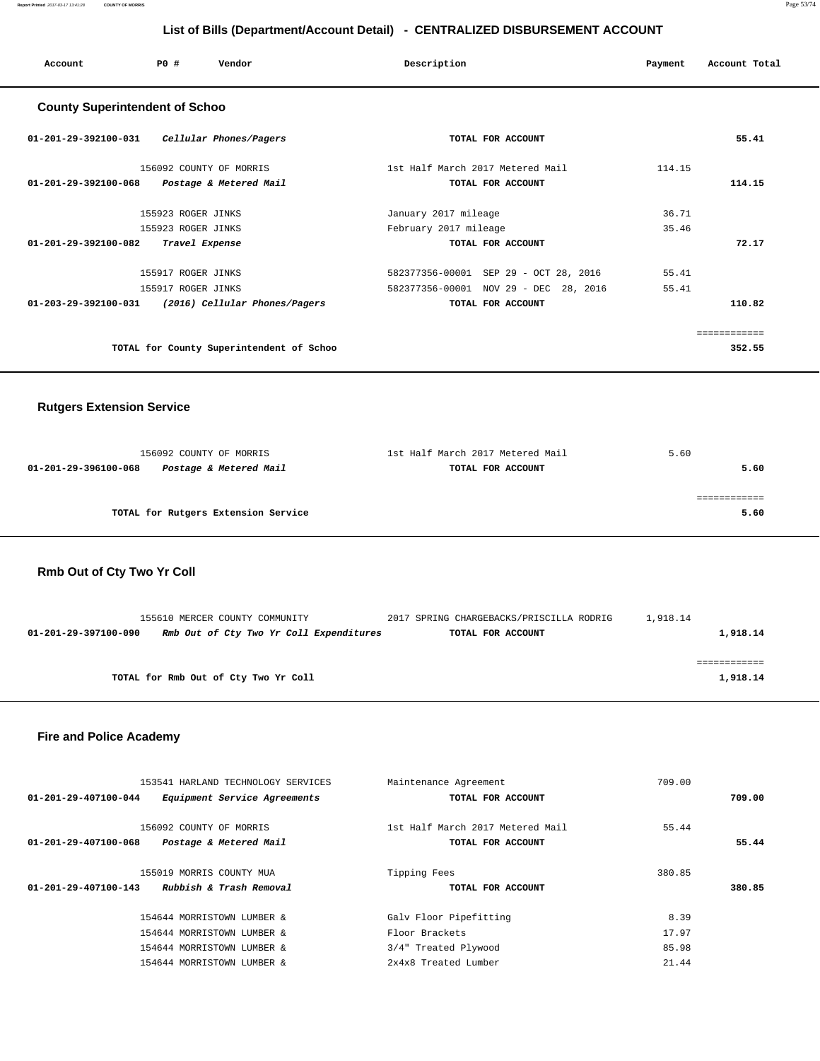# List of Bills (Department/Account Detail) - CENTRALIZED DISBURSEMENT ACCOUNT

| Account | PO # | Vendor | Description | Payment | Account Total |
|---|---|---|---|---|---|

## County Superintendent of Schoo

| Account | PO # | Vendor | Description | Payment | Account Total |
|---|---|---|---|---|---|
| 01-201-29-392100-031 | | *Cellular Phones/Pagers* | TOTAL FOR ACCOUNT | | 55.41 |
| | 156092 | COUNTY OF MORRIS | 1st Half March 2017 Metered Mail | 114.15 | |
| 01-201-29-392100-068 | | *Postage & Metered Mail* | TOTAL FOR ACCOUNT | | 114.15 |
| | 155923 | ROGER JINKS | January 2017 mileage | 36.71 | |
| | 155923 | ROGER JINKS | February 2017 mileage | 35.46 | |
| 01-201-29-392100-082 | | *Travel Expense* | TOTAL FOR ACCOUNT | | 72.17 |
| | 155917 | ROGER JINKS | 582377356-00001 SEP 29 - OCT 28, 2016 | 55.41 | |
| | 155917 | ROGER JINKS | 582377356-00001 NOV 29 - DEC 28, 2016 | 55.41 | |
| 01-203-29-392100-031 | | *(2016) Cellular Phones/Pagers* | TOTAL FOR ACCOUNT | | 110.82 |
| | | TOTAL for County Superintendent of Schoo | | | 352.55 |

## Rutgers Extension Service

| Account | PO # | Vendor | Description | Payment | Account Total |
|---|---|---|---|---|---|
| | 156092 | COUNTY OF MORRIS | 1st Half March 2017 Metered Mail | 5.60 | |
| 01-201-29-396100-068 | | *Postage & Metered Mail* | TOTAL FOR ACCOUNT | | 5.60 |
| | | TOTAL for Rutgers Extension Service | | | 5.60 |

## Rmb Out of Cty Two Yr Coll

| Account | PO # | Vendor | Description | Payment | Account Total |
|---|---|---|---|---|---|
| | 155610 | MERCER COUNTY COMMUNITY | 2017 SPRING CHARGEBACKS/PRISCILLA RODRIG | 1,918.14 | |
| 01-201-29-397100-090 | | *Rmb Out of Cty Two Yr Coll Expenditures* | TOTAL FOR ACCOUNT | | 1,918.14 |
| | | TOTAL for Rmb Out of Cty Two Yr Coll | | | 1,918.14 |

## Fire and Police Academy

| Account | PO # | Vendor | Description | Payment | Account Total |
|---|---|---|---|---|---|
| | 153541 | HARLAND TECHNOLOGY SERVICES | Maintenance Agreement | 709.00 | |
| 01-201-29-407100-044 | | *Equipment Service Agreements* | TOTAL FOR ACCOUNT | | 709.00 |
| | 156092 | COUNTY OF MORRIS | 1st Half March 2017 Metered Mail | 55.44 | |
| 01-201-29-407100-068 | | *Postage & Metered Mail* | TOTAL FOR ACCOUNT | | 55.44 |
| | 155019 | MORRIS COUNTY MUA | Tipping Fees | 380.85 | |
| 01-201-29-407100-143 | | *Rubbish & Trash Removal* | TOTAL FOR ACCOUNT | | 380.85 |
| | 154644 | MORRISTOWN LUMBER & | Galv Floor Pipefitting | 8.39 | |
| | 154644 | MORRISTOWN LUMBER & | Floor Brackets | 17.97 | |
| | 154644 | MORRISTOWN LUMBER & | 3/4" Treated Plywood | 85.98 | |
| | 154644 | MORRISTOWN LUMBER & | 2x4x8 Treated Lumber | 21.44 | |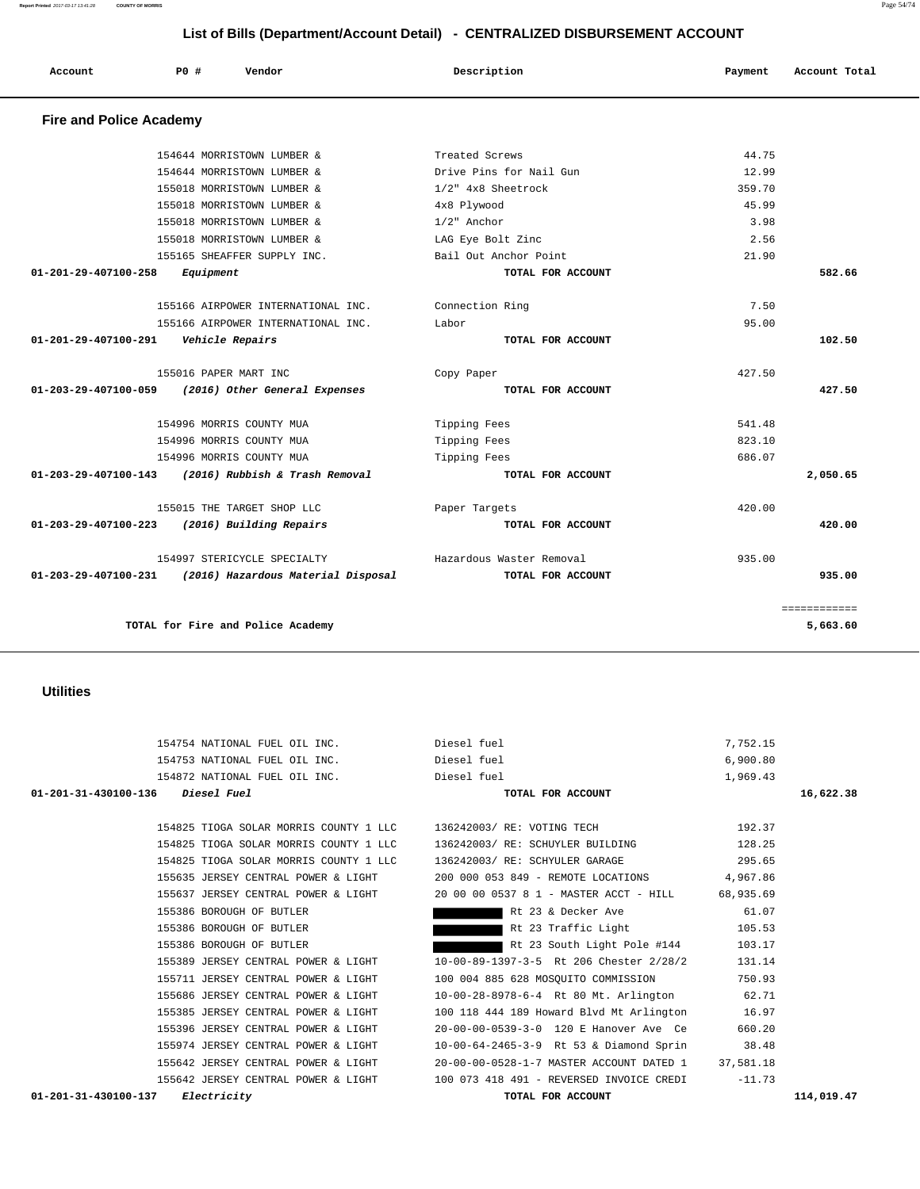## List of Bills (Department/Account Detail) - CENTRALIZED DISBURSEMENT ACCOUNT

| Account | PO # | Vendor | Description | Payment | Account Total |
|---|---|---|---|---|---|

### Fire and Police Academy

| Account | PO # | Vendor | Description | Payment | Account Total |
|---|---|---|---|---|---|
| | 154644 | MORRISTOWN LUMBER & | Treated Screws | 44.75 | |
| | 154644 | MORRISTOWN LUMBER & | Drive Pins for Nail Gun | 12.99 | |
| | 155018 | MORRISTOWN LUMBER & | 1/2" 4x8 Sheetrock | 359.70 | |
| | 155018 | MORRISTOWN LUMBER & | 4x8 Plywood | 45.99 | |
| | 155018 | MORRISTOWN LUMBER & | 1/2" Anchor | 3.98 | |
| | 155018 | MORRISTOWN LUMBER & | LAG Eye Bolt Zinc | 2.56 | |
| | 155165 | SHEAFFER SUPPLY INC. | Bail Out Anchor Point | 21.90 | |
| **01-201-29-407100-258** | | ***Equipment*** | **TOTAL FOR ACCOUNT** | | **582.66** |
| | 155166 | AIRPOWER INTERNATIONAL INC. | Connection Ring | 7.50 | |
| | 155166 | AIRPOWER INTERNATIONAL INC. | Labor | 95.00 | |
| **01-201-29-407100-291** | | ***Vehicle Repairs*** | **TOTAL FOR ACCOUNT** | | **102.50** |
| | 155016 | PAPER MART INC | Copy Paper | 427.50 | |
| **01-203-29-407100-059** | | ***(2016) Other General Expenses*** | **TOTAL FOR ACCOUNT** | | **427.50** |
| | 154996 | MORRIS COUNTY MUA | Tipping Fees | 541.48 | |
| | 154996 | MORRIS COUNTY MUA | Tipping Fees | 823.10 | |
| | 154996 | MORRIS COUNTY MUA | Tipping Fees | 686.07 | |
| **01-203-29-407100-143** | | ***(2016) Rubbish & Trash Removal*** | **TOTAL FOR ACCOUNT** | | **2,050.65** |
| | 155015 | THE TARGET SHOP LLC | Paper Targets | 420.00 | |
| **01-203-29-407100-223** | | ***(2016) Building Repairs*** | **TOTAL FOR ACCOUNT** | | **420.00** |
| | 154997 | STERICYCLE SPECIALTY | Hazardous Waster Removal | 935.00 | |
| **01-203-29-407100-231** | | ***(2016) Hazardous Material Disposal*** | **TOTAL FOR ACCOUNT** | | **935.00** |
| | | **TOTAL for Fire and Police Academy** | | | **5,663.60** |

### Utilities

| Account | PO # | Vendor | Description | Payment | Account Total |
|---|---|---|---|---|---|
| | 154754 | NATIONAL FUEL OIL INC. | Diesel fuel | 7,752.15 | |
| | 154753 | NATIONAL FUEL OIL INC. | Diesel fuel | 6,900.80 | |
| | 154872 | NATIONAL FUEL OIL INC. | Diesel fuel | 1,969.43 | |
| **01-201-31-430100-136** | | ***Diesel Fuel*** | **TOTAL FOR ACCOUNT** | | **16,622.38** |
| | 154825 | TIOGA SOLAR MORRIS COUNTY 1 LLC | 136242003/ RE: VOTING TECH | 192.37 | |
| | 154825 | TIOGA SOLAR MORRIS COUNTY 1 LLC | 136242003/ RE: SCHUYLER BUILDING | 128.25 | |
| | 154825 | TIOGA SOLAR MORRIS COUNTY 1 LLC | 136242003/ RE: SCHYULER GARAGE | 295.65 | |
| | 155635 | JERSEY CENTRAL POWER & LIGHT | 200 000 053 849 - REMOTE LOCATIONS | 4,967.86 | |
| | 155637 | JERSEY CENTRAL POWER & LIGHT | 20 00 00 0537 8 1 - MASTER ACCT - HILL | 68,935.69 | |
| | 155386 | BOROUGH OF BUTLER | Rt 23 & Decker Ave | 61.07 | |
| | 155386 | BOROUGH OF BUTLER | Rt 23 Traffic Light | 105.53 | |
| | 155386 | BOROUGH OF BUTLER | Rt 23 South Light Pole #144 | 103.17 | |
| | 155389 | JERSEY CENTRAL POWER & LIGHT | 10-00-89-1397-3-5 Rt 206 Chester 2/28/2 | 131.14 | |
| | 155711 | JERSEY CENTRAL POWER & LIGHT | 100 004 885 628 MOSQUITO COMMISSION | 750.93 | |
| | 155686 | JERSEY CENTRAL POWER & LIGHT | 10-00-28-8978-6-4 Rt 80 Mt. Arlington | 62.71 | |
| | 155385 | JERSEY CENTRAL POWER & LIGHT | 100 118 444 189 Howard Blvd Mt Arlington | 16.97 | |
| | 155396 | JERSEY CENTRAL POWER & LIGHT | 20-00-00-0539-3-0 120 E Hanover Ave Ce | 660.20 | |
| | 155974 | JERSEY CENTRAL POWER & LIGHT | 10-00-64-2465-3-9 Rt 53 & Diamond Sprin | 38.48 | |
| | 155642 | JERSEY CENTRAL POWER & LIGHT | 20-00-00-0528-1-7 MASTER ACCOUNT DATED 1 | 37,581.18 | |
| | 155642 | JERSEY CENTRAL POWER & LIGHT | 100 073 418 491 - REVERSED INVOICE CREDI | -11.73 | |
| **01-201-31-430100-137** | | ***Electricity*** | **TOTAL FOR ACCOUNT** | | **114,019.47** |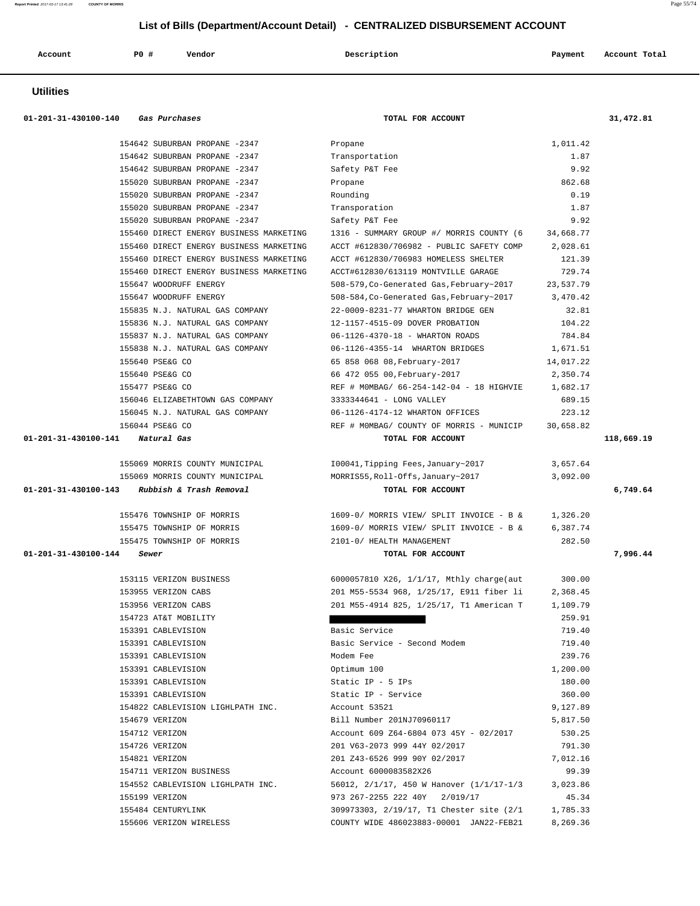# List of Bills (Department/Account Detail) - CENTRALIZED DISBURSEMENT ACCOUNT

| Account | PO # | Vendor | Description | Payment | Account Total |
|---|---|---|---|---|---|

## Utilities

| Account | PO # | Vendor | Description | Payment | Account Total |
|---|---|---|---|---|---|
| 01-201-31-430100-140 *Gas Purchases* | | | **TOTAL FOR ACCOUNT** | | 31,472.81 |
| | 154642 | SUBURBAN PROPANE -2347 | Propane | 1,011.42 | |
| | 154642 | SUBURBAN PROPANE -2347 | Transportation | 1.87 | |
| | 154642 | SUBURBAN PROPANE -2347 | Safety P&T Fee | 9.92 | |
| | 155020 | SUBURBAN PROPANE -2347 | Propane | 862.68 | |
| | 155020 | SUBURBAN PROPANE -2347 | Rounding | 0.19 | |
| | 155020 | SUBURBAN PROPANE -2347 | Transporation | 1.87 | |
| | 155020 | SUBURBAN PROPANE -2347 | Safety P&T Fee | 9.92 | |
| | 155460 | DIRECT ENERGY BUSINESS MARKETING | 1316 - SUMMARY GROUP #/ MORRIS COUNTY (6 | 34,668.77 | |
| | 155460 | DIRECT ENERGY BUSINESS MARKETING | ACCT #612830/706982 - PUBLIC SAFETY COMP | 2,028.61 | |
| | 155460 | DIRECT ENERGY BUSINESS MARKETING | ACCT #612830/706983 HOMELESS SHELTER | 121.39 | |
| | 155460 | DIRECT ENERGY BUSINESS MARKETING | ACCT#612830/613119 MONTVILLE GARAGE | 729.74 | |
| | 155647 | WOODRUFF ENERGY | 508-579,Co-Generated Gas,February~2017 | 23,537.79 | |
| | 155647 | WOODRUFF ENERGY | 508-584,Co-Generated Gas,February~2017 | 3,470.42 | |
| | 155835 | N.J. NATURAL GAS COMPANY | 22-0009-8231-77 WHARTON BRIDGE GEN | 32.81 | |
| | 155836 | N.J. NATURAL GAS COMPANY | 12-1157-4515-09 DOVER PROBATION | 104.22 | |
| | 155837 | N.J. NATURAL GAS COMPANY | 06-1126-4370-18 - WHARTON ROADS | 784.84 | |
| | 155838 | N.J. NATURAL GAS COMPANY | 06-1126-4355-14 WHARTON BRIDGES | 1,671.51 | |
| | 155640 | PSE&G CO | 65 858 068 08,February-2017 | 14,017.22 | |
| | 155640 | PSE&G CO | 66 472 055 00,February-2017 | 2,350.74 | |
| | 155477 | PSE&G CO | REF # M0MBAG/ 66-254-142-04 - 18 HIGHVIE | 1,682.17 | |
| | 156046 | ELIZABETHTOWN GAS COMPANY | 3333344641 - LONG VALLEY | 689.15 | |
| | 156045 | N.J. NATURAL GAS COMPANY | 06-1126-4174-12 WHARTON OFFICES | 223.12 | |
| | 156044 | PSE&G CO | REF # M0MBAG/ COUNTY OF MORRIS - MUNICIP | 30,658.82 | |
| 01-201-31-430100-141 *Natural Gas* | | | **TOTAL FOR ACCOUNT** | | 118,669.19 |
| | 155069 | MORRIS COUNTY MUNICIPAL | I00041,Tipping Fees,January~2017 | 3,657.64 | |
| | 155069 | MORRIS COUNTY MUNICIPAL | MORRIS55,Roll-Offs,January~2017 | 3,092.00 | |
| 01-201-31-430100-143 *Rubbish & Trash Removal* | | | **TOTAL FOR ACCOUNT** | | 6,749.64 |
| | 155476 | TOWNSHIP OF MORRIS | 1609-0/ MORRIS VIEW/ SPLIT INVOICE - B & | 1,326.20 | |
| | 155475 | TOWNSHIP OF MORRIS | 1609-0/ MORRIS VIEW/ SPLIT INVOICE - B & | 6,387.74 | |
| | 155475 | TOWNSHIP OF MORRIS | 2101-0/ HEALTH MANAGEMENT | 282.50 | |
| 01-201-31-430100-144 *Sewer* | | | **TOTAL FOR ACCOUNT** | | 7,996.44 |
| | 153115 | VERIZON BUSINESS | 6000057810 X26, 1/1/17, Mthly charge(aut | 300.00 | |
| | 153955 | VERIZON CABS | 201 M55-5534 968, 1/25/17, E911 fiber li | 2,368.45 | |
| | 153956 | VERIZON CABS | 201 M55-4914 825, 1/25/17, T1 American T | 1,109.79 | |
| | 154723 | AT&T MOBILITY | | 259.91 | |
| | 153391 | CABLEVISION | Basic Service | 719.40 | |
| | 153391 | CABLEVISION | Basic Service - Second Modem | 719.40 | |
| | 153391 | CABLEVISION | Modem Fee | 239.76 | |
| | 153391 | CABLEVISION | Optimum 100 | 1,200.00 | |
| | 153391 | CABLEVISION | Static IP - 5 IPs | 180.00 | |
| | 153391 | CABLEVISION | Static IP - Service | 360.00 | |
| | 154822 | CABLEVISION LIGHLPATH INC. | Account 53521 | 9,127.89 | |
| | 154679 | VERIZON | Bill Number 201NJ70960117 | 5,817.50 | |
| | 154712 | VERIZON | Account 609 Z64-6804 073 45Y - 02/2017 | 530.25 | |
| | 154726 | VERIZON | 201 V63-2073 999 44Y 02/2017 | 791.30 | |
| | 154821 | VERIZON | 201 Z43-6526 999 90Y 02/2017 | 7,012.16 | |
| | 154711 | VERIZON BUSINESS | Account 6000083582X26 | 99.39 | |
| | 154552 | CABLEVISION LIGHLPATH INC. | 56012, 2/1/17, 450 W Hanover (1/1/17-1/3 | 3,023.86 | |
| | 155199 | VERIZON | 973 267-2255 222 40Y 2/019/17 | 45.34 | |
| | 155484 | CENTURYLINK | 309973303, 2/19/17, T1 Chester site (2/1 | 1,785.33 | |
| | 155606 | VERIZON WIRELESS | COUNTY WIDE 486023883-00001 JAN22-FEB21 | 8,269.36 | |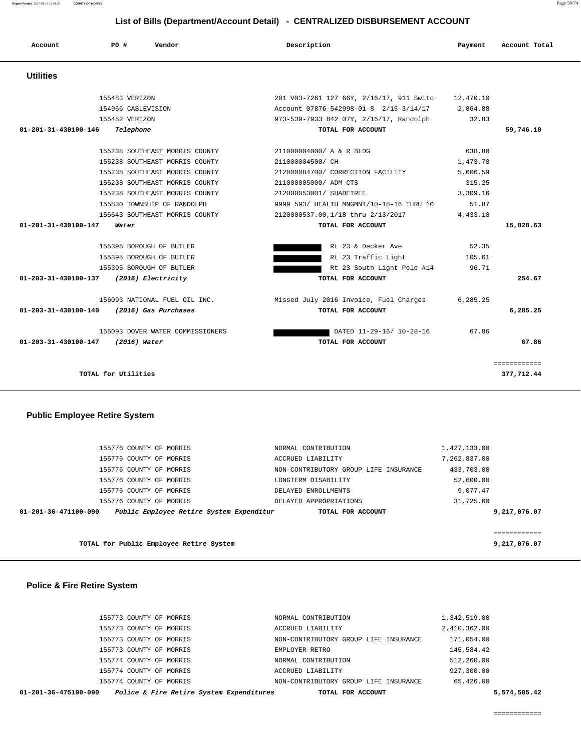## List of Bills (Department/Account Detail) - CENTRALIZED DISBURSEMENT ACCOUNT

| Account | PO # | Vendor | Description | Payment | Account Total |
|---|---|---|---|---|---|

### Utilities

| Account | PO # | Vendor | Description | Payment | Account Total |
|---|---|---|---|---|---|
| | 155483 | VERIZON | 201 V03-7261 127 66Y, 2/16/17, 911 Switc | 12,470.10 | |
| | 154966 | CABLEVISION | Account 07876-542998-01-8 2/15-3/14/17 | 2,864.88 | |
| | 155482 | VERIZON | 973-539-7933 842 07Y, 2/16/17, Randolph | 32.83 | |
| 01-201-31-430100-146 | | *Telephone* | TOTAL FOR ACCOUNT | | 59,746.10 |
| | 155238 | SOUTHEAST MORRIS COUNTY | 211000004000/ A & R BLDG | 638.80 | |
| | 155238 | SOUTHEAST MORRIS COUNTY | 211000004500/ CH | 1,473.78 | |
| | 155238 | SOUTHEAST MORRIS COUNTY | 212000084700/ CORRECTION FACILITY | 5,606.59 | |
| | 155238 | SOUTHEAST MORRIS COUNTY | 211000005000/ ADM CTS | 315.25 | |
| | 155238 | SOUTHEAST MORRIS COUNTY | 212000053001/ SHADETREE | 3,309.16 | |
| | 155830 | TOWNSHIP OF RANDOLPH | 9999 593/ HEALTH MNGMNT/10-18-16 THRU 10 | 51.87 | |
| | 155643 | SOUTHEAST MORRIS COUNTY | 2120000537.00,1/18 thru 2/13/2017 | 4,433.18 | |
| 01-201-31-430100-147 | | *Water* | TOTAL FOR ACCOUNT | | 15,828.63 |
| | 155395 | BOROUGH OF BUTLER | Rt 23 & Decker Ave | 52.35 | |
| | 155395 | BOROUGH OF BUTLER | Rt 23 Traffic Light | 105.61 | |
| | 155395 | BOROUGH OF BUTLER | Rt 23 South Light Pole #14 | 96.71 | |
| 01-203-31-430100-137 | | *(2016) Electricity* | TOTAL FOR ACCOUNT | | 254.67 |
| | 156093 | NATIONAL FUEL OIL INC. | Missed July 2016 Invoice, Fuel Charges | 6,285.25 | |
| 01-203-31-430100-140 | | *(2016) Gas Purchases* | TOTAL FOR ACCOUNT | | 6,285.25 |
| | 155093 | DOVER WATER COMMISSIONERS | DATED 11-29-16/ 10-28-16 | 67.86 | |
| 01-203-31-430100-147 | | *(2016) Water* | TOTAL FOR ACCOUNT | | 67.86 |
| | | | | | ============ |
| | | **TOTAL for Utilities** | | | 377,712.44 |

### Public Employee Retire System

| Account | PO # | Vendor | Description | Payment | Account Total |
|---|---|---|---|---|---|
| | 155776 | COUNTY OF MORRIS | NORMAL CONTRIBUTION | 1,427,133.00 | |
| | 155776 | COUNTY OF MORRIS | ACCRUED LIABILITY | 7,262,837.00 | |
| | 155776 | COUNTY OF MORRIS | NON-CONTRIBUTORY GROUP LIFE INSURANCE | 433,703.00 | |
| | 155776 | COUNTY OF MORRIS | LONGTERM DISABILITY | 52,600.00 | |
| | 155776 | COUNTY OF MORRIS | DELAYED ENROLLMENTS | 9,077.47 | |
| | 155776 | COUNTY OF MORRIS | DELAYED APPROPRIATIONS | 31,725.60 | |
| 01-201-36-471100-090 | | *Public Employee Retire System Expenditur* | TOTAL FOR ACCOUNT | | 9,217,076.07 |
| | | | | | ============ |
| | | **TOTAL for Public Employee Retire System** | | | 9,217,076.07 |

### Police & Fire Retire System

| Account | PO # | Vendor | Description | Payment | Account Total |
|---|---|---|---|---|---|
| | 155773 | COUNTY OF MORRIS | NORMAL CONTRIBUTION | 1,342,519.00 | |
| | 155773 | COUNTY OF MORRIS | ACCRUED LIABILITY | 2,410,362.00 | |
| | 155773 | COUNTY OF MORRIS | NON-CONTRIBUTORY GROUP LIFE INSURANCE | 171,054.00 | |
| | 155773 | COUNTY OF MORRIS | EMPLOYER RETRO | 145,584.42 | |
| | 155774 | COUNTY OF MORRIS | NORMAL CONTRIBUTION | 512,260.00 | |
| | 155774 | COUNTY OF MORRIS | ACCRUED LIABILITY | 927,300.00 | |
| | 155774 | COUNTY OF MORRIS | NON-CONTRIBUTORY GROUP LIFE INSURANCE | 65,426.00 | |
| 01-201-36-475100-090 | | *Police & Fire Retire System Expenditures* | TOTAL FOR ACCOUNT | | 5,574,505.42 |
| | | | | | ============ |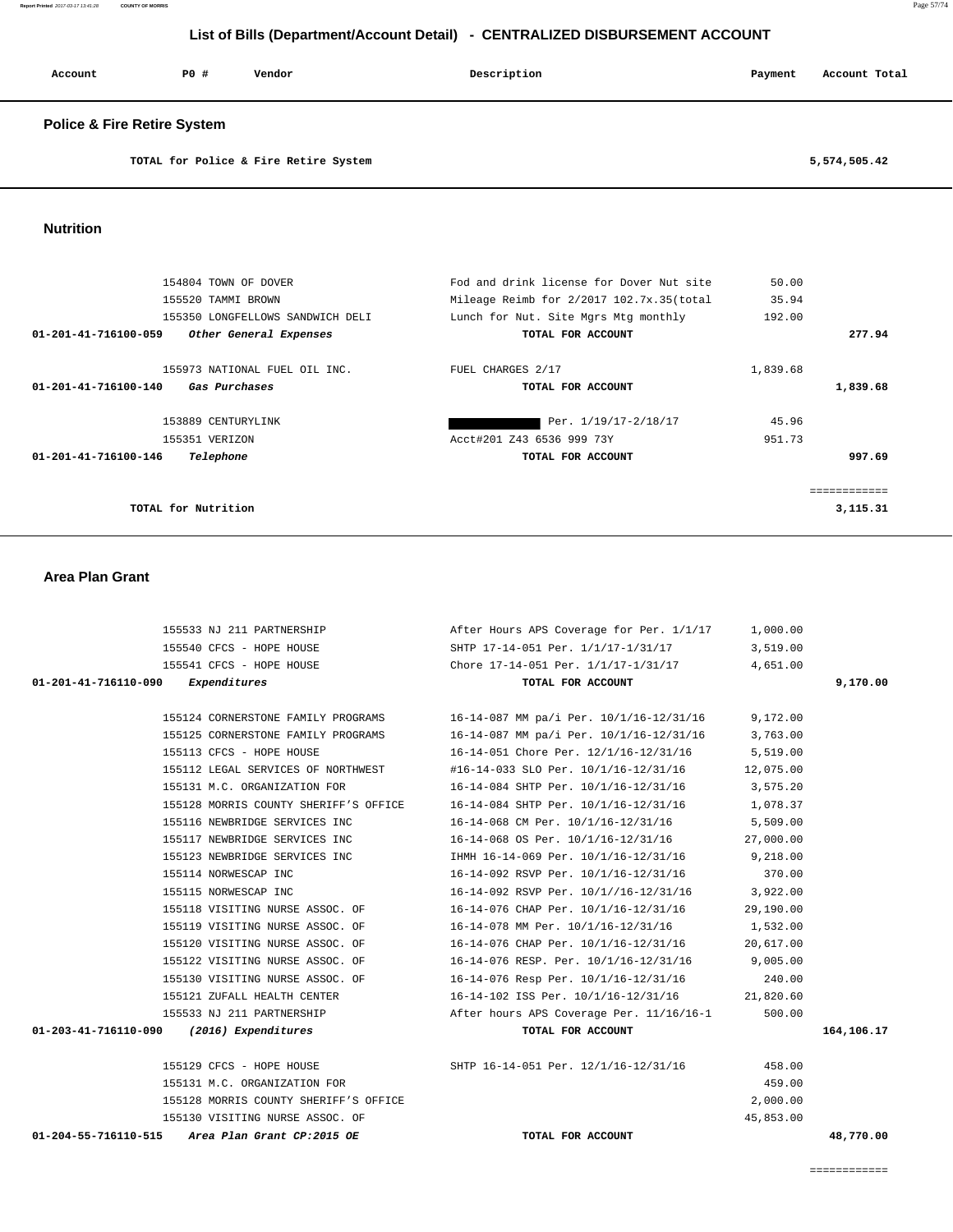## List of Bills (Department/Account Detail) - CENTRALIZED DISBURSEMENT ACCOUNT

| Account | PO # | Vendor | Description | Payment | Account Total |
|---|---|---|---|---|---|

### Police & Fire Retire System

| | | | | | |
|---|---|---|---|---|---|
| TOTAL for Police & Fire Retire System | | | | | 5,574,505.42 |

### Nutrition

| Account | PO # | Vendor | Description | Payment | Account Total |
|---|---|---|---|---|---|
| | 154804 | TOWN OF DOVER | Fod and drink license for Dover Nut site | 50.00 | |
| | 155520 | TAMMI BROWN | Mileage Reimb for 2/2017 102.7x.35(total | 35.94 | |
| | 155350 | LONGFELLOWS SANDWICH DELI | Lunch for Nut. Site Mgrs Mtg monthly | 192.00 | |
| 01-201-41-716100-059 | | *Other General Expenses* | TOTAL FOR ACCOUNT | | 277.94 |
| | 155973 | NATIONAL FUEL OIL INC. | FUEL CHARGES 2/17 | 1,839.68 | |
| 01-201-41-716100-140 | | *Gas Purchases* | TOTAL FOR ACCOUNT | | 1,839.68 |
| | 153889 | CENTURYLINK | [REDACTED] Per. 1/19/17-2/18/17 | 45.96 | |
| | 155351 | VERIZON | Acct#201 Z43 6536 999 73Y | 951.73 | |
| 01-201-41-716100-146 | | *Telephone* | TOTAL FOR ACCOUNT | | 997.69 |
| TOTAL for Nutrition | | | | | 3,115.31 |

### Area Plan Grant

| Account | PO # | Vendor | Description | Payment | Account Total |
|---|---|---|---|---|---|
| | 155533 | NJ 211 PARTNERSHIP | After Hours APS Coverage for Per. 1/1/17 | 1,000.00 | |
| | 155540 | CFCS - HOPE HOUSE | SHTP 17-14-051 Per. 1/1/17-1/31/17 | 3,519.00 | |
| | 155541 | CFCS - HOPE HOUSE | Chore 17-14-051 Per. 1/1/17-1/31/17 | 4,651.00 | |
| 01-201-41-716110-090 | | *Expenditures* | TOTAL FOR ACCOUNT | | 9,170.00 |
| | 155124 | CORNERSTONE FAMILY PROGRAMS | 16-14-087 MM pa/i Per. 10/1/16-12/31/16 | 9,172.00 | |
| | 155125 | CORNERSTONE FAMILY PROGRAMS | 16-14-087 MM pa/i Per. 10/1/16-12/31/16 | 3,763.00 | |
| | 155113 | CFCS - HOPE HOUSE | 16-14-051 Chore Per. 12/1/16-12/31/16 | 5,519.00 | |
| | 155112 | LEGAL SERVICES OF NORTHWEST | #16-14-033 SLO Per. 10/1/16-12/31/16 | 12,075.00 | |
| | 155131 | M.C. ORGANIZATION FOR | 16-14-084 SHTP Per. 10/1/16-12/31/16 | 3,575.20 | |
| | 155128 | MORRIS COUNTY SHERIFF'S OFFICE | 16-14-084 SHTP Per. 10/1/16-12/31/16 | 1,078.37 | |
| | 155116 | NEWBRIDGE SERVICES INC | 16-14-068 CM Per. 10/1/16-12/31/16 | 5,509.00 | |
| | 155117 | NEWBRIDGE SERVICES INC | 16-14-068 OS Per. 10/1/16-12/31/16 | 27,000.00 | |
| | 155123 | NEWBRIDGE SERVICES INC | IHMH 16-14-069 Per. 10/1/16-12/31/16 | 9,218.00 | |
| | 155114 | NORWESCAP INC | 16-14-092 RSVP Per. 10/1/16-12/31/16 | 370.00 | |
| | 155115 | NORWESCAP INC | 16-14-092 RSVP Per. 10/1//16-12/31/16 | 3,922.00 | |
| | 155118 | VISITING NURSE ASSOC. OF | 16-14-076 CHAP Per. 10/1/16-12/31/16 | 29,190.00 | |
| | 155119 | VISITING NURSE ASSOC. OF | 16-14-078 MM Per. 10/1/16-12/31/16 | 1,532.00 | |
| | 155120 | VISITING NURSE ASSOC. OF | 16-14-076 CHAP Per. 10/1/16-12/31/16 | 20,617.00 | |
| | 155122 | VISITING NURSE ASSOC. OF | 16-14-076 RESP. Per. 10/1/16-12/31/16 | 9,005.00 | |
| | 155130 | VISITING NURSE ASSOC. OF | 16-14-076 Resp Per. 10/1/16-12/31/16 | 240.00 | |
| | 155121 | ZUFALL HEALTH CENTER | 16-14-102 ISS Per. 10/1/16-12/31/16 | 21,820.60 | |
| | 155533 | NJ 211 PARTNERSHIP | After hours APS Coverage Per. 11/16/16-1 | 500.00 | |
| 01-203-41-716110-090 | | *(2016) Expenditures* | TOTAL FOR ACCOUNT | | 164,106.17 |
| | 155129 | CFCS - HOPE HOUSE | SHTP 16-14-051 Per. 12/1/16-12/31/16 | 458.00 | |
| | 155131 | M.C. ORGANIZATION FOR | | 459.00 | |
| | 155128 | MORRIS COUNTY SHERIFF'S OFFICE | | 2,000.00 | |
| | 155130 | VISITING NURSE ASSOC. OF | | 45,853.00 | |
| 01-204-55-716110-515 | | *Area Plan Grant CP:2015 OE* | TOTAL FOR ACCOUNT | | 48,770.00 |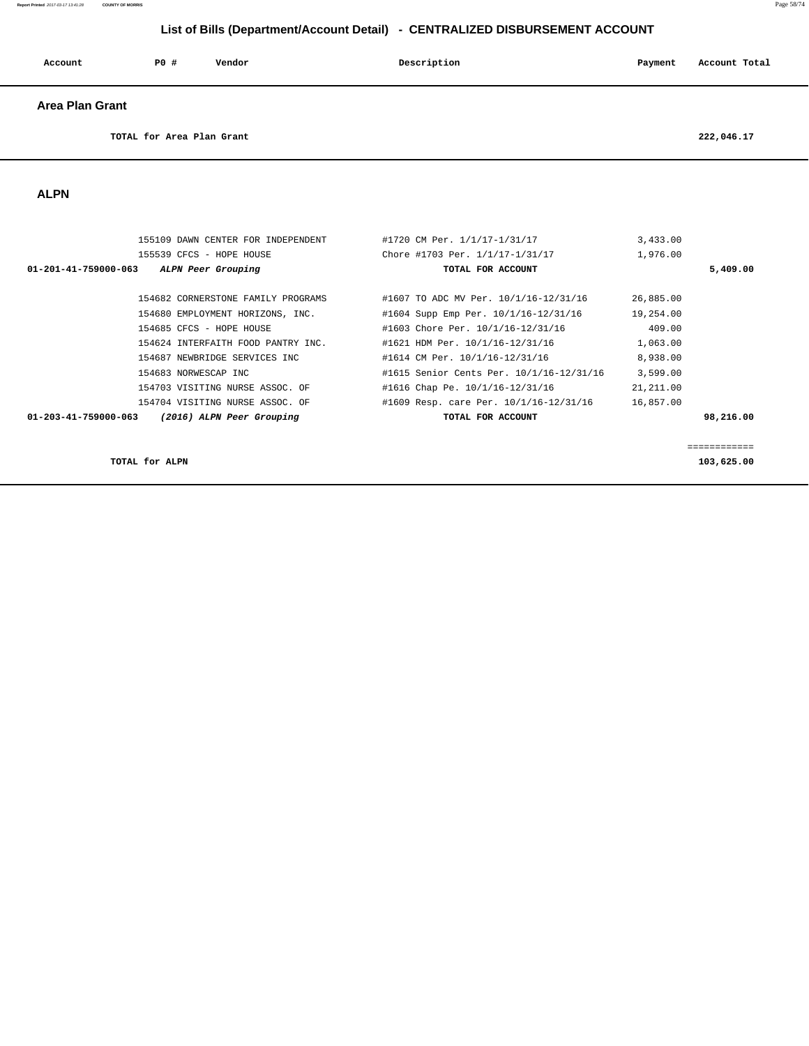## List of Bills (Department/Account Detail) - CENTRALIZED DISBURSEMENT ACCOUNT

| Account | P0 # | Vendor | Description | Payment | Account Total |
|---|---|---|---|---|---|

### Area Plan Grant

| | | | | | |
|---|---|---|---|---|---|
| | | **TOTAL for Area Plan Grant** | | | **222,046.17** |

### ALPN

| Account | P0 # | Vendor | Description | Payment | Account Total |
|---|---|---|---|---|---|
| | 155109 | DAWN CENTER FOR INDEPENDENT | #1720 CM Per. 1/1/17-1/31/17 | 3,433.00 | |
| | 155539 | CFCS - HOPE HOUSE | Chore #1703 Per. 1/1/17-1/31/17 | 1,976.00 | |
| **01-201-41-759000-063** | | ***ALPN Peer Grouping*** | **TOTAL FOR ACCOUNT** | | **5,409.00** |
| | 154682 | CORNERSTONE FAMILY PROGRAMS | #1607 TO ADC MV Per. 10/1/16-12/31/16 | 26,885.00 | |
| | 154680 | EMPLOYMENT HORIZONS, INC. | #1604 Supp Emp Per. 10/1/16-12/31/16 | 19,254.00 | |
| | 154685 | CFCS - HOPE HOUSE | #1603 Chore Per. 10/1/16-12/31/16 | 409.00 | |
| | 154624 | INTERFAITH FOOD PANTRY INC. | #1621 HDM Per. 10/1/16-12/31/16 | 1,063.00 | |
| | 154687 | NEWBRIDGE SERVICES INC | #1614 CM Per. 10/1/16-12/31/16 | 8,938.00 | |
| | 154683 | NORWESCAP INC | #1615 Senior Cents Per. 10/1/16-12/31/16 | 3,599.00 | |
| | 154703 | VISITING NURSE ASSOC. OF | #1616 Chap Pe. 10/1/16-12/31/16 | 21,211.00 | |
| | 154704 | VISITING NURSE ASSOC. OF | #1609 Resp. care Per. 10/1/16-12/31/16 | 16,857.00 | |
| **01-203-41-759000-063** | | ***(2016) ALPN Peer Grouping*** | **TOTAL FOR ACCOUNT** | | **98,216.00** |
| | | | | | ============ |
| | | **TOTAL for ALPN** | | | **103,625.00** |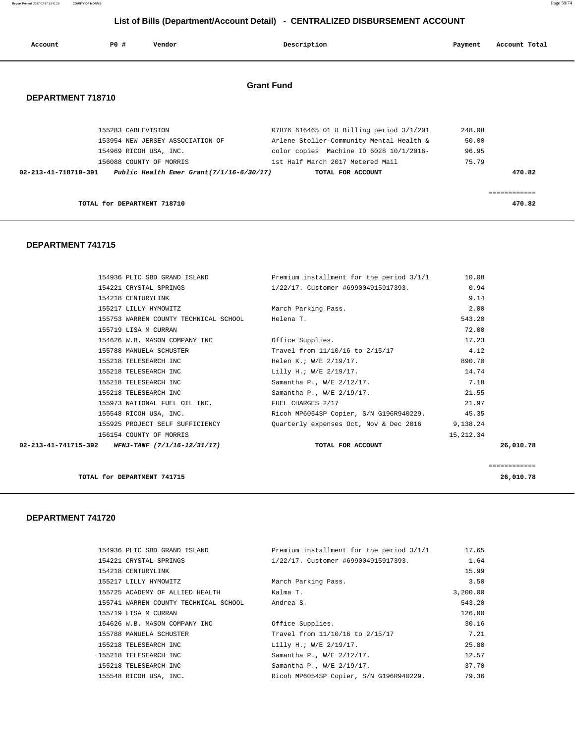# List of Bills (Department/Account Detail) - CENTRALIZED DISBURSEMENT ACCOUNT

| Account | PO # | Vendor | Description | Payment | Account Total |
|---|---|---|---|---|---|

## Grant Fund

### DEPARTMENT 718710

| Account | PO # | Vendor | Description | Payment | Account Total |
|---|---|---|---|---|---|
| | 155283 | CABLEVISION | 07876 616465 01 8 Billing period 3/1/201 | 248.08 | |
| | 153954 | NEW JERSEY ASSOCIATION OF | Arlene Stoller-Community Mental Health & | 50.00 | |
| | 154969 | RICOH USA, INC. | color copies Machine ID 6028 10/1/2016- | 96.95 | |
| | 156088 | COUNTY OF MORRIS | 1st Half March 2017 Metered Mail | 75.79 | |
| **02-213-41-718710-391** | | ***Public Health Emer Grant(7/1/16-6/30/17)*** | **TOTAL FOR ACCOUNT** | | **470.82** |
| | | | | | ============ |
| | **TOTAL for DEPARTMENT 718710** | | | | **470.82** |

### DEPARTMENT 741715

| Account | PO # | Vendor | Description | Payment | Account Total |
|---|---|---|---|---|---|
| | 154936 | PLIC SBD GRAND ISLAND | Premium installment for the period 3/1/1 | 10.08 | |
| | 154221 | CRYSTAL SPRINGS | 1/22/17. Customer #699004915917393. | 0.94 | |
| | 154218 | CENTURYLINK | | 9.14 | |
| | 155217 | LILLY HYMOWITZ | March Parking Pass. | 2.00 | |
| | 155753 | WARREN COUNTY TECHNICAL SCHOOL | Helena T. | 543.20 | |
| | 155719 | LISA M CURRAN | | 72.00 | |
| | 154626 | W.B. MASON COMPANY INC | Office Supplies. | 17.23 | |
| | 155788 | MANUELA SCHUSTER | Travel from 11/10/16 to 2/15/17 | 4.12 | |
| | 155218 | TELESEARCH INC | Helen K.; W/E 2/19/17. | 890.70 | |
| | 155218 | TELESEARCH INC | Lilly H.; W/E 2/19/17. | 14.74 | |
| | 155218 | TELESEARCH INC | Samantha P., W/E 2/12/17. | 7.18 | |
| | 155218 | TELESEARCH INC | Samantha P., W/E 2/19/17. | 21.55 | |
| | 155973 | NATIONAL FUEL OIL INC. | FUEL CHARGES 2/17 | 21.97 | |
| | 155548 | RICOH USA, INC. | Ricoh MP6054SP Copier, S/N G196R940229. | 45.35 | |
| | 155925 | PROJECT SELF SUFFICIENCY | Quarterly expenses Oct, Nov & Dec 2016 | 9,138.24 | |
| | 156154 | COUNTY OF MORRIS | | 15,212.34 | |
| **02-213-41-741715-392** | | ***WFNJ-TANF (7/1/16-12/31/17)*** | **TOTAL FOR ACCOUNT** | | **26,010.78** |
| | | | | | ============ |
| | **TOTAL for DEPARTMENT 741715** | | | | **26,010.78** |

### DEPARTMENT 741720

| Account | PO # | Vendor | Description | Payment | Account Total |
|---|---|---|---|---|---|
| | 154936 | PLIC SBD GRAND ISLAND | Premium installment for the period 3/1/1 | 17.65 | |
| | 154221 | CRYSTAL SPRINGS | 1/22/17. Customer #699004915917393. | 1.64 | |
| | 154218 | CENTURYLINK | | 15.99 | |
| | 155217 | LILLY HYMOWITZ | March Parking Pass. | 3.50 | |
| | 155725 | ACADEMY OF ALLIED HEALTH | Kalma T. | 3,200.00 | |
| | 155741 | WARREN COUNTY TECHNICAL SCHOOL | Andrea S. | 543.20 | |
| | 155719 | LISA M CURRAN | | 126.00 | |
| | 154626 | W.B. MASON COMPANY INC | Office Supplies. | 30.16 | |
| | 155788 | MANUELA SCHUSTER | Travel from 11/10/16 to 2/15/17 | 7.21 | |
| | 155218 | TELESEARCH INC | Lilly H.; W/E 2/19/17. | 25.80 | |
| | 155218 | TELESEARCH INC | Samantha P., W/E 2/12/17. | 12.57 | |
| | 155218 | TELESEARCH INC | Samantha P., W/E 2/19/17. | 37.70 | |
| | 155548 | RICOH USA, INC. | Ricoh MP6054SP Copier, S/N G196R940229. | 79.36 | |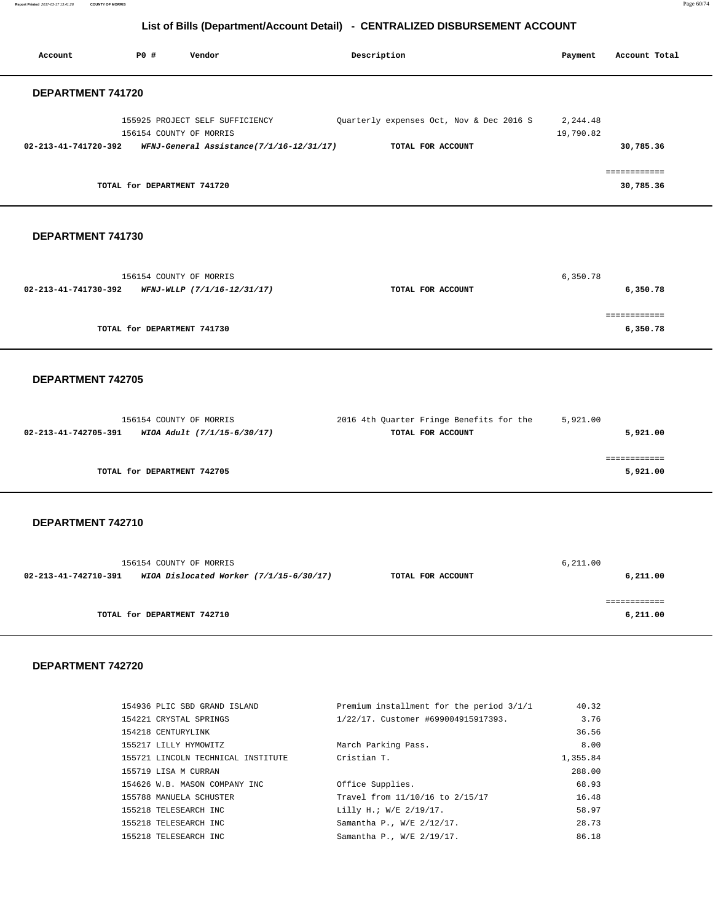## List of Bills (Department/Account Detail) - CENTRALIZED DISBURSEMENT ACCOUNT

| Account | PO # | Vendor | Description | Payment | Account Total |
|---|---|---|---|---|---|

### DEPARTMENT 741720

| Account | PO # | Vendor | Description | Payment | Account Total |
|---|---|---|---|---|---|
| | 155925 | PROJECT SELF SUFFICIENCY | Quarterly expenses Oct, Nov & Dec 2016 S | 2,244.48 | |
| | 156154 | COUNTY OF MORRIS | | 19,790.82 | |
| **02-213-41-741720-392** | | ***WFNJ-General Assistance(7/1/16-12/31/17)*** | **TOTAL FOR ACCOUNT** | | **30,785.36** |
| | | | | | ============ |
| | | **TOTAL for DEPARTMENT 741720** | | | **30,785.36** |

### DEPARTMENT 741730

| Account | PO # | Vendor | Description | Payment | Account Total |
|---|---|---|---|---|---|
| | 156154 | COUNTY OF MORRIS | | 6,350.78 | |
| **02-213-41-741730-392** | | ***WFNJ-WLLP (7/1/16-12/31/17)*** | **TOTAL FOR ACCOUNT** | | **6,350.78** |
| | | | | | ============ |
| | | **TOTAL for DEPARTMENT 741730** | | | **6,350.78** |

### DEPARTMENT 742705

| Account | PO # | Vendor | Description | Payment | Account Total |
|---|---|---|---|---|---|
| | 156154 | COUNTY OF MORRIS | 2016 4th Quarter Fringe Benefits for the | 5,921.00 | |
| **02-213-41-742705-391** | | ***WIOA Adult (7/1/15-6/30/17)*** | **TOTAL FOR ACCOUNT** | | **5,921.00** |
| | | | | | ============ |
| | | **TOTAL for DEPARTMENT 742705** | | | **5,921.00** |

### DEPARTMENT 742710

| Account | PO # | Vendor | Description | Payment | Account Total |
|---|---|---|---|---|---|
| | 156154 | COUNTY OF MORRIS | | 6,211.00 | |
| **02-213-41-742710-391** | | ***WIOA Dislocated Worker (7/1/15-6/30/17)*** | **TOTAL FOR ACCOUNT** | | **6,211.00** |
| | | | | | ============ |
| | | **TOTAL for DEPARTMENT 742710** | | | **6,211.00** |

### DEPARTMENT 742720

| Account | PO # | Vendor | Description | Payment | Account Total |
|---|---|---|---|---|---|
| | 154936 | PLIC SBD GRAND ISLAND | Premium installment for the period 3/1/1 | 40.32 | |
| | 154221 | CRYSTAL SPRINGS | 1/22/17. Customer #699004915917393. | 3.76 | |
| | 154218 | CENTURYLINK | | 36.56 | |
| | 155217 | LILLY HYMOWITZ | March Parking Pass. | 8.00 | |
| | 155721 | LINCOLN TECHNICAL INSTITUTE | Cristian T. | 1,355.84 | |
| | 155719 | LISA M CURRAN | | 288.00 | |
| | 154626 | W.B. MASON COMPANY INC | Office Supplies. | 68.93 | |
| | 155788 | MANUELA SCHUSTER | Travel from 11/10/16 to 2/15/17 | 16.48 | |
| | 155218 | TELESEARCH INC | Lilly H.; W/E 2/19/17. | 58.97 | |
| | 155218 | TELESEARCH INC | Samantha P., W/E 2/12/17. | 28.73 | |
| | 155218 | TELESEARCH INC | Samantha P., W/E 2/19/17. | 86.18 | |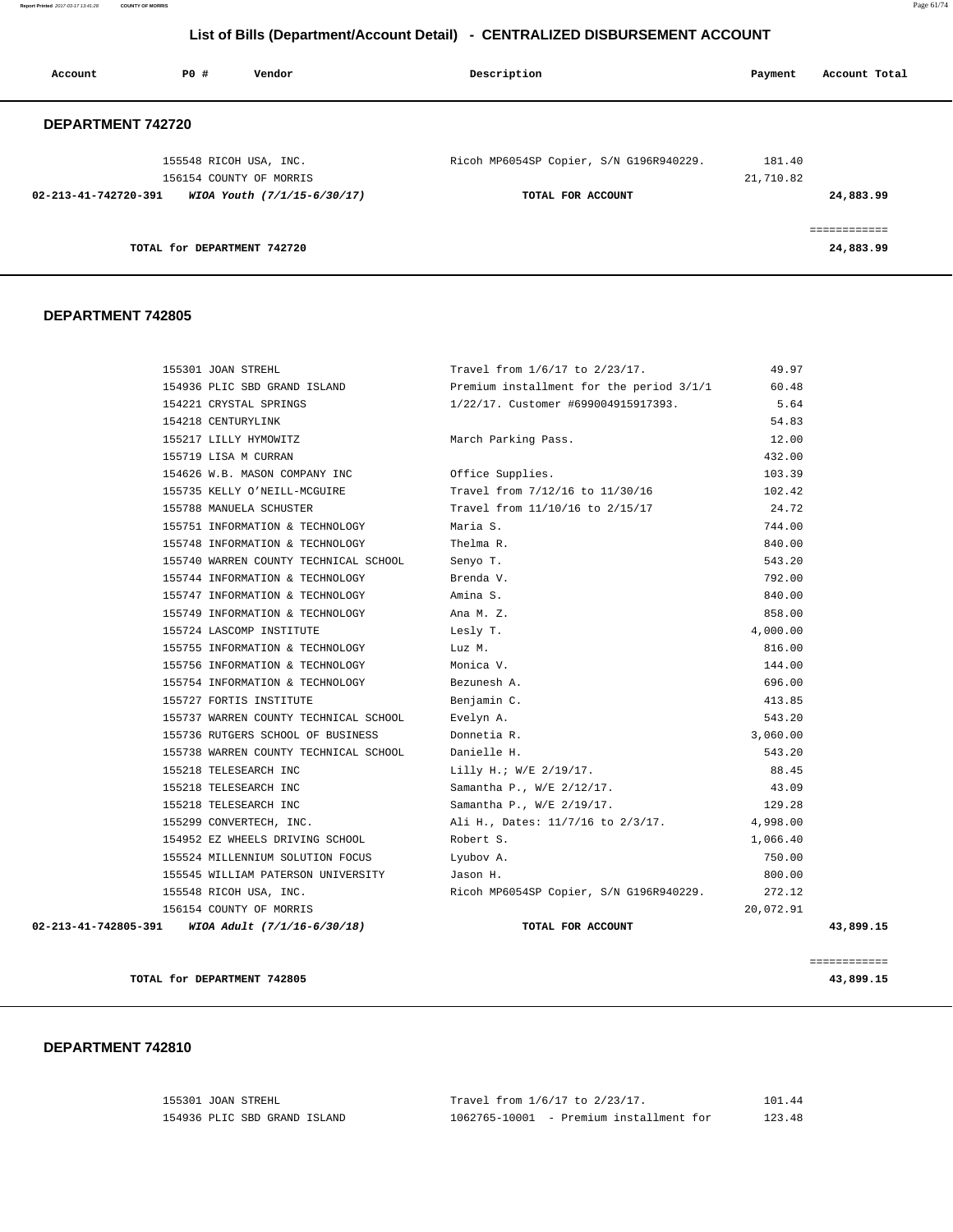## List of Bills (Department/Account Detail) - CENTRALIZED DISBURSEMENT ACCOUNT

| Account | PO # | Vendor | Description | Payment | Account Total |
|---|---|---|---|---|---|

### DEPARTMENT 742720

| Account | PO # | Vendor | Description | Payment | Account Total |
|---|---|---|---|---|---|
| | 155548 | RICOH USA, INC. | Ricoh MP6054SP Copier, S/N G196R940229. | 181.40 | |
| | 156154 | COUNTY OF MORRIS | | 21,710.82 | |
| **02-213-41-742720-391** | | ***WIOA Youth (7/1/15-6/30/17)*** | **TOTAL FOR ACCOUNT** | | **24,883.99** |
| | | | | | ============ |
| | | **TOTAL for DEPARTMENT 742720** | | | **24,883.99** |

### DEPARTMENT 742805

| Account | PO # | Vendor | Description | Payment | Account Total |
|---|---|---|---|---|---|
| | 155301 | JOAN STREHL | Travel from 1/6/17 to 2/23/17. | 49.97 | |
| | 154936 | PLIC SBD GRAND ISLAND | Premium installment for the period 3/1/1 | 60.48 | |
| | 154221 | CRYSTAL SPRINGS | 1/22/17. Customer #699004915917393. | 5.64 | |
| | 154218 | CENTURYLINK | | 54.83 | |
| | 155217 | LILLY HYMOWITZ | March Parking Pass. | 12.00 | |
| | 155719 | LISA M CURRAN | | 432.00 | |
| | 154626 | W.B. MASON COMPANY INC | Office Supplies. | 103.39 | |
| | 155735 | KELLY O'NEILL-MCGUIRE | Travel from 7/12/16 to 11/30/16 | 102.42 | |
| | 155788 | MANUELA SCHUSTER | Travel from 11/10/16 to 2/15/17 | 24.72 | |
| | 155751 | INFORMATION & TECHNOLOGY | Maria S. | 744.00 | |
| | 155748 | INFORMATION & TECHNOLOGY | Thelma R. | 840.00 | |
| | 155740 | WARREN COUNTY TECHNICAL SCHOOL | Senyo T. | 543.20 | |
| | 155744 | INFORMATION & TECHNOLOGY | Brenda V. | 792.00 | |
| | 155747 | INFORMATION & TECHNOLOGY | Amina S. | 840.00 | |
| | 155749 | INFORMATION & TECHNOLOGY | Ana M. Z. | 858.00 | |
| | 155724 | LASCOMP INSTITUTE | Lesly T. | 4,000.00 | |
| | 155755 | INFORMATION & TECHNOLOGY | Luz M. | 816.00 | |
| | 155756 | INFORMATION & TECHNOLOGY | Monica V. | 144.00 | |
| | 155754 | INFORMATION & TECHNOLOGY | Bezunesh A. | 696.00 | |
| | 155727 | FORTIS INSTITUTE | Benjamin C. | 413.85 | |
| | 155737 | WARREN COUNTY TECHNICAL SCHOOL | Evelyn A. | 543.20 | |
| | 155736 | RUTGERS SCHOOL OF BUSINESS | Donnetia R. | 3,060.00 | |
| | 155738 | WARREN COUNTY TECHNICAL SCHOOL | Danielle H. | 543.20 | |
| | 155218 | TELESEARCH INC | Lilly H.; W/E 2/19/17. | 88.45 | |
| | 155218 | TELESEARCH INC | Samantha P., W/E 2/12/17. | 43.09 | |
| | 155218 | TELESEARCH INC | Samantha P., W/E 2/19/17. | 129.28 | |
| | 155299 | CONVERTECH, INC. | Ali H., Dates: 11/7/16 to 2/3/17. | 4,998.00 | |
| | 154952 | EZ WHEELS DRIVING SCHOOL | Robert S. | 1,066.40 | |
| | 155524 | MILLENNIUM SOLUTION FOCUS | Lyubov A. | 750.00 | |
| | 155545 | WILLIAM PATERSON UNIVERSITY | Jason H. | 800.00 | |
| | 155548 | RICOH USA, INC. | Ricoh MP6054SP Copier, S/N G196R940229. | 272.12 | |
| | 156154 | COUNTY OF MORRIS | | 20,072.91 | |
| **02-213-41-742805-391** | | ***WIOA Adult (7/1/16-6/30/18)*** | **TOTAL FOR ACCOUNT** | | **43,899.15** |
| | | | | | ============ |
| | | **TOTAL for DEPARTMENT 742805** | | | **43,899.15** |

### DEPARTMENT 742810

| Account | PO # | Vendor | Description | Payment | Account Total |
|---|---|---|---|---|---|
| | 155301 | JOAN STREHL | Travel from 1/6/17 to 2/23/17. | 101.44 | |
| | 154936 | PLIC SBD GRAND ISLAND | 1062765-10001 - Premium installment for | 123.48 | |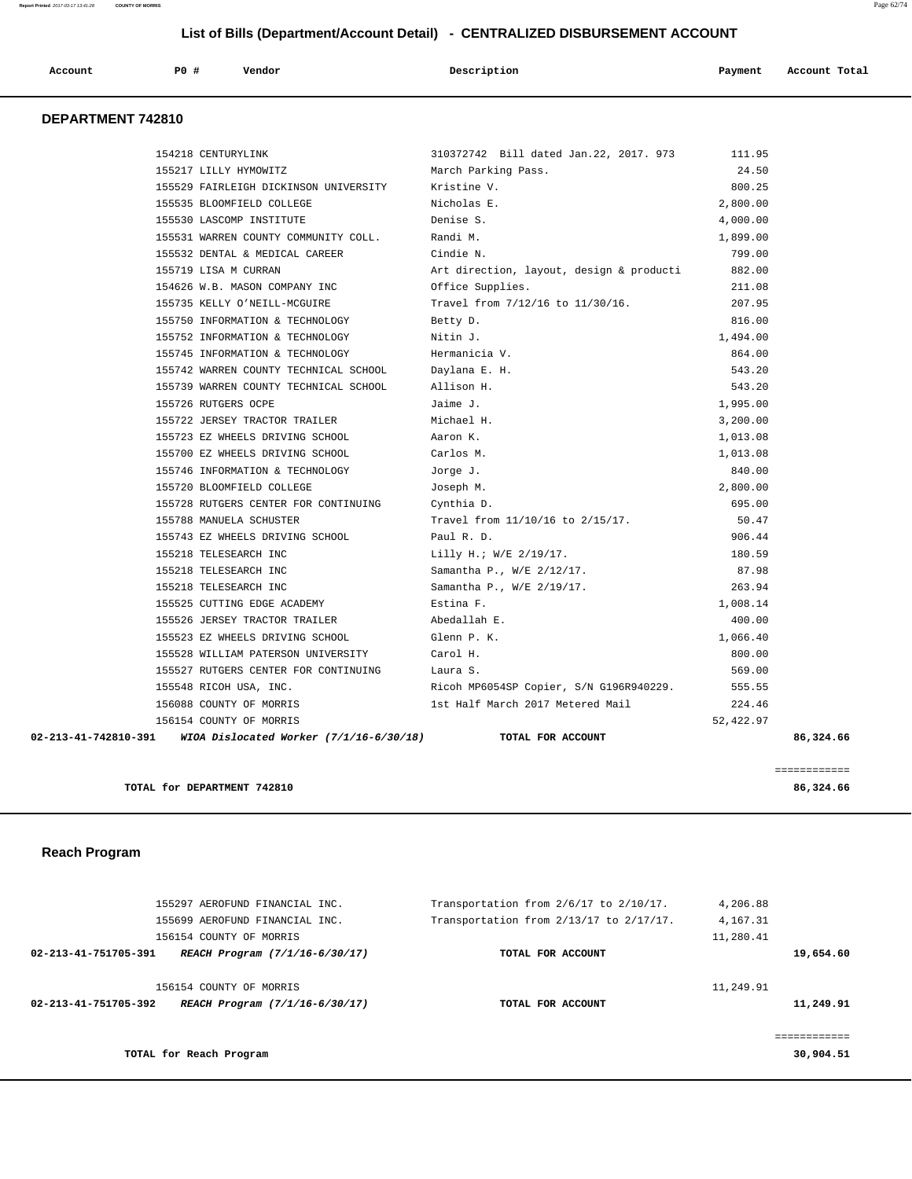## List of Bills (Department/Account Detail) - CENTRALIZED DISBURSEMENT ACCOUNT

| Account | PO # | Vendor | Description | Payment | Account Total |
|---|---|---|---|---|---|

### DEPARTMENT 742810

| Account | PO # | Vendor | Description | Payment | Account Total |
|---|---|---|---|---|---|
| | 154218 | CENTURYLINK | 310372742 Bill dated Jan.22, 2017. 973 | 111.95 | |
| | 155217 | LILLY HYMOWITZ | March Parking Pass. | 24.50 | |
| | 155529 | FAIRLEIGH DICKINSON UNIVERSITY | Kristine V. | 800.25 | |
| | 155535 | BLOOMFIELD COLLEGE | Nicholas E. | 2,800.00 | |
| | 155530 | LASCOMP INSTITUTE | Denise S. | 4,000.00 | |
| | 155531 | WARREN COUNTY COMMUNITY COLL. | Randi M. | 1,899.00 | |
| | 155532 | DENTAL & MEDICAL CAREER | Cindie N. | 799.00 | |
| | 155719 | LISA M CURRAN | Art direction, layout, design & producti | 882.00 | |
| | 154626 | W.B. MASON COMPANY INC | Office Supplies. | 211.08 | |
| | 155735 | KELLY O'NEILL-MCGUIRE | Travel from 7/12/16 to 11/30/16. | 207.95 | |
| | 155750 | INFORMATION & TECHNOLOGY | Betty D. | 816.00 | |
| | 155752 | INFORMATION & TECHNOLOGY | Nitin J. | 1,494.00 | |
| | 155745 | INFORMATION & TECHNOLOGY | Hermanicia V. | 864.00 | |
| | 155742 | WARREN COUNTY TECHNICAL SCHOOL | Daylana E. H. | 543.20 | |
| | 155739 | WARREN COUNTY TECHNICAL SCHOOL | Allison H. | 543.20 | |
| | 155726 | RUTGERS OCPE | Jaime J. | 1,995.00 | |
| | 155722 | JERSEY TRACTOR TRAILER | Michael H. | 3,200.00 | |
| | 155723 | EZ WHEELS DRIVING SCHOOL | Aaron K. | 1,013.08 | |
| | 155700 | EZ WHEELS DRIVING SCHOOL | Carlos M. | 1,013.08 | |
| | 155746 | INFORMATION & TECHNOLOGY | Jorge J. | 840.00 | |
| | 155720 | BLOOMFIELD COLLEGE | Joseph M. | 2,800.00 | |
| | 155728 | RUTGERS CENTER FOR CONTINUING | Cynthia D. | 695.00 | |
| | 155788 | MANUELA SCHUSTER | Travel from 11/10/16 to 2/15/17. | 50.47 | |
| | 155743 | EZ WHEELS DRIVING SCHOOL | Paul R. D. | 906.44 | |
| | 155218 | TELESEARCH INC | Lilly H.; W/E 2/19/17. | 180.59 | |
| | 155218 | TELESEARCH INC | Samantha P., W/E 2/12/17. | 87.98 | |
| | 155218 | TELESEARCH INC | Samantha P., W/E 2/19/17. | 263.94 | |
| | 155525 | CUTTING EDGE ACADEMY | Estina F. | 1,008.14 | |
| | 155526 | JERSEY TRACTOR TRAILER | Abedallah E. | 400.00 | |
| | 155523 | EZ WHEELS DRIVING SCHOOL | Glenn P. K. | 1,066.40 | |
| | 155528 | WILLIAM PATERSON UNIVERSITY | Carol H. | 800.00 | |
| | 155527 | RUTGERS CENTER FOR CONTINUING | Laura S. | 569.00 | |
| | 155548 | RICOH USA, INC. | Ricoh MP6054SP Copier, S/N G196R940229. | 555.55 | |
| | 156088 | COUNTY OF MORRIS | 1st Half March 2017 Metered Mail | 224.46 | |
| | 156154 | COUNTY OF MORRIS | | 52,422.97 | |
| **02-213-41-742810-391** | | ***WIOA Dislocated Worker (7/1/16-6/30/18)*** | **TOTAL FOR ACCOUNT** | | **86,324.66** |

**TOTAL for DEPARTMENT 742810** ============ **86,324.66**

### Reach Program

| Account | PO # | Vendor | Description | Payment | Account Total |
|---|---|---|---|---|---|
| | 155297 | AEROFUND FINANCIAL INC. | Transportation from 2/6/17 to 2/10/17. | 4,206.88 | |
| | 155699 | AEROFUND FINANCIAL INC. | Transportation from 2/13/17 to 2/17/17. | 4,167.31 | |
| | 156154 | COUNTY OF MORRIS | | 11,280.41 | |
| **02-213-41-751705-391** | | ***REACH Program (7/1/16-6/30/17)*** | **TOTAL FOR ACCOUNT** | | **19,654.60** |
| | 156154 | COUNTY OF MORRIS | | 11,249.91 | |
| **02-213-41-751705-392** | | ***REACH Program (7/1/16-6/30/17)*** | **TOTAL FOR ACCOUNT** | | **11,249.91** |

**TOTAL for Reach Program** ============ **30,904.51**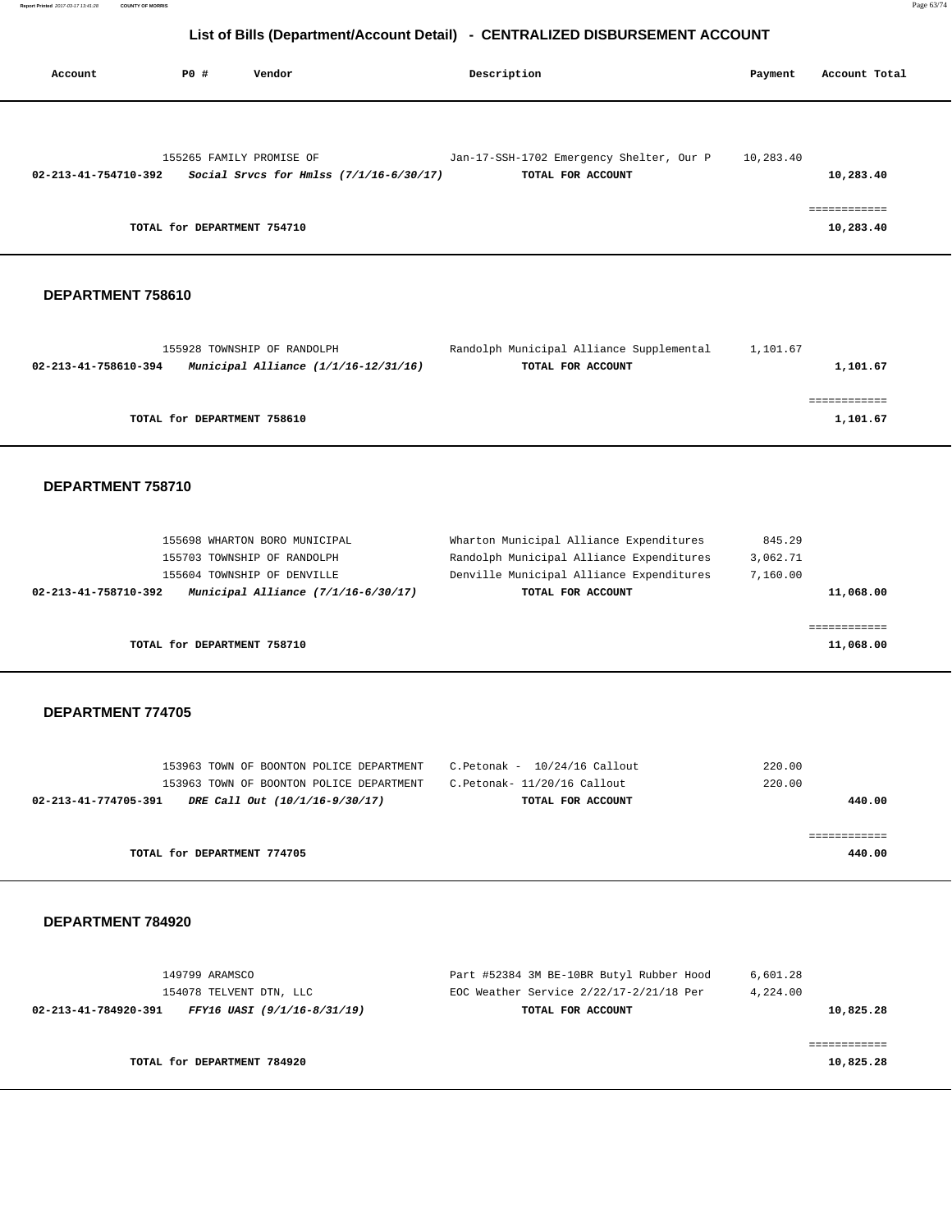## List of Bills (Department/Account Detail) - CENTRALIZED DISBURSEMENT ACCOUNT

| Account | PO # | Vendor | Description | Payment | Account Total |
|---|---|---|---|---|---|
| | 155265 | FAMILY PROMISE OF | Jan-17-SSH-1702 Emergency Shelter, Our P | 10,283.40 | |
| **02-213-41-754710-392** | | ***Social Srvcs for Hmlss (7/1/16-6/30/17)*** | **TOTAL FOR ACCOUNT** | | **10,283.40** |
| | | **TOTAL for DEPARTMENT 754710** | | | **10,283.40** |

### DEPARTMENT 758610

| Account | PO # | Vendor | Description | Payment | Account Total |
|---|---|---|---|---|---|
| | 155928 | TOWNSHIP OF RANDOLPH | Randolph Municipal Alliance Supplemental | 1,101.67 | |
| **02-213-41-758610-394** | | ***Municipal Alliance (1/1/16-12/31/16)*** | **TOTAL FOR ACCOUNT** | | **1,101.67** |
| | | **TOTAL for DEPARTMENT 758610** | | | **1,101.67** |

### DEPARTMENT 758710

| Account | PO # | Vendor | Description | Payment | Account Total |
|---|---|---|---|---|---|
| | 155698 | WHARTON BORO MUNICIPAL | Wharton Municipal Alliance Expenditures | 845.29 | |
| | 155703 | TOWNSHIP OF RANDOLPH | Randolph Municipal Alliance Expenditures | 3,062.71 | |
| | 155604 | TOWNSHIP OF DENVILLE | Denville Municipal Alliance Expenditures | 7,160.00 | |
| **02-213-41-758710-392** | | ***Municipal Alliance (7/1/16-6/30/17)*** | **TOTAL FOR ACCOUNT** | | **11,068.00** |
| | | **TOTAL for DEPARTMENT 758710** | | | **11,068.00** |

### DEPARTMENT 774705

| Account | PO # | Vendor | Description | Payment | Account Total |
|---|---|---|---|---|---|
| | 153963 | TOWN OF BOONTON POLICE DEPARTMENT | C.Petonak - 10/24/16 Callout | 220.00 | |
| | 153963 | TOWN OF BOONTON POLICE DEPARTMENT | C.Petonak- 11/20/16 Callout | 220.00 | |
| **02-213-41-774705-391** | | ***DRE Call Out (10/1/16-9/30/17)*** | **TOTAL FOR ACCOUNT** | | **440.00** |
| | | **TOTAL for DEPARTMENT 774705** | | | **440.00** |

### DEPARTMENT 784920

| Account | PO # | Vendor | Description | Payment | Account Total |
|---|---|---|---|---|---|
| | 149799 | ARAMSCO | Part #52384 3M BE-10BR Butyl Rubber Hood | 6,601.28 | |
| | 154078 | TELVENT DTN, LLC | EOC Weather Service 2/22/17-2/21/18 Per | 4,224.00 | |
| **02-213-41-784920-391** | | ***FFY16 UASI (9/1/16-8/31/19)*** | **TOTAL FOR ACCOUNT** | | **10,825.28** |
| | | **TOTAL for DEPARTMENT 784920** | | | **10,825.28** |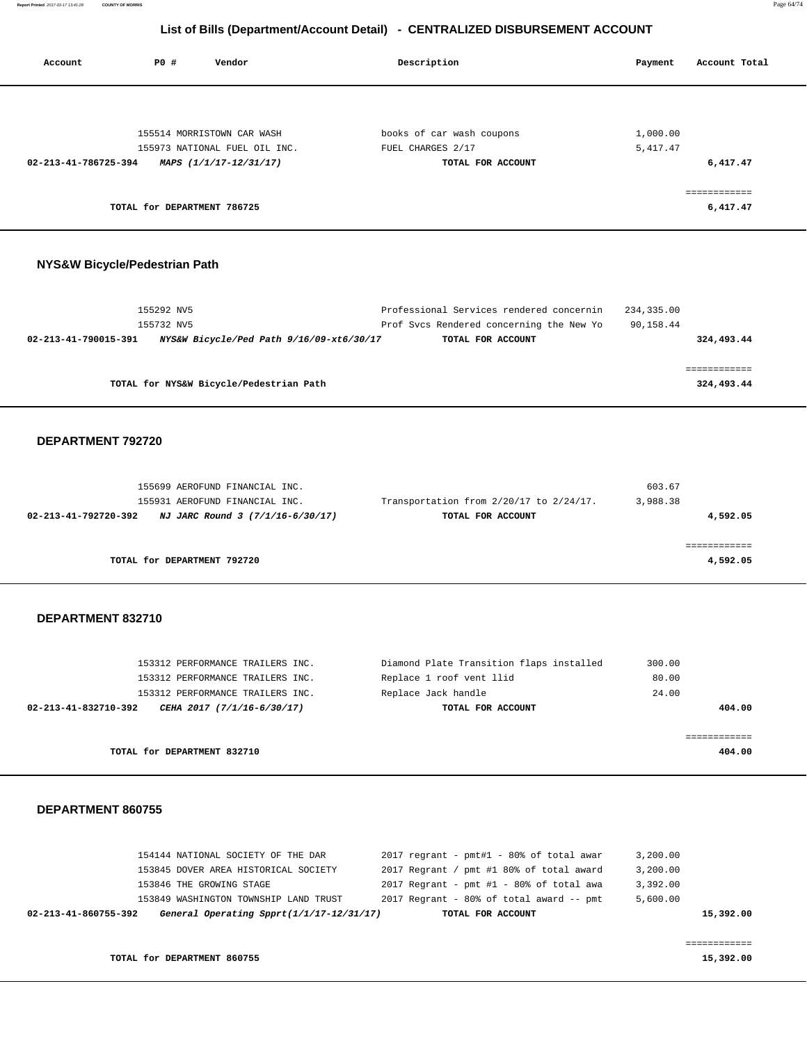## List of Bills (Department/Account Detail) - CENTRALIZED DISBURSEMENT ACCOUNT

| Account | PO # | Vendor | Description | Payment | Account Total |
|---|---|---|---|---|---|
| | 155514 | MORRISTOWN CAR WASH | books of car wash coupons | 1,000.00 | |
| | 155973 | NATIONAL FUEL OIL INC. | FUEL CHARGES 2/17 | 5,417.47 | |
| **02-213-41-786725-394** | | ***MAPS (1/1/17-12/31/17)*** | **TOTAL FOR ACCOUNT** | | **6,417.47** |
| | | | | | ============ |
| | **TOTAL for DEPARTMENT 786725** | | | | **6,417.47** |

### NYS&W Bicycle/Pedestrian Path

| Account | PO # | Vendor | Description | Payment | Account Total |
|---|---|---|---|---|---|
| | 155292 | NV5 | Professional Services rendered concernin | 234,335.00 | |
| | 155732 | NV5 | Prof Svcs Rendered concerning the New Yo | 90,158.44 | |
| **02-213-41-790015-391** | | ***NYS&W Bicycle/Ped Path 9/16/09-xt6/30/17*** | **TOTAL FOR ACCOUNT** | | **324,493.44** |
| | | | | | ============ |
| | **TOTAL for NYS&W Bicycle/Pedestrian Path** | | | | **324,493.44** |

### DEPARTMENT 792720

| Account | PO # | Vendor | Description | Payment | Account Total |
|---|---|---|---|---|---|
| | 155699 | AEROFUND FINANCIAL INC. | | 603.67 | |
| | 155931 | AEROFUND FINANCIAL INC. | Transportation from 2/20/17 to 2/24/17. | 3,988.38 | |
| **02-213-41-792720-392** | | ***NJ JARC Round 3 (7/1/16-6/30/17)*** | **TOTAL FOR ACCOUNT** | | **4,592.05** |
| | | | | | ============ |
| | **TOTAL for DEPARTMENT 792720** | | | | **4,592.05** |

### DEPARTMENT 832710

| Account | PO # | Vendor | Description | Payment | Account Total |
|---|---|---|---|---|---|
| | 153312 | PERFORMANCE TRAILERS INC. | Diamond Plate Transition flaps installed | 300.00 | |
| | 153312 | PERFORMANCE TRAILERS INC. | Replace 1 roof vent llid | 80.00 | |
| | 153312 | PERFORMANCE TRAILERS INC. | Replace Jack handle | 24.00 | |
| **02-213-41-832710-392** | | ***CEHA 2017 (7/1/16-6/30/17)*** | **TOTAL FOR ACCOUNT** | | **404.00** |
| | | | | | ============ |
| | **TOTAL for DEPARTMENT 832710** | | | | **404.00** |

### DEPARTMENT 860755

| Account | PO # | Vendor | Description | Payment | Account Total |
|---|---|---|---|---|---|
| | 154144 | NATIONAL SOCIETY OF THE DAR | 2017 regrant - pmt#1 - 80% of total awar | 3,200.00 | |
| | 153845 | DOVER AREA HISTORICAL SOCIETY | 2017 Regrant / pmt #1 80% of total award | 3,200.00 | |
| | 153846 | THE GROWING STAGE | 2017 Regrant - pmt #1 - 80% of total awa | 3,392.00 | |
| | 153849 | WASHINGTON TOWNSHIP LAND TRUST | 2017 Regrant - 80% of total award -- pmt | 5,600.00 | |
| **02-213-41-860755-392** | | ***General Operating Spprt(1/1/17-12/31/17)*** | **TOTAL FOR ACCOUNT** | | **15,392.00** |
| | | | | | ============ |
| | **TOTAL for DEPARTMENT 860755** | | | | **15,392.00** |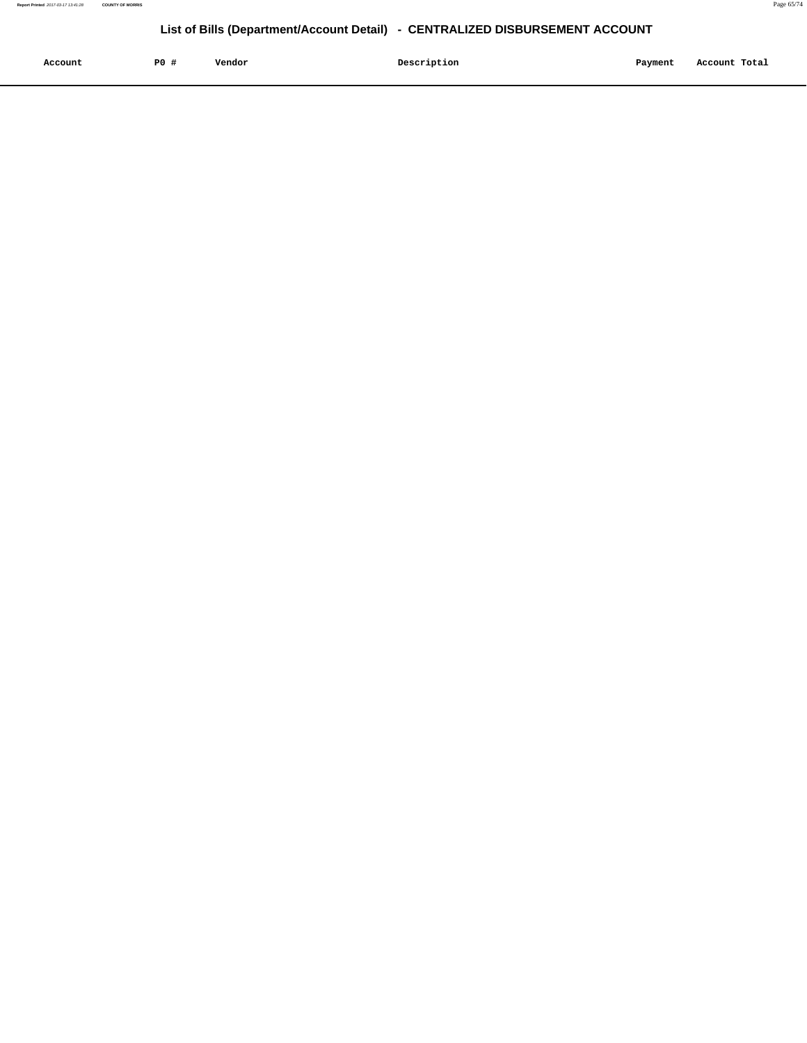# List of Bills (Department/Account Detail) - CENTRALIZED DISBURSEMENT ACCOUNT

| Account | PO # | Vendor | Description | Payment | Account Total |
|---|---|---|---|---|---|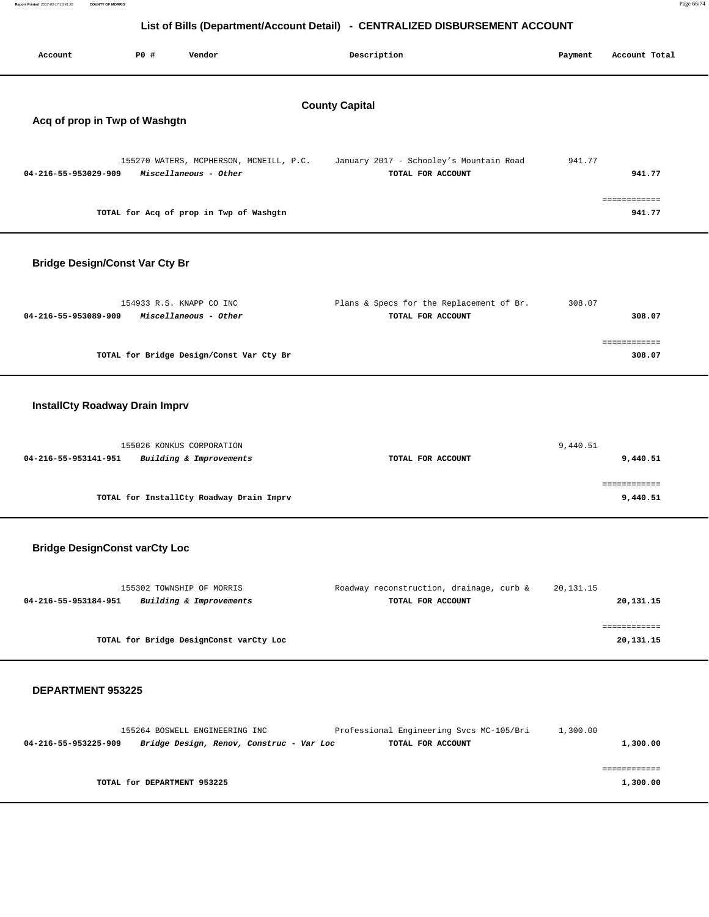# List of Bills (Department/Account Detail) - CENTRALIZED DISBURSEMENT ACCOUNT

| Account | PO # | Vendor | Description | Payment | Account Total |
|---|---|---|---|---|---|

## County Capital

### Acq of prop in Twp of Washgtn

| Account | PO # | Vendor | Description | Payment | Account Total |
|---|---|---|---|---|---|
| | 155270 | WATERS, MCPHERSON, MCNEILL, P.C. | January 2017 - Schooley's Mountain Road | 941.77 | |
| 04-216-55-953029-909 | | *Miscellaneous - Other* | TOTAL FOR ACCOUNT | | 941.77 |

TOTAL for Acq of prop in Twp of Washgtn — 941.77

### Bridge Design/Const Var Cty Br

| Account | PO # | Vendor | Description | Payment | Account Total |
|---|---|---|---|---|---|
| | 154933 | R.S. KNAPP CO INC | Plans & Specs for the Replacement of Br. | 308.07 | |
| 04-216-55-953089-909 | | *Miscellaneous - Other* | TOTAL FOR ACCOUNT | | 308.07 |

TOTAL for Bridge Design/Const Var Cty Br — 308.07

### InstallCty Roadway Drain Imprv

| Account | PO # | Vendor | Description | Payment | Account Total |
|---|---|---|---|---|---|
| | 155026 | KONKUS CORPORATION | | 9,440.51 | |
| 04-216-55-953141-951 | | *Building & Improvements* | TOTAL FOR ACCOUNT | | 9,440.51 |

TOTAL for InstallCty Roadway Drain Imprv — 9,440.51

### Bridge DesignConst varCty Loc

| Account | PO # | Vendor | Description | Payment | Account Total |
|---|---|---|---|---|---|
| | 155302 | TOWNSHIP OF MORRIS | Roadway reconstruction, drainage, curb & | 20,131.15 | |
| 04-216-55-953184-951 | | *Building & Improvements* | TOTAL FOR ACCOUNT | | 20,131.15 |

TOTAL for Bridge DesignConst varCty Loc — 20,131.15

### DEPARTMENT 953225

| Account | PO # | Vendor | Description | Payment | Account Total |
|---|---|---|---|---|---|
| | 155264 | BOSWELL ENGINEERING INC | Professional Engineering Svcs MC-105/Bri | 1,300.00 | |
| 04-216-55-953225-909 | | *Bridge Design, Renov, Construc - Var Loc* | TOTAL FOR ACCOUNT | | 1,300.00 |

TOTAL for DEPARTMENT 953225 — 1,300.00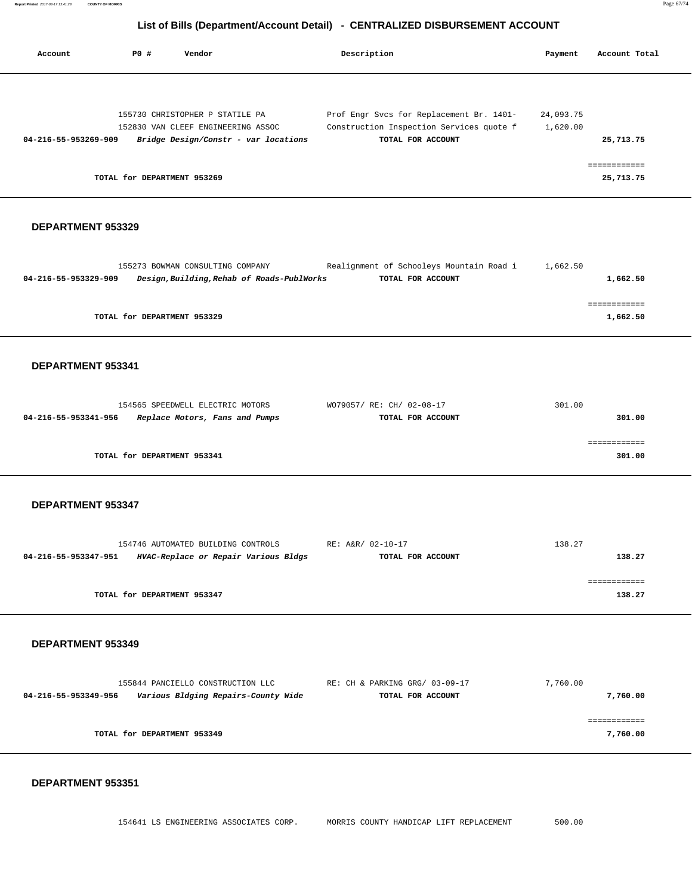## List of Bills (Department/Account Detail) - CENTRALIZED DISBURSEMENT ACCOUNT

| Account | PO # | Vendor | Description | Payment | Account Total |
|---|---|---|---|---|---|
| | 155730 | CHRISTOPHER P STATILE PA | Prof Engr Svcs for Replacement Br. 1401- | 24,093.75 | |
| | 152830 | VAN CLEEF ENGINEERING ASSOC | Construction Inspection Services quote f | 1,620.00 | |
| **04-216-55-953269-909** | | ***Bridge Design/Constr - var locations*** | **TOTAL FOR ACCOUNT** | | **25,713.75** |
| | | | | | ============ |
| | **TOTAL for DEPARTMENT 953269** | | | | **25,713.75** |

### DEPARTMENT 953329

| Account | PO # | Vendor | Description | Payment | Account Total |
|---|---|---|---|---|---|
| | 155273 | BOWMAN CONSULTING COMPANY | Realignment of Schooleys Mountain Road i | 1,662.50 | |
| **04-216-55-953329-909** | | ***Design,Building,Rehab of Roads-PublWorks*** | **TOTAL FOR ACCOUNT** | | **1,662.50** |
| | | | | | ============ |
| | **TOTAL for DEPARTMENT 953329** | | | | **1,662.50** |

### DEPARTMENT 953341

| Account | PO # | Vendor | Description | Payment | Account Total |
|---|---|---|---|---|---|
| | 154565 | SPEEDWELL ELECTRIC MOTORS | WO79057/ RE: CH/ 02-08-17 | 301.00 | |
| **04-216-55-953341-956** | | ***Replace Motors, Fans and Pumps*** | **TOTAL FOR ACCOUNT** | | **301.00** |
| | | | | | ============ |
| | **TOTAL for DEPARTMENT 953341** | | | | **301.00** |

### DEPARTMENT 953347

| Account | PO # | Vendor | Description | Payment | Account Total |
|---|---|---|---|---|---|
| | 154746 | AUTOMATED BUILDING CONTROLS | RE: A&R/ 02-10-17 | 138.27 | |
| **04-216-55-953347-951** | | ***HVAC-Replace or Repair Various Bldgs*** | **TOTAL FOR ACCOUNT** | | **138.27** |
| | | | | | ============ |
| | **TOTAL for DEPARTMENT 953347** | | | | **138.27** |

### DEPARTMENT 953349

| Account | PO # | Vendor | Description | Payment | Account Total |
|---|---|---|---|---|---|
| | 155844 | PANCIELLO CONSTRUCTION LLC | RE: CH & PARKING GRG/ 03-09-17 | 7,760.00 | |
| **04-216-55-953349-956** | | ***Various Bldging Repairs-County Wide*** | **TOTAL FOR ACCOUNT** | | **7,760.00** |
| | | | | | ============ |
| | **TOTAL for DEPARTMENT 953349** | | | | **7,760.00** |

### DEPARTMENT 953351

| Account | PO # | Vendor | Description | Payment | Account Total |
|---|---|---|---|---|---|
| | 154641 | LS ENGINEERING ASSOCIATES CORP. | MORRIS COUNTY HANDICAP LIFT REPLACEMENT | 500.00 | |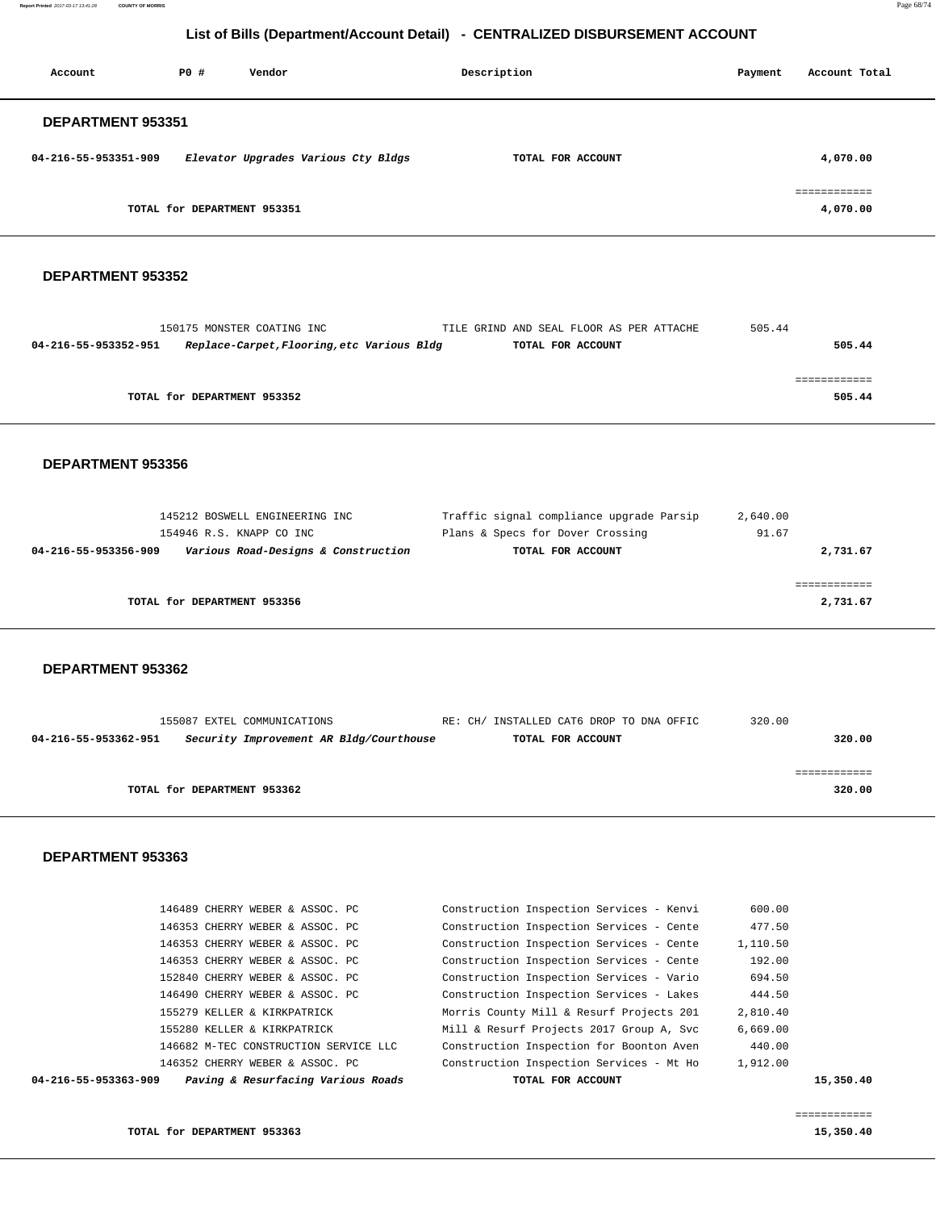# List of Bills (Department/Account Detail) - CENTRALIZED DISBURSEMENT ACCOUNT

| Account | PO # | Vendor | Description | Payment | Account Total |
|---|---|---|---|---|---|

## DEPARTMENT 953351

| Account | PO # | Vendor | Description | Payment | Account Total |
|---|---|---|---|---|---|
| **04-216-55-953351-909** | | ***Elevator Upgrades Various Cty Bldgs*** | **TOTAL FOR ACCOUNT** | | **4,070.00** |
| | | | | | ============ |
| | | **TOTAL for DEPARTMENT 953351** | | | **4,070.00** |

## DEPARTMENT 953352

| Account | PO # | Vendor | Description | Payment | Account Total |
|---|---|---|---|---|---|
| | 150175 | MONSTER COATING INC | TILE GRIND AND SEAL FLOOR AS PER ATTACHE | 505.44 | |
| **04-216-55-953352-951** | | ***Replace-Carpet,Flooring,etc Various Bldg*** | **TOTAL FOR ACCOUNT** | | **505.44** |
| | | | | | ============ |
| | | **TOTAL for DEPARTMENT 953352** | | | **505.44** |

## DEPARTMENT 953356

| Account | PO # | Vendor | Description | Payment | Account Total |
|---|---|---|---|---|---|
| | 145212 | BOSWELL ENGINEERING INC | Traffic signal compliance upgrade Parsip | 2,640.00 | |
| | 154946 | R.S. KNAPP CO INC | Plans & Specs for Dover Crossing | 91.67 | |
| **04-216-55-953356-909** | | ***Various Road-Designs & Construction*** | **TOTAL FOR ACCOUNT** | | **2,731.67** |
| | | | | | ============ |
| | | **TOTAL for DEPARTMENT 953356** | | | **2,731.67** |

## DEPARTMENT 953362

| Account | PO # | Vendor | Description | Payment | Account Total |
|---|---|---|---|---|---|
| | 155087 | EXTEL COMMUNICATIONS | RE: CH/ INSTALLED CAT6 DROP TO DNA OFFIC | 320.00 | |
| **04-216-55-953362-951** | | ***Security Improvement AR Bldg/Courthouse*** | **TOTAL FOR ACCOUNT** | | **320.00** |
| | | | | | ============ |
| | | **TOTAL for DEPARTMENT 953362** | | | **320.00** |

## DEPARTMENT 953363

| Account | PO # | Vendor | Description | Payment | Account Total |
|---|---|---|---|---|---|
| | 146489 | CHERRY WEBER & ASSOC. PC | Construction Inspection Services - Kenvi | 600.00 | |
| | 146353 | CHERRY WEBER & ASSOC. PC | Construction Inspection Services - Cente | 477.50 | |
| | 146353 | CHERRY WEBER & ASSOC. PC | Construction Inspection Services - Cente | 1,110.50 | |
| | 146353 | CHERRY WEBER & ASSOC. PC | Construction Inspection Services - Cente | 192.00 | |
| | 152840 | CHERRY WEBER & ASSOC. PC | Construction Inspection Services - Vario | 694.50 | |
| | 146490 | CHERRY WEBER & ASSOC. PC | Construction Inspection Services - Lakes | 444.50 | |
| | 155279 | KELLER & KIRKPATRICK | Morris County Mill & Resurf Projects 201 | 2,810.40 | |
| | 155280 | KELLER & KIRKPATRICK | Mill & Resurf Projects 2017 Group A, Svc | 6,669.00 | |
| | 146682 | M-TEC CONSTRUCTION SERVICE LLC | Construction Inspection for Boonton Aven | 440.00 | |
| | 146352 | CHERRY WEBER & ASSOC. PC | Construction Inspection Services - Mt Ho | 1,912.00 | |
| **04-216-55-953363-909** | | ***Paving & Resurfacing Various Roads*** | **TOTAL FOR ACCOUNT** | | **15,350.40** |
| | | | | | ============ |
| | | **TOTAL for DEPARTMENT 953363** | | | **15,350.40** |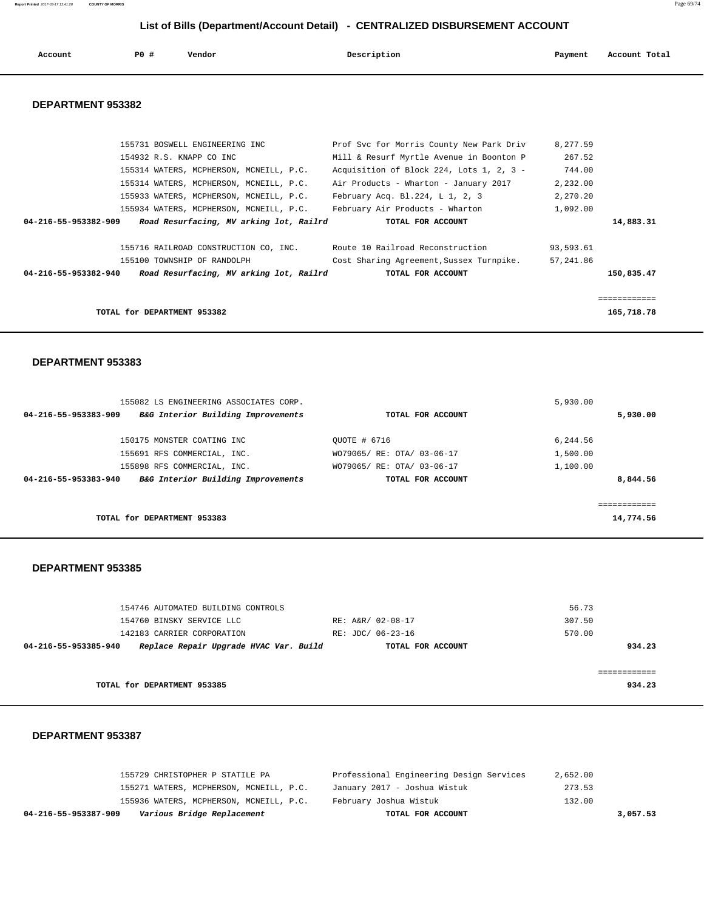# List of Bills (Department/Account Detail) - CENTRALIZED DISBURSEMENT ACCOUNT

| Account | PO # | Vendor | Description | Payment | Account Total |
|---|---|---|---|---|---|

## DEPARTMENT 953382

| Account | PO # | Vendor | Description | Payment | Account Total |
|---|---|---|---|---|---|
| | 155731 | BOSWELL ENGINEERING INC | Prof Svc for Morris County New Park Driv | 8,277.59 | |
| | 154932 | R.S. KNAPP CO INC | Mill & Resurf Myrtle Avenue in Boonton P | 267.52 | |
| | 155314 | WATERS, MCPHERSON, MCNEILL, P.C. | Acquisition of Block 224, Lots 1, 2, 3 - | 744.00 | |
| | 155314 | WATERS, MCPHERSON, MCNEILL, P.C. | Air Products - Wharton - January 2017 | 2,232.00 | |
| | 155933 | WATERS, MCPHERSON, MCNEILL, P.C. | February Acq. Bl.224, L 1, 2, 3 | 2,270.20 | |
| | 155934 | WATERS, MCPHERSON, MCNEILL, P.C. | February Air Products - Wharton | 1,092.00 | |
| **04-216-55-953382-909** | | ***Road Resurfacing, MV arking lot, Railrd*** | **TOTAL FOR ACCOUNT** | | **14,883.31** |
| | 155716 | RAILROAD CONSTRUCTION CO, INC. | Route 10 Railroad Reconstruction | 93,593.61 | |
| | 155100 | TOWNSHIP OF RANDOLPH | Cost Sharing Agreement,Sussex Turnpike. | 57,241.86 | |
| **04-216-55-953382-940** | | ***Road Resurfacing, MV arking lot, Railrd*** | **TOTAL FOR ACCOUNT** | | **150,835.47** |
| | | | | | ============ |
| | **TOTAL for DEPARTMENT 953382** | | | | **165,718.78** |

## DEPARTMENT 953383

| Account | PO # | Vendor | Description | Payment | Account Total |
|---|---|---|---|---|---|
| | 155082 | LS ENGINEERING ASSOCIATES CORP. | | 5,930.00 | |
| **04-216-55-953383-909** | | ***B&G Interior Building Improvements*** | **TOTAL FOR ACCOUNT** | | **5,930.00** |
| | 150175 | MONSTER COATING INC | QUOTE # 6716 | 6,244.56 | |
| | 155691 | RFS COMMERCIAL, INC. | WO79065/ RE: OTA/ 03-06-17 | 1,500.00 | |
| | 155898 | RFS COMMERCIAL, INC. | WO79065/ RE: OTA/ 03-06-17 | 1,100.00 | |
| **04-216-55-953383-940** | | ***B&G Interior Building Improvements*** | **TOTAL FOR ACCOUNT** | | **8,844.56** |
| | | | | | ============ |
| | **TOTAL for DEPARTMENT 953383** | | | | **14,774.56** |

## DEPARTMENT 953385

| Account | PO # | Vendor | Description | Payment | Account Total |
|---|---|---|---|---|---|
| | 154746 | AUTOMATED BUILDING CONTROLS | | 56.73 | |
| | 154760 | BINSKY SERVICE LLC | RE: A&R/ 02-08-17 | 307.50 | |
| | 142183 | CARRIER CORPORATION | RE: JDC/ 06-23-16 | 570.00 | |
| **04-216-55-953385-940** | | ***Replace Repair Upgrade HVAC Var. Build*** | **TOTAL FOR ACCOUNT** | | **934.23** |
| | | | | | ============ |
| | **TOTAL for DEPARTMENT 953385** | | | | **934.23** |

## DEPARTMENT 953387

| Account | PO # | Vendor | Description | Payment | Account Total |
|---|---|---|---|---|---|
| | 155729 | CHRISTOPHER P STATILE PA | Professional Engineering Design Services | 2,652.00 | |
| | 155271 | WATERS, MCPHERSON, MCNEILL, P.C. | January 2017 - Joshua Wistuk | 273.53 | |
| | 155936 | WATERS, MCPHERSON, MCNEILL, P.C. | February Joshua Wistuk | 132.00 | |
| **04-216-55-953387-909** | | ***Various Bridge Replacement*** | **TOTAL FOR ACCOUNT** | | **3,057.53** |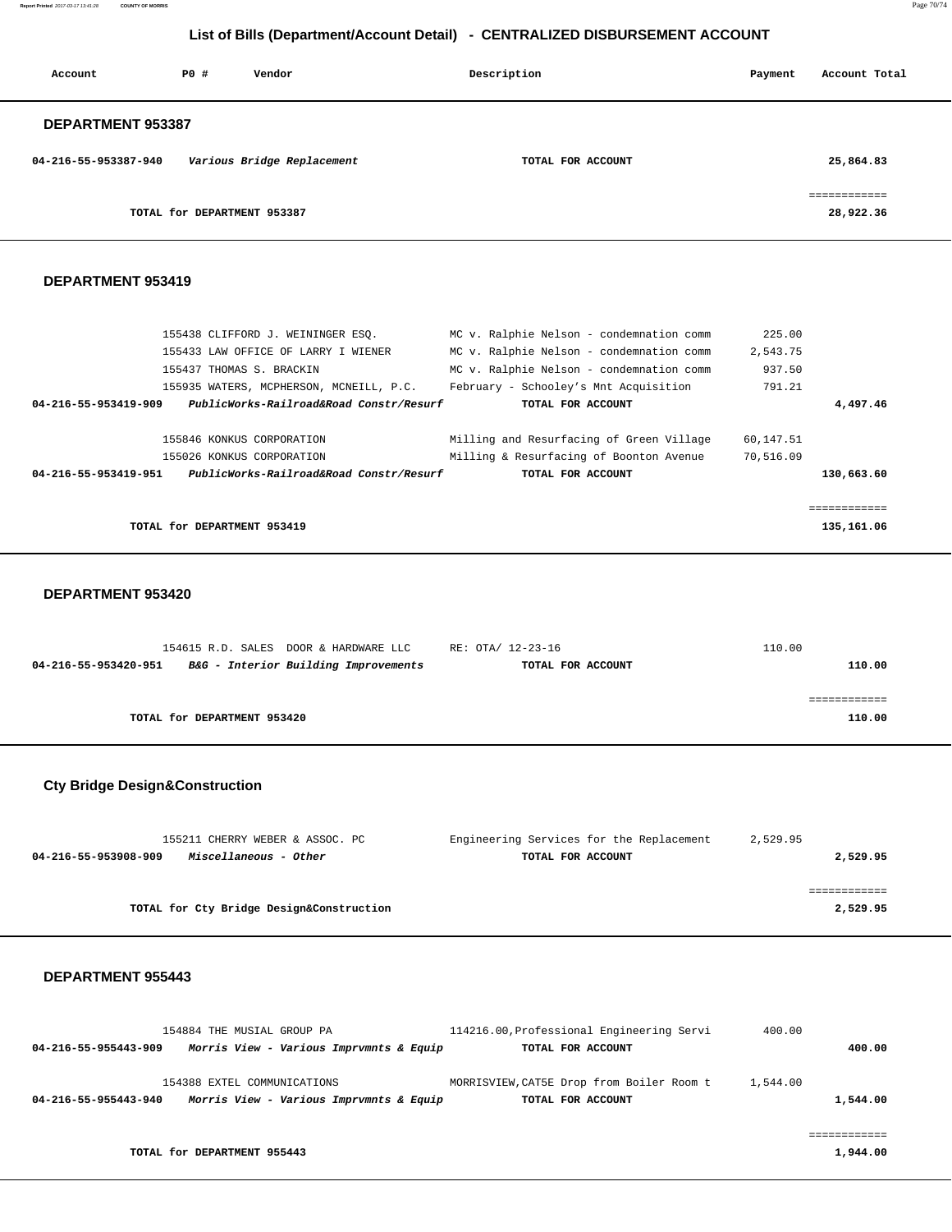## List of Bills (Department/Account Detail) - CENTRALIZED DISBURSEMENT ACCOUNT

| Account | PO # | Vendor | Description | Payment | Account Total |
|---|---|---|---|---|---|

### DEPARTMENT 953387

| Account | PO # | Vendor | Description | Payment | Account Total |
|---|---|---|---|---|---|
| 04-216-55-953387-940 | | *Various Bridge Replacement* | TOTAL FOR ACCOUNT | | 25,864.83 |
| | | | | | ============ |
| | | TOTAL for DEPARTMENT 953387 | | | 28,922.36 |

### DEPARTMENT 953419

| Account | PO # | Vendor | Description | Payment | Account Total |
|---|---|---|---|---|---|
| | 155438 | CLIFFORD J. WEININGER ESQ. | MC v. Ralphie Nelson - condemnation comm | 225.00 | |
| | 155433 | LAW OFFICE OF LARRY I WIENER | MC v. Ralphie Nelson - condemnation comm | 2,543.75 | |
| | 155437 | THOMAS S. BRACKIN | MC v. Ralphie Nelson - condemnation comm | 937.50 | |
| | 155935 | WATERS, MCPHERSON, MCNEILL, P.C. | February - Schooley's Mnt Acquisition | 791.21 | |
| 04-216-55-953419-909 | | *PublicWorks-Railroad&Road Constr/Resurf* | TOTAL FOR ACCOUNT | | 4,497.46 |
| | 155846 | KONKUS CORPORATION | Milling and Resurfacing of Green Village | 60,147.51 | |
| | 155026 | KONKUS CORPORATION | Milling & Resurfacing of Boonton Avenue | 70,516.09 | |
| 04-216-55-953419-951 | | *PublicWorks-Railroad&Road Constr/Resurf* | TOTAL FOR ACCOUNT | | 130,663.60 |
| | | | | | ============ |
| | | TOTAL for DEPARTMENT 953419 | | | 135,161.06 |

### DEPARTMENT 953420

| Account | PO # | Vendor | Description | Payment | Account Total |
|---|---|---|---|---|---|
| | 154615 | R.D. SALES DOOR & HARDWARE LLC | RE: OTA/ 12-23-16 | 110.00 | |
| 04-216-55-953420-951 | | *B&G - Interior Building Improvements* | TOTAL FOR ACCOUNT | | 110.00 |
| | | | | | ============ |
| | | TOTAL for DEPARTMENT 953420 | | | 110.00 |

### Cty Bridge Design&Construction

| Account | PO # | Vendor | Description | Payment | Account Total |
|---|---|---|---|---|---|
| | 155211 | CHERRY WEBER & ASSOC. PC | Engineering Services for the Replacement | 2,529.95 | |
| 04-216-55-953908-909 | | *Miscellaneous - Other* | TOTAL FOR ACCOUNT | | 2,529.95 |
| | | | | | ============ |
| | | TOTAL for Cty Bridge Design&Construction | | | 2,529.95 |

### DEPARTMENT 955443

| Account | PO # | Vendor | Description | Payment | Account Total |
|---|---|---|---|---|---|
| | 154884 | THE MUSIAL GROUP PA | 114216.00,Professional Engineering Servi | 400.00 | |
| 04-216-55-955443-909 | | *Morris View - Various Imprvmnts & Equip* | TOTAL FOR ACCOUNT | | 400.00 |
| | 154388 | EXTEL COMMUNICATIONS | MORRISVIEW,CAT5E Drop from Boiler Room t | 1,544.00 | |
| 04-216-55-955443-940 | | *Morris View - Various Imprvmnts & Equip* | TOTAL FOR ACCOUNT | | 1,544.00 |
| | | | | | ============ |
| | | TOTAL for DEPARTMENT 955443 | | | 1,944.00 |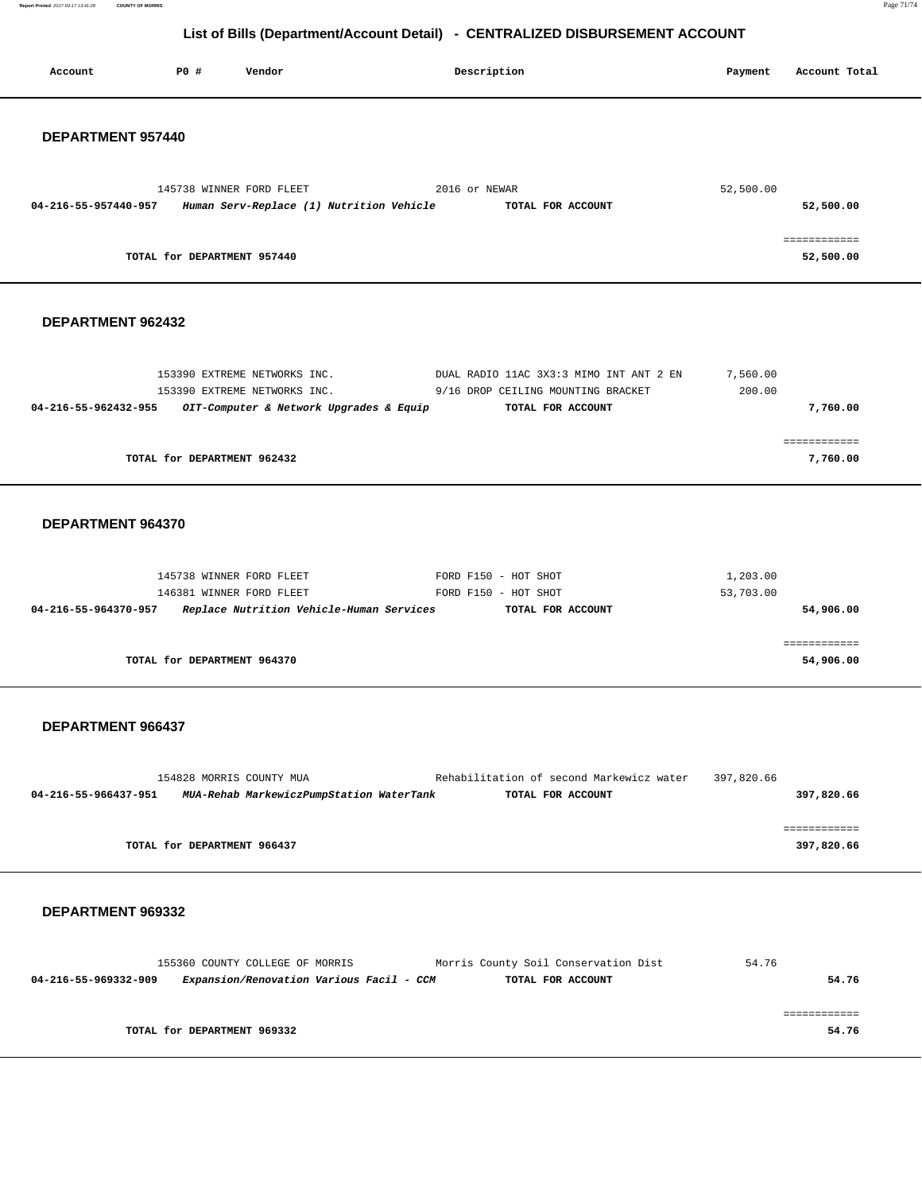## List of Bills (Department/Account Detail) - CENTRALIZED DISBURSEMENT ACCOUNT

| Account | PO # | Vendor | Description | Payment | Account Total |
|---|---|---|---|---|---|

### DEPARTMENT 957440

| Account | PO # | Vendor | Description | Payment | Account Total |
|---|---|---|---|---|---|
| | 145738 | WINNER FORD FLEET | 2016 or NEWAR | 52,500.00 | |
| **04-216-55-957440-957** | | ***Human Serv-Replace (1) Nutrition Vehicle*** | **TOTAL FOR ACCOUNT** | | **52,500.00** |
| | | | | | ============ |
| | **TOTAL for DEPARTMENT 957440** | | | | **52,500.00** |

### DEPARTMENT 962432

| Account | PO # | Vendor | Description | Payment | Account Total |
|---|---|---|---|---|---|
| | 153390 | EXTREME NETWORKS INC. | DUAL RADIO 11AC 3X3:3 MIMO INT ANT 2 EN | 7,560.00 | |
| | 153390 | EXTREME NETWORKS INC. | 9/16 DROP CEILING MOUNTING BRACKET | 200.00 | |
| **04-216-55-962432-955** | | ***OIT-Computer & Network Upgrades & Equip*** | **TOTAL FOR ACCOUNT** | | **7,760.00** |
| | | | | | ============ |
| | **TOTAL for DEPARTMENT 962432** | | | | **7,760.00** |

### DEPARTMENT 964370

| Account | PO # | Vendor | Description | Payment | Account Total |
|---|---|---|---|---|---|
| | 145738 | WINNER FORD FLEET | FORD F150 - HOT SHOT | 1,203.00 | |
| | 146381 | WINNER FORD FLEET | FORD F150 - HOT SHOT | 53,703.00 | |
| **04-216-55-964370-957** | | ***Replace Nutrition Vehicle-Human Services*** | **TOTAL FOR ACCOUNT** | | **54,906.00** |
| | | | | | ============ |
| | **TOTAL for DEPARTMENT 964370** | | | | **54,906.00** |

### DEPARTMENT 966437

| Account | PO # | Vendor | Description | Payment | Account Total |
|---|---|---|---|---|---|
| | 154828 | MORRIS COUNTY MUA | Rehabilitation of second Markewicz water | 397,820.66 | |
| **04-216-55-966437-951** | | ***MUA-Rehab MarkewiczPumpStation WaterTank*** | **TOTAL FOR ACCOUNT** | | **397,820.66** |
| | | | | | ============ |
| | **TOTAL for DEPARTMENT 966437** | | | | **397,820.66** |

### DEPARTMENT 969332

| Account | PO # | Vendor | Description | Payment | Account Total |
|---|---|---|---|---|---|
| | 155360 | COUNTY COLLEGE OF MORRIS | Morris County Soil Conservation Dist | 54.76 | |
| **04-216-55-969332-909** | | ***Expansion/Renovation Various Facil - CCM*** | **TOTAL FOR ACCOUNT** | | **54.76** |
| | | | | | ============ |
| | **TOTAL for DEPARTMENT 969332** | | | | **54.76** |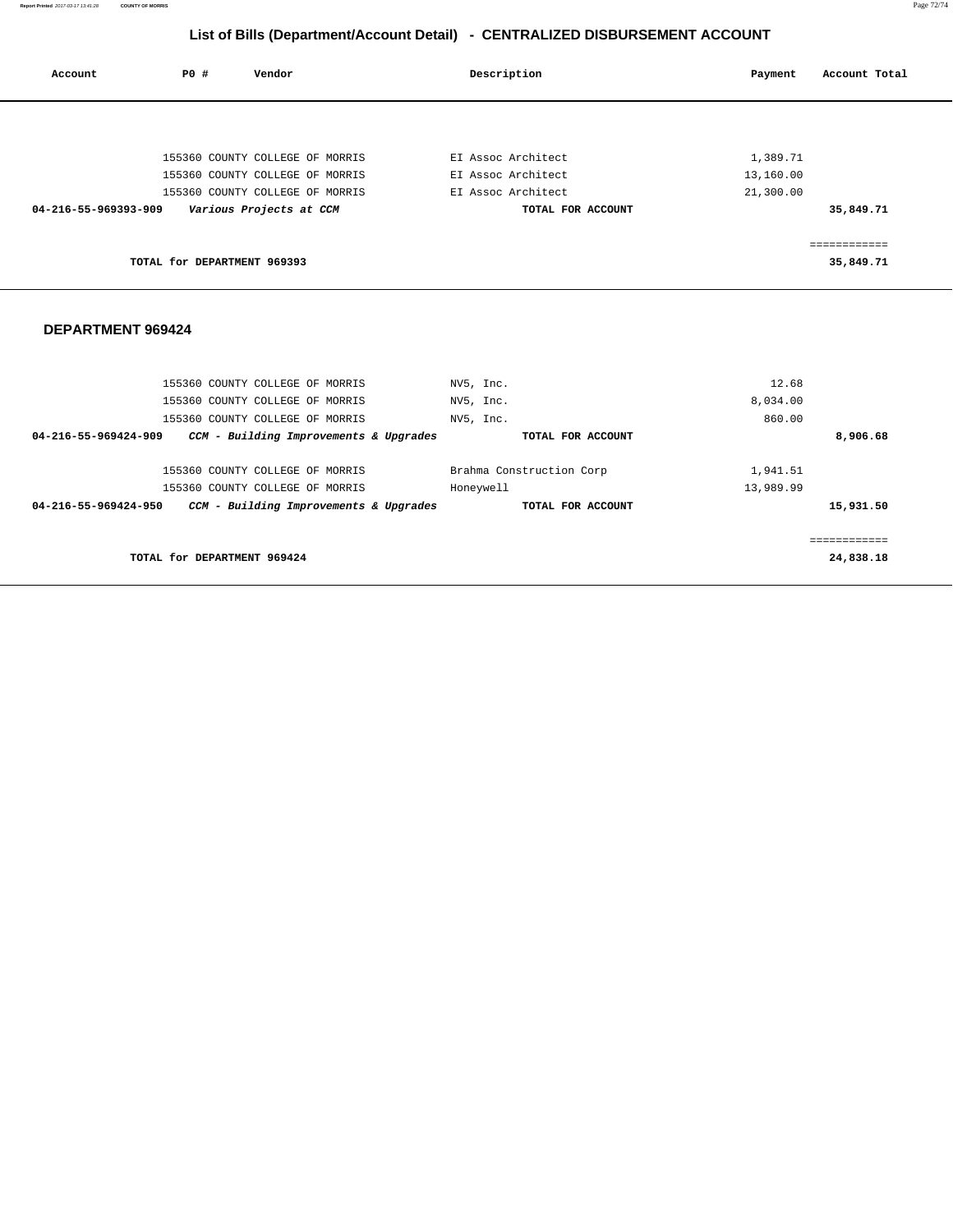## List of Bills (Department/Account Detail) - CENTRALIZED DISBURSEMENT ACCOUNT

| Account | PO # | Vendor | Description | Payment | Account Total |
|---|---|---|---|---|---|
| | 155360 | COUNTY COLLEGE OF MORRIS | EI Assoc Architect | 1,389.71 | |
| | 155360 | COUNTY COLLEGE OF MORRIS | EI Assoc Architect | 13,160.00 | |
| | 155360 | COUNTY COLLEGE OF MORRIS | EI Assoc Architect | 21,300.00 | |
| **04-216-55-969393-909** | | ***Various Projects at CCM*** | **TOTAL FOR ACCOUNT** | | **35,849.71** |
| | | | | | ============ |
| | **TOTAL for DEPARTMENT 969393** | | | | **35,849.71** |

### DEPARTMENT 969424

| Account | PO # | Vendor | Description | Payment | Account Total |
|---|---|---|---|---|---|
| | 155360 | COUNTY COLLEGE OF MORRIS | NV5, Inc. | 12.68 | |
| | 155360 | COUNTY COLLEGE OF MORRIS | NV5, Inc. | 8,034.00 | |
| | 155360 | COUNTY COLLEGE OF MORRIS | NV5, Inc. | 860.00 | |
| **04-216-55-969424-909** | | ***CCM - Building Improvements & Upgrades*** | **TOTAL FOR ACCOUNT** | | **8,906.68** |
| | 155360 | COUNTY COLLEGE OF MORRIS | Brahma Construction Corp | 1,941.51 | |
| | 155360 | COUNTY COLLEGE OF MORRIS | Honeywell | 13,989.99 | |
| **04-216-55-969424-950** | | ***CCM - Building Improvements & Upgrades*** | **TOTAL FOR ACCOUNT** | | **15,931.50** |
| | | | | | ============ |
| | **TOTAL for DEPARTMENT 969424** | | | | **24,838.18** |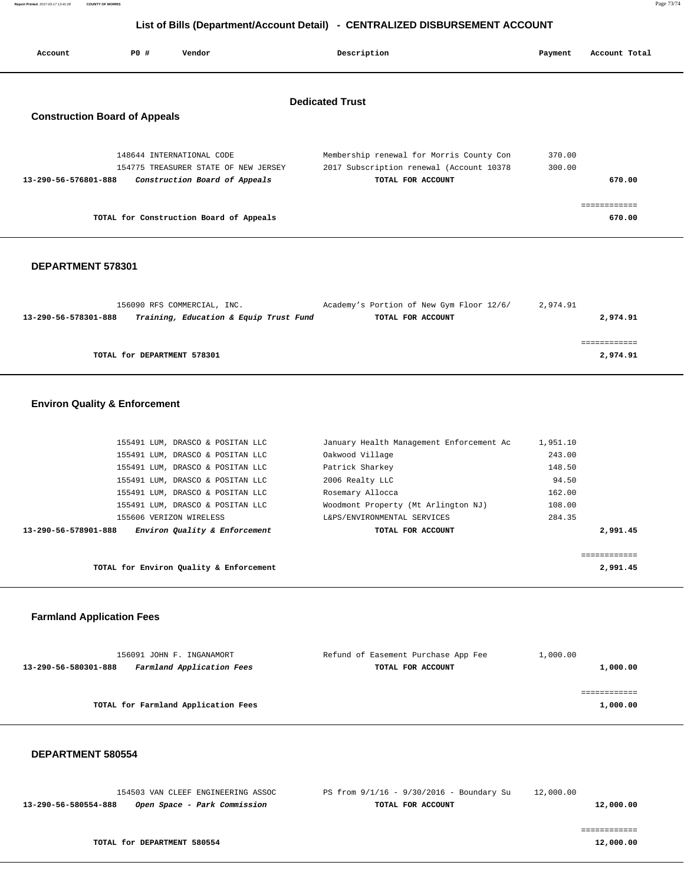## List of Bills (Department/Account Detail) - CENTRALIZED DISBURSEMENT ACCOUNT

| Account | PO # | Vendor | Description | Payment | Account Total |
|---|---|---|---|---|---|

### Dedicated Trust

### Construction Board of Appeals

| Account | PO # | Vendor | Description | Payment | Account Total |
|---|---|---|---|---|---|
| | 148644 | INTERNATIONAL CODE | Membership renewal for Morris County Con | 370.00 | |
| | 154775 | TREASURER STATE OF NEW JERSEY | 2017 Subscription renewal (Account 10378 | 300.00 | |
| **13-290-56-576801-888** | | ***Construction Board of Appeals*** | **TOTAL FOR ACCOUNT** | | **670.00** |
| | | **TOTAL for Construction Board of Appeals** | | | **670.00** |

### DEPARTMENT 578301

| Account | PO # | Vendor | Description | Payment | Account Total |
|---|---|---|---|---|---|
| | 156090 | RFS COMMERCIAL, INC. | Academy's Portion of New Gym Floor 12/6/ | 2,974.91 | |
| **13-290-56-578301-888** | | ***Training, Education & Equip Trust Fund*** | **TOTAL FOR ACCOUNT** | | **2,974.91** |
| | | **TOTAL for DEPARTMENT 578301** | | | **2,974.91** |

### Environ Quality & Enforcement

| Account | PO # | Vendor | Description | Payment | Account Total |
|---|---|---|---|---|---|
| | 155491 | LUM, DRASCO & POSITAN LLC | January Health Management Enforcement Ac | 1,951.10 | |
| | 155491 | LUM, DRASCO & POSITAN LLC | Oakwood Village | 243.00 | |
| | 155491 | LUM, DRASCO & POSITAN LLC | Patrick Sharkey | 148.50 | |
| | 155491 | LUM, DRASCO & POSITAN LLC | 2006 Realty LLC | 94.50 | |
| | 155491 | LUM, DRASCO & POSITAN LLC | Rosemary Allocca | 162.00 | |
| | 155491 | LUM, DRASCO & POSITAN LLC | Woodmont Property (Mt Arlington NJ) | 108.00 | |
| | 155606 | VERIZON WIRELESS | L&PS/ENVIRONMENTAL SERVICES | 284.35 | |
| **13-290-56-578901-888** | | ***Environ Quality & Enforcement*** | **TOTAL FOR ACCOUNT** | | **2,991.45** |
| | | **TOTAL for Environ Quality & Enforcement** | | | **2,991.45** |

### Farmland Application Fees

| Account | PO # | Vendor | Description | Payment | Account Total |
|---|---|---|---|---|---|
| | 156091 | JOHN F. INGANAMORT | Refund of Easement Purchase App Fee | 1,000.00 | |
| **13-290-56-580301-888** | | ***Farmland Application Fees*** | **TOTAL FOR ACCOUNT** | | **1,000.00** |
| | | **TOTAL for Farmland Application Fees** | | | **1,000.00** |

### DEPARTMENT 580554

| Account | PO # | Vendor | Description | Payment | Account Total |
|---|---|---|---|---|---|
| | 154503 | VAN CLEEF ENGINEERING ASSOC | PS from 9/1/16 - 9/30/2016 - Boundary Su | 12,000.00 | |
| **13-290-56-580554-888** | | ***Open Space - Park Commission*** | **TOTAL FOR ACCOUNT** | | **12,000.00** |
| | | **TOTAL for DEPARTMENT 580554** | | | **12,000.00** |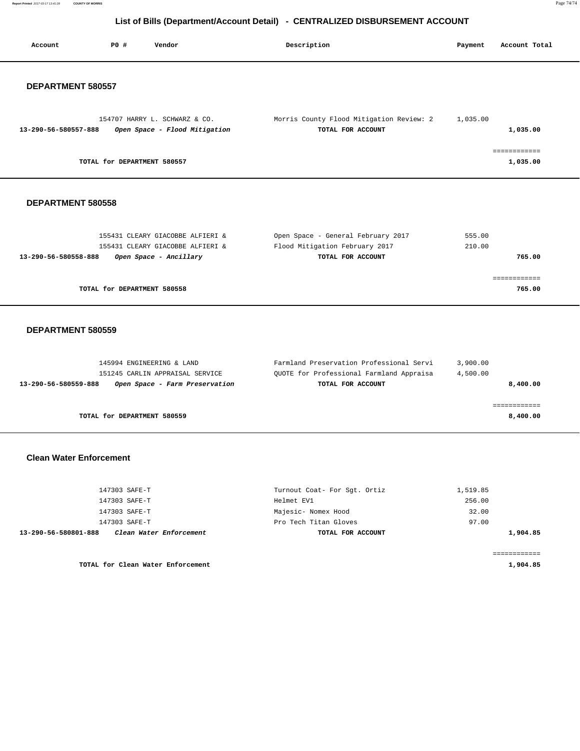# List of Bills (Department/Account Detail) - CENTRALIZED DISBURSEMENT ACCOUNT

| Account | PO # | Vendor | Description | Payment | Account Total |
|---|---|---|---|---|---|

## DEPARTMENT 580557

| Account | PO # | Vendor | Description | Payment | Account Total |
|---|---|---|---|---|---|
| | 154707 | HARRY L. SCHWARZ & CO. | Morris County Flood Mitigation Review: 2 | 1,035.00 | |
| **13-290-56-580557-888** | | ***Open Space - Flood Mitigation*** | **TOTAL FOR ACCOUNT** | | **1,035.00** |
| | | | | | ============ |
| | **TOTAL for DEPARTMENT 580557** | | | | **1,035.00** |

## DEPARTMENT 580558

| Account | PO # | Vendor | Description | Payment | Account Total |
|---|---|---|---|---|---|
| | 155431 | CLEARY GIACOBBE ALFIERI & | Open Space - General February 2017 | 555.00 | |
| | 155431 | CLEARY GIACOBBE ALFIERI & | Flood Mitigation February 2017 | 210.00 | |
| **13-290-56-580558-888** | | ***Open Space - Ancillary*** | **TOTAL FOR ACCOUNT** | | **765.00** |
| | | | | | ============ |
| | **TOTAL for DEPARTMENT 580558** | | | | **765.00** |

## DEPARTMENT 580559

| Account | PO # | Vendor | Description | Payment | Account Total |
|---|---|---|---|---|---|
| | 145994 | ENGINEERING & LAND | Farmland Preservation Professional Servi | 3,900.00 | |
| | 151245 | CARLIN APPRAISAL SERVICE | QUOTE for Professional Farmland Appraisa | 4,500.00 | |
| **13-290-56-580559-888** | | ***Open Space - Farm Preservation*** | **TOTAL FOR ACCOUNT** | | **8,400.00** |
| | | | | | ============ |
| | **TOTAL for DEPARTMENT 580559** | | | | **8,400.00** |

## Clean Water Enforcement

| Account | PO # | Vendor | Description | Payment | Account Total |
|---|---|---|---|---|---|
| | 147303 | SAFE-T | Turnout Coat- For Sgt. Ortiz | 1,519.85 | |
| | 147303 | SAFE-T | Helmet EV1 | 256.00 | |
| | 147303 | SAFE-T | Majesic- Nomex Hood | 32.00 | |
| | 147303 | SAFE-T | Pro Tech Titan Gloves | 97.00 | |
| **13-290-56-580801-888** | | ***Clean Water Enforcement*** | **TOTAL FOR ACCOUNT** | | **1,904.85** |
| | | | | | ============ |
| | **TOTAL for Clean Water Enforcement** | | | | **1,904.85** |